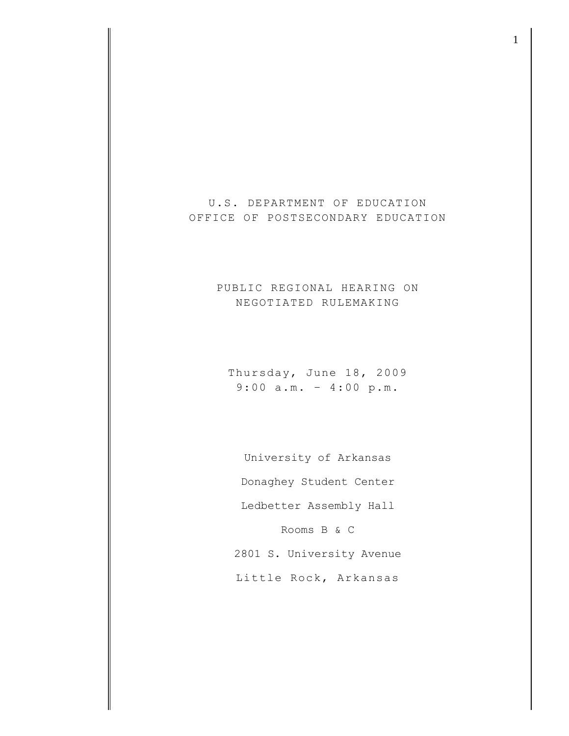# U.S. DEPARTMENT OF EDUCATION
# OFFICE OF POSTSECONDARY EDUCATION

## PUBLIC REGIONAL HEARING ON NEGOTIATED RULEMAKING

Thursday, June 18, 2009
9:00 a.m. – 4:00 p.m.

University of Arkansas

Donaghey Student Center

Ledbetter Assembly Hall

Rooms B & C

2801 S. University Avenue

Little Rock, Arkansas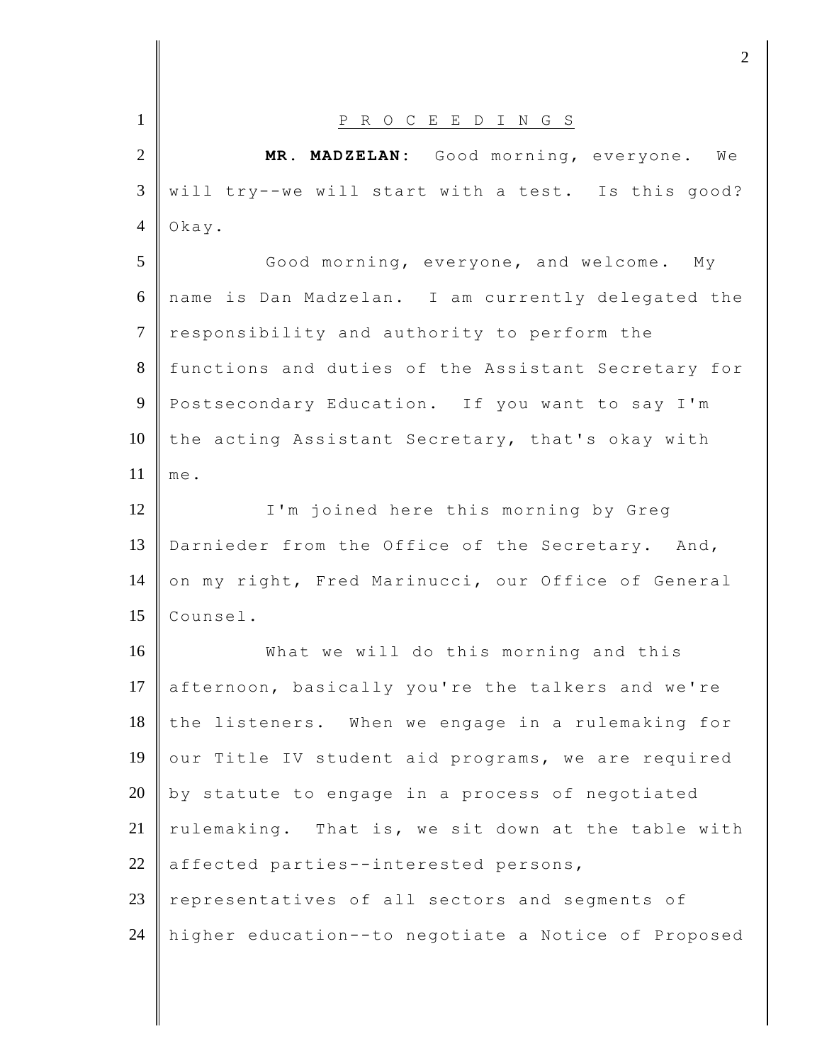P R O C E E D I N G S

**MR. MADZELAN:** Good morning, everyone. We will try--we will start with a test. Is this good? Okay.

Good morning, everyone, and welcome. My name is Dan Madzelan. I am currently delegated the responsibility and authority to perform the functions and duties of the Assistant Secretary for Postsecondary Education. If you want to say I'm the acting Assistant Secretary, that's okay with me.

I'm joined here this morning by Greg Darnieder from the Office of the Secretary. And, on my right, Fred Marinucci, our Office of General Counsel.

What we will do this morning and this afternoon, basically you're the talkers and we're the listeners. When we engage in a rulemaking for our Title IV student aid programs, we are required by statute to engage in a process of negotiated rulemaking. That is, we sit down at the table with affected parties--interested persons, representatives of all sectors and segments of higher education--to negotiate a Notice of Proposed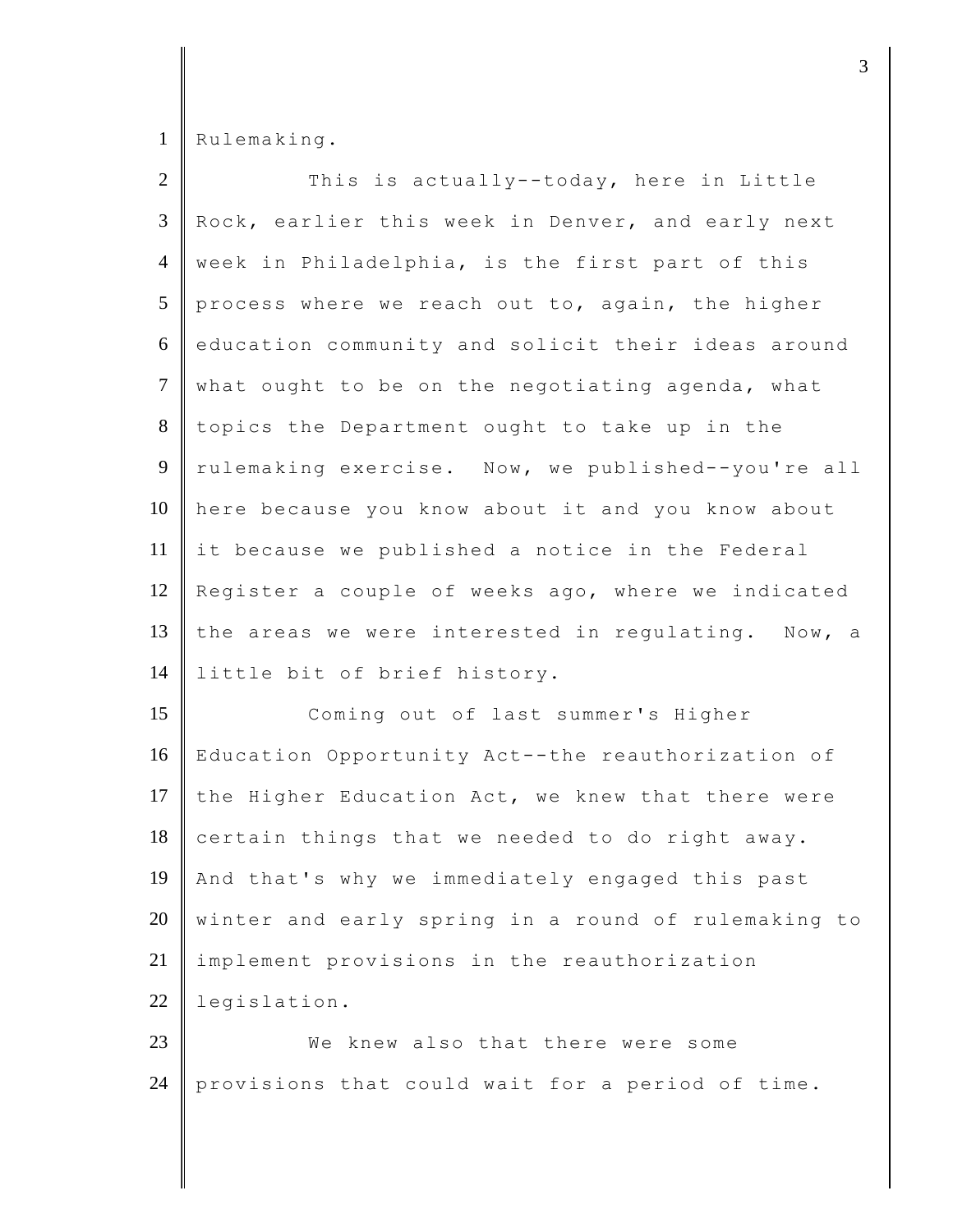Rulemaking.

This is actually--today, here in Little Rock, earlier this week in Denver, and early next week in Philadelphia, is the first part of this process where we reach out to, again, the higher education community and solicit their ideas around what ought to be on the negotiating agenda, what topics the Department ought to take up in the rulemaking exercise. Now, we published--you're all here because you know about it and you know about it because we published a notice in the Federal Register a couple of weeks ago, where we indicated the areas we were interested in regulating. Now, a little bit of brief history.

Coming out of last summer's Higher Education Opportunity Act--the reauthorization of the Higher Education Act, we knew that there were certain things that we needed to do right away. And that's why we immediately engaged this past winter and early spring in a round of rulemaking to implement provisions in the reauthorization legislation.

We knew also that there were some provisions that could wait for a period of time.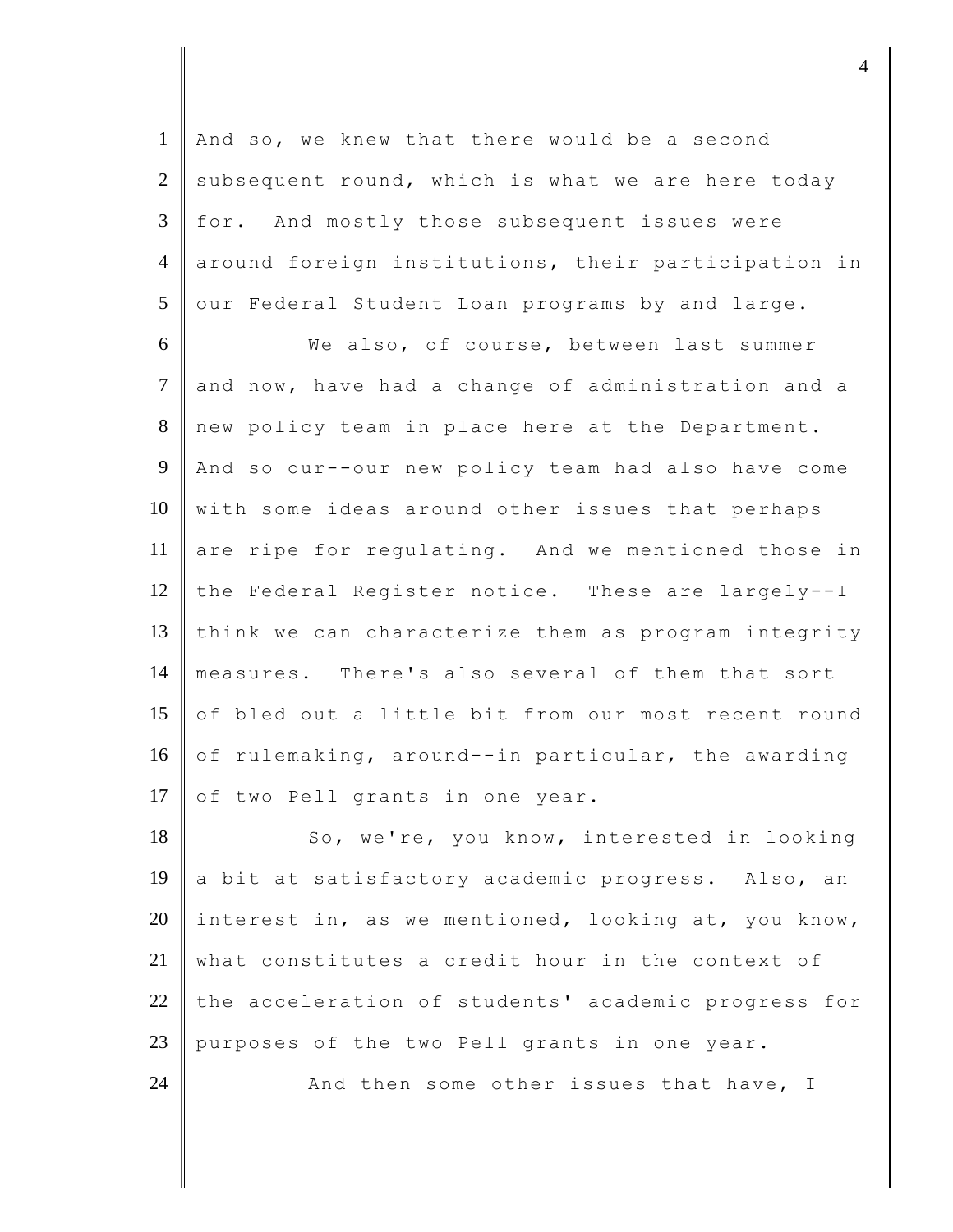And so, we knew that there would be a second subsequent round, which is what we are here today for. And mostly those subsequent issues were around foreign institutions, their participation in our Federal Student Loan programs by and large.

We also, of course, between last summer and now, have had a change of administration and a new policy team in place here at the Department. And so our--our new policy team had also have come with some ideas around other issues that perhaps are ripe for regulating. And we mentioned those in the Federal Register notice. These are largely--I think we can characterize them as program integrity measures. There's also several of them that sort of bled out a little bit from our most recent round of rulemaking, around--in particular, the awarding of two Pell grants in one year.

So, we're, you know, interested in looking a bit at satisfactory academic progress. Also, an interest in, as we mentioned, looking at, you know, what constitutes a credit hour in the context of the acceleration of students' academic progress for purposes of the two Pell grants in one year.

And then some other issues that have, I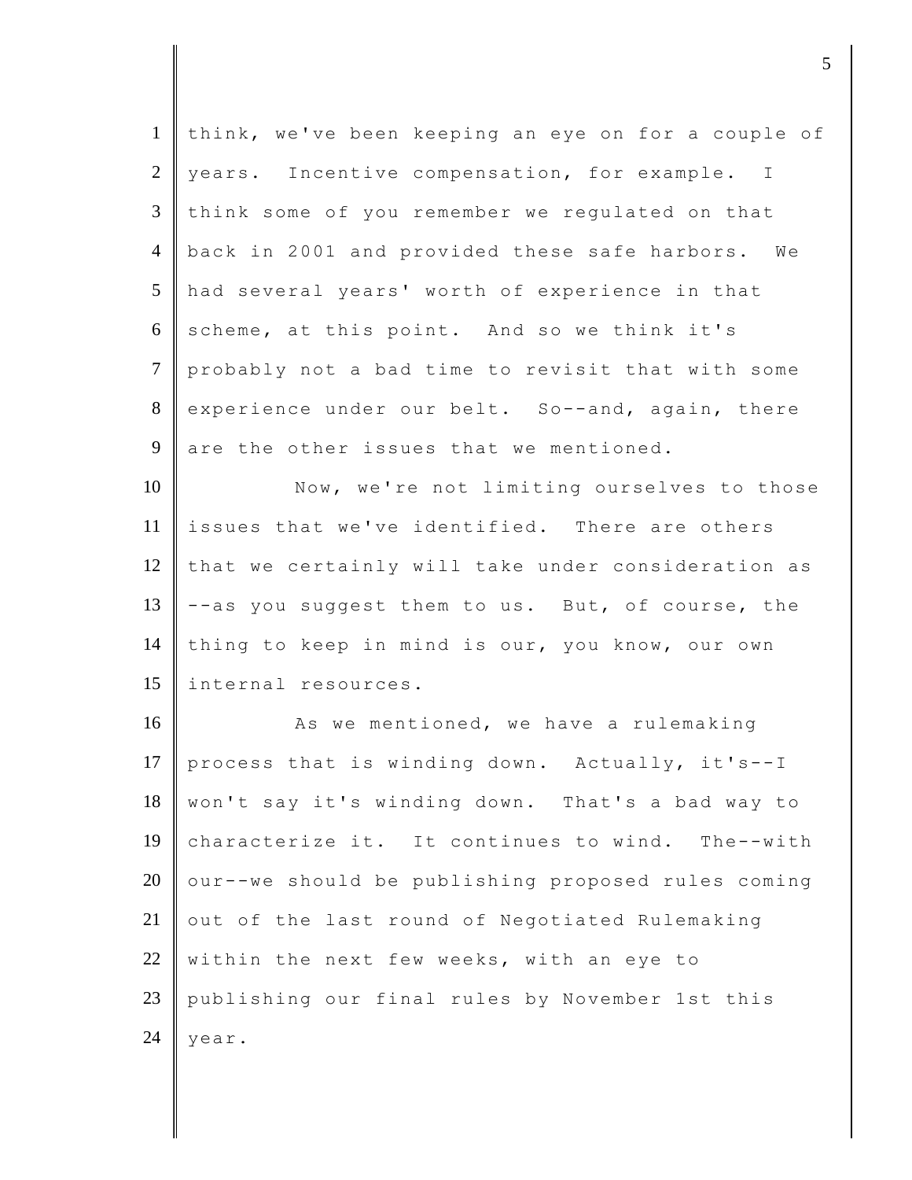think, we've been keeping an eye on for a couple of years. Incentive compensation, for example. I think some of you remember we regulated on that back in 2001 and provided these safe harbors. We had several years' worth of experience in that scheme, at this point. And so we think it's probably not a bad time to revisit that with some experience under our belt. So--and, again, there are the other issues that we mentioned.

Now, we're not limiting ourselves to those issues that we've identified. There are others that we certainly will take under consideration as --as you suggest them to us. But, of course, the thing to keep in mind is our, you know, our own internal resources.

As we mentioned, we have a rulemaking process that is winding down. Actually, it's--I won't say it's winding down. That's a bad way to characterize it. It continues to wind. The--with our--we should be publishing proposed rules coming out of the last round of Negotiated Rulemaking within the next few weeks, with an eye to publishing our final rules by November 1st this year.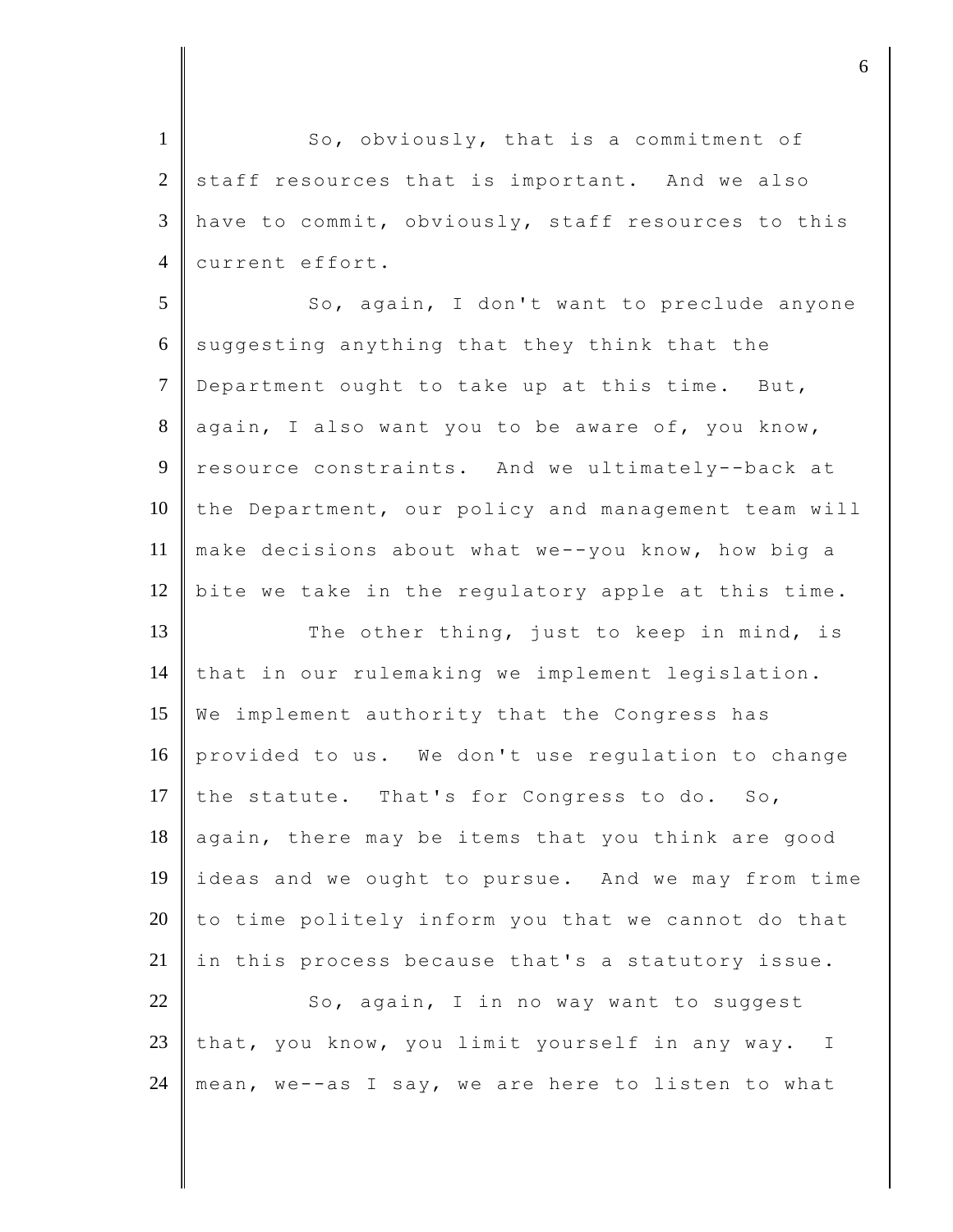So, obviously, that is a commitment of staff resources that is important. And we also have to commit, obviously, staff resources to this current effort.

So, again, I don't want to preclude anyone suggesting anything that they think that the Department ought to take up at this time. But, again, I also want you to be aware of, you know, resource constraints. And we ultimately--back at the Department, our policy and management team will make decisions about what we--you know, how big a bite we take in the regulatory apple at this time.

The other thing, just to keep in mind, is that in our rulemaking we implement legislation. We implement authority that the Congress has provided to us. We don't use regulation to change the statute. That's for Congress to do. So, again, there may be items that you think are good ideas and we ought to pursue. And we may from time to time politely inform you that we cannot do that in this process because that's a statutory issue.

So, again, I in no way want to suggest that, you know, you limit yourself in any way. I mean, we--as I say, we are here to listen to what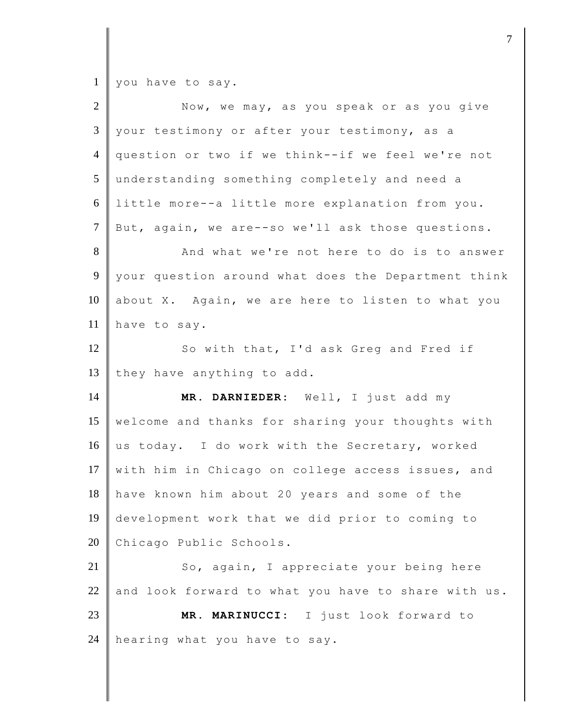you have to say.

Now, we may, as you speak or as you give your testimony or after your testimony, as a question or two if we think--if we feel we're not understanding something completely and need a little more--a little more explanation from you. But, again, we are--so we'll ask those questions.

And what we're not here to do is to answer your question around what does the Department think about X. Again, we are here to listen to what you have to say.

So with that, I'd ask Greg and Fred if they have anything to add.

**MR. DARNIEDER:** Well, I just add my welcome and thanks for sharing your thoughts with us today. I do work with the Secretary, worked with him in Chicago on college access issues, and have known him about 20 years and some of the development work that we did prior to coming to Chicago Public Schools.

So, again, I appreciate your being here and look forward to what you have to share with us.

**MR. MARINUCCI:** I just look forward to hearing what you have to say.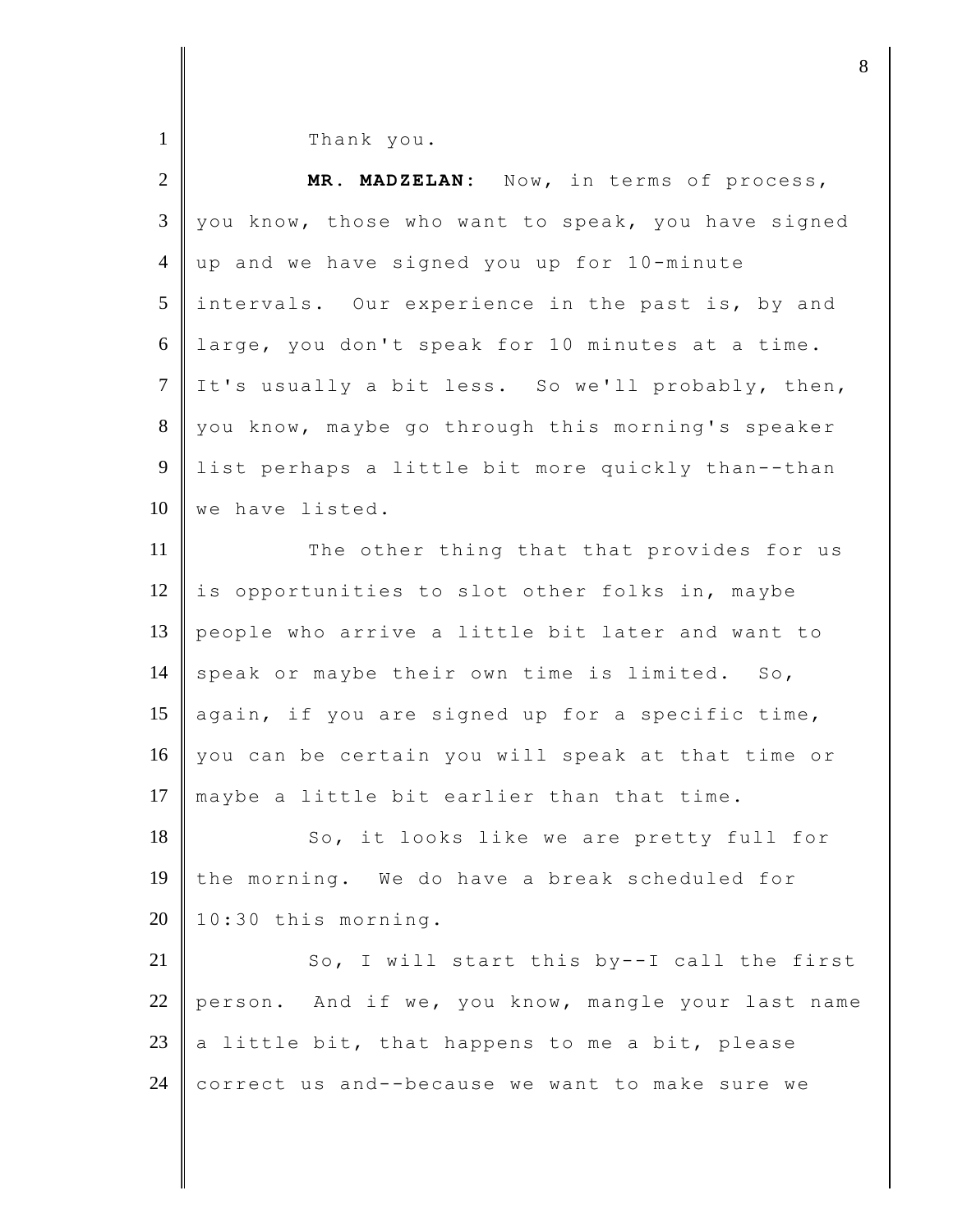Thank you.

**MR. MADZELAN:** Now, in terms of process, you know, those who want to speak, you have signed up and we have signed you up for 10-minute intervals. Our experience in the past is, by and large, you don't speak for 10 minutes at a time. It's usually a bit less. So we'll probably, then, you know, maybe go through this morning's speaker list perhaps a little bit more quickly than--than we have listed.

The other thing that that provides for us is opportunities to slot other folks in, maybe people who arrive a little bit later and want to speak or maybe their own time is limited. So, again, if you are signed up for a specific time, you can be certain you will speak at that time or maybe a little bit earlier than that time.

So, it looks like we are pretty full for the morning. We do have a break scheduled for 10:30 this morning.

So, I will start this by--I call the first person. And if we, you know, mangle your last name a little bit, that happens to me a bit, please correct us and--because we want to make sure we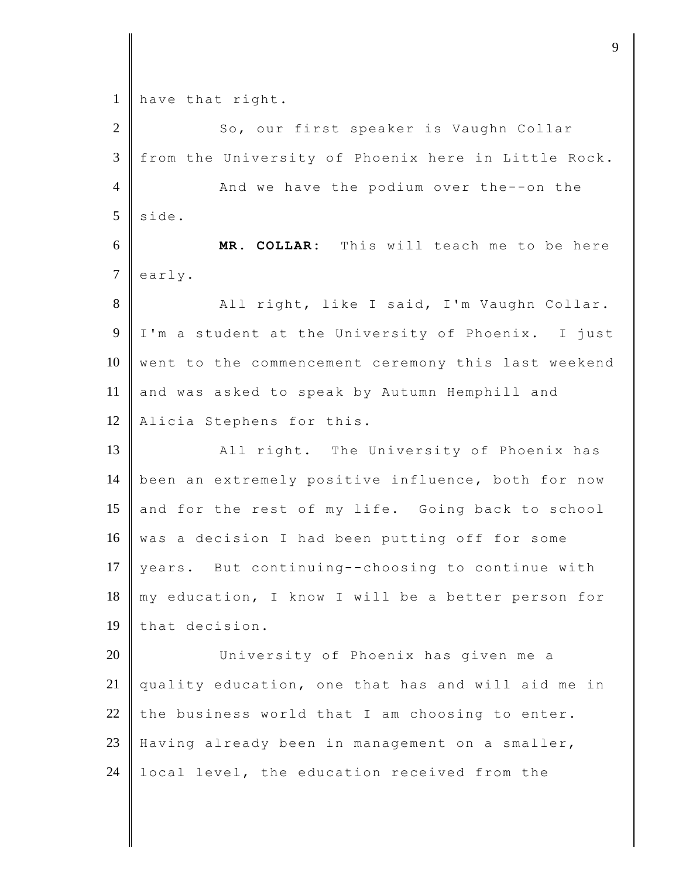have that right.

So, our first speaker is Vaughn Collar from the University of Phoenix here in Little Rock.

And we have the podium over the--on the side.

**MR. COLLAR:** This will teach me to be here early.

All right, like I said, I'm Vaughn Collar. I'm a student at the University of Phoenix. I just went to the commencement ceremony this last weekend and was asked to speak by Autumn Hemphill and Alicia Stephens for this.

All right. The University of Phoenix has been an extremely positive influence, both for now and for the rest of my life. Going back to school was a decision I had been putting off for some years. But continuing--choosing to continue with my education, I know I will be a better person for that decision.

University of Phoenix has given me a quality education, one that has and will aid me in the business world that I am choosing to enter. Having already been in management on a smaller, local level, the education received from the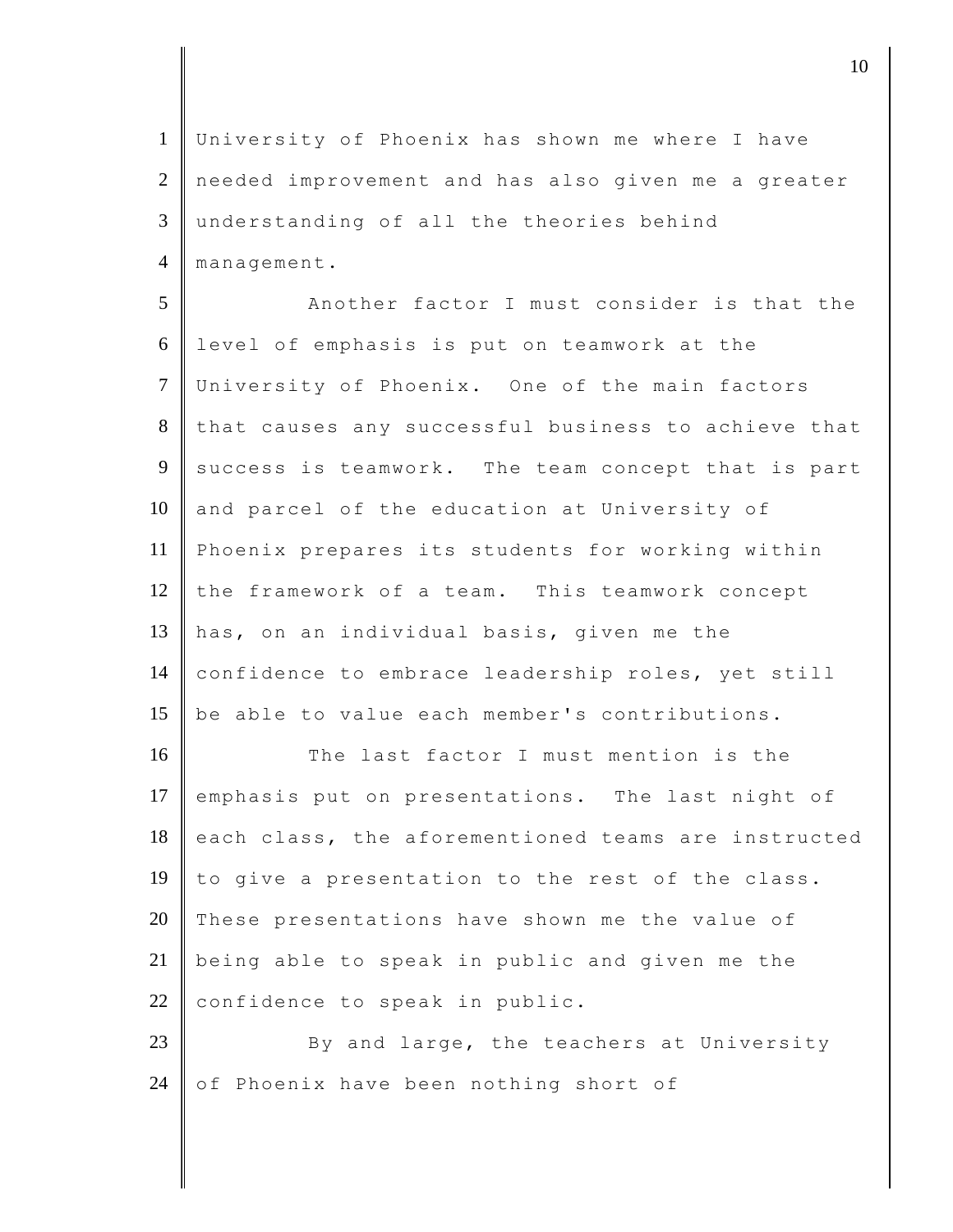University of Phoenix has shown me where I have needed improvement and has also given me a greater understanding of all the theories behind management.

Another factor I must consider is that the level of emphasis is put on teamwork at the University of Phoenix. One of the main factors that causes any successful business to achieve that success is teamwork. The team concept that is part and parcel of the education at University of Phoenix prepares its students for working within the framework of a team. This teamwork concept has, on an individual basis, given me the confidence to embrace leadership roles, yet still be able to value each member's contributions.

The last factor I must mention is the emphasis put on presentations. The last night of each class, the aforementioned teams are instructed to give a presentation to the rest of the class. These presentations have shown me the value of being able to speak in public and given me the confidence to speak in public.

By and large, the teachers at University of Phoenix have been nothing short of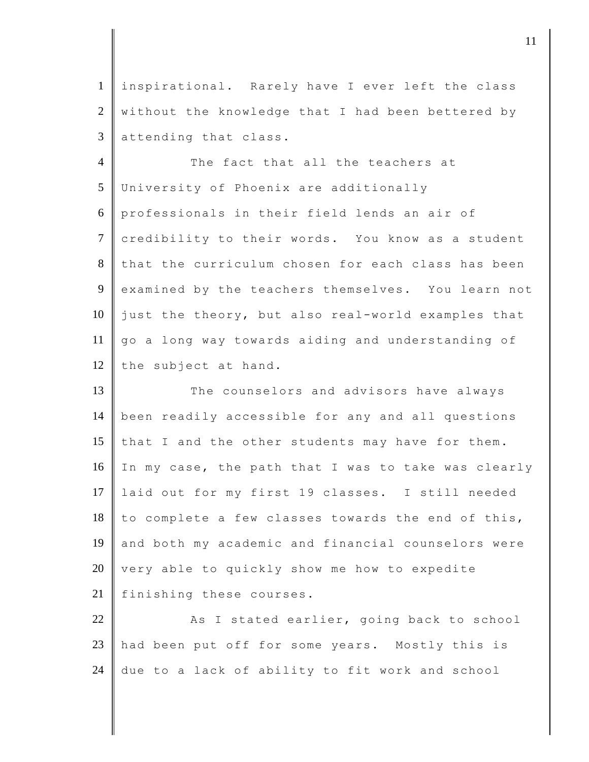inspirational. Rarely have I ever left the class without the knowledge that I had been bettered by attending that class.

The fact that all the teachers at University of Phoenix are additionally professionals in their field lends an air of credibility to their words. You know as a student that the curriculum chosen for each class has been examined by the teachers themselves. You learn not just the theory, but also real-world examples that go a long way towards aiding and understanding of the subject at hand.

The counselors and advisors have always been readily accessible for any and all questions that I and the other students may have for them. In my case, the path that I was to take was clearly laid out for my first 19 classes. I still needed to complete a few classes towards the end of this, and both my academic and financial counselors were very able to quickly show me how to expedite finishing these courses.

As I stated earlier, going back to school had been put off for some years. Mostly this is due to a lack of ability to fit work and school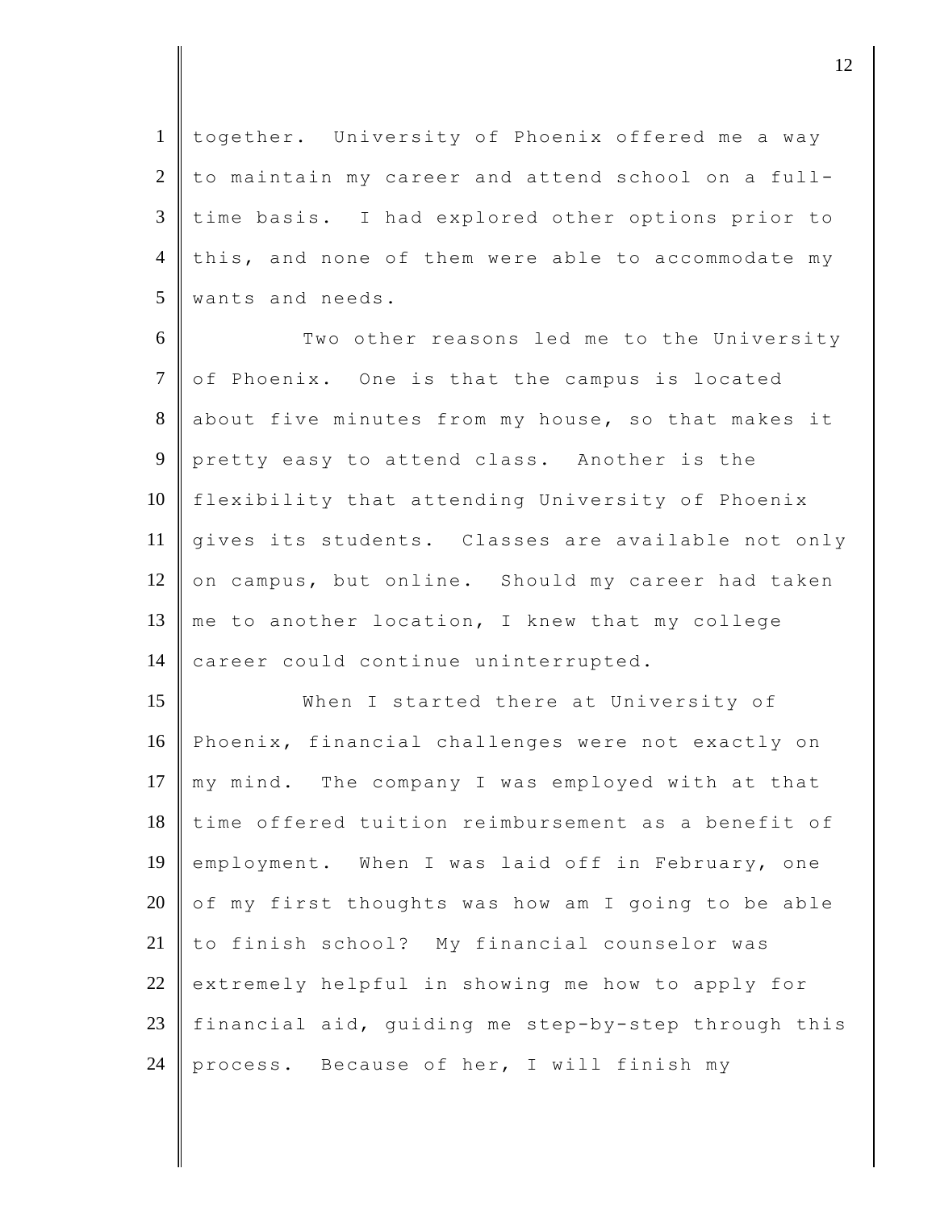together. University of Phoenix offered me a way to maintain my career and attend school on a full-time basis. I had explored other options prior to this, and none of them were able to accommodate my wants and needs.

Two other reasons led me to the University of Phoenix. One is that the campus is located about five minutes from my house, so that makes it pretty easy to attend class. Another is the flexibility that attending University of Phoenix gives its students. Classes are available not only on campus, but online. Should my career had taken me to another location, I knew that my college career could continue uninterrupted.

When I started there at University of Phoenix, financial challenges were not exactly on my mind. The company I was employed with at that time offered tuition reimbursement as a benefit of employment. When I was laid off in February, one of my first thoughts was how am I going to be able to finish school? My financial counselor was extremely helpful in showing me how to apply for financial aid, guiding me step-by-step through this process. Because of her, I will finish my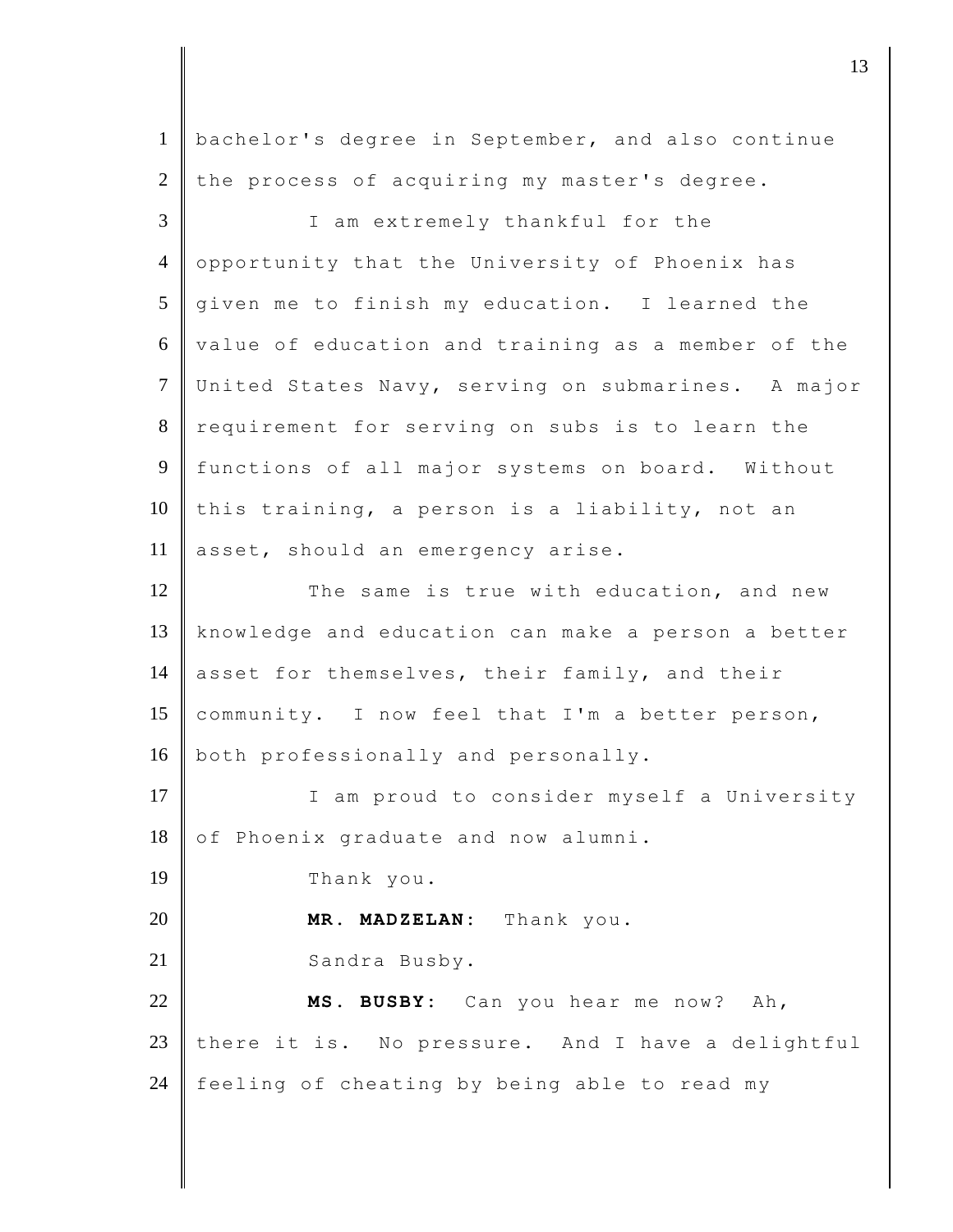bachelor's degree in September, and also continue the process of acquiring my master's degree.

I am extremely thankful for the opportunity that the University of Phoenix has given me to finish my education. I learned the value of education and training as a member of the United States Navy, serving on submarines. A major requirement for serving on subs is to learn the functions of all major systems on board. Without this training, a person is a liability, not an asset, should an emergency arise.

The same is true with education, and new knowledge and education can make a person a better asset for themselves, their family, and their community. I now feel that I'm a better person, both professionally and personally.

I am proud to consider myself a University of Phoenix graduate and now alumni.

Thank you.

**MR. MADZELAN:** Thank you.

Sandra Busby.

**MS. BUSBY:** Can you hear me now? Ah, there it is. No pressure. And I have a delightful feeling of cheating by being able to read my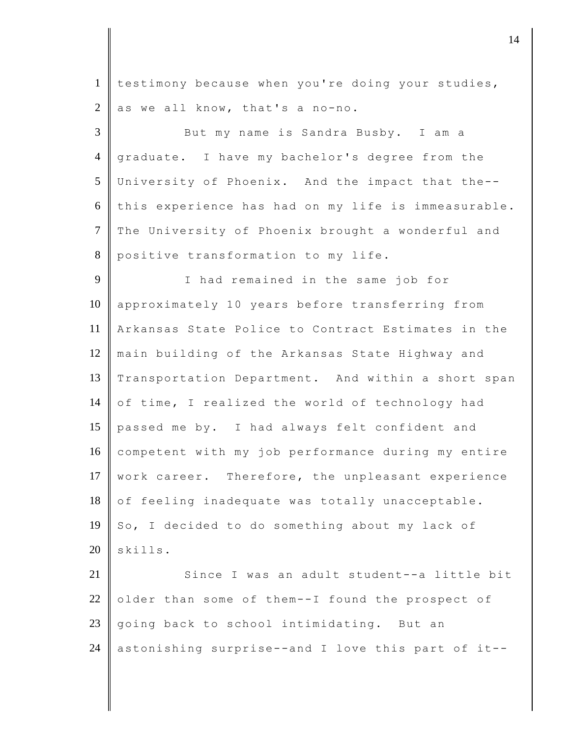testimony because when you're doing your studies, as we all know, that's a no-no.

But my name is Sandra Busby. I am a graduate. I have my bachelor's degree from the University of Phoenix. And the impact that the--this experience has had on my life is immeasurable. The University of Phoenix brought a wonderful and positive transformation to my life.

I had remained in the same job for approximately 10 years before transferring from Arkansas State Police to Contract Estimates in the main building of the Arkansas State Highway and Transportation Department. And within a short span of time, I realized the world of technology had passed me by. I had always felt confident and competent with my job performance during my entire work career. Therefore, the unpleasant experience of feeling inadequate was totally unacceptable. So, I decided to do something about my lack of skills.

Since I was an adult student--a little bit older than some of them--I found the prospect of going back to school intimidating. But an astonishing surprise--and I love this part of it--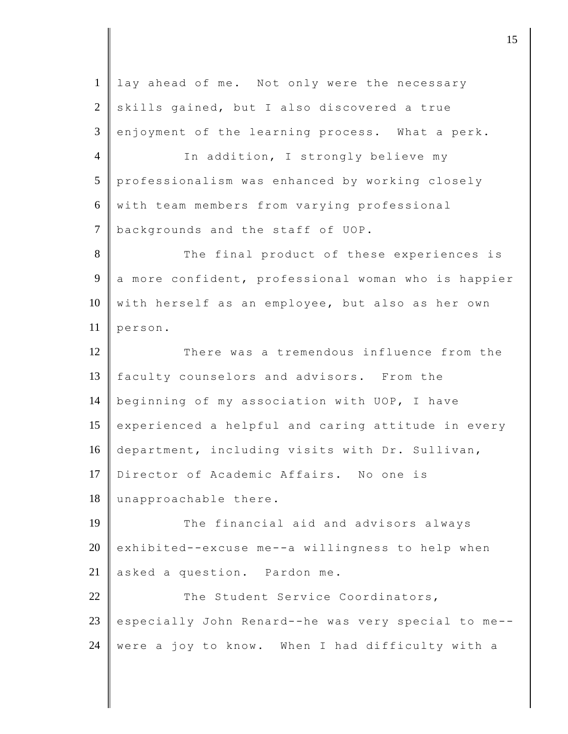lay ahead of me. Not only were the necessary skills gained, but I also discovered a true enjoyment of the learning process. What a perk.

In addition, I strongly believe my professionalism was enhanced by working closely with team members from varying professional backgrounds and the staff of UOP.

The final product of these experiences is a more confident, professional woman who is happier with herself as an employee, but also as her own person.

There was a tremendous influence from the faculty counselors and advisors. From the beginning of my association with UOP, I have experienced a helpful and caring attitude in every department, including visits with Dr. Sullivan, Director of Academic Affairs. No one is unapproachable there.

The financial aid and advisors always exhibited--excuse me--a willingness to help when asked a question. Pardon me.

The Student Service Coordinators, especially John Renard--he was very special to me--were a joy to know. When I had difficulty with a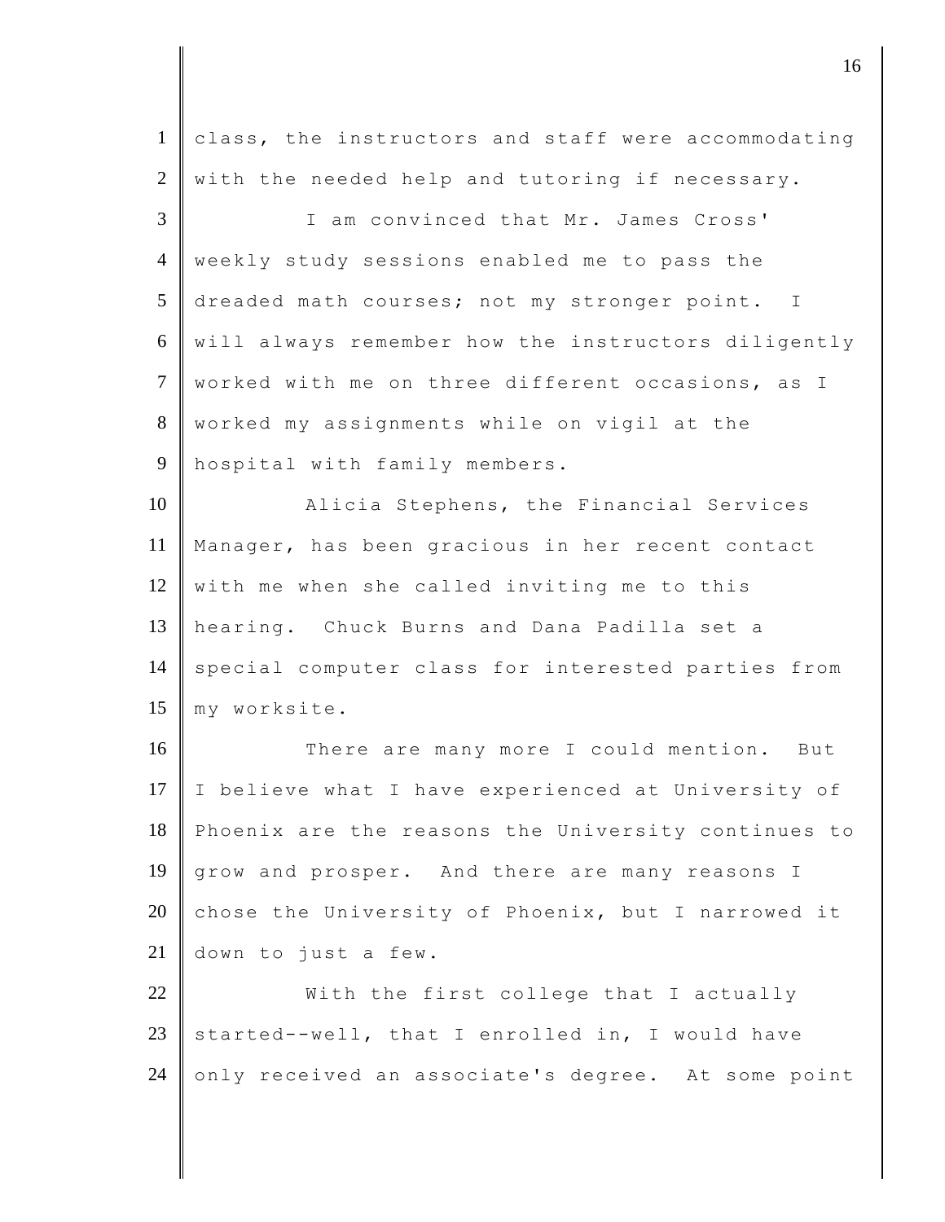class, the instructors and staff were accommodating with the needed help and tutoring if necessary.

I am convinced that Mr. James Cross' weekly study sessions enabled me to pass the dreaded math courses; not my stronger point. I will always remember how the instructors diligently worked with me on three different occasions, as I worked my assignments while on vigil at the hospital with family members.

Alicia Stephens, the Financial Services Manager, has been gracious in her recent contact with me when she called inviting me to this hearing. Chuck Burns and Dana Padilla set a special computer class for interested parties from my worksite.

There are many more I could mention. But I believe what I have experienced at University of Phoenix are the reasons the University continues to grow and prosper. And there are many reasons I chose the University of Phoenix, but I narrowed it down to just a few.

With the first college that I actually started--well, that I enrolled in, I would have only received an associate's degree. At some point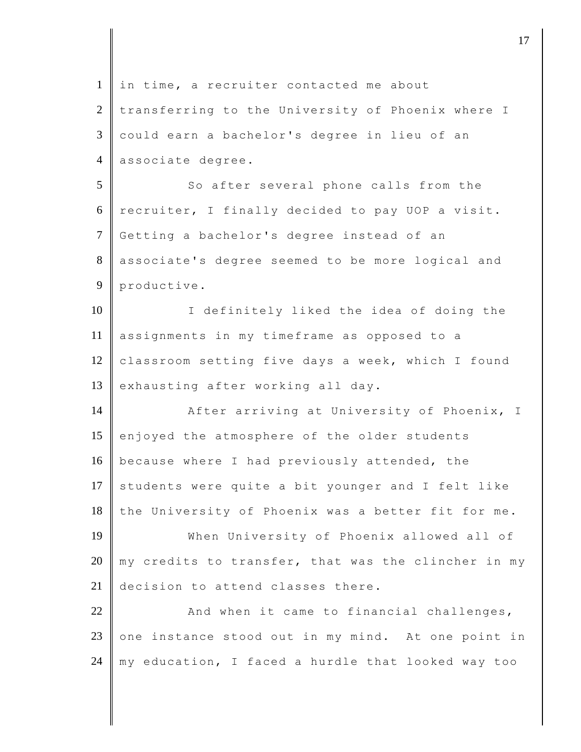in time, a recruiter contacted me about transferring to the University of Phoenix where I could earn a bachelor's degree in lieu of an associate degree.

So after several phone calls from the recruiter, I finally decided to pay UOP a visit. Getting a bachelor's degree instead of an associate's degree seemed to be more logical and productive.

I definitely liked the idea of doing the assignments in my timeframe as opposed to a classroom setting five days a week, which I found exhausting after working all day.

After arriving at University of Phoenix, I enjoyed the atmosphere of the older students because where I had previously attended, the students were quite a bit younger and I felt like the University of Phoenix was a better fit for me.

When University of Phoenix allowed all of my credits to transfer, that was the clincher in my decision to attend classes there.

And when it came to financial challenges, one instance stood out in my mind. At one point in my education, I faced a hurdle that looked way too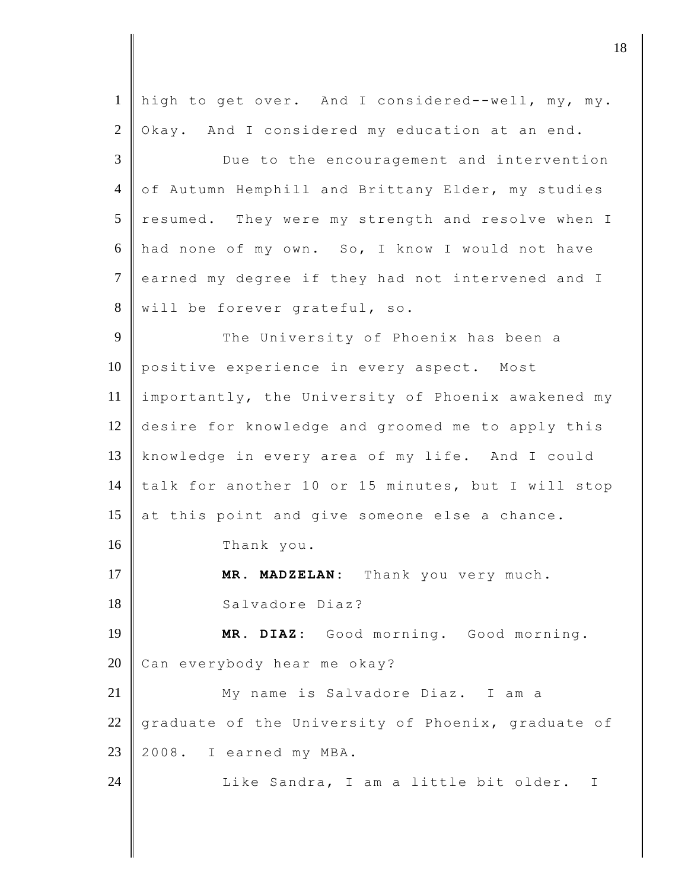high to get over. And I considered--well, my, my. Okay. And I considered my education at an end.

Due to the encouragement and intervention of Autumn Hemphill and Brittany Elder, my studies resumed. They were my strength and resolve when I had none of my own. So, I know I would not have earned my degree if they had not intervened and I will be forever grateful, so.

The University of Phoenix has been a positive experience in every aspect. Most importantly, the University of Phoenix awakened my desire for knowledge and groomed me to apply this knowledge in every area of my life. And I could talk for another 10 or 15 minutes, but I will stop at this point and give someone else a chance.

Thank you.

**MR. MADZELAN:** Thank you very much.

Salvadore Diaz?

**MR. DIAZ:** Good morning. Good morning. Can everybody hear me okay?

My name is Salvadore Diaz. I am a graduate of the University of Phoenix, graduate of 2008. I earned my MBA.

Like Sandra, I am a little bit older. I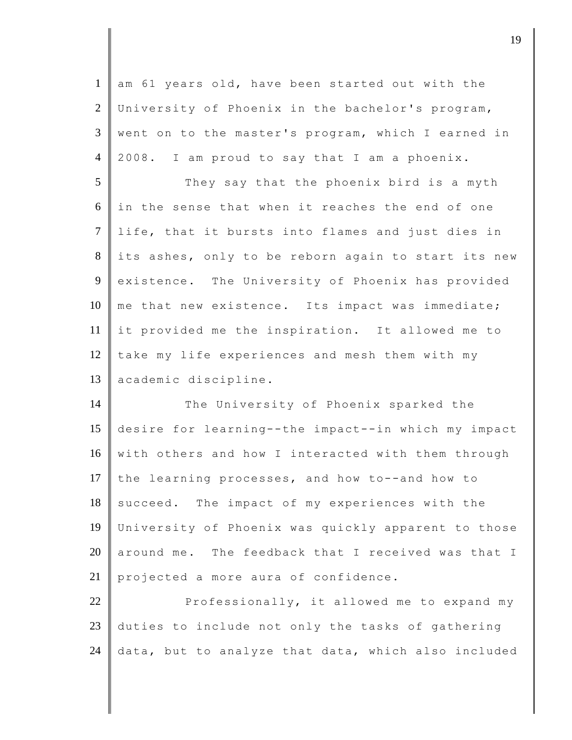am 61 years old, have been started out with the University of Phoenix in the bachelor's program, went on to the master's program, which I earned in 2008. I am proud to say that I am a phoenix.

They say that the phoenix bird is a myth in the sense that when it reaches the end of one life, that it bursts into flames and just dies in its ashes, only to be reborn again to start its new existence. The University of Phoenix has provided me that new existence. Its impact was immediate; it provided me the inspiration. It allowed me to take my life experiences and mesh them with my academic discipline.

The University of Phoenix sparked the desire for learning--the impact--in which my impact with others and how I interacted with them through the learning processes, and how to--and how to succeed. The impact of my experiences with the University of Phoenix was quickly apparent to those around me. The feedback that I received was that I projected a more aura of confidence.

Professionally, it allowed me to expand my duties to include not only the tasks of gathering data, but to analyze that data, which also included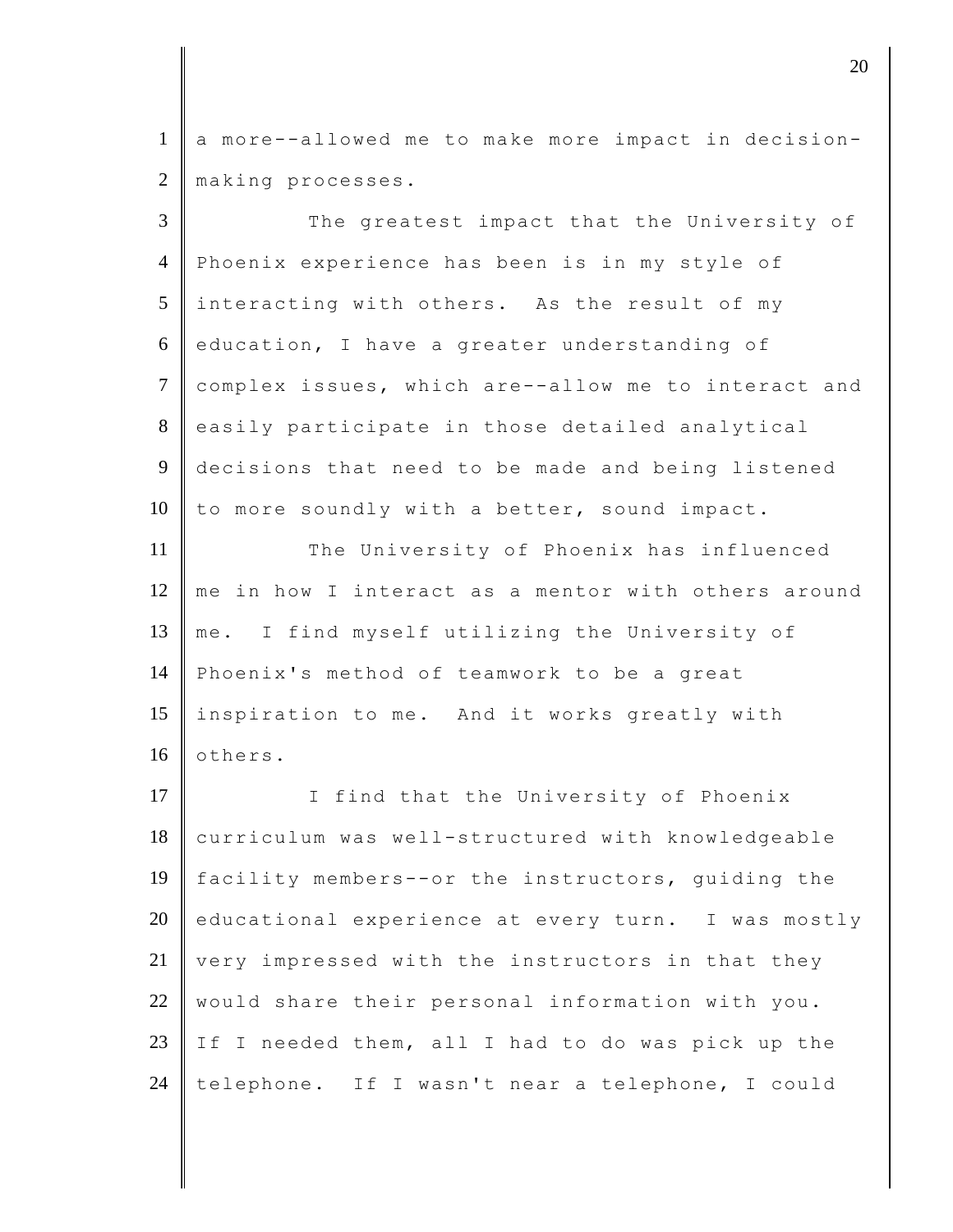a more--allowed me to make more impact in decision-making processes.

The greatest impact that the University of Phoenix experience has been is in my style of interacting with others. As the result of my education, I have a greater understanding of complex issues, which are--allow me to interact and easily participate in those detailed analytical decisions that need to be made and being listened to more soundly with a better, sound impact.

The University of Phoenix has influenced me in how I interact as a mentor with others around me. I find myself utilizing the University of Phoenix's method of teamwork to be a great inspiration to me. And it works greatly with others.

I find that the University of Phoenix curriculum was well-structured with knowledgeable facility members--or the instructors, guiding the educational experience at every turn. I was mostly very impressed with the instructors in that they would share their personal information with you. If I needed them, all I had to do was pick up the telephone. If I wasn't near a telephone, I could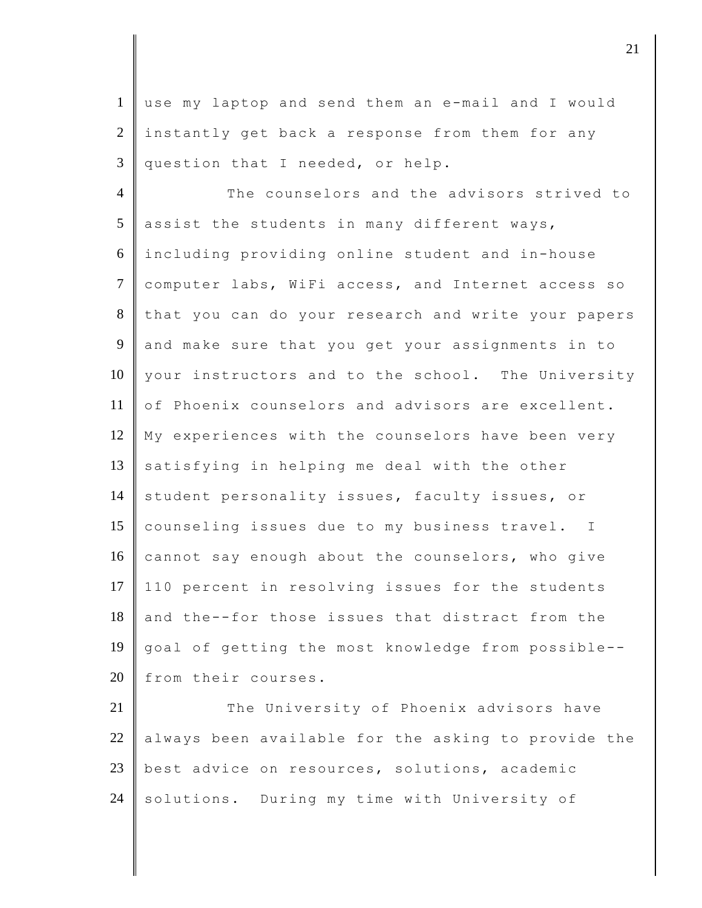use my laptop and send them an e-mail and I would instantly get back a response from them for any question that I needed, or help.

The counselors and the advisors strived to assist the students in many different ways, including providing online student and in-house computer labs, WiFi access, and Internet access so that you can do your research and write your papers and make sure that you get your assignments in to your instructors and to the school. The University of Phoenix counselors and advisors are excellent. My experiences with the counselors have been very satisfying in helping me deal with the other student personality issues, faculty issues, or counseling issues due to my business travel. I cannot say enough about the counselors, who give 110 percent in resolving issues for the students and the--for those issues that distract from the goal of getting the most knowledge from possible--from their courses.

The University of Phoenix advisors have always been available for the asking to provide the best advice on resources, solutions, academic solutions. During my time with University of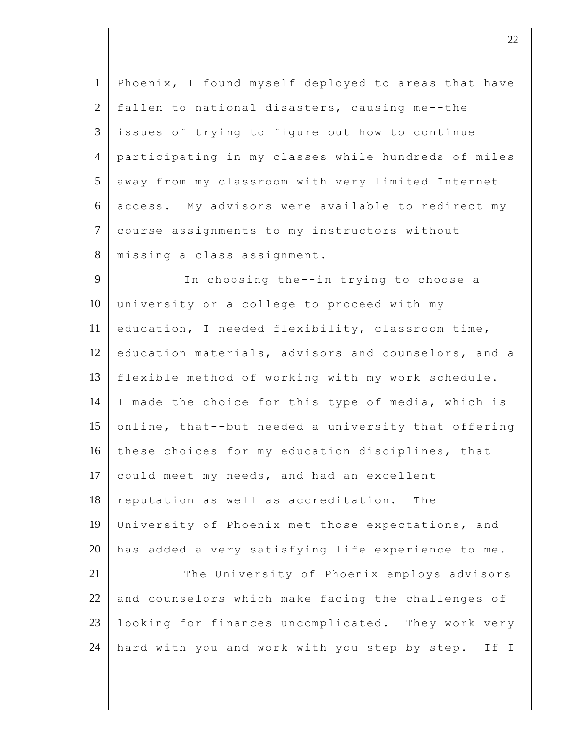Phoenix, I found myself deployed to areas that have fallen to national disasters, causing me--the issues of trying to figure out how to continue participating in my classes while hundreds of miles away from my classroom with very limited Internet access. My advisors were available to redirect my course assignments to my instructors without missing a class assignment.

In choosing the--in trying to choose a university or a college to proceed with my education, I needed flexibility, classroom time, education materials, advisors and counselors, and a flexible method of working with my work schedule. I made the choice for this type of media, which is online, that--but needed a university that offering these choices for my education disciplines, that could meet my needs, and had an excellent reputation as well as accreditation. The University of Phoenix met those expectations, and has added a very satisfying life experience to me.

The University of Phoenix employs advisors and counselors which make facing the challenges of looking for finances uncomplicated. They work very hard with you and work with you step by step. If I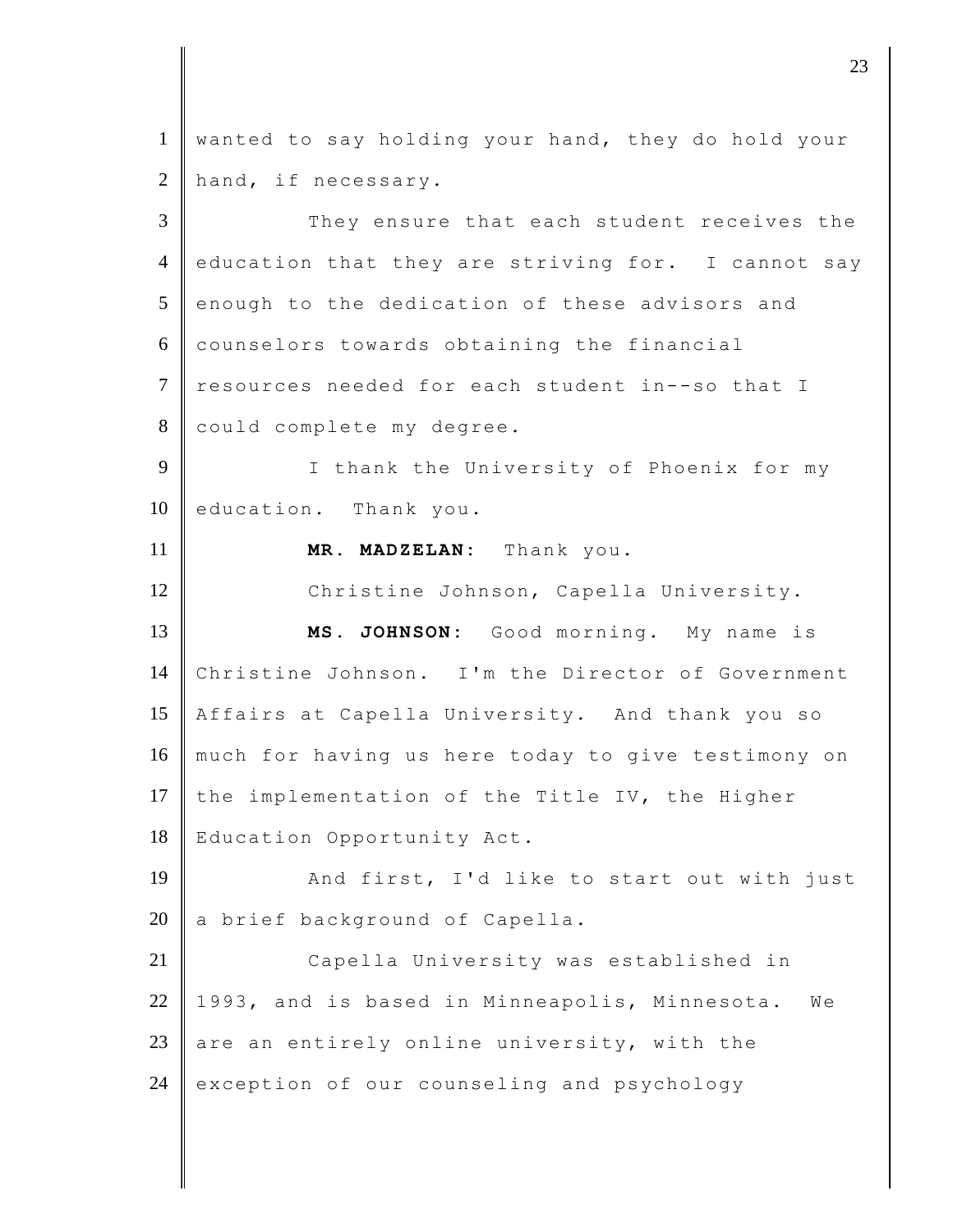wanted to say holding your hand, they do hold your hand, if necessary.

They ensure that each student receives the education that they are striving for. I cannot say enough to the dedication of these advisors and counselors towards obtaining the financial resources needed for each student in--so that I could complete my degree.

I thank the University of Phoenix for my education. Thank you.

**MR. MADZELAN:** Thank you.

Christine Johnson, Capella University.

**MS. JOHNSON:** Good morning. My name is Christine Johnson. I'm the Director of Government Affairs at Capella University. And thank you so much for having us here today to give testimony on the implementation of the Title IV, the Higher Education Opportunity Act.

And first, I'd like to start out with just a brief background of Capella.

Capella University was established in 1993, and is based in Minneapolis, Minnesota. We are an entirely online university, with the exception of our counseling and psychology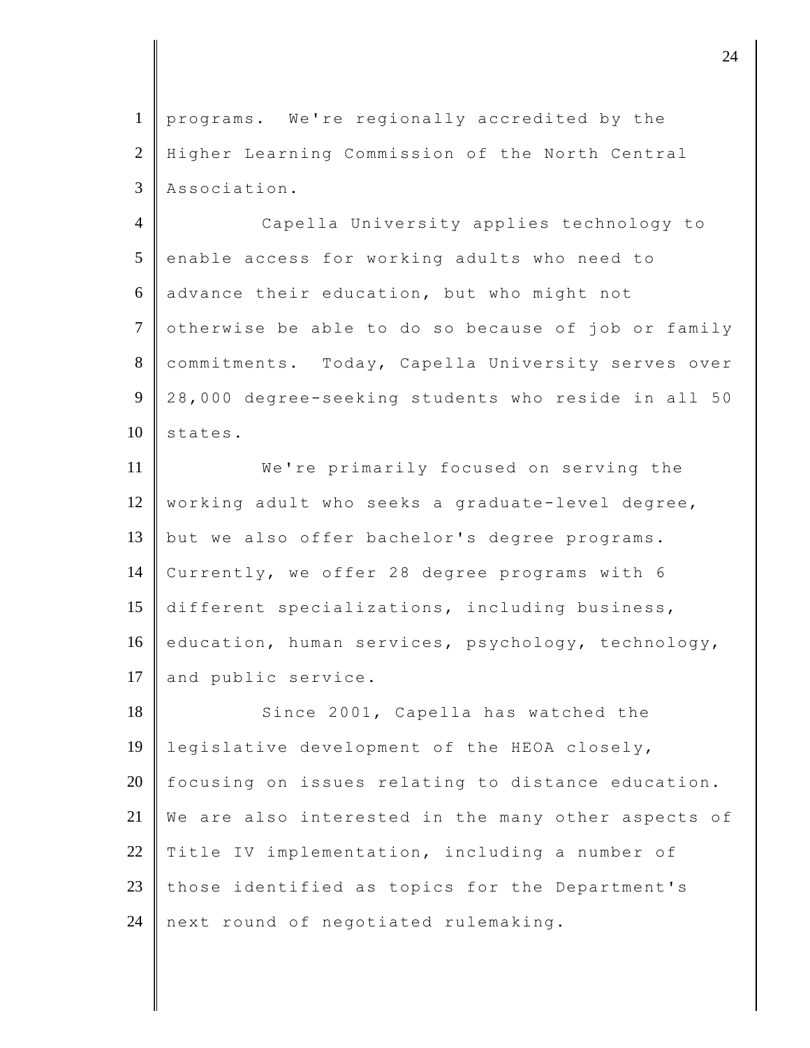programs. We're regionally accredited by the Higher Learning Commission of the North Central Association.

Capella University applies technology to enable access for working adults who need to advance their education, but who might not otherwise be able to do so because of job or family commitments. Today, Capella University serves over 28,000 degree-seeking students who reside in all 50 states.

We're primarily focused on serving the working adult who seeks a graduate-level degree, but we also offer bachelor's degree programs. Currently, we offer 28 degree programs with 6 different specializations, including business, education, human services, psychology, technology, and public service.

Since 2001, Capella has watched the legislative development of the HEOA closely, focusing on issues relating to distance education. We are also interested in the many other aspects of Title IV implementation, including a number of those identified as topics for the Department's next round of negotiated rulemaking.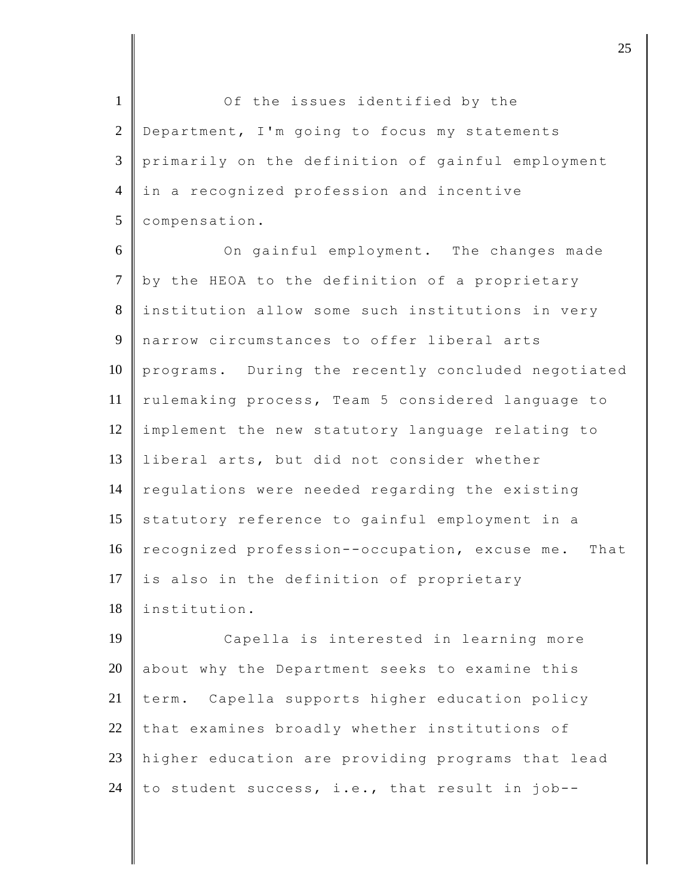Of the issues identified by the Department, I'm going to focus my statements primarily on the definition of gainful employment in a recognized profession and incentive compensation.

On gainful employment. The changes made by the HEOA to the definition of a proprietary institution allow some such institutions in very narrow circumstances to offer liberal arts programs. During the recently concluded negotiated rulemaking process, Team 5 considered language to implement the new statutory language relating to liberal arts, but did not consider whether regulations were needed regarding the existing statutory reference to gainful employment in a recognized profession--occupation, excuse me. That is also in the definition of proprietary institution.

Capella is interested in learning more about why the Department seeks to examine this term. Capella supports higher education policy that examines broadly whether institutions of higher education are providing programs that lead to student success, i.e., that result in job--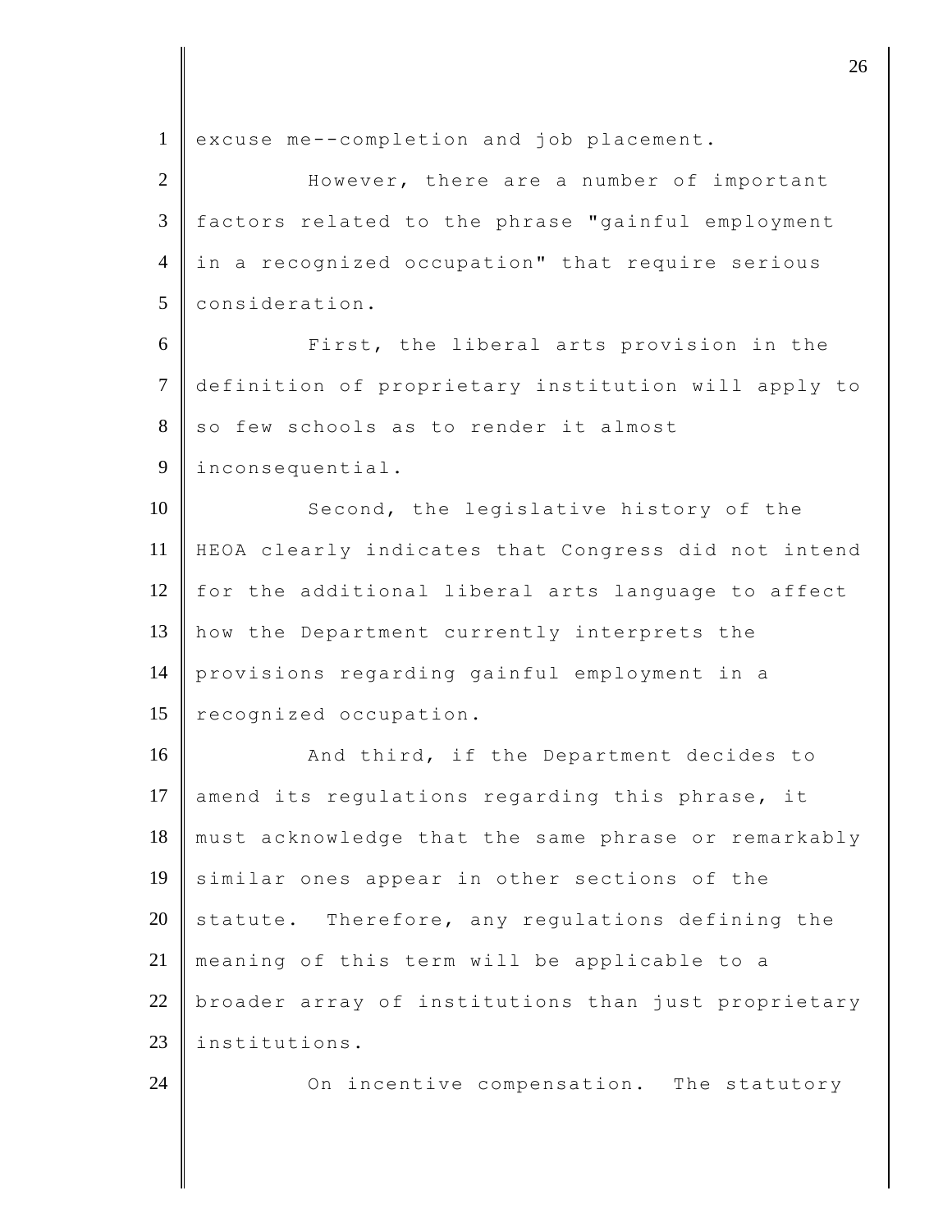excuse me--completion and job placement.

However, there are a number of important factors related to the phrase "gainful employment in a recognized occupation" that require serious consideration.

First, the liberal arts provision in the definition of proprietary institution will apply to so few schools as to render it almost inconsequential.

Second, the legislative history of the HEOA clearly indicates that Congress did not intend for the additional liberal arts language to affect how the Department currently interprets the provisions regarding gainful employment in a recognized occupation.

And third, if the Department decides to amend its regulations regarding this phrase, it must acknowledge that the same phrase or remarkably similar ones appear in other sections of the statute. Therefore, any regulations defining the meaning of this term will be applicable to a broader array of institutions than just proprietary institutions.

On incentive compensation. The statutory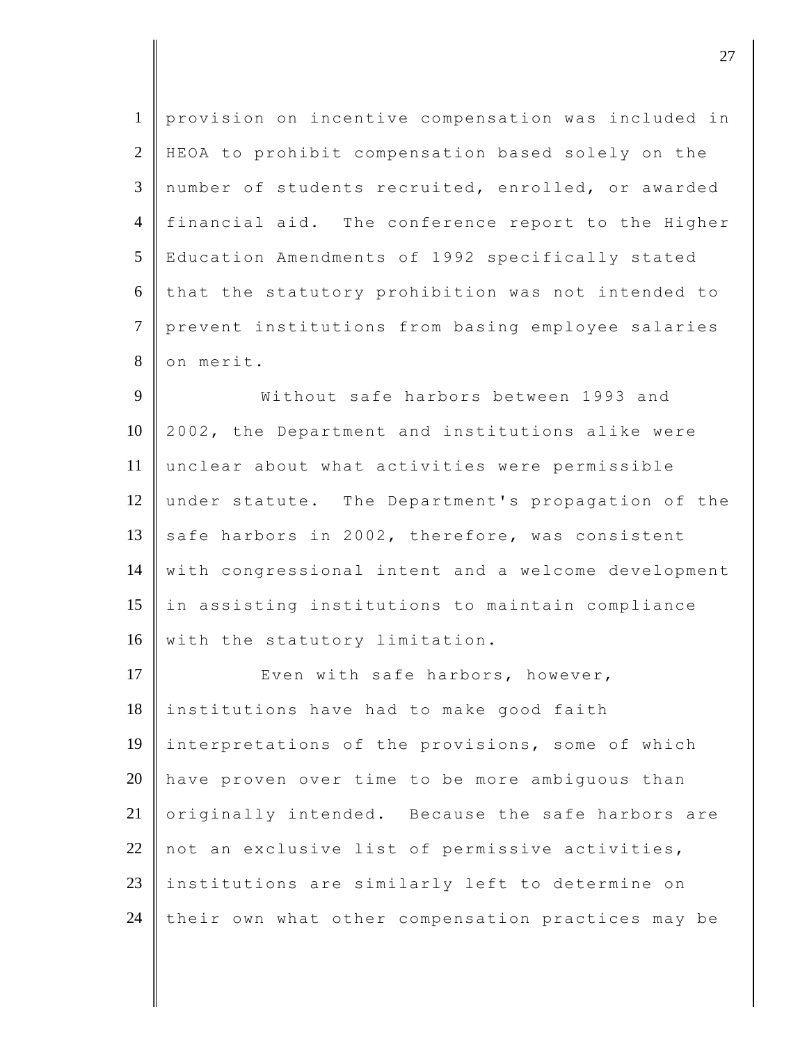provision on incentive compensation was included in HEOA to prohibit compensation based solely on the number of students recruited, enrolled, or awarded financial aid. The conference report to the Higher Education Amendments of 1992 specifically stated that the statutory prohibition was not intended to prevent institutions from basing employee salaries on merit.

Without safe harbors between 1993 and 2002, the Department and institutions alike were unclear about what activities were permissible under statute. The Department's propagation of the safe harbors in 2002, therefore, was consistent with congressional intent and a welcome development in assisting institutions to maintain compliance with the statutory limitation.

Even with safe harbors, however, institutions have had to make good faith interpretations of the provisions, some of which have proven over time to be more ambiguous than originally intended. Because the safe harbors are not an exclusive list of permissive activities, institutions are similarly left to determine on their own what other compensation practices may be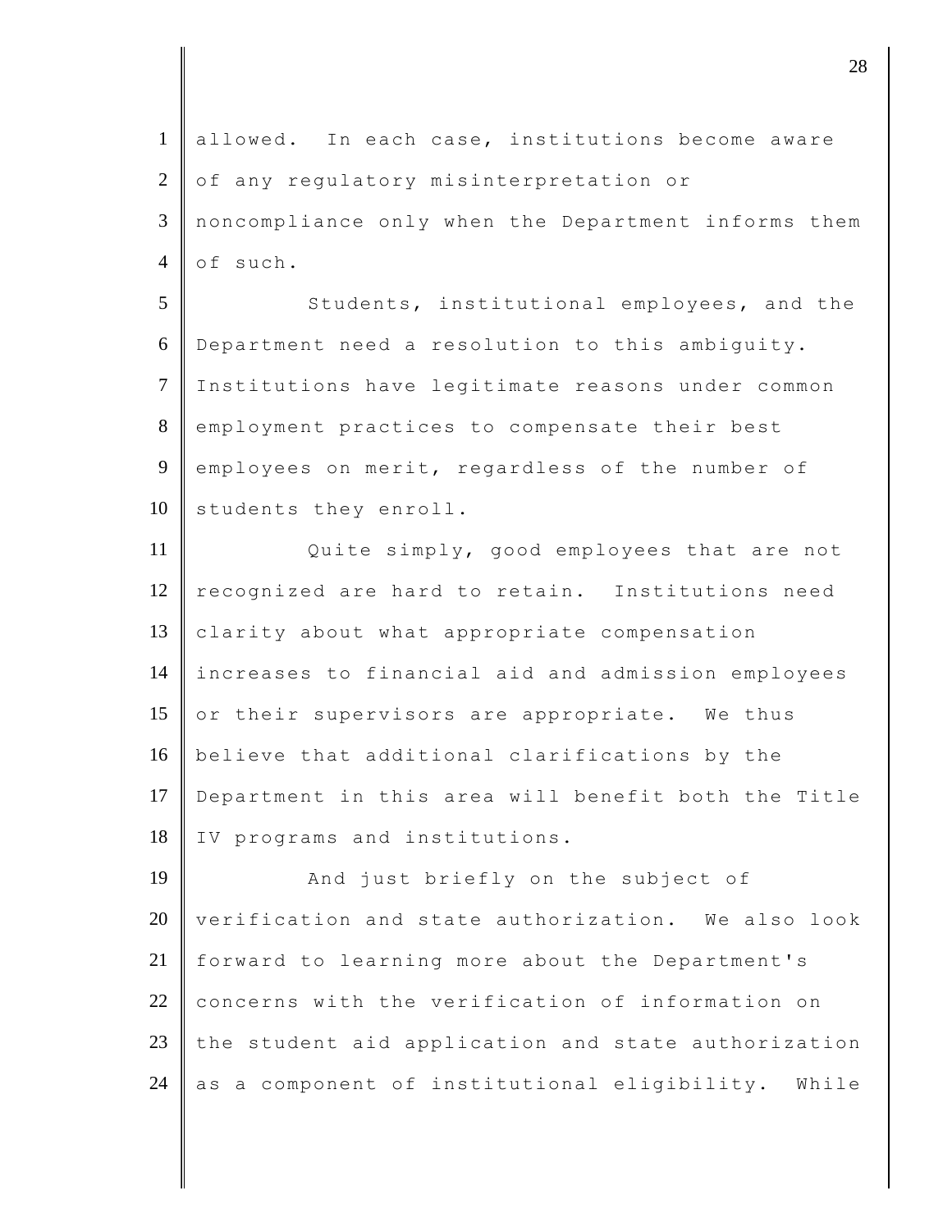allowed. In each case, institutions become aware of any regulatory misinterpretation or noncompliance only when the Department informs them of such.

Students, institutional employees, and the Department need a resolution to this ambiguity. Institutions have legitimate reasons under common employment practices to compensate their best employees on merit, regardless of the number of students they enroll.

Quite simply, good employees that are not recognized are hard to retain. Institutions need clarity about what appropriate compensation increases to financial aid and admission employees or their supervisors are appropriate. We thus believe that additional clarifications by the Department in this area will benefit both the Title IV programs and institutions.

And just briefly on the subject of verification and state authorization. We also look forward to learning more about the Department's concerns with the verification of information on the student aid application and state authorization as a component of institutional eligibility. While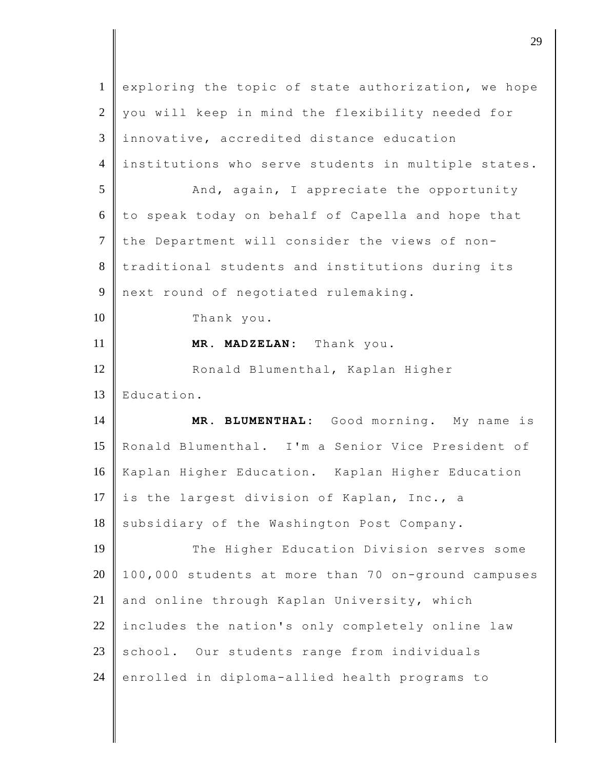exploring the topic of state authorization, we hope you will keep in mind the flexibility needed for innovative, accredited distance education institutions who serve students in multiple states.

And, again, I appreciate the opportunity to speak today on behalf of Capella and hope that the Department will consider the views of non-traditional students and institutions during its next round of negotiated rulemaking.

Thank you.

**MR. MADZELAN:** Thank you.

Ronald Blumenthal, Kaplan Higher Education.

**MR. BLUMENTHAL:** Good morning. My name is Ronald Blumenthal. I'm a Senior Vice President of Kaplan Higher Education. Kaplan Higher Education is the largest division of Kaplan, Inc., a subsidiary of the Washington Post Company.

The Higher Education Division serves some 100,000 students at more than 70 on-ground campuses and online through Kaplan University, which includes the nation's only completely online law school. Our students range from individuals enrolled in diploma-allied health programs to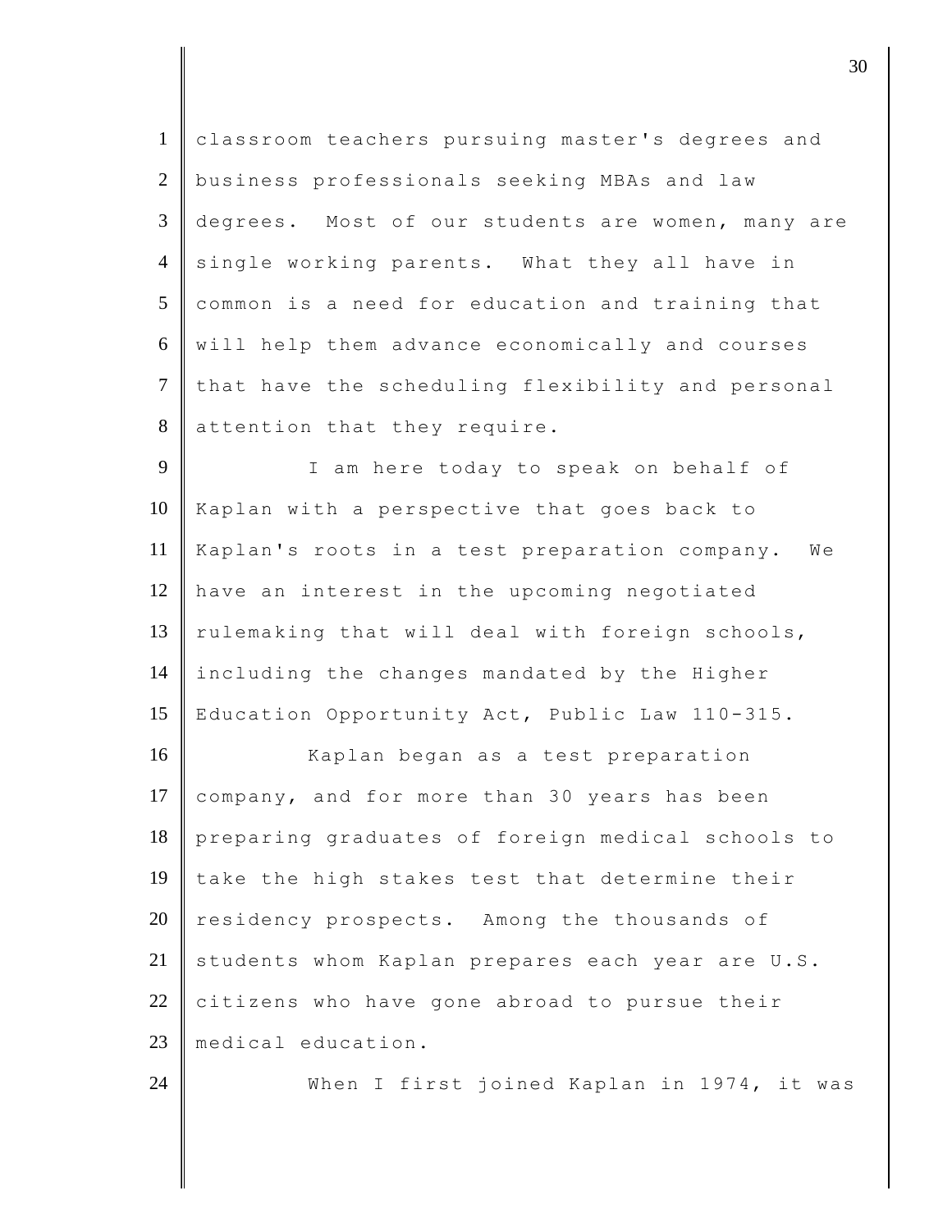classroom teachers pursuing master's degrees and business professionals seeking MBAs and law degrees. Most of our students are women, many are single working parents. What they all have in common is a need for education and training that will help them advance economically and courses that have the scheduling flexibility and personal attention that they require.

I am here today to speak on behalf of Kaplan with a perspective that goes back to Kaplan's roots in a test preparation company. We have an interest in the upcoming negotiated rulemaking that will deal with foreign schools, including the changes mandated by the Higher Education Opportunity Act, Public Law 110-315.

Kaplan began as a test preparation company, and for more than 30 years has been preparing graduates of foreign medical schools to take the high stakes test that determine their residency prospects. Among the thousands of students whom Kaplan prepares each year are U.S. citizens who have gone abroad to pursue their medical education.

When I first joined Kaplan in 1974, it was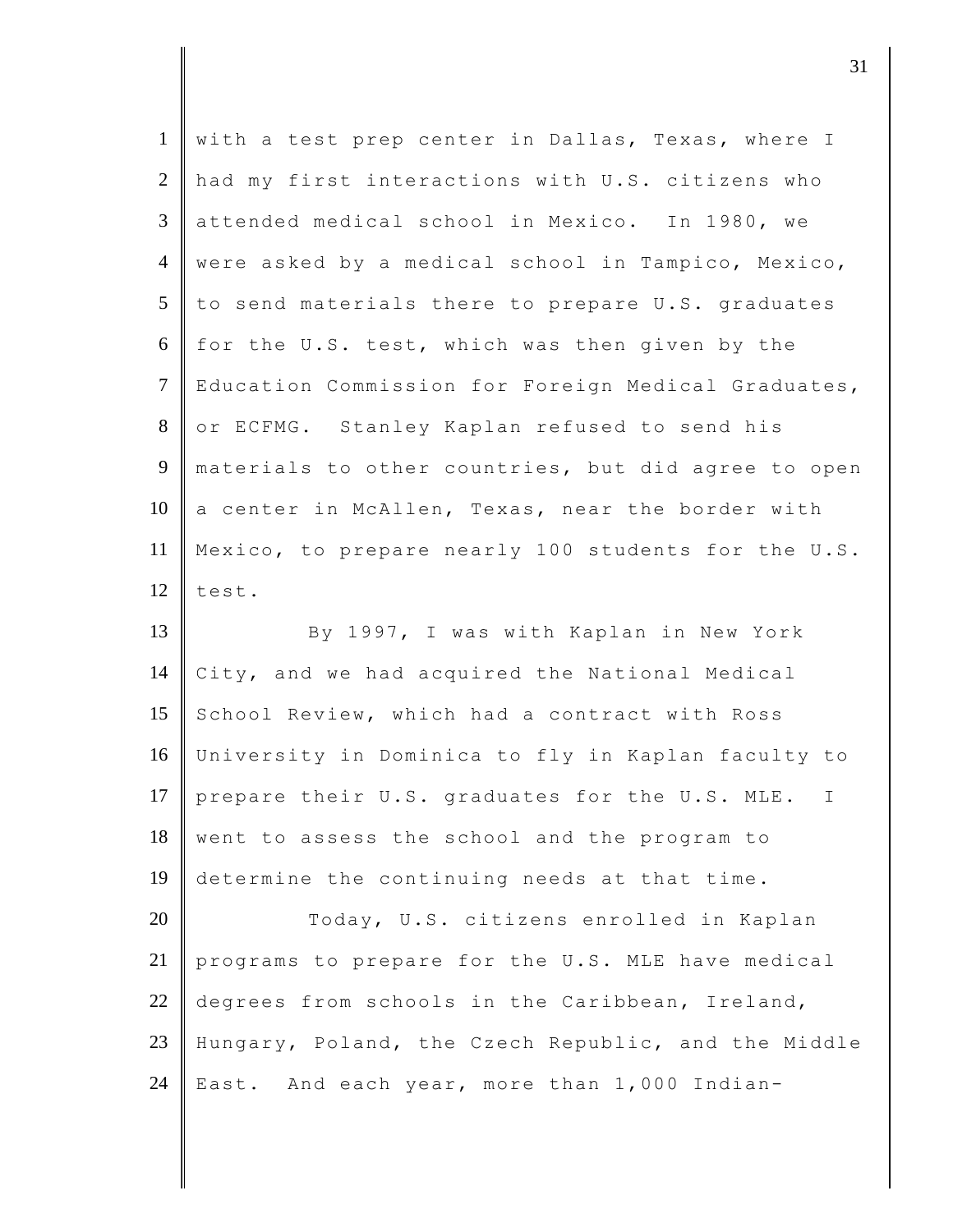with a test prep center in Dallas, Texas, where I had my first interactions with U.S. citizens who attended medical school in Mexico. In 1980, we were asked by a medical school in Tampico, Mexico, to send materials there to prepare U.S. graduates for the U.S. test, which was then given by the Education Commission for Foreign Medical Graduates, or ECFMG. Stanley Kaplan refused to send his materials to other countries, but did agree to open a center in McAllen, Texas, near the border with Mexico, to prepare nearly 100 students for the U.S. test.

By 1997, I was with Kaplan in New York City, and we had acquired the National Medical School Review, which had a contract with Ross University in Dominica to fly in Kaplan faculty to prepare their U.S. graduates for the U.S. MLE. I went to assess the school and the program to determine the continuing needs at that time.

Today, U.S. citizens enrolled in Kaplan programs to prepare for the U.S. MLE have medical degrees from schools in the Caribbean, Ireland, Hungary, Poland, the Czech Republic, and the Middle East. And each year, more than 1,000 Indian-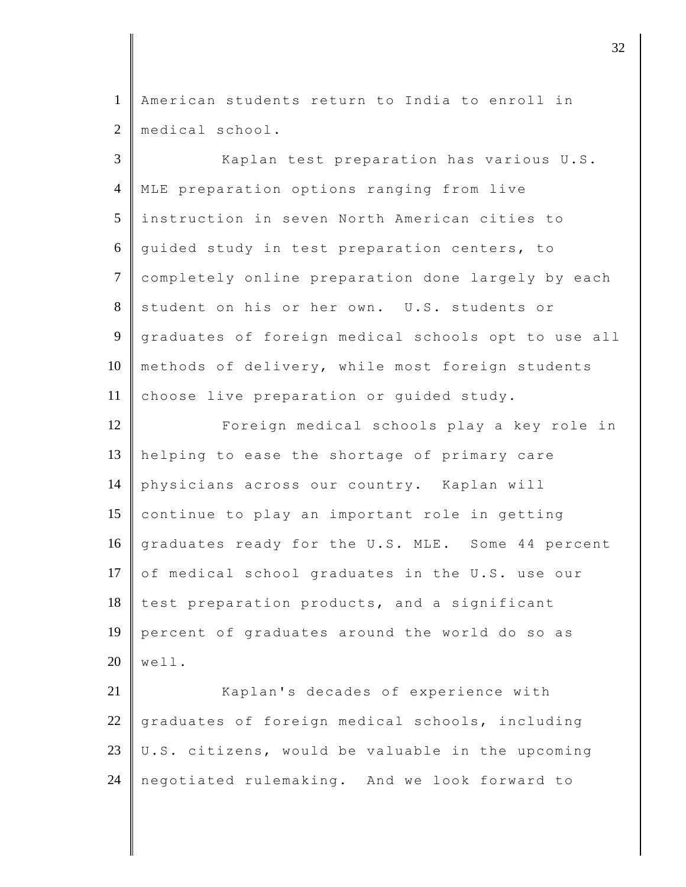American students return to India to enroll in medical school.

Kaplan test preparation has various U.S. MLE preparation options ranging from live instruction in seven North American cities to guided study in test preparation centers, to completely online preparation done largely by each student on his or her own. U.S. students or graduates of foreign medical schools opt to use all methods of delivery, while most foreign students choose live preparation or guided study.

Foreign medical schools play a key role in helping to ease the shortage of primary care physicians across our country. Kaplan will continue to play an important role in getting graduates ready for the U.S. MLE. Some 44 percent of medical school graduates in the U.S. use our test preparation products, and a significant percent of graduates around the world do so as well.

Kaplan's decades of experience with graduates of foreign medical schools, including U.S. citizens, would be valuable in the upcoming negotiated rulemaking. And we look forward to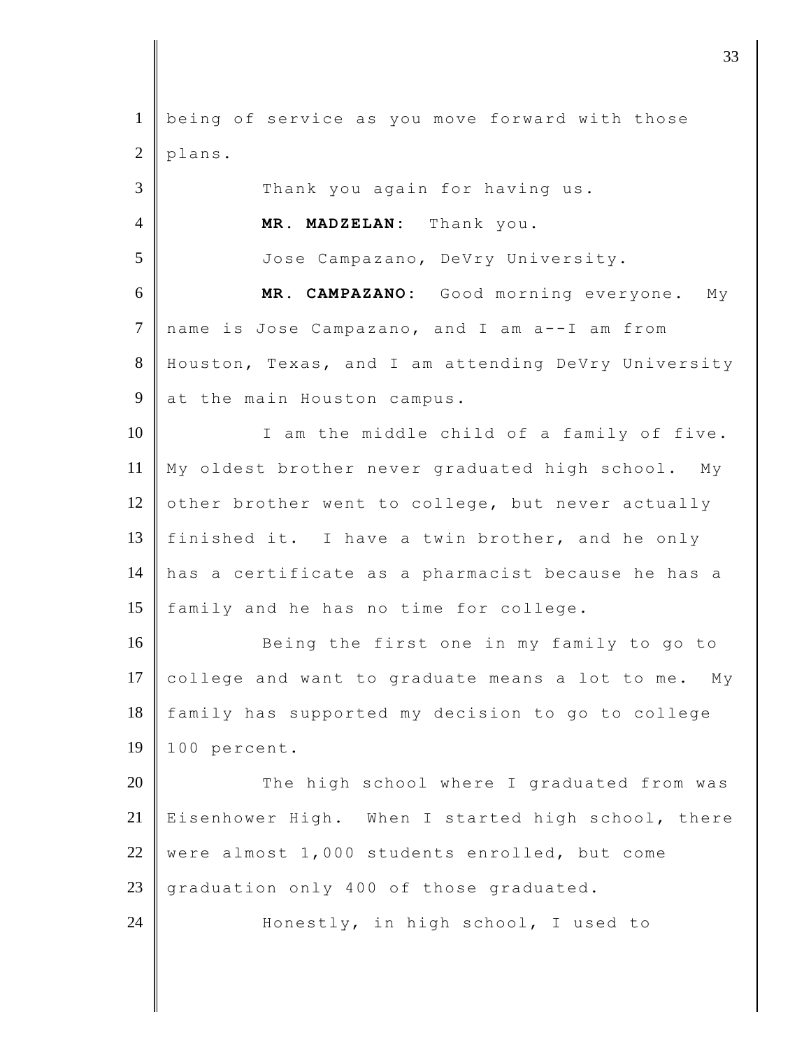being of service as you move forward with those plans.

Thank you again for having us.

**MR. MADZELAN:** Thank you.

Jose Campazano, DeVry University.

**MR. CAMPAZANO:** Good morning everyone. My name is Jose Campazano, and I am a--I am from Houston, Texas, and I am attending DeVry University at the main Houston campus.

I am the middle child of a family of five. My oldest brother never graduated high school. My other brother went to college, but never actually finished it. I have a twin brother, and he only has a certificate as a pharmacist because he has a family and he has no time for college.

Being the first one in my family to go to college and want to graduate means a lot to me. My family has supported my decision to go to college 100 percent.

The high school where I graduated from was Eisenhower High. When I started high school, there were almost 1,000 students enrolled, but come graduation only 400 of those graduated.

Honestly, in high school, I used to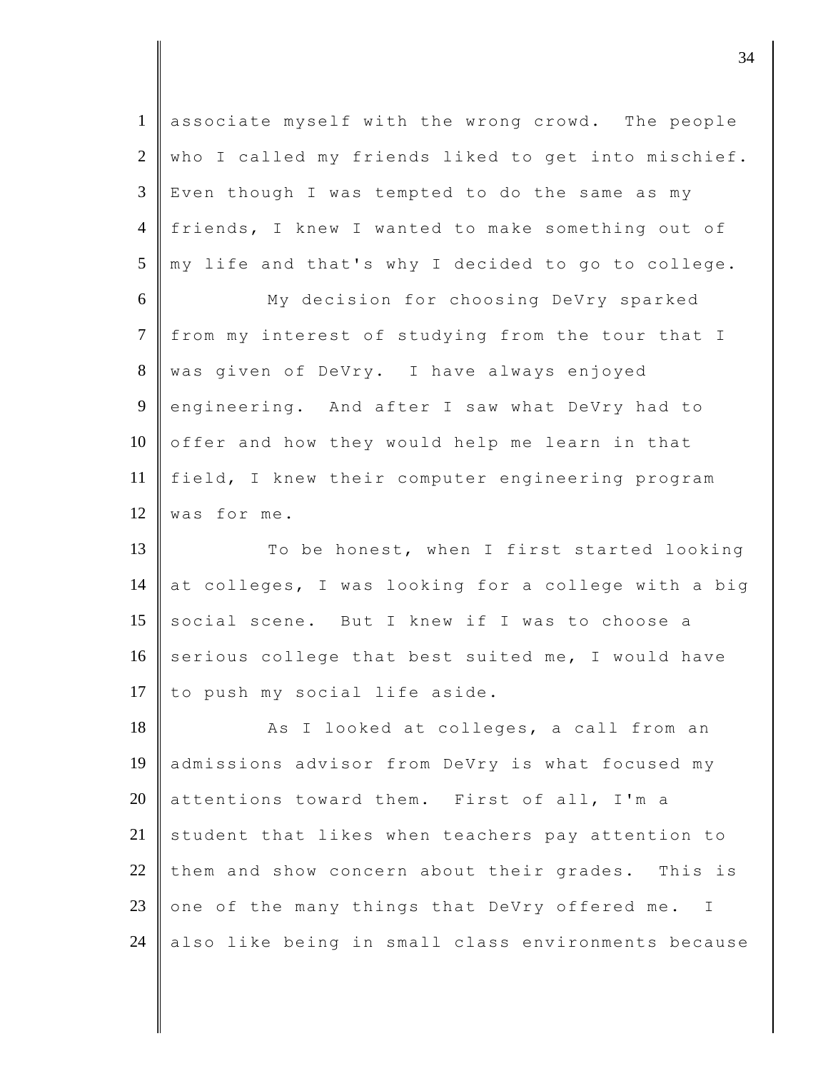associate myself with the wrong crowd. The people who I called my friends liked to get into mischief. Even though I was tempted to do the same as my friends, I knew I wanted to make something out of my life and that's why I decided to go to college.

My decision for choosing DeVry sparked from my interest of studying from the tour that I was given of DeVry. I have always enjoyed engineering. And after I saw what DeVry had to offer and how they would help me learn in that field, I knew their computer engineering program was for me.

To be honest, when I first started looking at colleges, I was looking for a college with a big social scene. But I knew if I was to choose a serious college that best suited me, I would have to push my social life aside.

As I looked at colleges, a call from an admissions advisor from DeVry is what focused my attentions toward them. First of all, I'm a student that likes when teachers pay attention to them and show concern about their grades. This is one of the many things that DeVry offered me. I also like being in small class environments because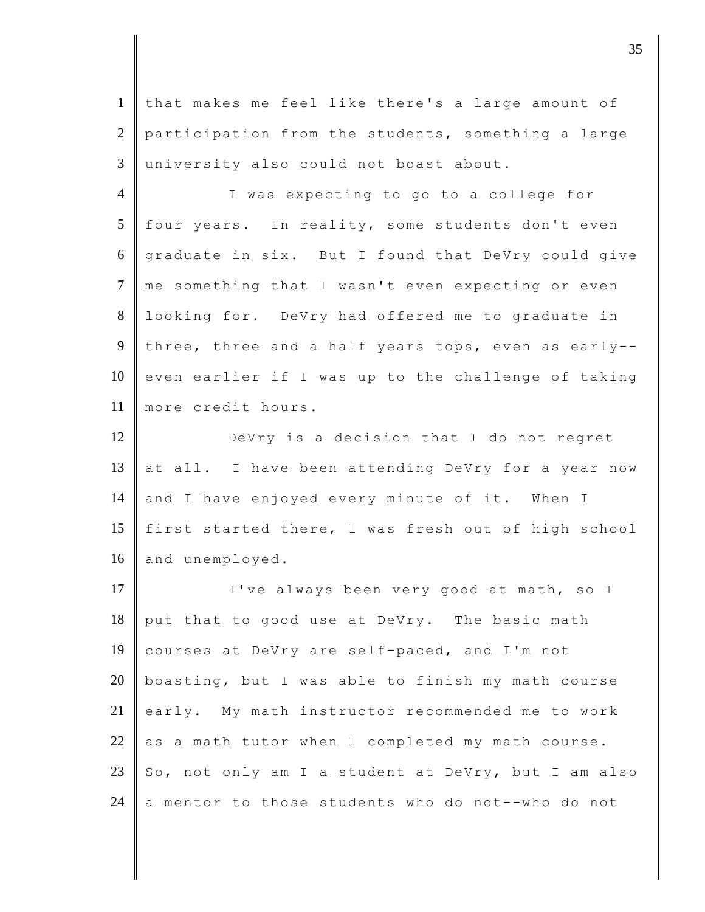that makes me feel like there's a large amount of participation from the students, something a large university also could not boast about.

I was expecting to go to a college for four years. In reality, some students don't even graduate in six. But I found that DeVry could give me something that I wasn't even expecting or even looking for. DeVry had offered me to graduate in three, three and a half years tops, even as early--even earlier if I was up to the challenge of taking more credit hours.

DeVry is a decision that I do not regret at all. I have been attending DeVry for a year now and I have enjoyed every minute of it. When I first started there, I was fresh out of high school and unemployed.

I've always been very good at math, so I put that to good use at DeVry. The basic math courses at DeVry are self-paced, and I'm not boasting, but I was able to finish my math course early. My math instructor recommended me to work as a math tutor when I completed my math course. So, not only am I a student at DeVry, but I am also a mentor to those students who do not--who do not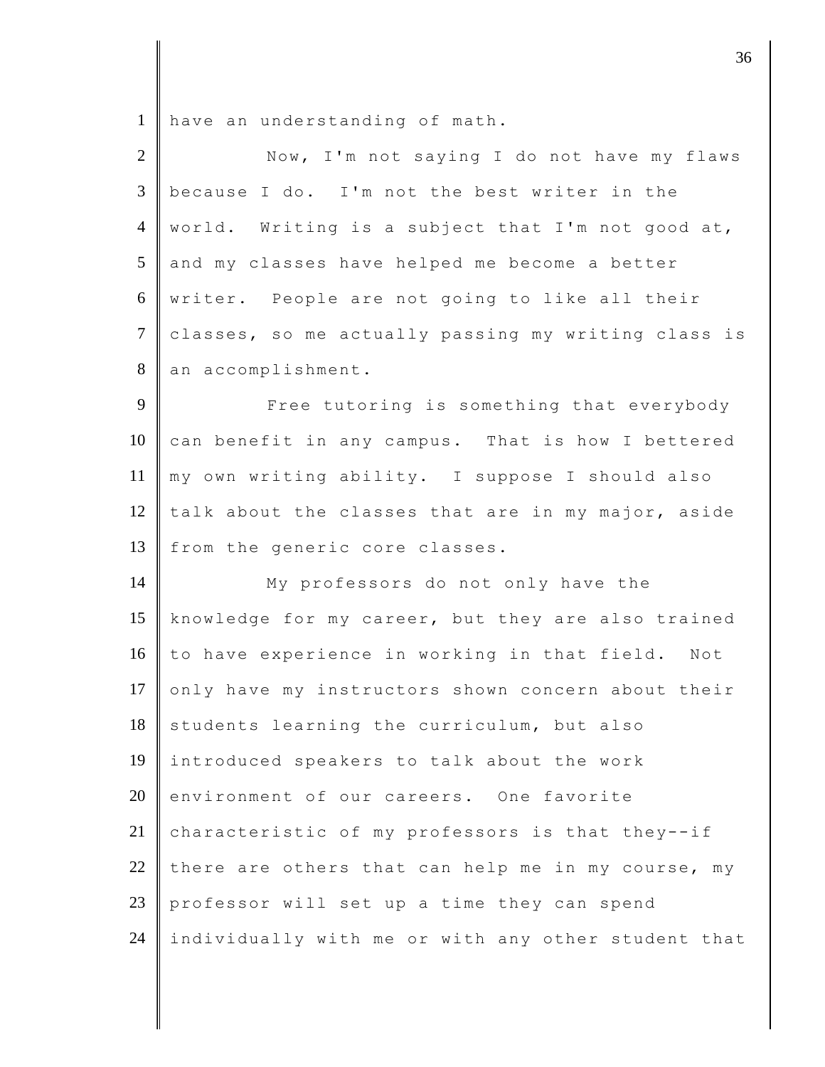have an understanding of math.

Now, I'm not saying I do not have my flaws because I do. I'm not the best writer in the world. Writing is a subject that I'm not good at, and my classes have helped me become a better writer. People are not going to like all their classes, so me actually passing my writing class is an accomplishment.

Free tutoring is something that everybody can benefit in any campus. That is how I bettered my own writing ability. I suppose I should also talk about the classes that are in my major, aside from the generic core classes.

My professors do not only have the knowledge for my career, but they are also trained to have experience in working in that field. Not only have my instructors shown concern about their students learning the curriculum, but also introduced speakers to talk about the work environment of our careers. One favorite characteristic of my professors is that they--if there are others that can help me in my course, my professor will set up a time they can spend individually with me or with any other student that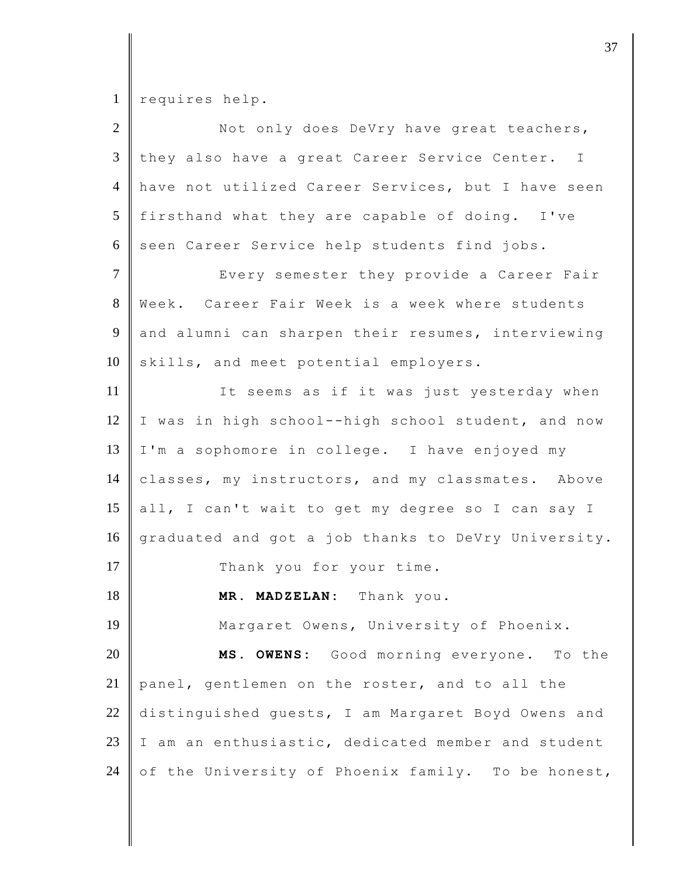requires help.

Not only does DeVry have great teachers, they also have a great Career Service Center. I have not utilized Career Services, but I have seen firsthand what they are capable of doing. I've seen Career Service help students find jobs.

Every semester they provide a Career Fair Week. Career Fair Week is a week where students and alumni can sharpen their resumes, interviewing skills, and meet potential employers.

It seems as if it was just yesterday when I was in high school--high school student, and now I'm a sophomore in college. I have enjoyed my classes, my instructors, and my classmates. Above all, I can't wait to get my degree so I can say I graduated and got a job thanks to DeVry University.

Thank you for your time.

**MR. MADZELAN:** Thank you.

Margaret Owens, University of Phoenix.

**MS. OWENS:** Good morning everyone. To the panel, gentlemen on the roster, and to all the distinguished guests, I am Margaret Boyd Owens and I am an enthusiastic, dedicated member and student of the University of Phoenix family. To be honest,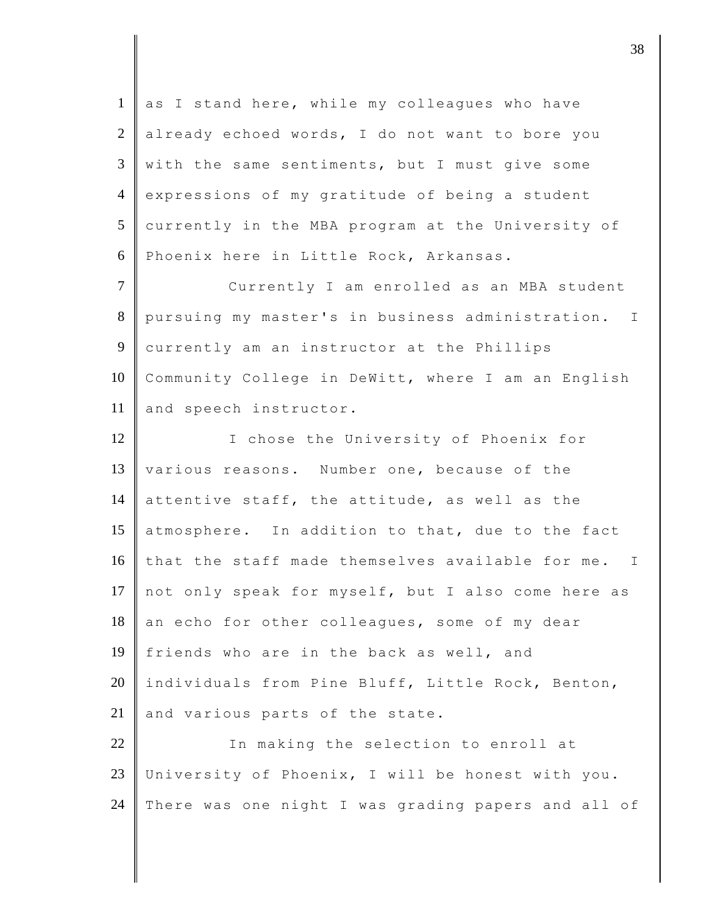as I stand here, while my colleagues who have already echoed words, I do not want to bore you with the same sentiments, but I must give some expressions of my gratitude of being a student currently in the MBA program at the University of Phoenix here in Little Rock, Arkansas.

Currently I am enrolled as an MBA student pursuing my master's in business administration. I currently am an instructor at the Phillips Community College in DeWitt, where I am an English and speech instructor.

I chose the University of Phoenix for various reasons. Number one, because of the attentive staff, the attitude, as well as the atmosphere. In addition to that, due to the fact that the staff made themselves available for me. I not only speak for myself, but I also come here as an echo for other colleagues, some of my dear friends who are in the back as well, and individuals from Pine Bluff, Little Rock, Benton, and various parts of the state.

In making the selection to enroll at University of Phoenix, I will be honest with you. There was one night I was grading papers and all of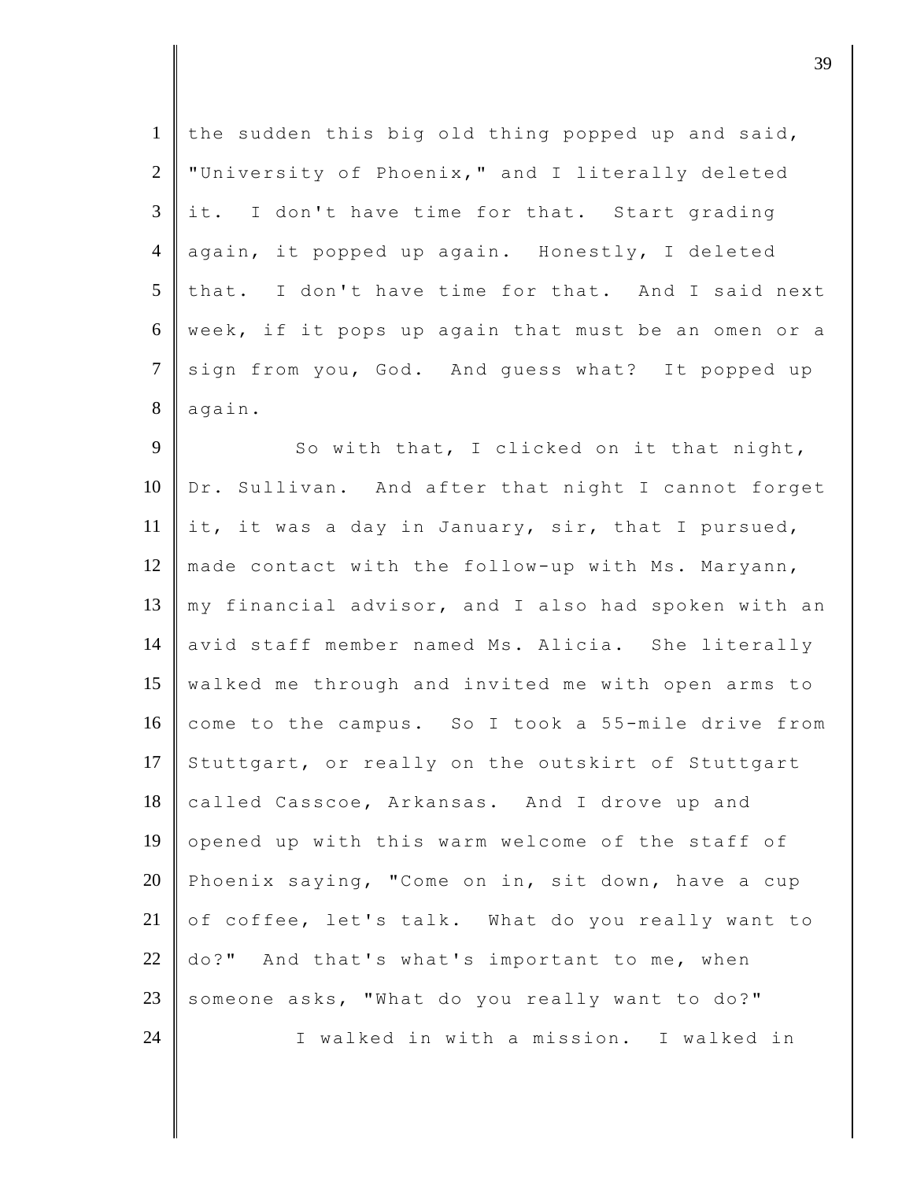the sudden this big old thing popped up and said, "University of Phoenix," and I literally deleted it. I don't have time for that. Start grading again, it popped up again. Honestly, I deleted that. I don't have time for that. And I said next week, if it pops up again that must be an omen or a sign from you, God. And guess what? It popped up again.

So with that, I clicked on it that night, Dr. Sullivan. And after that night I cannot forget it, it was a day in January, sir, that I pursued, made contact with the follow-up with Ms. Maryann, my financial advisor, and I also had spoken with an avid staff member named Ms. Alicia. She literally walked me through and invited me with open arms to come to the campus. So I took a 55-mile drive from Stuttgart, or really on the outskirt of Stuttgart called Casscoe, Arkansas. And I drove up and opened up with this warm welcome of the staff of Phoenix saying, "Come on in, sit down, have a cup of coffee, let's talk. What do you really want to do?" And that's what's important to me, when someone asks, "What do you really want to do?"

I walked in with a mission. I walked in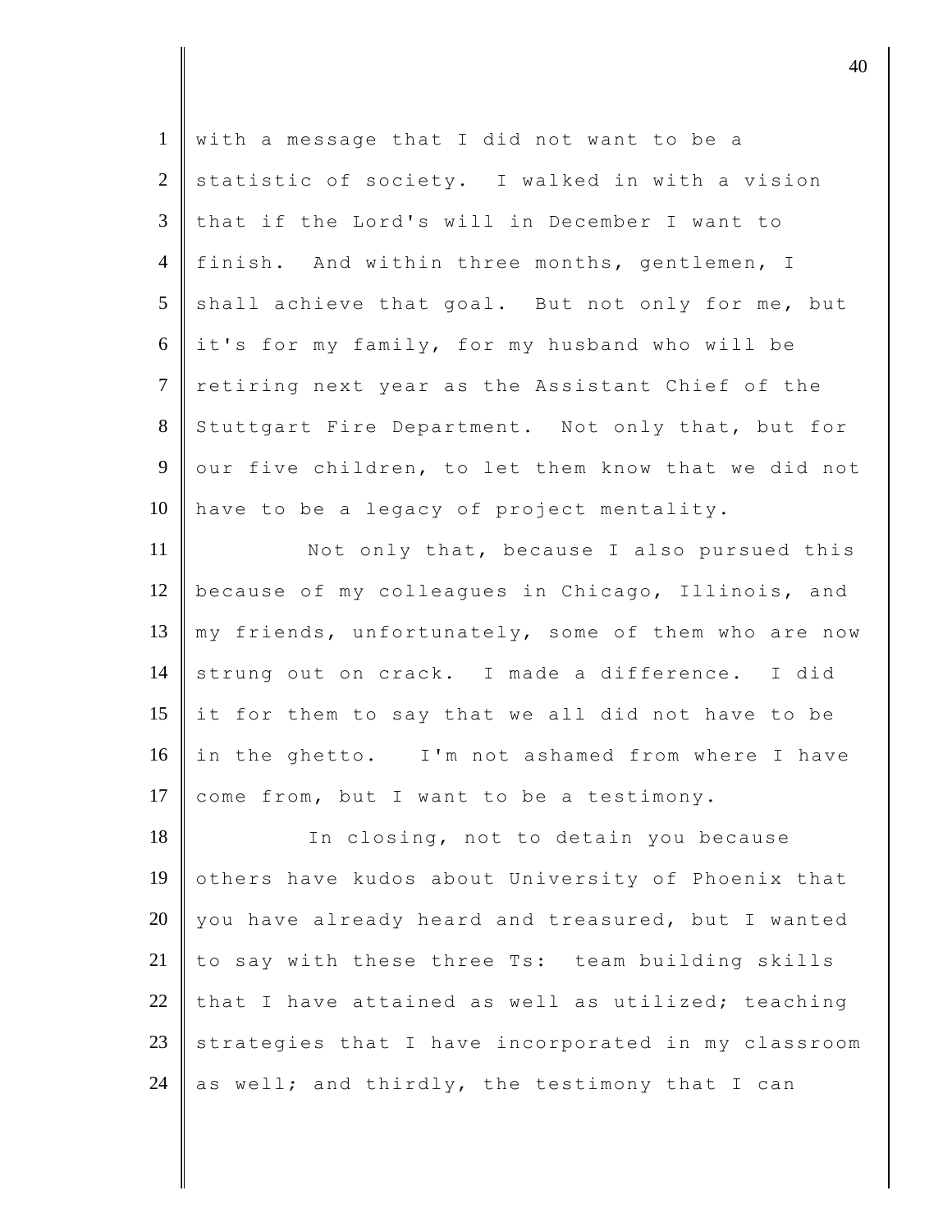with a message that I did not want to be a statistic of society. I walked in with a vision that if the Lord's will in December I want to finish. And within three months, gentlemen, I shall achieve that goal. But not only for me, but it's for my family, for my husband who will be retiring next year as the Assistant Chief of the Stuttgart Fire Department. Not only that, but for our five children, to let them know that we did not have to be a legacy of project mentality.

Not only that, because I also pursued this because of my colleagues in Chicago, Illinois, and my friends, unfortunately, some of them who are now strung out on crack. I made a difference. I did it for them to say that we all did not have to be in the ghetto. I'm not ashamed from where I have come from, but I want to be a testimony.

In closing, not to detain you because others have kudos about University of Phoenix that you have already heard and treasured, but I wanted to say with these three Ts: team building skills that I have attained as well as utilized; teaching strategies that I have incorporated in my classroom as well; and thirdly, the testimony that I can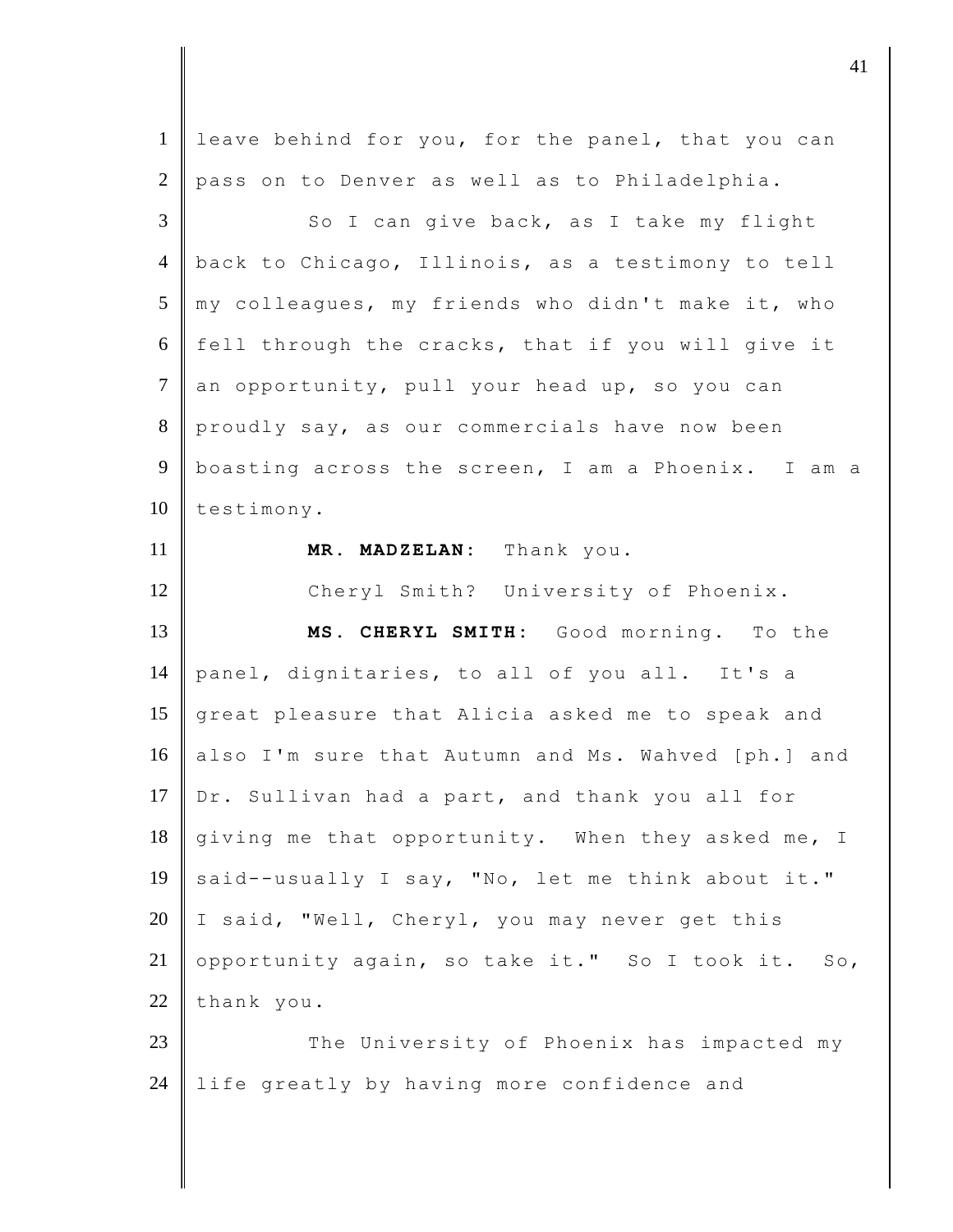leave behind for you, for the panel, that you can pass on to Denver as well as to Philadelphia.

So I can give back, as I take my flight back to Chicago, Illinois, as a testimony to tell my colleagues, my friends who didn't make it, who fell through the cracks, that if you will give it an opportunity, pull your head up, so you can proudly say, as our commercials have now been boasting across the screen, I am a Phoenix. I am a testimony.

**MR. MADZELAN:** Thank you.

Cheryl Smith? University of Phoenix.

**MS. CHERYL SMITH:** Good morning. To the panel, dignitaries, to all of you all. It's a great pleasure that Alicia asked me to speak and also I'm sure that Autumn and Ms. Wahved [ph.] and Dr. Sullivan had a part, and thank you all for giving me that opportunity. When they asked me, I said--usually I say, "No, let me think about it." I said, "Well, Cheryl, you may never get this opportunity again, so take it." So I took it. So, thank you.

The University of Phoenix has impacted my life greatly by having more confidence and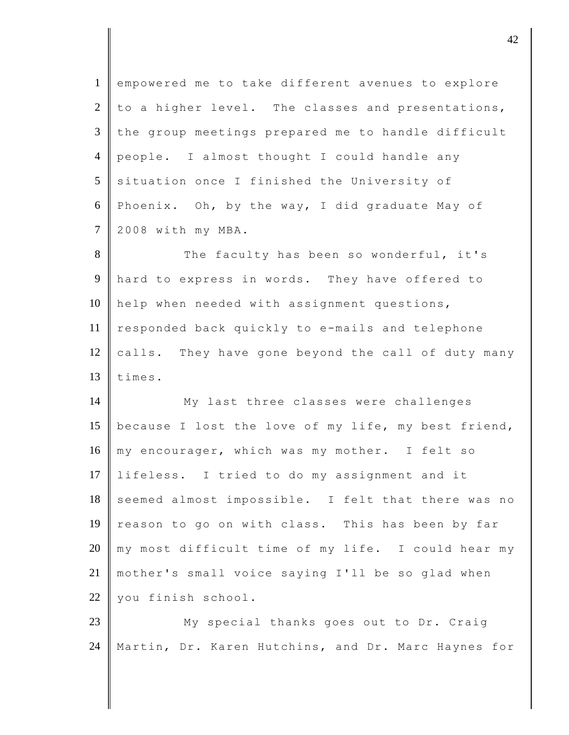empowered me to take different avenues to explore to a higher level. The classes and presentations, the group meetings prepared me to handle difficult people. I almost thought I could handle any situation once I finished the University of Phoenix. Oh, by the way, I did graduate May of 2008 with my MBA.

The faculty has been so wonderful, it's hard to express in words. They have offered to help when needed with assignment questions, responded back quickly to e-mails and telephone calls. They have gone beyond the call of duty many times.

My last three classes were challenges because I lost the love of my life, my best friend, my encourager, which was my mother. I felt so lifeless. I tried to do my assignment and it seemed almost impossible. I felt that there was no reason to go on with class. This has been by far my most difficult time of my life. I could hear my mother's small voice saying I'll be so glad when you finish school.

My special thanks goes out to Dr. Craig Martin, Dr. Karen Hutchins, and Dr. Marc Haynes for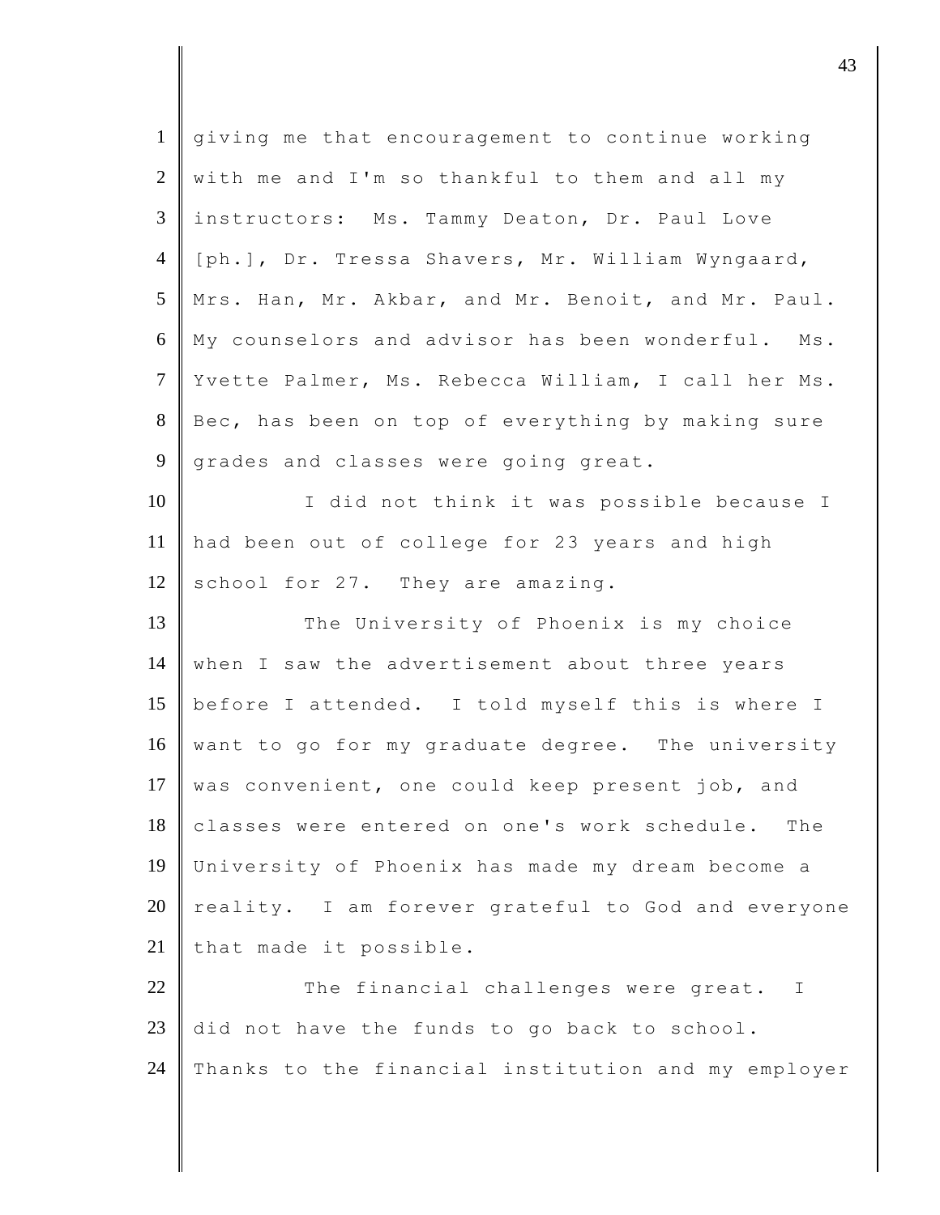giving me that encouragement to continue working with me and I'm so thankful to them and all my instructors: Ms. Tammy Deaton, Dr. Paul Love [ph.], Dr. Tressa Shavers, Mr. William Wyngaard, Mrs. Han, Mr. Akbar, and Mr. Benoit, and Mr. Paul. My counselors and advisor has been wonderful. Ms. Yvette Palmer, Ms. Rebecca William, I call her Ms. Bec, has been on top of everything by making sure grades and classes were going great.

I did not think it was possible because I had been out of college for 23 years and high school for 27. They are amazing.

The University of Phoenix is my choice when I saw the advertisement about three years before I attended. I told myself this is where I want to go for my graduate degree. The university was convenient, one could keep present job, and classes were entered on one's work schedule. The University of Phoenix has made my dream become a reality. I am forever grateful to God and everyone that made it possible.

The financial challenges were great. I did not have the funds to go back to school. Thanks to the financial institution and my employer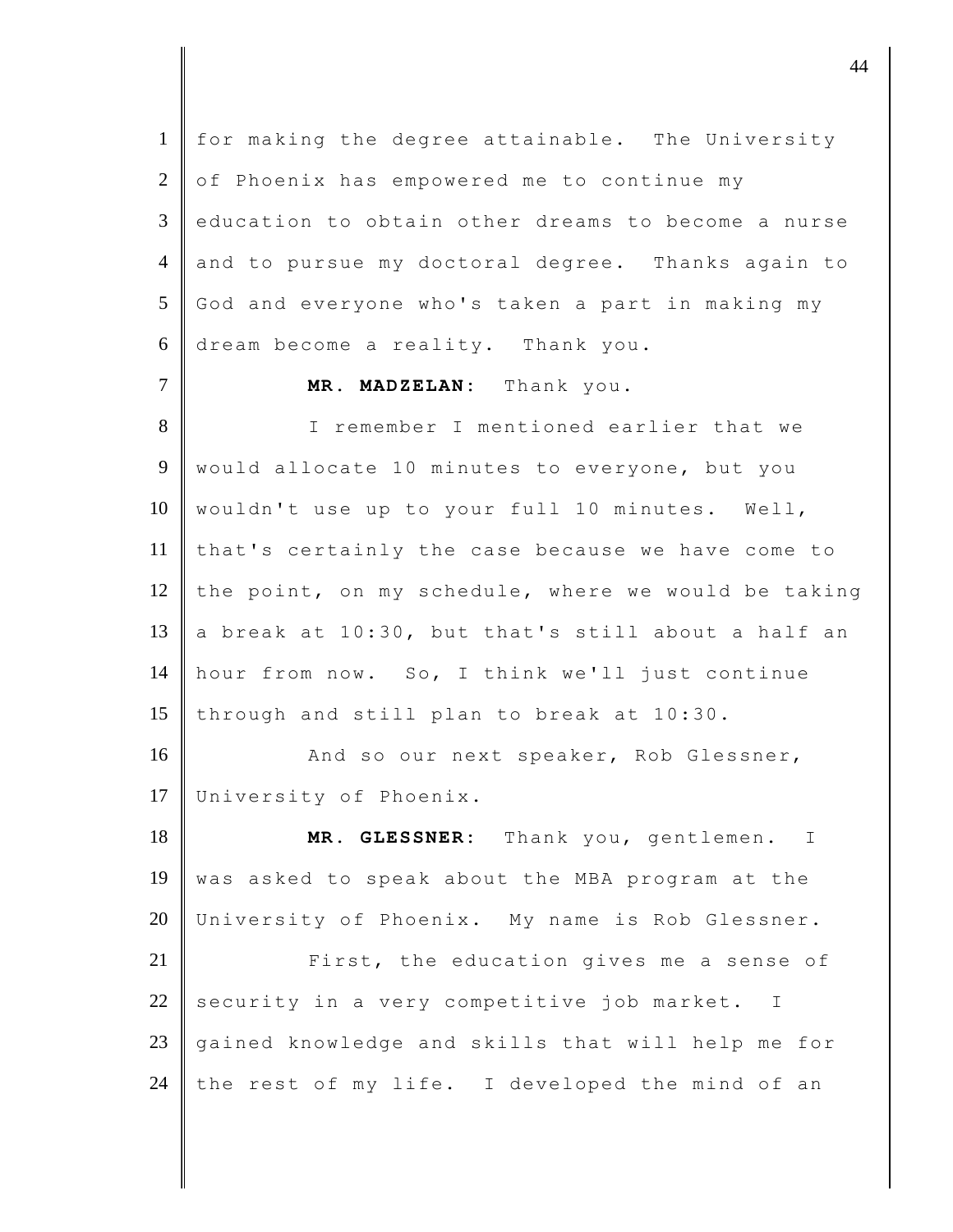for making the degree attainable. The University of Phoenix has empowered me to continue my education to obtain other dreams to become a nurse and to pursue my doctoral degree. Thanks again to God and everyone who's taken a part in making my dream become a reality. Thank you.

**MR. MADZELAN:** Thank you.

I remember I mentioned earlier that we would allocate 10 minutes to everyone, but you wouldn't use up to your full 10 minutes. Well, that's certainly the case because we have come to the point, on my schedule, where we would be taking a break at 10:30, but that's still about a half an hour from now. So, I think we'll just continue through and still plan to break at 10:30.

And so our next speaker, Rob Glessner, University of Phoenix.

**MR. GLESSNER:** Thank you, gentlemen. I was asked to speak about the MBA program at the University of Phoenix. My name is Rob Glessner.

First, the education gives me a sense of security in a very competitive job market. I gained knowledge and skills that will help me for the rest of my life. I developed the mind of an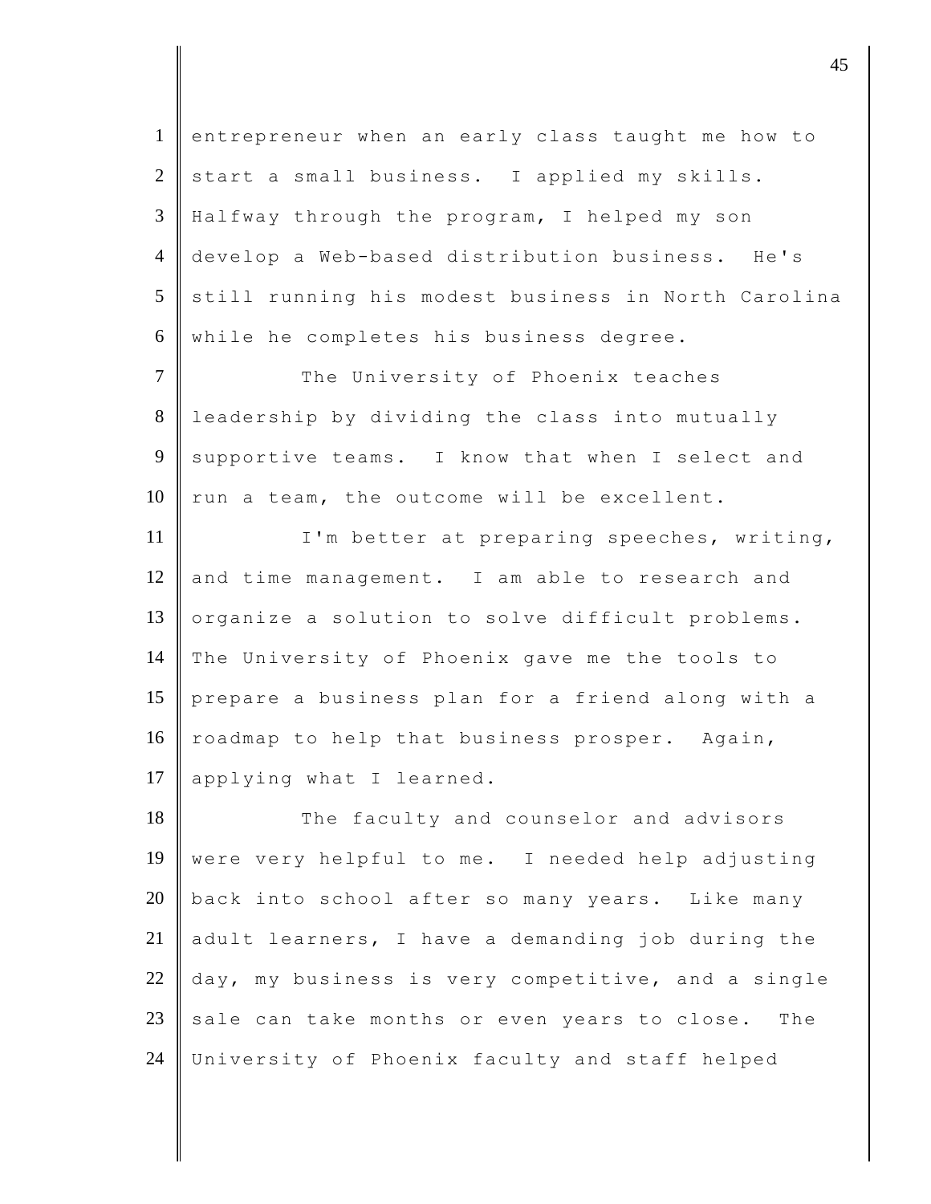entrepreneur when an early class taught me how to start a small business. I applied my skills. Halfway through the program, I helped my son develop a Web-based distribution business. He's still running his modest business in North Carolina while he completes his business degree.

The University of Phoenix teaches leadership by dividing the class into mutually supportive teams. I know that when I select and run a team, the outcome will be excellent.

I'm better at preparing speeches, writing, and time management. I am able to research and organize a solution to solve difficult problems. The University of Phoenix gave me the tools to prepare a business plan for a friend along with a roadmap to help that business prosper. Again, applying what I learned.

The faculty and counselor and advisors were very helpful to me. I needed help adjusting back into school after so many years. Like many adult learners, I have a demanding job during the day, my business is very competitive, and a single sale can take months or even years to close. The University of Phoenix faculty and staff helped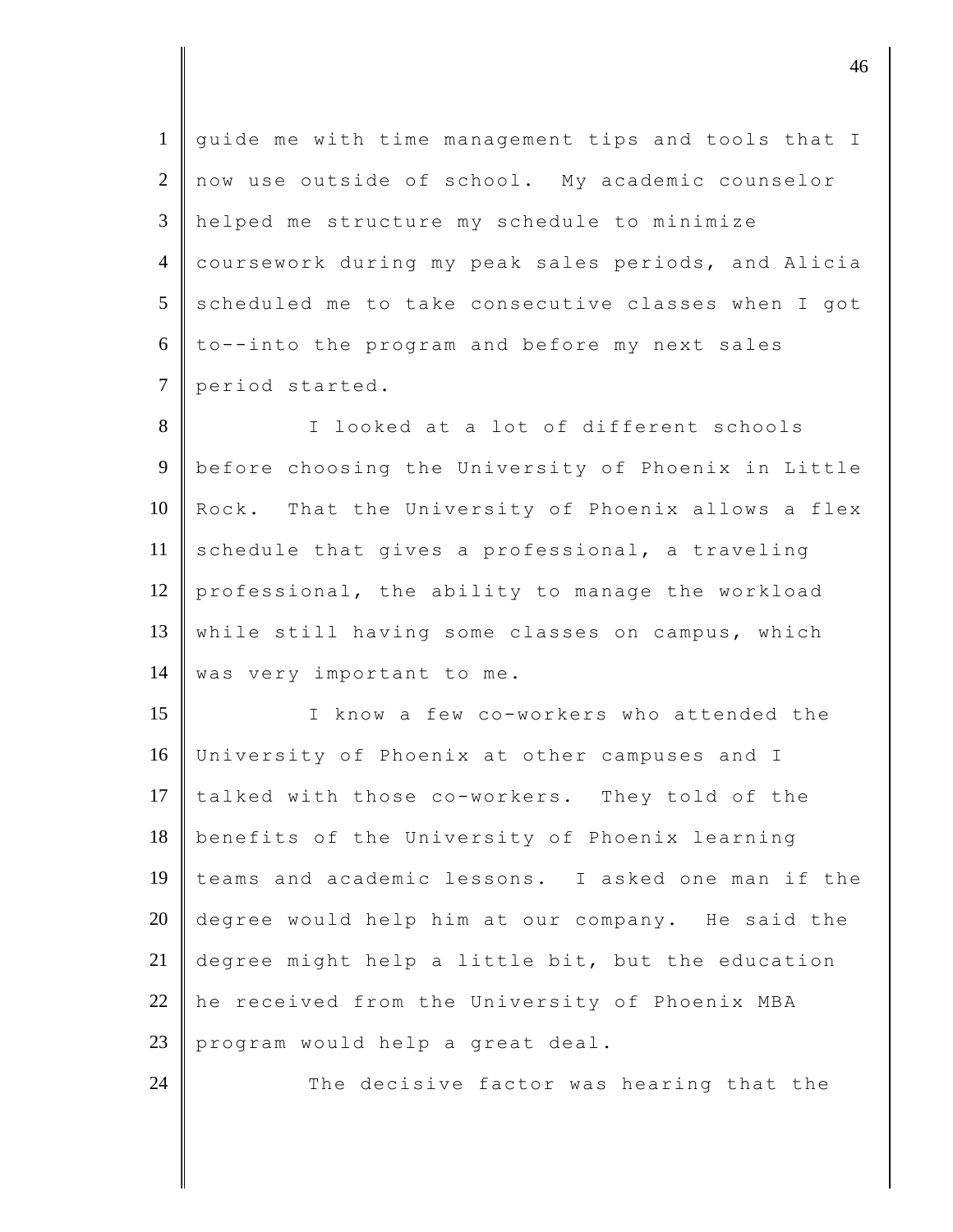guide me with time management tips and tools that I now use outside of school. My academic counselor helped me structure my schedule to minimize coursework during my peak sales periods, and Alicia scheduled me to take consecutive classes when I got to--into the program and before my next sales period started.

I looked at a lot of different schools before choosing the University of Phoenix in Little Rock. That the University of Phoenix allows a flex schedule that gives a professional, a traveling professional, the ability to manage the workload while still having some classes on campus, which was very important to me.

I know a few co-workers who attended the University of Phoenix at other campuses and I talked with those co-workers. They told of the benefits of the University of Phoenix learning teams and academic lessons. I asked one man if the degree would help him at our company. He said the degree might help a little bit, but the education he received from the University of Phoenix MBA program would help a great deal.

The decisive factor was hearing that the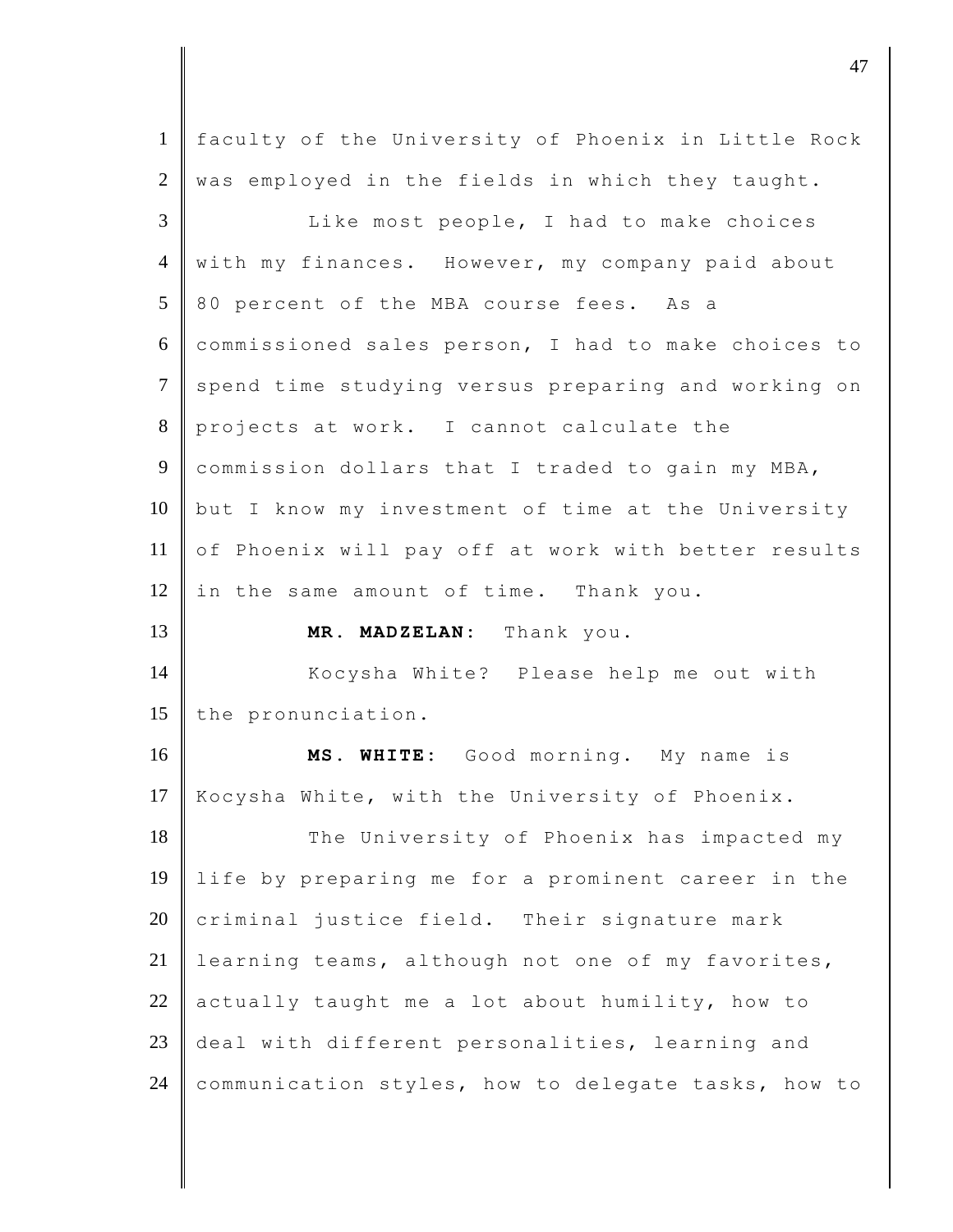faculty of the University of Phoenix in Little Rock was employed in the fields in which they taught.

Like most people, I had to make choices with my finances. However, my company paid about 80 percent of the MBA course fees. As a commissioned sales person, I had to make choices to spend time studying versus preparing and working on projects at work. I cannot calculate the commission dollars that I traded to gain my MBA, but I know my investment of time at the University of Phoenix will pay off at work with better results in the same amount of time. Thank you.

**MR. MADZELAN:** Thank you.

Kocysha White? Please help me out with the pronunciation.

**MS. WHITE:** Good morning. My name is Kocysha White, with the University of Phoenix.

The University of Phoenix has impacted my life by preparing me for a prominent career in the criminal justice field. Their signature mark learning teams, although not one of my favorites, actually taught me a lot about humility, how to deal with different personalities, learning and communication styles, how to delegate tasks, how to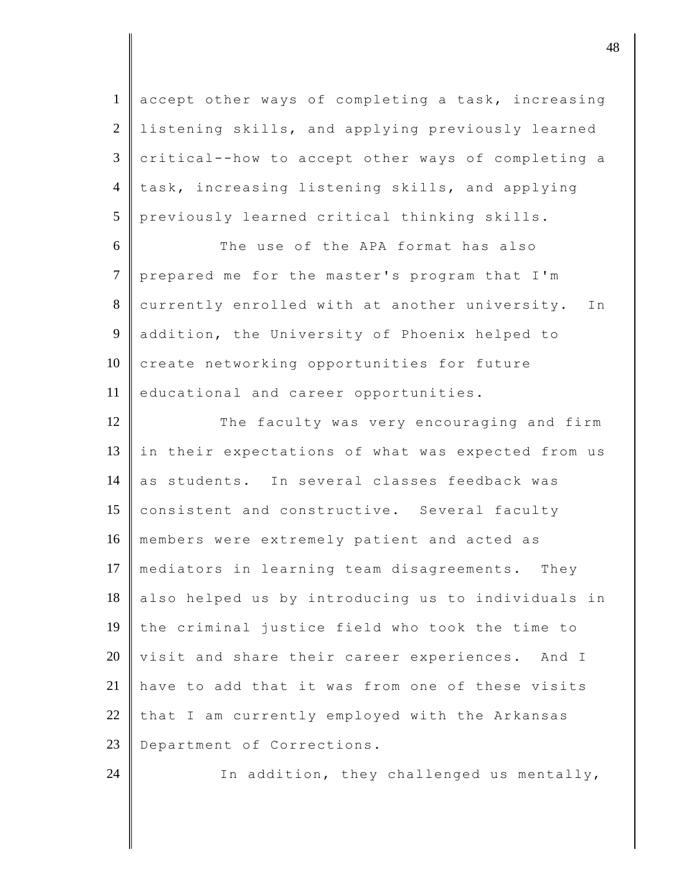accept other ways of completing a task, increasing listening skills, and applying previously learned critical--how to accept other ways of completing a task, increasing listening skills, and applying previously learned critical thinking skills.

The use of the APA format has also prepared me for the master's program that I'm currently enrolled with at another university. In addition, the University of Phoenix helped to create networking opportunities for future educational and career opportunities.

The faculty was very encouraging and firm in their expectations of what was expected from us as students. In several classes feedback was consistent and constructive. Several faculty members were extremely patient and acted as mediators in learning team disagreements. They also helped us by introducing us to individuals in the criminal justice field who took the time to visit and share their career experiences. And I have to add that it was from one of these visits that I am currently employed with the Arkansas Department of Corrections.

In addition, they challenged us mentally,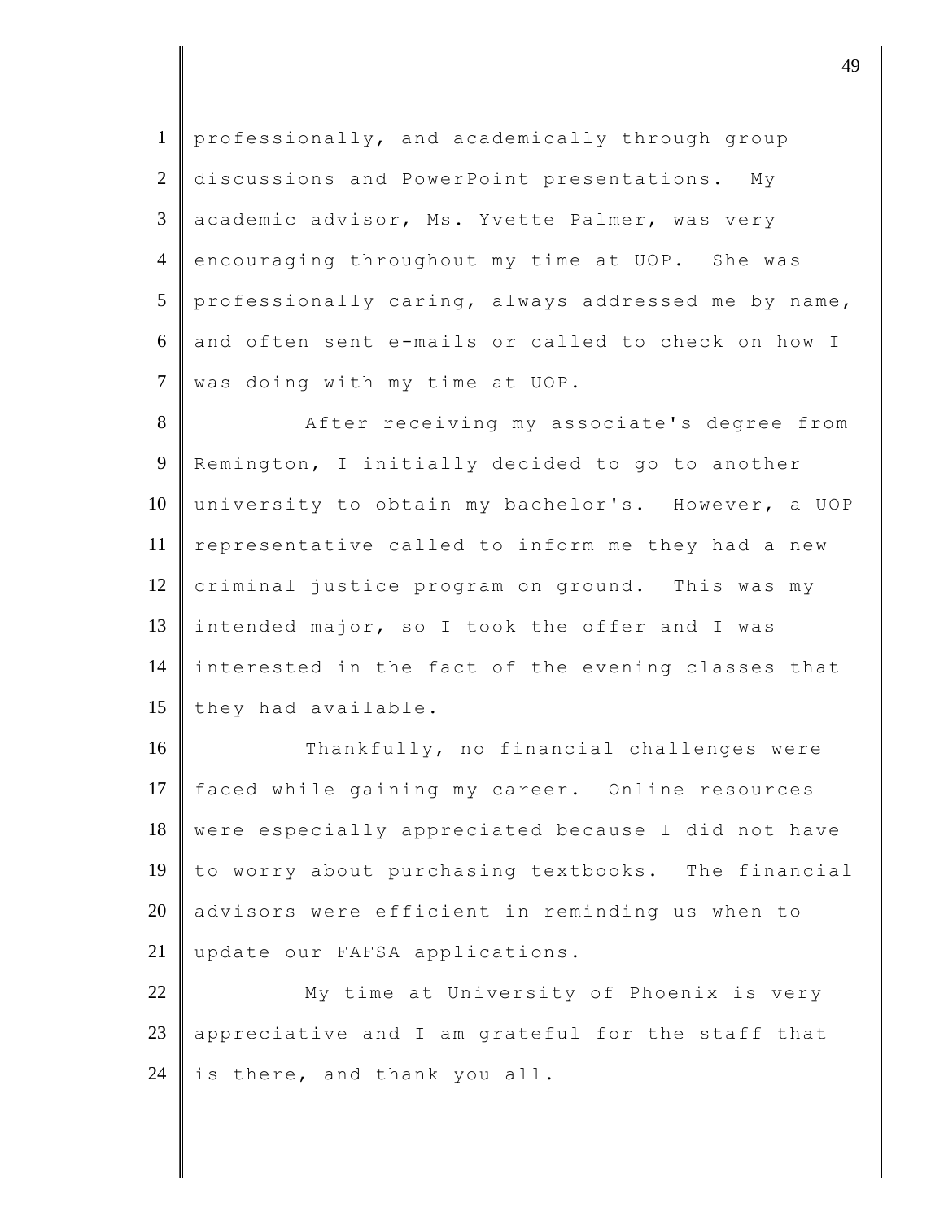professionally, and academically through group discussions and PowerPoint presentations. My academic advisor, Ms. Yvette Palmer, was very encouraging throughout my time at UOP. She was professionally caring, always addressed me by name, and often sent e-mails or called to check on how I was doing with my time at UOP.

After receiving my associate's degree from Remington, I initially decided to go to another university to obtain my bachelor's. However, a UOP representative called to inform me they had a new criminal justice program on ground. This was my intended major, so I took the offer and I was interested in the fact of the evening classes that they had available.

Thankfully, no financial challenges were faced while gaining my career. Online resources were especially appreciated because I did not have to worry about purchasing textbooks. The financial advisors were efficient in reminding us when to update our FAFSA applications.

My time at University of Phoenix is very appreciative and I am grateful for the staff that is there, and thank you all.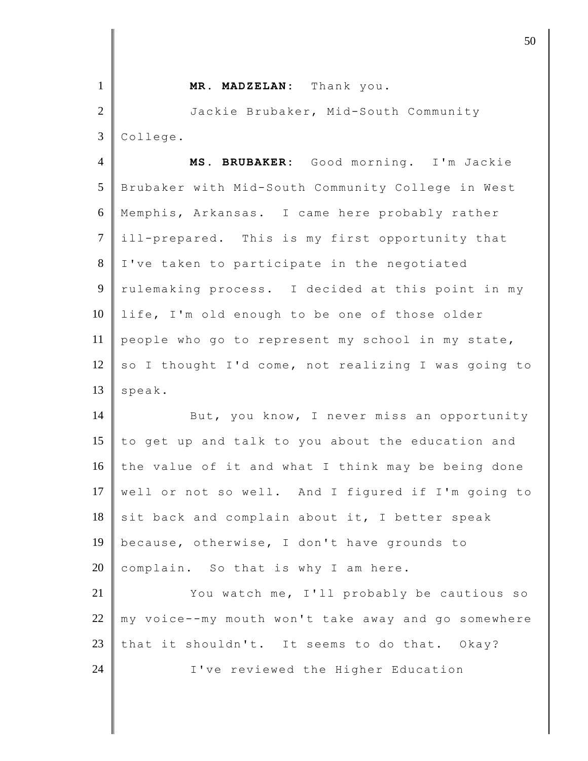**MR. MADZELAN:** Thank you.

Jackie Brubaker, Mid-South Community College.

**MS. BRUBAKER:** Good morning. I'm Jackie Brubaker with Mid-South Community College in West Memphis, Arkansas. I came here probably rather ill-prepared. This is my first opportunity that I've taken to participate in the negotiated rulemaking process. I decided at this point in my life, I'm old enough to be one of those older people who go to represent my school in my state, so I thought I'd come, not realizing I was going to speak.

But, you know, I never miss an opportunity to get up and talk to you about the education and the value of it and what I think may be being done well or not so well. And I figured if I'm going to sit back and complain about it, I better speak because, otherwise, I don't have grounds to complain. So that is why I am here.

You watch me, I'll probably be cautious so my voice--my mouth won't take away and go somewhere that it shouldn't. It seems to do that. Okay?

I've reviewed the Higher Education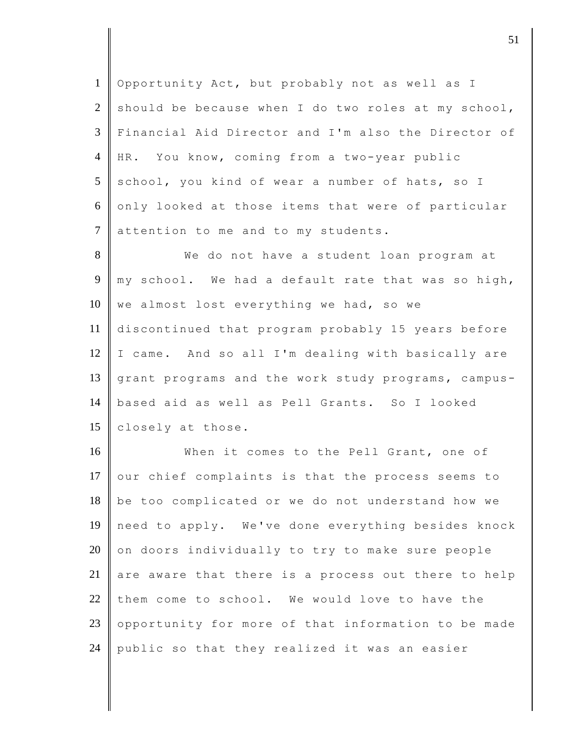Opportunity Act, but probably not as well as I should be because when I do two roles at my school, Financial Aid Director and I'm also the Director of HR. You know, coming from a two-year public school, you kind of wear a number of hats, so I only looked at those items that were of particular attention to me and to my students.

We do not have a student loan program at my school. We had a default rate that was so high, we almost lost everything we had, so we discontinued that program probably 15 years before I came. And so all I'm dealing with basically are grant programs and the work study programs, campus-based aid as well as Pell Grants. So I looked closely at those.

When it comes to the Pell Grant, one of our chief complaints is that the process seems to be too complicated or we do not understand how we need to apply. We've done everything besides knock on doors individually to try to make sure people are aware that there is a process out there to help them come to school. We would love to have the opportunity for more of that information to be made public so that they realized it was an easier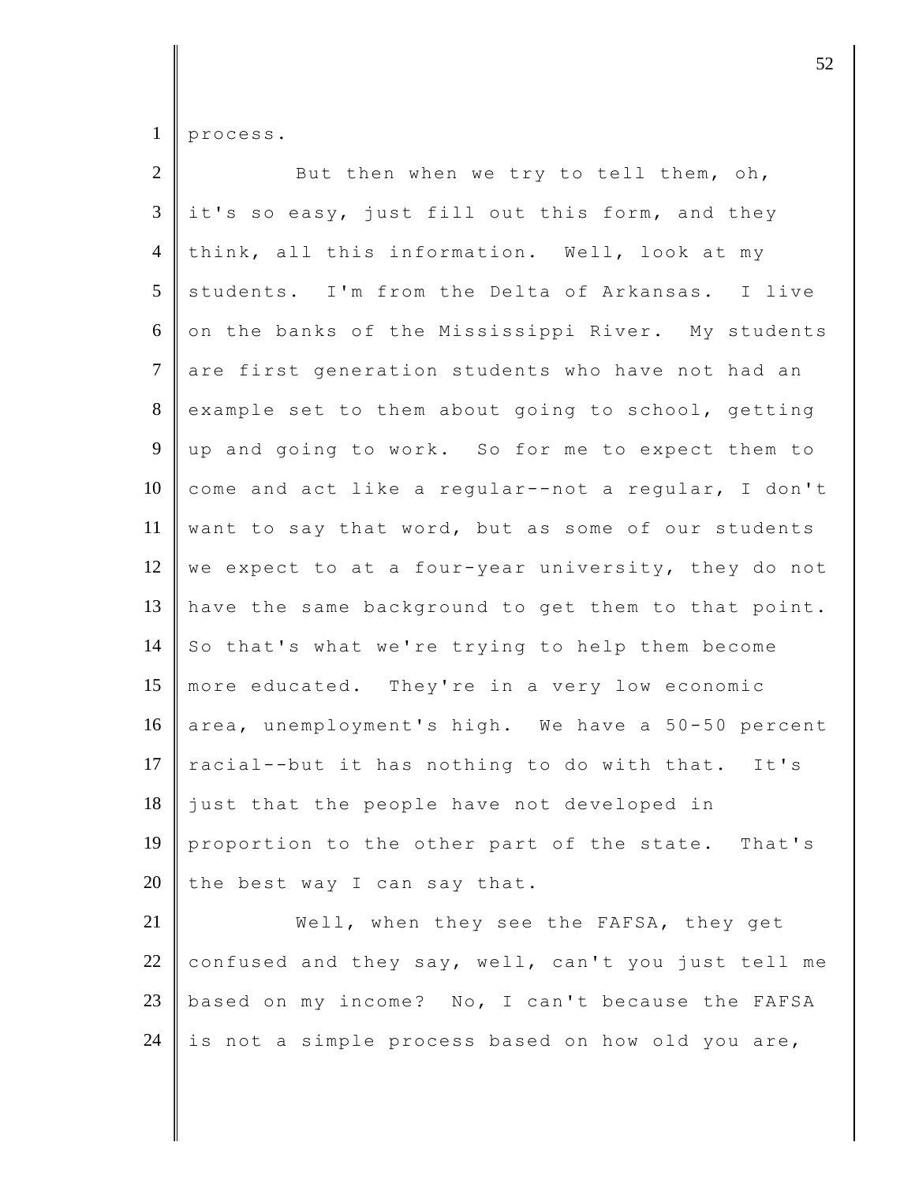process.

But then when we try to tell them, oh, it's so easy, just fill out this form, and they think, all this information. Well, look at my students. I'm from the Delta of Arkansas. I live on the banks of the Mississippi River. My students are first generation students who have not had an example set to them about going to school, getting up and going to work. So for me to expect them to come and act like a regular--not a regular, I don't want to say that word, but as some of our students we expect to at a four-year university, they do not have the same background to get them to that point. So that's what we're trying to help them become more educated. They're in a very low economic area, unemployment's high. We have a 50-50 percent racial--but it has nothing to do with that. It's just that the people have not developed in proportion to the other part of the state. That's the best way I can say that.

Well, when they see the FAFSA, they get confused and they say, well, can't you just tell me based on my income? No, I can't because the FAFSA is not a simple process based on how old you are,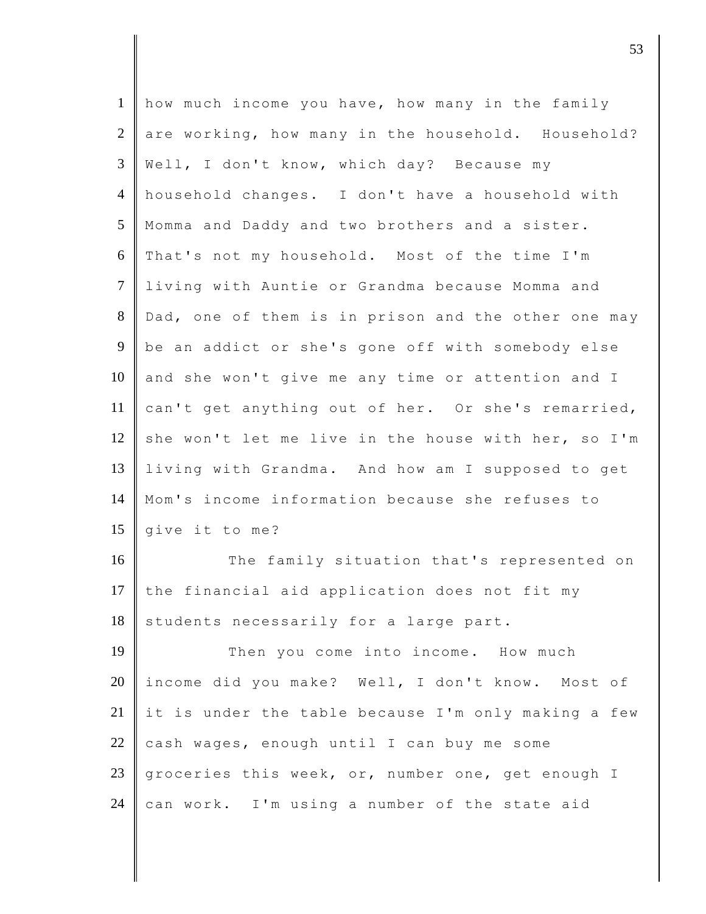how much income you have, how many in the family are working, how many in the household. Household? Well, I don't know, which day? Because my household changes. I don't have a household with Momma and Daddy and two brothers and a sister. That's not my household. Most of the time I'm living with Auntie or Grandma because Momma and Dad, one of them is in prison and the other one may be an addict or she's gone off with somebody else and she won't give me any time or attention and I can't get anything out of her. Or she's remarried, she won't let me live in the house with her, so I'm living with Grandma. And how am I supposed to get Mom's income information because she refuses to give it to me?

The family situation that's represented on the financial aid application does not fit my students necessarily for a large part.

Then you come into income. How much income did you make? Well, I don't know. Most of it is under the table because I'm only making a few cash wages, enough until I can buy me some groceries this week, or, number one, get enough I can work. I'm using a number of the state aid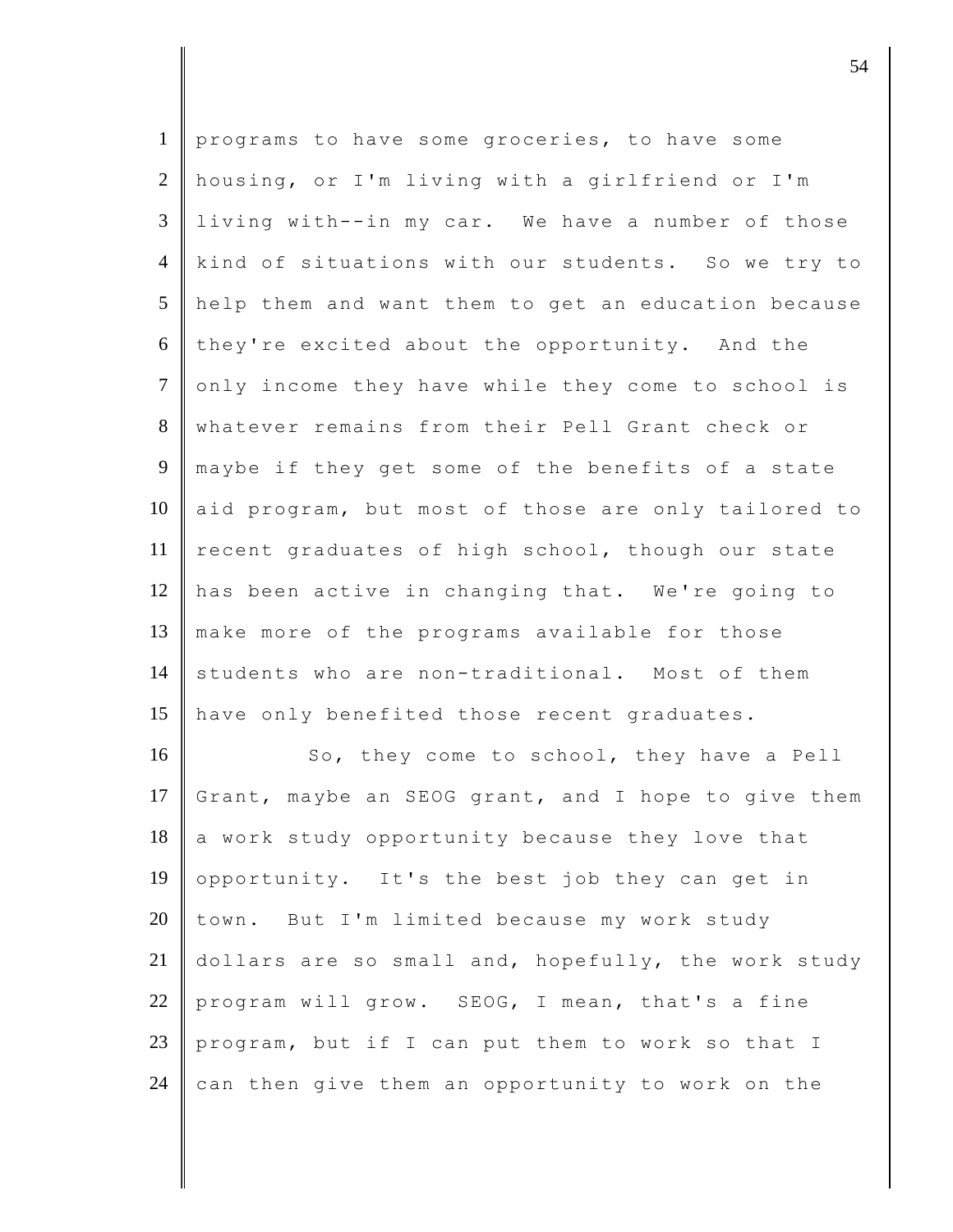programs to have some groceries, to have some housing, or I'm living with a girlfriend or I'm living with--in my car. We have a number of those kind of situations with our students. So we try to help them and want them to get an education because they're excited about the opportunity. And the only income they have while they come to school is whatever remains from their Pell Grant check or maybe if they get some of the benefits of a state aid program, but most of those are only tailored to recent graduates of high school, though our state has been active in changing that. We're going to make more of the programs available for those students who are non-traditional. Most of them have only benefited those recent graduates.

So, they come to school, they have a Pell Grant, maybe an SEOG grant, and I hope to give them a work study opportunity because they love that opportunity. It's the best job they can get in town. But I'm limited because my work study dollars are so small and, hopefully, the work study program will grow. SEOG, I mean, that's a fine program, but if I can put them to work so that I can then give them an opportunity to work on the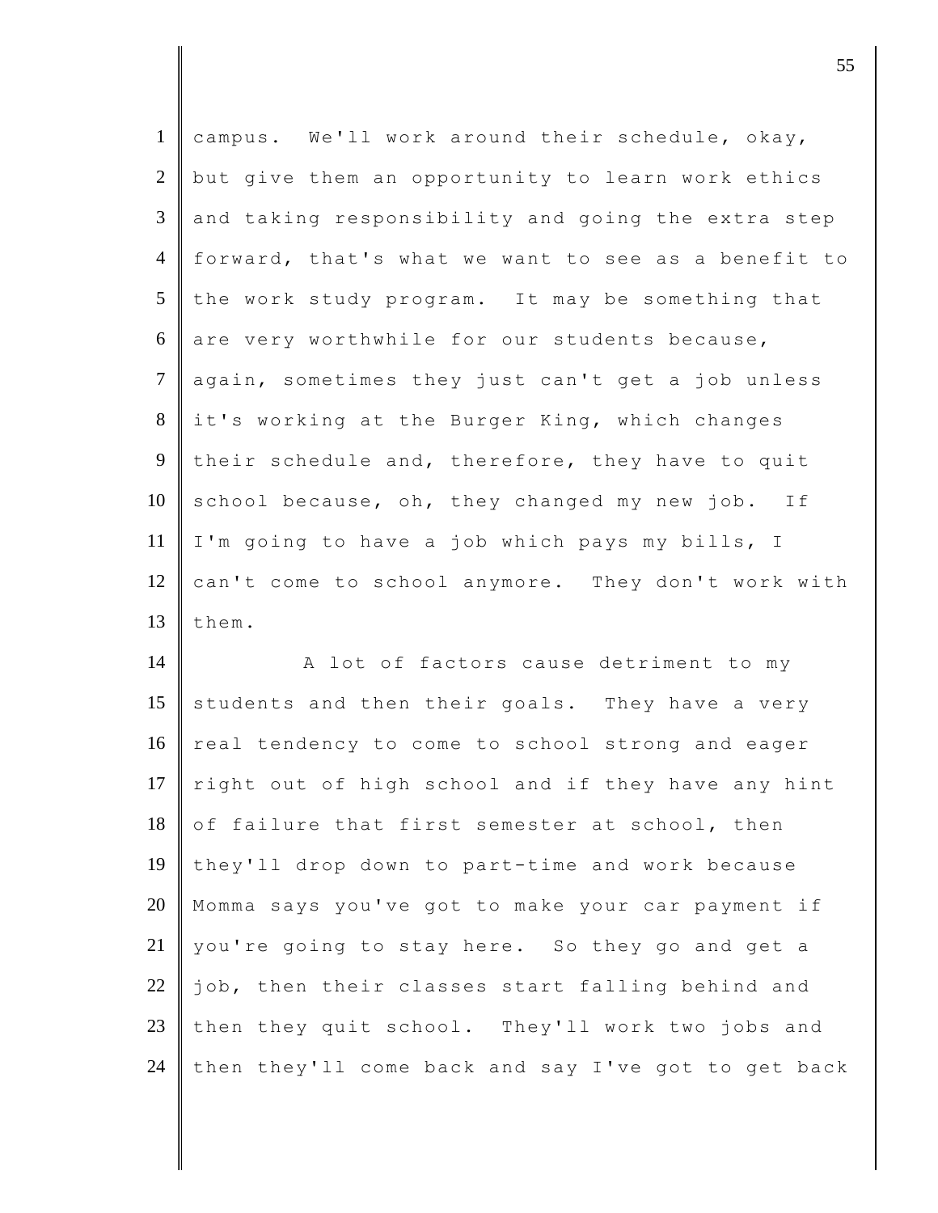campus. We'll work around their schedule, okay, but give them an opportunity to learn work ethics and taking responsibility and going the extra step forward, that's what we want to see as a benefit to the work study program. It may be something that are very worthwhile for our students because, again, sometimes they just can't get a job unless it's working at the Burger King, which changes their schedule and, therefore, they have to quit school because, oh, they changed my new job. If I'm going to have a job which pays my bills, I can't come to school anymore. They don't work with them.

A lot of factors cause detriment to my students and then their goals. They have a very real tendency to come to school strong and eager right out of high school and if they have any hint of failure that first semester at school, then they'll drop down to part-time and work because Momma says you've got to make your car payment if you're going to stay here. So they go and get a job, then their classes start falling behind and then they quit school. They'll work two jobs and then they'll come back and say I've got to get back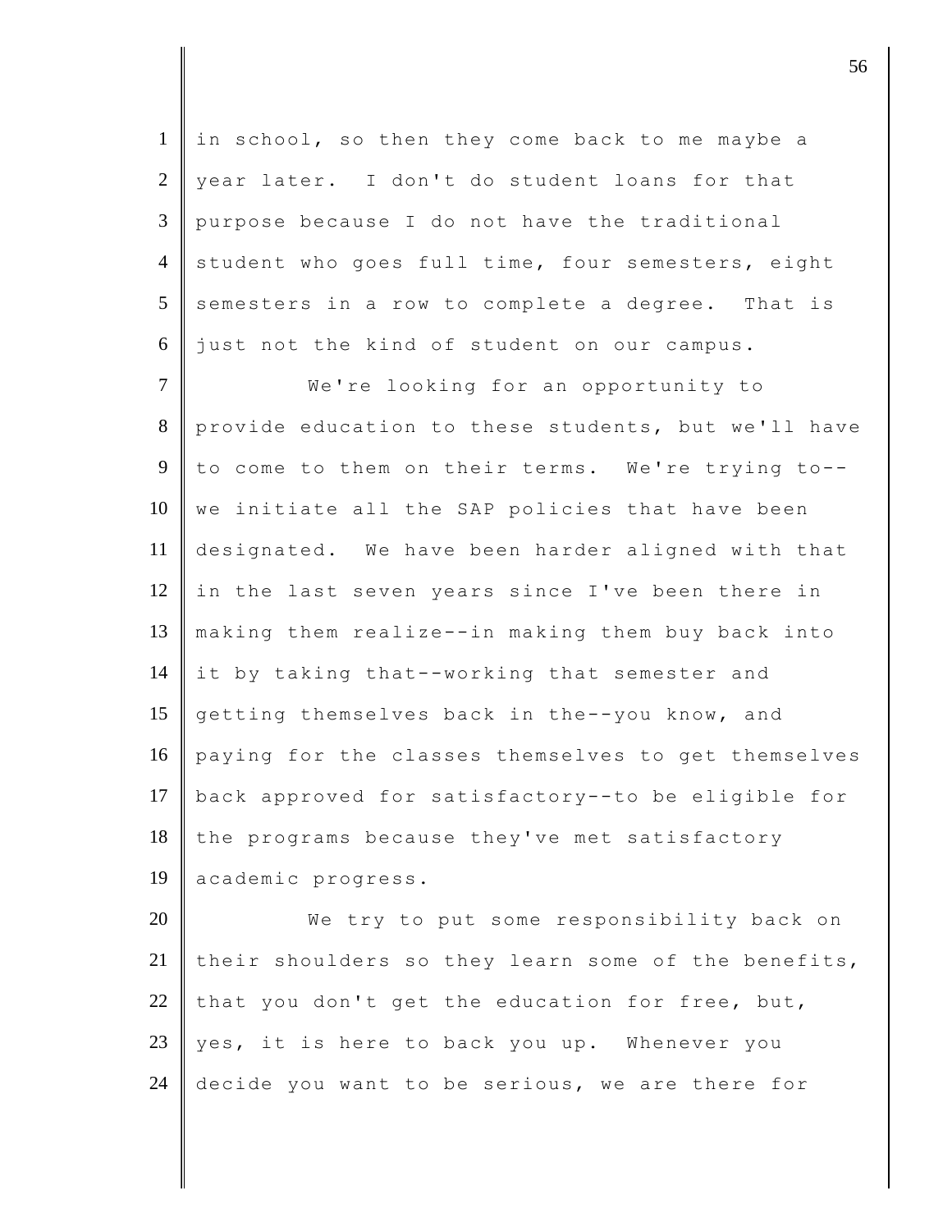in school, so then they come back to me maybe a year later. I don't do student loans for that purpose because I do not have the traditional student who goes full time, four semesters, eight semesters in a row to complete a degree. That is just not the kind of student on our campus.

We're looking for an opportunity to provide education to these students, but we'll have to come to them on their terms. We're trying to--we initiate all the SAP policies that have been designated. We have been harder aligned with that in the last seven years since I've been there in making them realize--in making them buy back into it by taking that--working that semester and getting themselves back in the--you know, and paying for the classes themselves to get themselves back approved for satisfactory--to be eligible for the programs because they've met satisfactory academic progress.

We try to put some responsibility back on their shoulders so they learn some of the benefits, that you don't get the education for free, but, yes, it is here to back you up. Whenever you decide you want to be serious, we are there for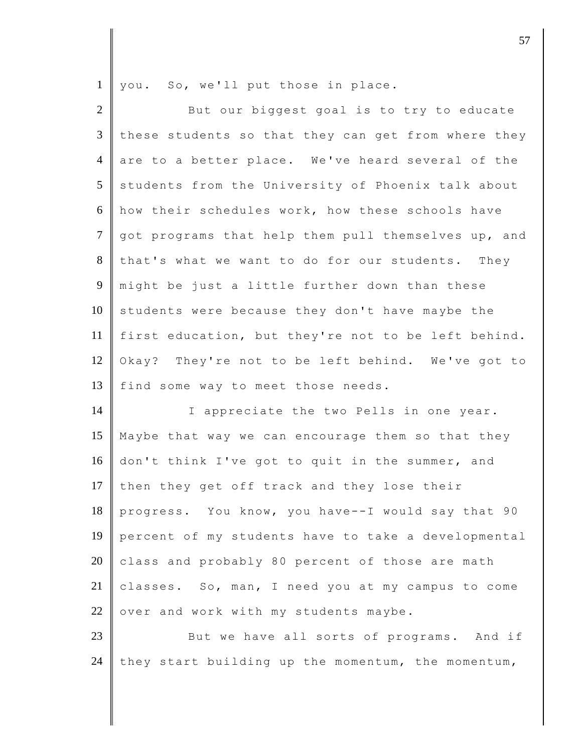you. So, we'll put those in place.

But our biggest goal is to try to educate these students so that they can get from where they are to a better place. We've heard several of the students from the University of Phoenix talk about how their schedules work, how these schools have got programs that help them pull themselves up, and that's what we want to do for our students. They might be just a little further down than these students were because they don't have maybe the first education, but they're not to be left behind. Okay? They're not to be left behind. We've got to find some way to meet those needs.

I appreciate the two Pells in one year. Maybe that way we can encourage them so that they don't think I've got to quit in the summer, and then they get off track and they lose their progress. You know, you have--I would say that 90 percent of my students have to take a developmental class and probably 80 percent of those are math classes. So, man, I need you at my campus to come over and work with my students maybe.

But we have all sorts of programs. And if they start building up the momentum, the momentum,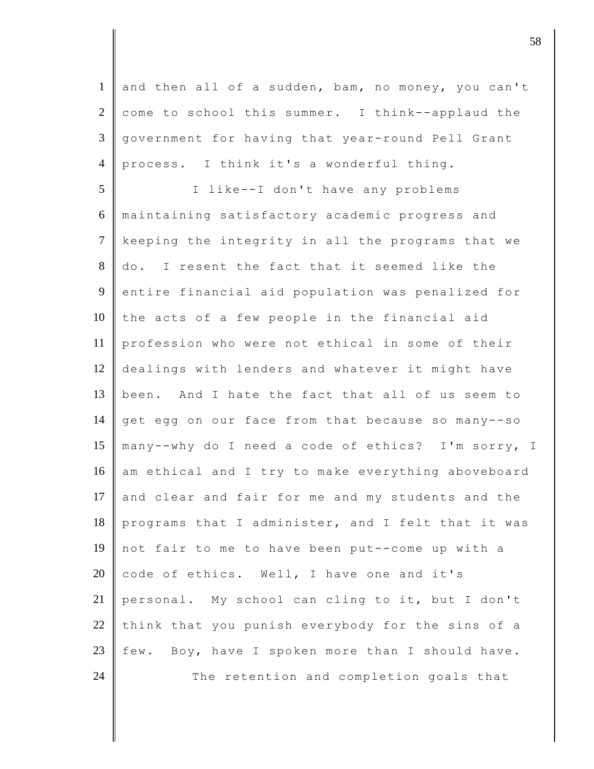and then all of a sudden, bam, no money, you can't come to school this summer. I think--applaud the government for having that year-round Pell Grant process. I think it's a wonderful thing.

I like--I don't have any problems maintaining satisfactory academic progress and keeping the integrity in all the programs that we do. I resent the fact that it seemed like the entire financial aid population was penalized for the acts of a few people in the financial aid profession who were not ethical in some of their dealings with lenders and whatever it might have been. And I hate the fact that all of us seem to get egg on our face from that because so many--so many--why do I need a code of ethics? I'm sorry, I am ethical and I try to make everything aboveboard and clear and fair for me and my students and the programs that I administer, and I felt that it was not fair to me to have been put--come up with a code of ethics. Well, I have one and it's personal. My school can cling to it, but I don't think that you punish everybody for the sins of a few. Boy, have I spoken more than I should have.

The retention and completion goals that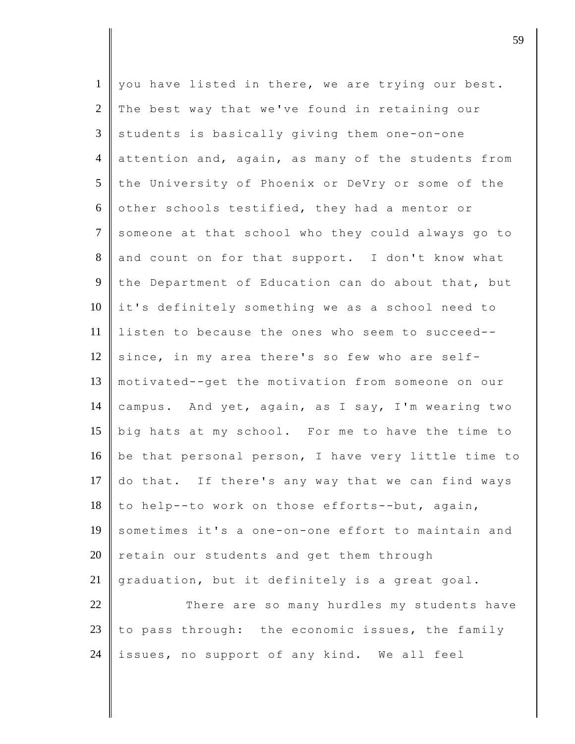you have listed in there, we are trying our best. The best way that we've found in retaining our students is basically giving them one-on-one attention and, again, as many of the students from the University of Phoenix or DeVry or some of the other schools testified, they had a mentor or someone at that school who they could always go to and count on for that support. I don't know what the Department of Education can do about that, but it's definitely something we as a school need to listen to because the ones who seem to succeed--since, in my area there's so few who are self-motivated--get the motivation from someone on our campus. And yet, again, as I say, I'm wearing two big hats at my school. For me to have the time to be that personal person, I have very little time to do that. If there's any way that we can find ways to help--to work on those efforts--but, again, sometimes it's a one-on-one effort to maintain and retain our students and get them through graduation, but it definitely is a great goal.

There are so many hurdles my students have to pass through: the economic issues, the family issues, no support of any kind. We all feel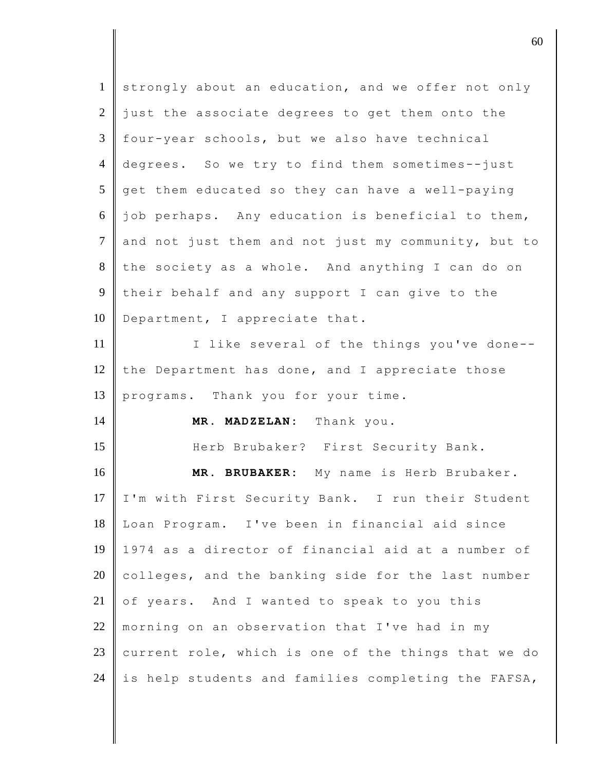strongly about an education, and we offer not only just the associate degrees to get them onto the four-year schools, but we also have technical degrees. So we try to find them sometimes--just get them educated so they can have a well-paying job perhaps. Any education is beneficial to them, and not just them and not just my community, but to the society as a whole. And anything I can do on their behalf and any support I can give to the Department, I appreciate that.

I like several of the things you've done--the Department has done, and I appreciate those programs. Thank you for your time.

**MR. MADZELAN:** Thank you.

Herb Brubaker? First Security Bank.

**MR. BRUBAKER:** My name is Herb Brubaker. I'm with First Security Bank. I run their Student Loan Program. I've been in financial aid since 1974 as a director of financial aid at a number of colleges, and the banking side for the last number of years. And I wanted to speak to you this morning on an observation that I've had in my current role, which is one of the things that we do is help students and families completing the FAFSA,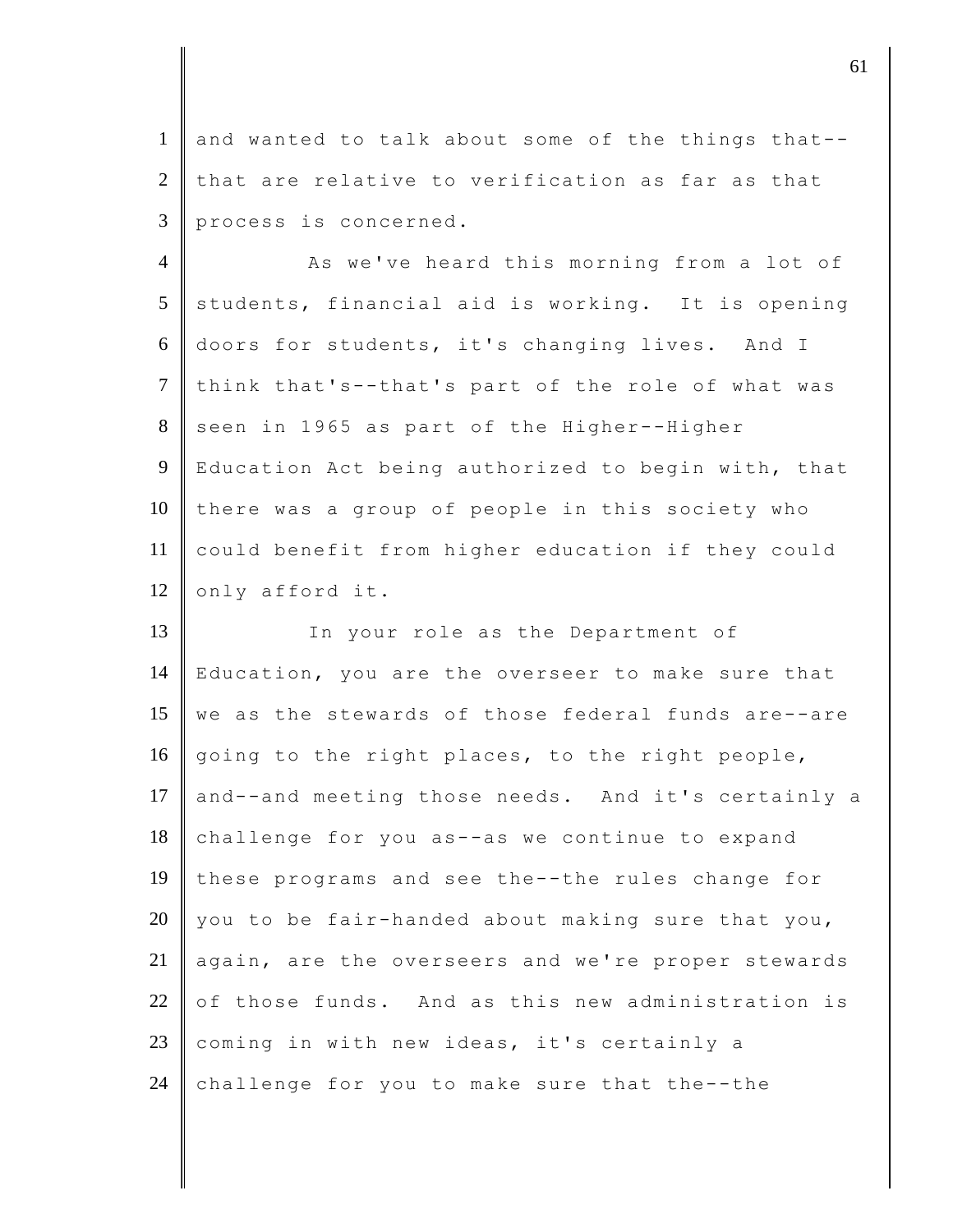and wanted to talk about some of the things that--that are relative to verification as far as that process is concerned.

As we've heard this morning from a lot of students, financial aid is working. It is opening doors for students, it's changing lives. And I think that's--that's part of the role of what was seen in 1965 as part of the Higher--Higher Education Act being authorized to begin with, that there was a group of people in this society who could benefit from higher education if they could only afford it.

In your role as the Department of Education, you are the overseer to make sure that we as the stewards of those federal funds are--are going to the right places, to the right people, and--and meeting those needs. And it's certainly a challenge for you as--as we continue to expand these programs and see the--the rules change for you to be fair-handed about making sure that you, again, are the overseers and we're proper stewards of those funds. And as this new administration is coming in with new ideas, it's certainly a challenge for you to make sure that the--the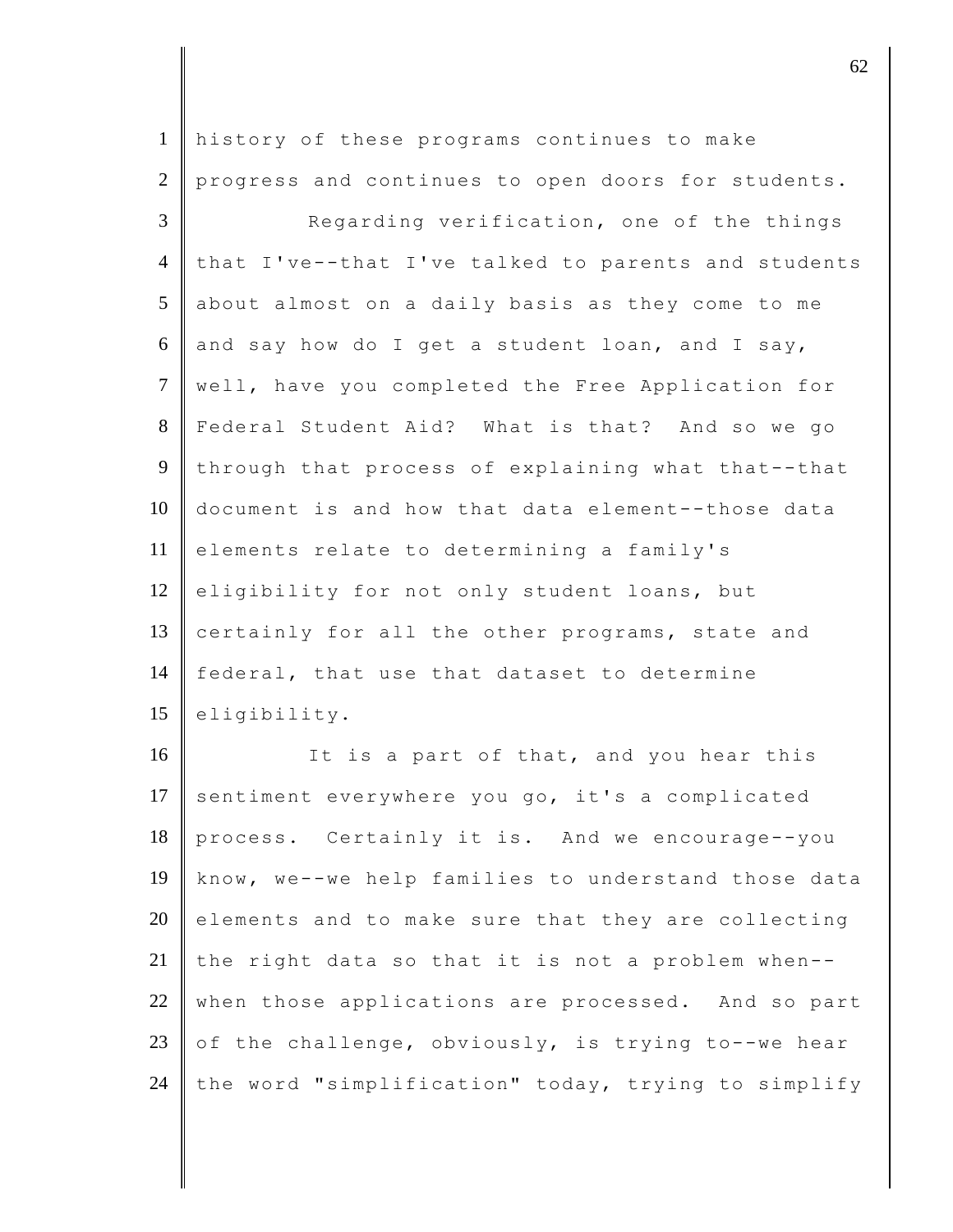history of these programs continues to make progress and continues to open doors for students.

Regarding verification, one of the things that I've--that I've talked to parents and students about almost on a daily basis as they come to me and say how do I get a student loan, and I say, well, have you completed the Free Application for Federal Student Aid? What is that? And so we go through that process of explaining what that--that document is and how that data element--those data elements relate to determining a family's eligibility for not only student loans, but certainly for all the other programs, state and federal, that use that dataset to determine eligibility.

It is a part of that, and you hear this sentiment everywhere you go, it's a complicated process. Certainly it is. And we encourage--you know, we--we help families to understand those data elements and to make sure that they are collecting the right data so that it is not a problem when--when those applications are processed. And so part of the challenge, obviously, is trying to--we hear the word "simplification" today, trying to simplify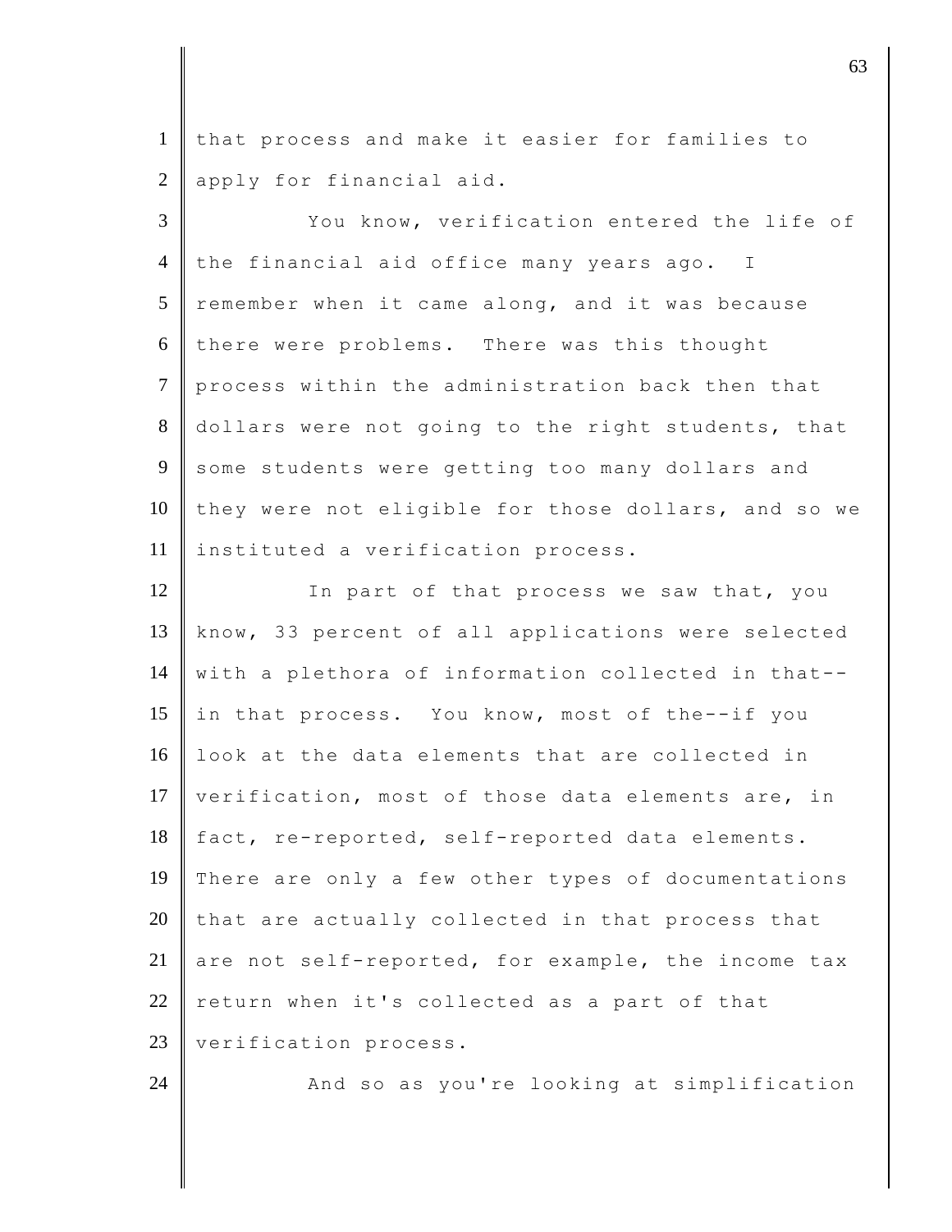that process and make it easier for families to apply for financial aid.

You know, verification entered the life of the financial aid office many years ago. I remember when it came along, and it was because there were problems. There was this thought process within the administration back then that dollars were not going to the right students, that some students were getting too many dollars and they were not eligible for those dollars, and so we instituted a verification process.

In part of that process we saw that, you know, 33 percent of all applications were selected with a plethora of information collected in that--in that process. You know, most of the--if you look at the data elements that are collected in verification, most of those data elements are, in fact, re-reported, self-reported data elements. There are only a few other types of documentations that are actually collected in that process that are not self-reported, for example, the income tax return when it's collected as a part of that verification process.

And so as you're looking at simplification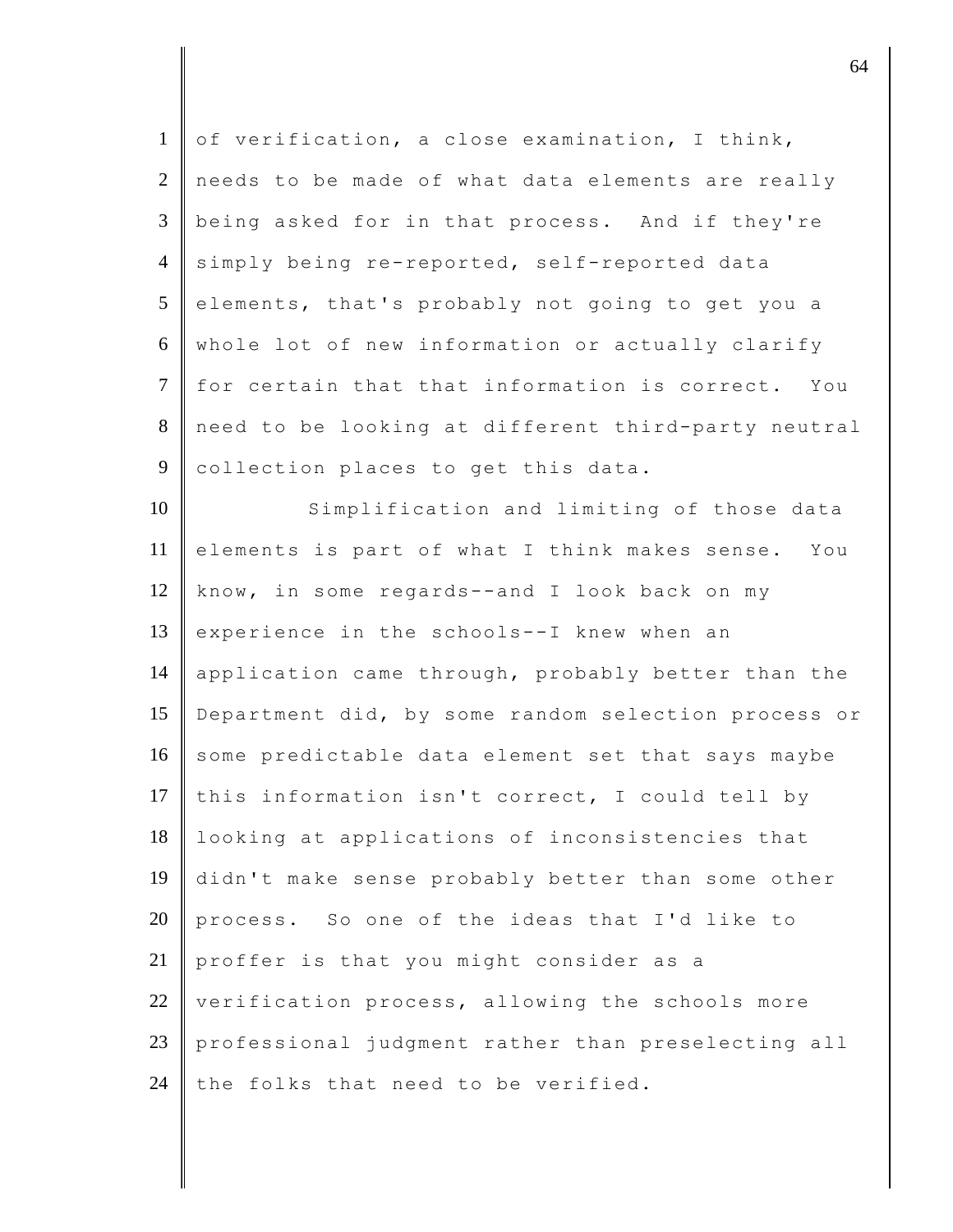of verification, a close examination, I think, needs to be made of what data elements are really being asked for in that process. And if they're simply being re-reported, self-reported data elements, that's probably not going to get you a whole lot of new information or actually clarify for certain that that information is correct. You need to be looking at different third-party neutral collection places to get this data.

Simplification and limiting of those data elements is part of what I think makes sense. You know, in some regards--and I look back on my experience in the schools--I knew when an application came through, probably better than the Department did, by some random selection process or some predictable data element set that says maybe this information isn't correct, I could tell by looking at applications of inconsistencies that didn't make sense probably better than some other process. So one of the ideas that I'd like to proffer is that you might consider as a verification process, allowing the schools more professional judgment rather than preselecting all the folks that need to be verified.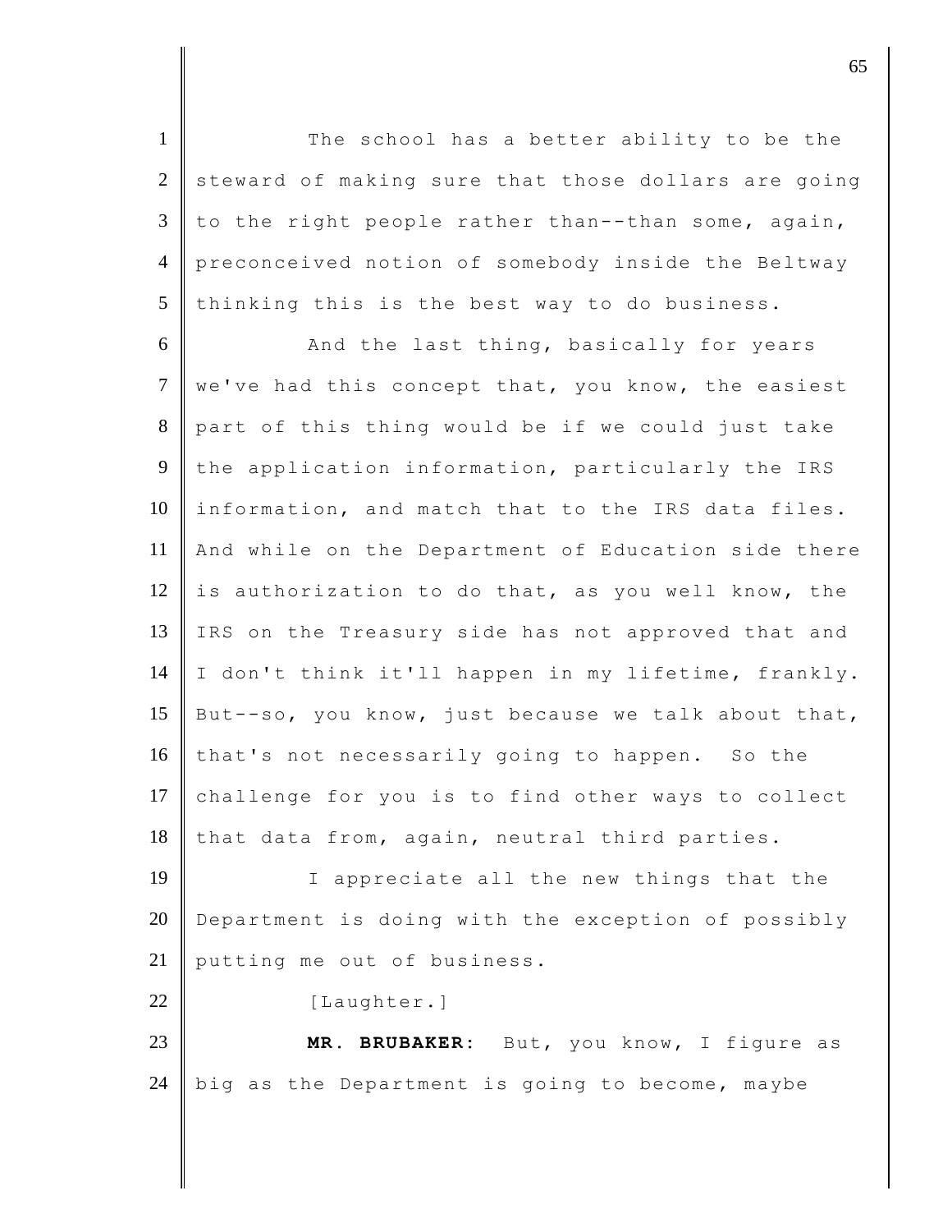The school has a better ability to be the steward of making sure that those dollars are going to the right people rather than--than some, again, preconceived notion of somebody inside the Beltway thinking this is the best way to do business.

And the last thing, basically for years we've had this concept that, you know, the easiest part of this thing would be if we could just take the application information, particularly the IRS information, and match that to the IRS data files. And while on the Department of Education side there is authorization to do that, as you well know, the IRS on the Treasury side has not approved that and I don't think it'll happen in my lifetime, frankly. But--so, you know, just because we talk about that, that's not necessarily going to happen. So the challenge for you is to find other ways to collect that data from, again, neutral third parties.

I appreciate all the new things that the Department is doing with the exception of possibly putting me out of business.

[Laughter.]

**MR. BRUBAKER:** But, you know, I figure as big as the Department is going to become, maybe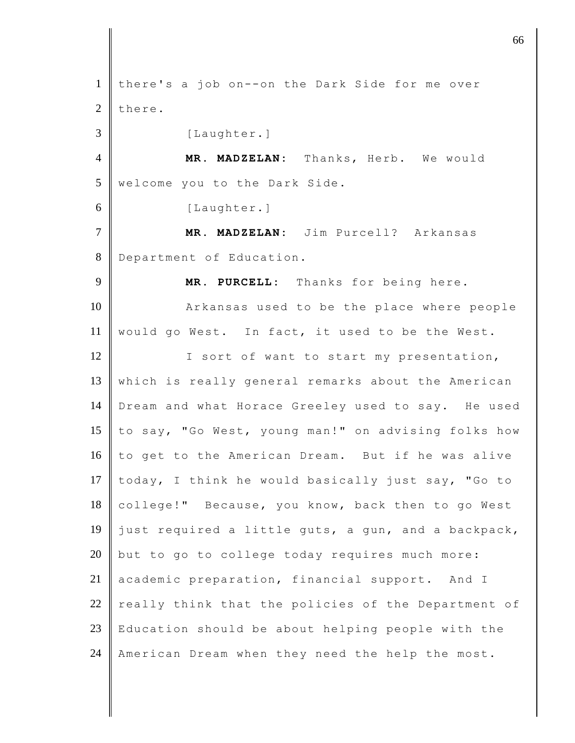there's a job on--on the Dark Side for me over there.

[Laughter.]

**MR. MADZELAN:** Thanks, Herb. We would welcome you to the Dark Side.

[Laughter.]

**MR. MADZELAN:** Jim Purcell? Arkansas Department of Education.

**MR. PURCELL:** Thanks for being here.

Arkansas used to be the place where people would go West. In fact, it used to be the West.

I sort of want to start my presentation, which is really general remarks about the American Dream and what Horace Greeley used to say. He used to say, "Go West, young man!" on advising folks how to get to the American Dream. But if he was alive today, I think he would basically just say, "Go to college!" Because, you know, back then to go West just required a little guts, a gun, and a backpack, but to go to college today requires much more: academic preparation, financial support. And I really think that the policies of the Department of Education should be about helping people with the American Dream when they need the help the most.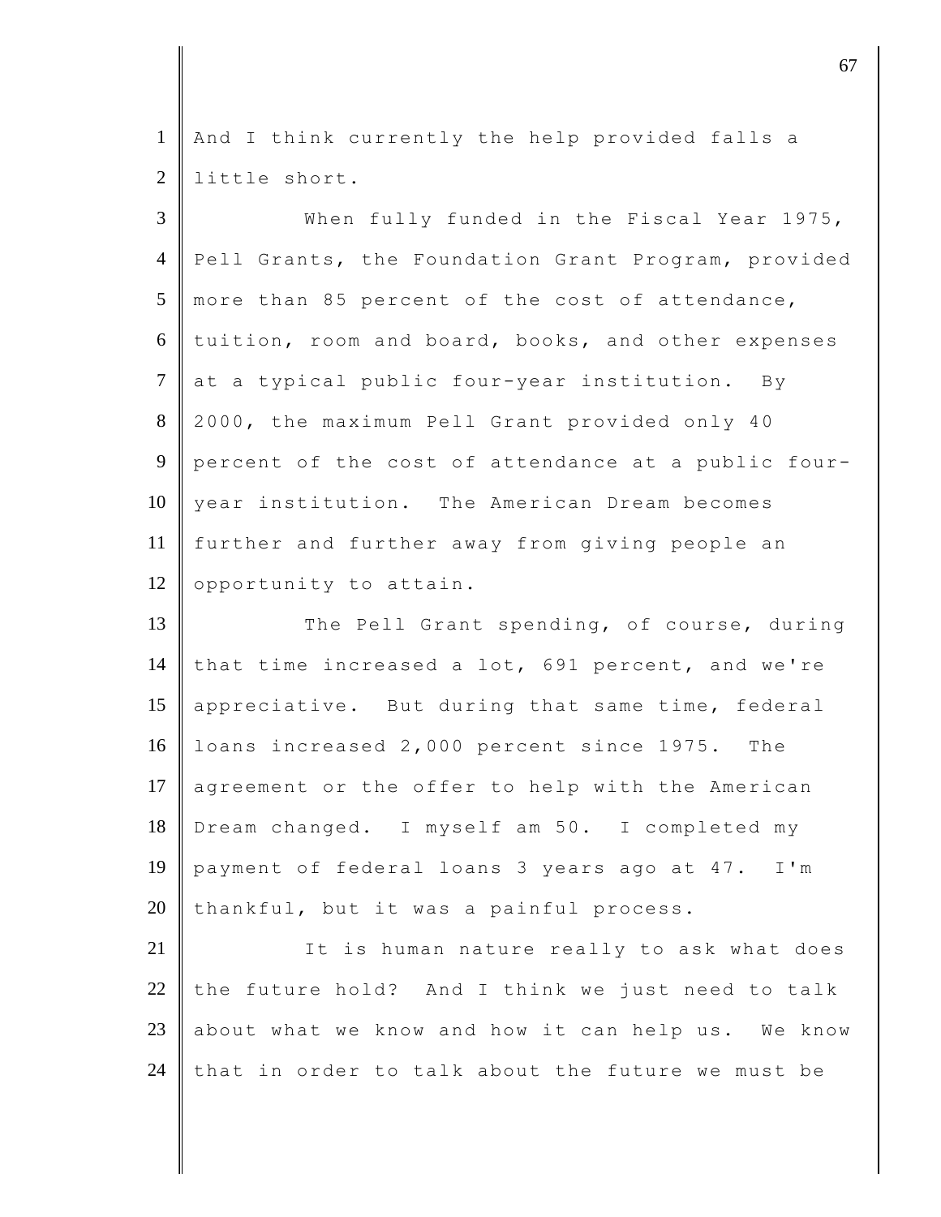And I think currently the help provided falls a little short.

When fully funded in the Fiscal Year 1975, Pell Grants, the Foundation Grant Program, provided more than 85 percent of the cost of attendance, tuition, room and board, books, and other expenses at a typical public four-year institution. By 2000, the maximum Pell Grant provided only 40 percent of the cost of attendance at a public four-year institution. The American Dream becomes further and further away from giving people an opportunity to attain.

The Pell Grant spending, of course, during that time increased a lot, 691 percent, and we're appreciative. But during that same time, federal loans increased 2,000 percent since 1975. The agreement or the offer to help with the American Dream changed. I myself am 50. I completed my payment of federal loans 3 years ago at 47. I'm thankful, but it was a painful process.

It is human nature really to ask what does the future hold? And I think we just need to talk about what we know and how it can help us. We know that in order to talk about the future we must be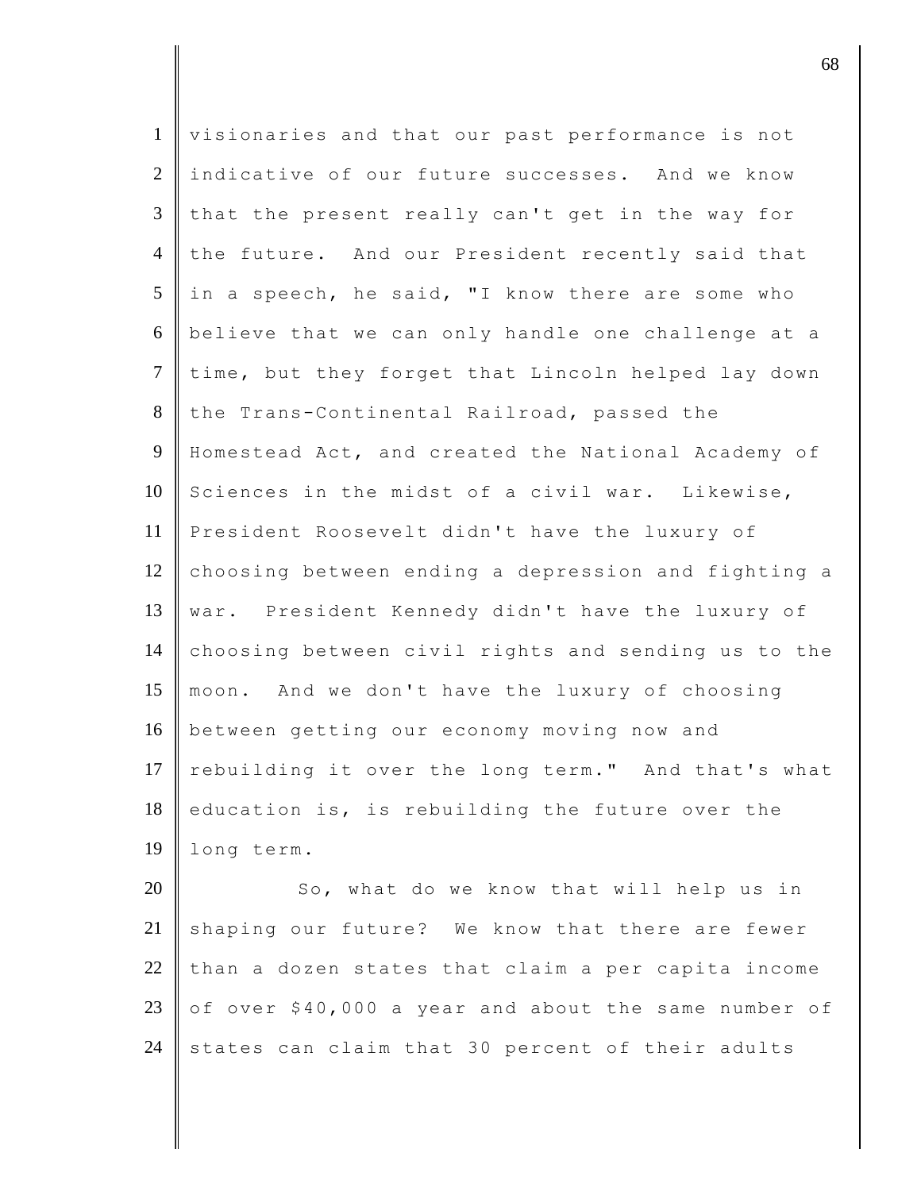visionaries and that our past performance is not indicative of our future successes. And we know that the present really can't get in the way for the future. And our President recently said that in a speech, he said, "I know there are some who believe that we can only handle one challenge at a time, but they forget that Lincoln helped lay down the Trans-Continental Railroad, passed the Homestead Act, and created the National Academy of Sciences in the midst of a civil war. Likewise, President Roosevelt didn't have the luxury of choosing between ending a depression and fighting a war. President Kennedy didn't have the luxury of choosing between civil rights and sending us to the moon. And we don't have the luxury of choosing between getting our economy moving now and rebuilding it over the long term." And that's what education is, is rebuilding the future over the long term.

So, what do we know that will help us in shaping our future? We know that there are fewer than a dozen states that claim a per capita income of over $40,000 a year and about the same number of states can claim that 30 percent of their adults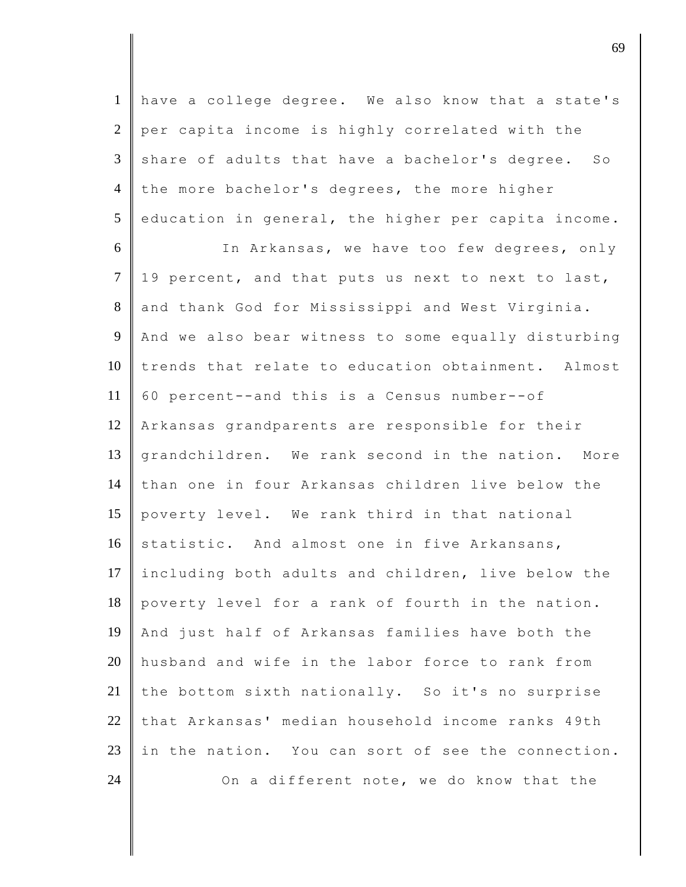have a college degree. We also know that a state's per capita income is highly correlated with the share of adults that have a bachelor's degree. So the more bachelor's degrees, the more higher education in general, the higher per capita income.

In Arkansas, we have too few degrees, only 19 percent, and that puts us next to next to last, and thank God for Mississippi and West Virginia. And we also bear witness to some equally disturbing trends that relate to education obtainment. Almost 60 percent--and this is a Census number--of Arkansas grandparents are responsible for their grandchildren. We rank second in the nation. More than one in four Arkansas children live below the poverty level. We rank third in that national statistic. And almost one in five Arkansans, including both adults and children, live below the poverty level for a rank of fourth in the nation. And just half of Arkansas families have both the husband and wife in the labor force to rank from the bottom sixth nationally. So it's no surprise that Arkansas' median household income ranks 49th in the nation. You can sort of see the connection.

On a different note, we do know that the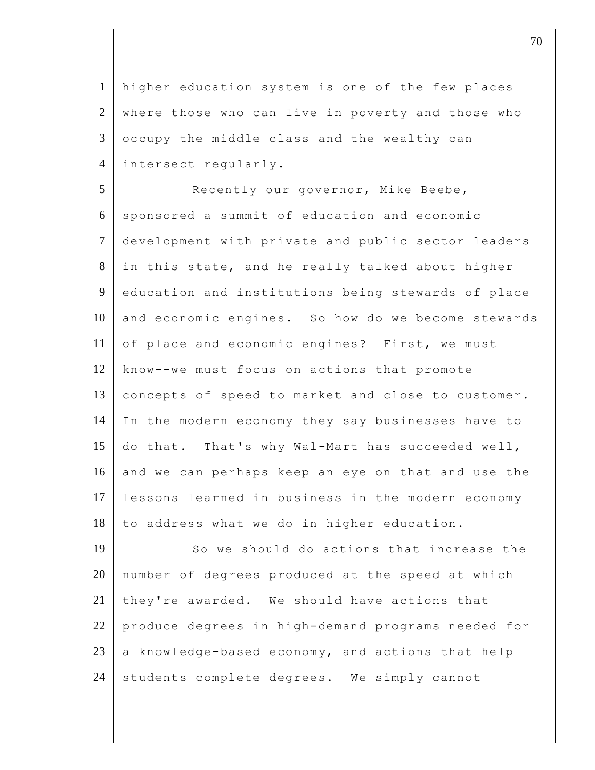higher education system is one of the few places where those who can live in poverty and those who occupy the middle class and the wealthy can intersect regularly.

Recently our governor, Mike Beebe, sponsored a summit of education and economic development with private and public sector leaders in this state, and he really talked about higher education and institutions being stewards of place and economic engines. So how do we become stewards of place and economic engines? First, we must know--we must focus on actions that promote concepts of speed to market and close to customer. In the modern economy they say businesses have to do that. That's why Wal-Mart has succeeded well, and we can perhaps keep an eye on that and use the lessons learned in business in the modern economy to address what we do in higher education.

So we should do actions that increase the number of degrees produced at the speed at which they're awarded. We should have actions that produce degrees in high-demand programs needed for a knowledge-based economy, and actions that help students complete degrees. We simply cannot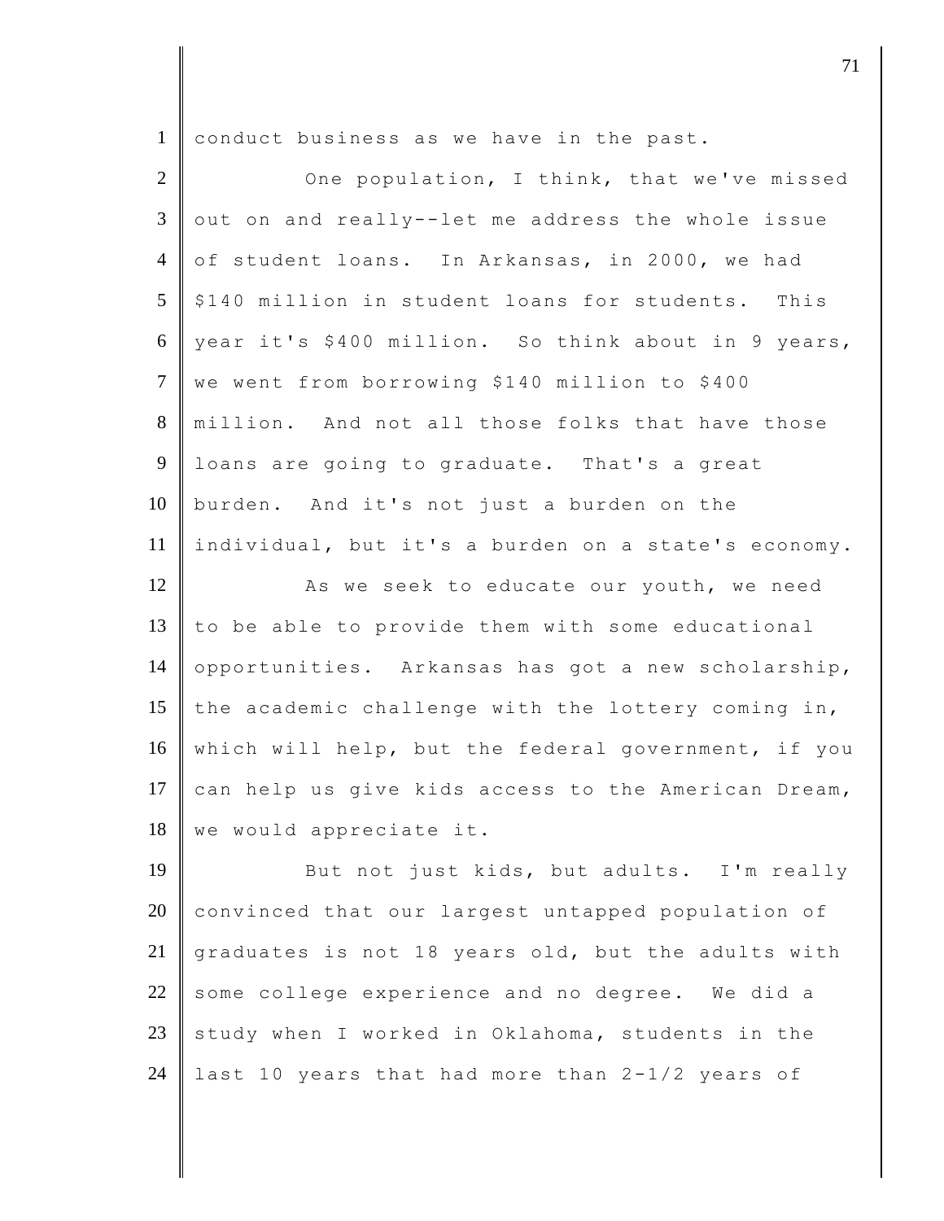conduct business as we have in the past.

One population, I think, that we've missed out on and really--let me address the whole issue of student loans. In Arkansas, in 2000, we had $140 million in student loans for students. This year it's $400 million. So think about in 9 years, we went from borrowing $140 million to $400 million. And not all those folks that have those loans are going to graduate. That's a great burden. And it's not just a burden on the individual, but it's a burden on a state's economy.

As we seek to educate our youth, we need to be able to provide them with some educational opportunities. Arkansas has got a new scholarship, the academic challenge with the lottery coming in, which will help, but the federal government, if you can help us give kids access to the American Dream, we would appreciate it.

But not just kids, but adults. I'm really convinced that our largest untapped population of graduates is not 18 years old, but the adults with some college experience and no degree. We did a study when I worked in Oklahoma, students in the last 10 years that had more than 2-1/2 years of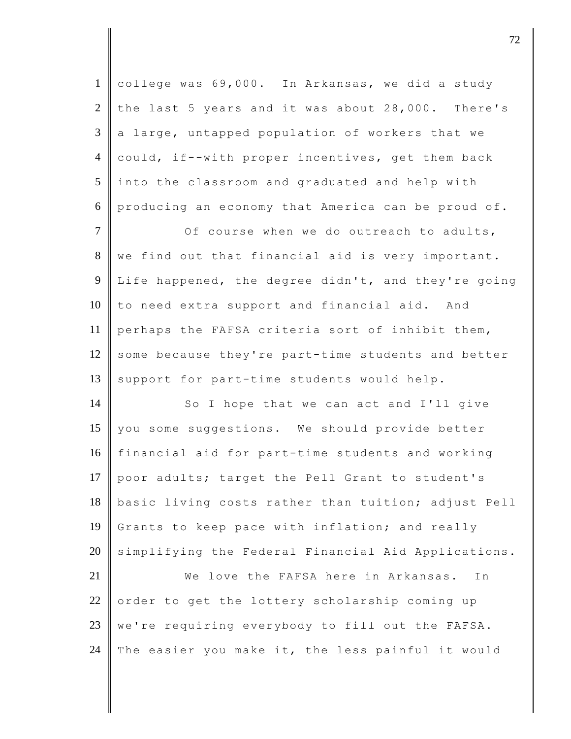college was 69,000. In Arkansas, we did a study the last 5 years and it was about 28,000. There's a large, untapped population of workers that we could, if--with proper incentives, get them back into the classroom and graduated and help with producing an economy that America can be proud of.

Of course when we do outreach to adults, we find out that financial aid is very important. Life happened, the degree didn't, and they're going to need extra support and financial aid. And perhaps the FAFSA criteria sort of inhibit them, some because they're part-time students and better support for part-time students would help.

So I hope that we can act and I'll give you some suggestions. We should provide better financial aid for part-time students and working poor adults; target the Pell Grant to student's basic living costs rather than tuition; adjust Pell Grants to keep pace with inflation; and really simplifying the Federal Financial Aid Applications.

We love the FAFSA here in Arkansas. In order to get the lottery scholarship coming up we're requiring everybody to fill out the FAFSA. The easier you make it, the less painful it would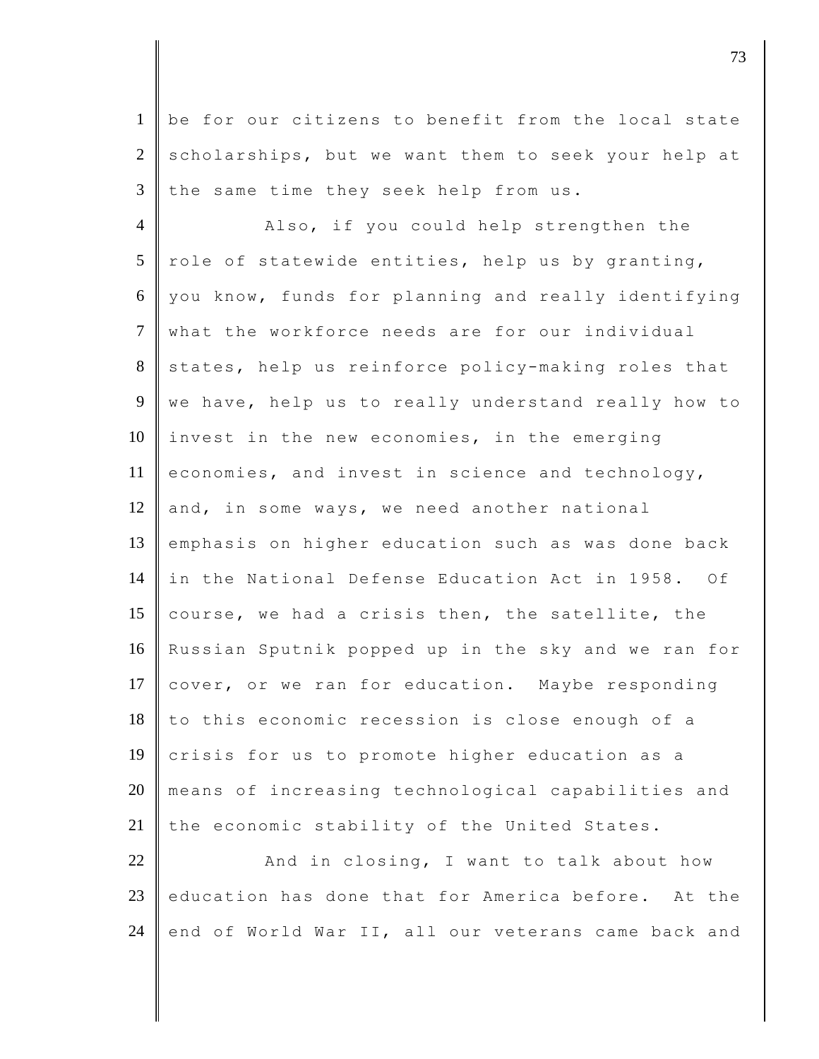be for our citizens to benefit from the local state scholarships, but we want them to seek your help at the same time they seek help from us.

Also, if you could help strengthen the role of statewide entities, help us by granting, you know, funds for planning and really identifying what the workforce needs are for our individual states, help us reinforce policy-making roles that we have, help us to really understand really how to invest in the new economies, in the emerging economies, and invest in science and technology, and, in some ways, we need another national emphasis on higher education such as was done back in the National Defense Education Act in 1958. Of course, we had a crisis then, the satellite, the Russian Sputnik popped up in the sky and we ran for cover, or we ran for education. Maybe responding to this economic recession is close enough of a crisis for us to promote higher education as a means of increasing technological capabilities and the economic stability of the United States.

And in closing, I want to talk about how education has done that for America before. At the end of World War II, all our veterans came back and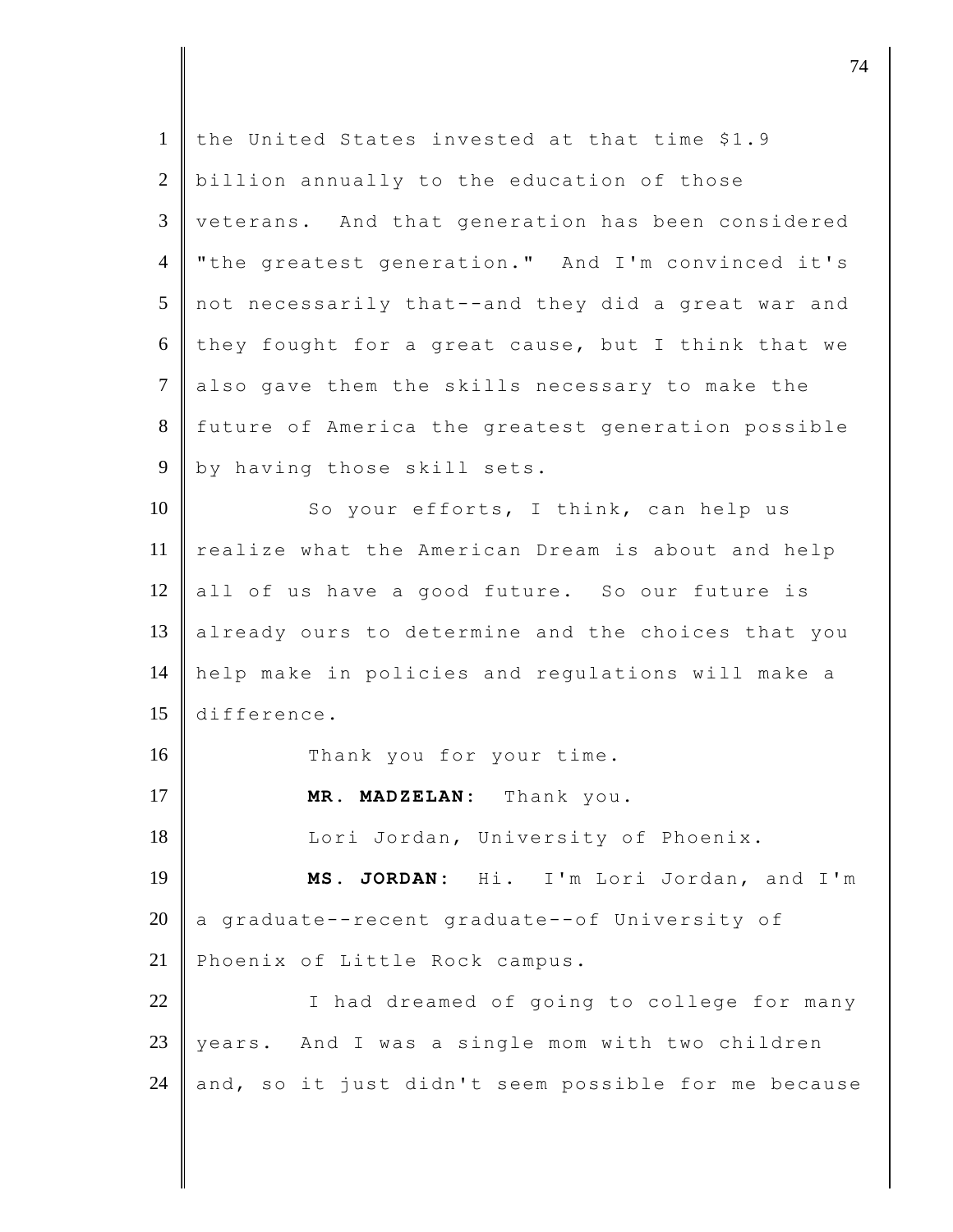the United States invested at that time $1.9 billion annually to the education of those veterans. And that generation has been considered "the greatest generation." And I'm convinced it's not necessarily that--and they did a great war and they fought for a great cause, but I think that we also gave them the skills necessary to make the future of America the greatest generation possible by having those skill sets.

So your efforts, I think, can help us realize what the American Dream is about and help all of us have a good future. So our future is already ours to determine and the choices that you help make in policies and regulations will make a difference.

Thank you for your time.

**MR. MADZELAN:** Thank you.

Lori Jordan, University of Phoenix.

**MS. JORDAN:** Hi. I'm Lori Jordan, and I'm a graduate--recent graduate--of University of Phoenix of Little Rock campus.

I had dreamed of going to college for many years. And I was a single mom with two children and, so it just didn't seem possible for me because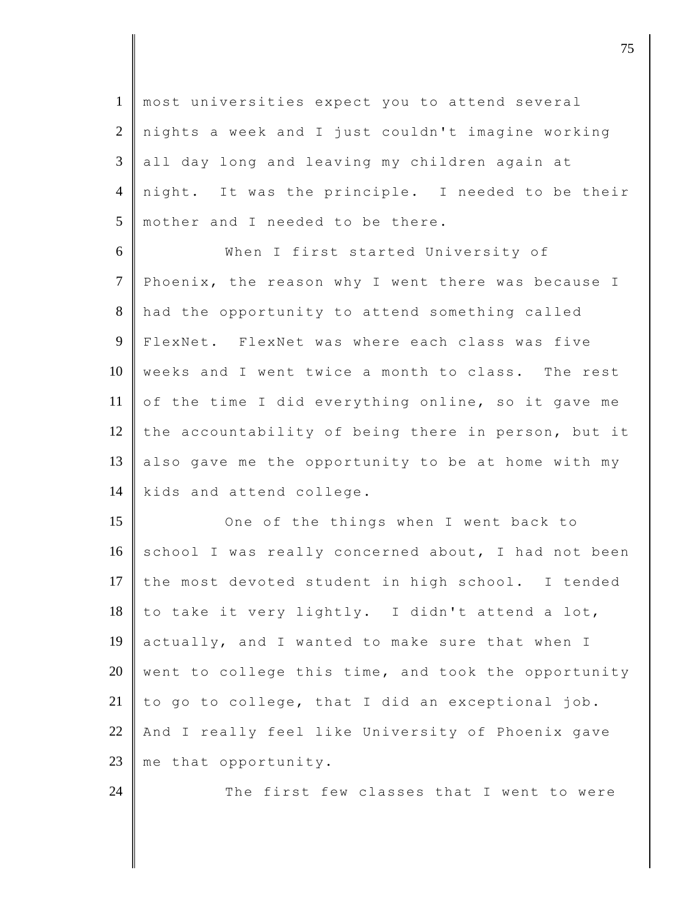most universities expect you to attend several nights a week and I just couldn't imagine working all day long and leaving my children again at night. It was the principle. I needed to be their mother and I needed to be there.

When I first started University of Phoenix, the reason why I went there was because I had the opportunity to attend something called FlexNet. FlexNet was where each class was five weeks and I went twice a month to class. The rest of the time I did everything online, so it gave me the accountability of being there in person, but it also gave me the opportunity to be at home with my kids and attend college.

One of the things when I went back to school I was really concerned about, I had not been the most devoted student in high school. I tended to take it very lightly. I didn't attend a lot, actually, and I wanted to make sure that when I went to college this time, and took the opportunity to go to college, that I did an exceptional job. And I really feel like University of Phoenix gave me that opportunity.

The first few classes that I went to were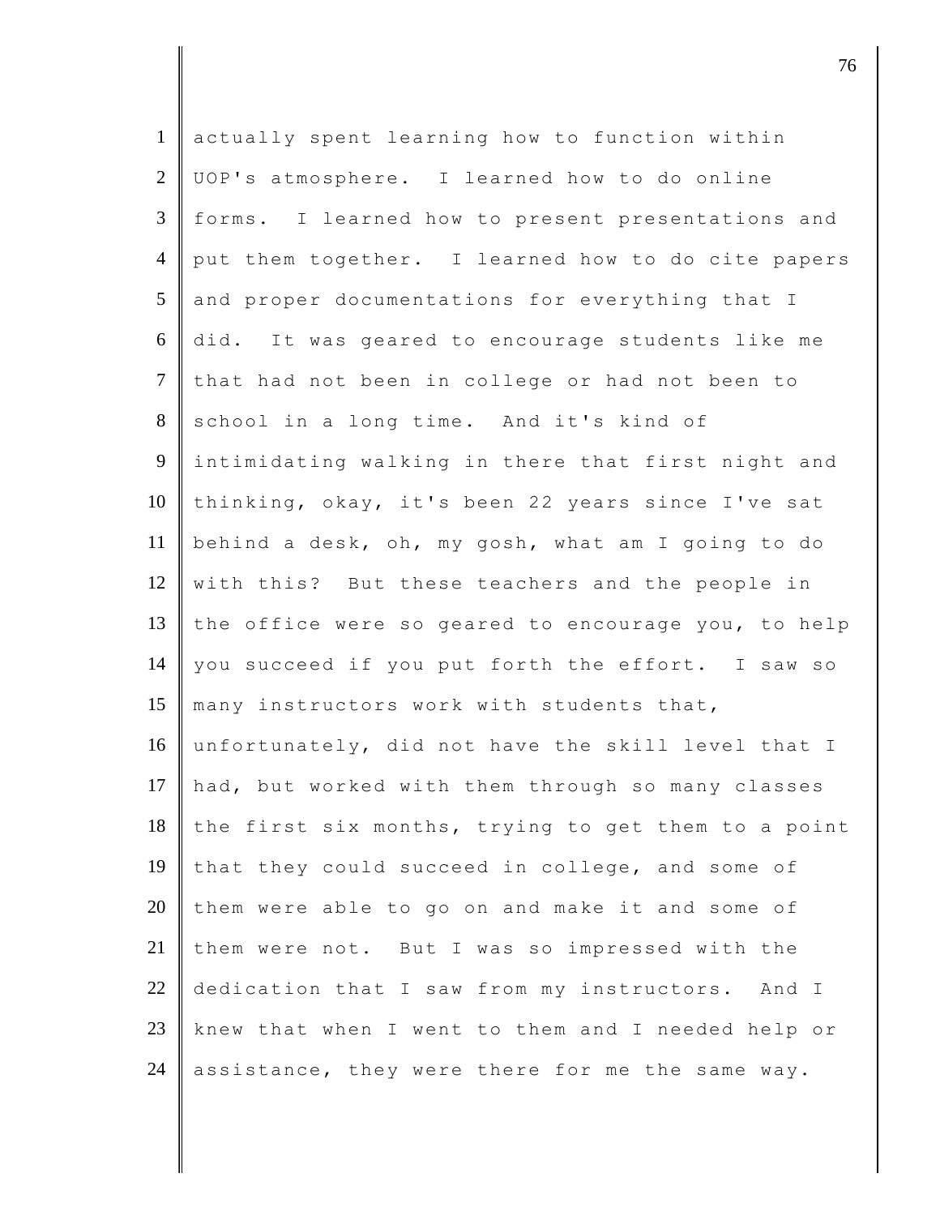actually spent learning how to function within UOP's atmosphere. I learned how to do online forms. I learned how to present presentations and put them together. I learned how to do cite papers and proper documentations for everything that I did. It was geared to encourage students like me that had not been in college or had not been to school in a long time. And it's kind of intimidating walking in there that first night and thinking, okay, it's been 22 years since I've sat behind a desk, oh, my gosh, what am I going to do with this? But these teachers and the people in the office were so geared to encourage you, to help you succeed if you put forth the effort. I saw so many instructors work with students that, unfortunately, did not have the skill level that I had, but worked with them through so many classes the first six months, trying to get them to a point that they could succeed in college, and some of them were able to go on and make it and some of them were not. But I was so impressed with the dedication that I saw from my instructors. And I knew that when I went to them and I needed help or assistance, they were there for me the same way.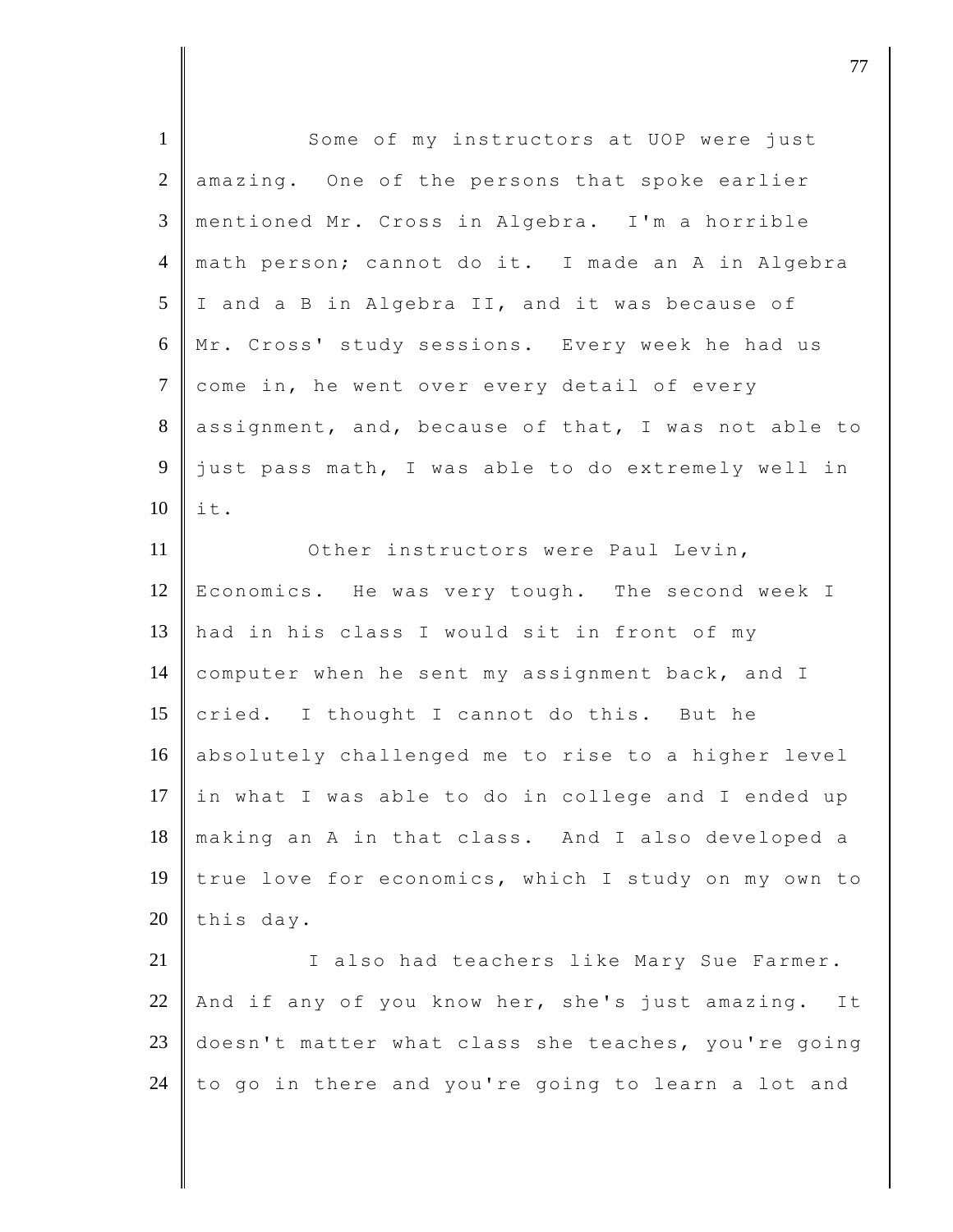Some of my instructors at UOP were just amazing. One of the persons that spoke earlier mentioned Mr. Cross in Algebra. I'm a horrible math person; cannot do it. I made an A in Algebra I and a B in Algebra II, and it was because of Mr. Cross' study sessions. Every week he had us come in, he went over every detail of every assignment, and, because of that, I was not able to just pass math, I was able to do extremely well in it.

Other instructors were Paul Levin, Economics. He was very tough. The second week I had in his class I would sit in front of my computer when he sent my assignment back, and I cried. I thought I cannot do this. But he absolutely challenged me to rise to a higher level in what I was able to do in college and I ended up making an A in that class. And I also developed a true love for economics, which I study on my own to this day.

I also had teachers like Mary Sue Farmer. And if any of you know her, she's just amazing. It doesn't matter what class she teaches, you're going to go in there and you're going to learn a lot and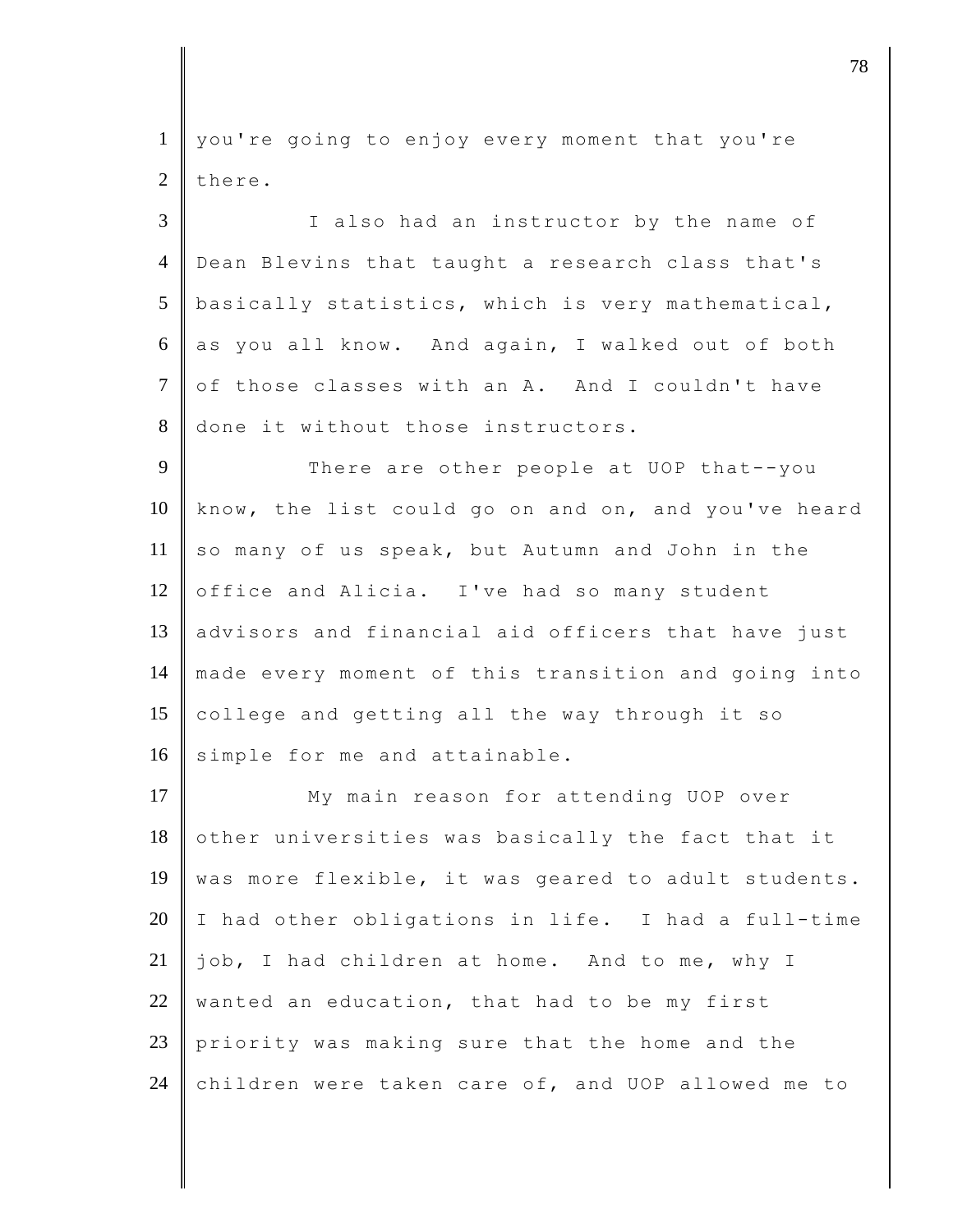you're going to enjoy every moment that you're there.

I also had an instructor by the name of Dean Blevins that taught a research class that's basically statistics, which is very mathematical, as you all know. And again, I walked out of both of those classes with an A. And I couldn't have done it without those instructors.

There are other people at UOP that--you know, the list could go on and on, and you've heard so many of us speak, but Autumn and John in the office and Alicia. I've had so many student advisors and financial aid officers that have just made every moment of this transition and going into college and getting all the way through it so simple for me and attainable.

My main reason for attending UOP over other universities was basically the fact that it was more flexible, it was geared to adult students. I had other obligations in life. I had a full-time job, I had children at home. And to me, why I wanted an education, that had to be my first priority was making sure that the home and the children were taken care of, and UOP allowed me to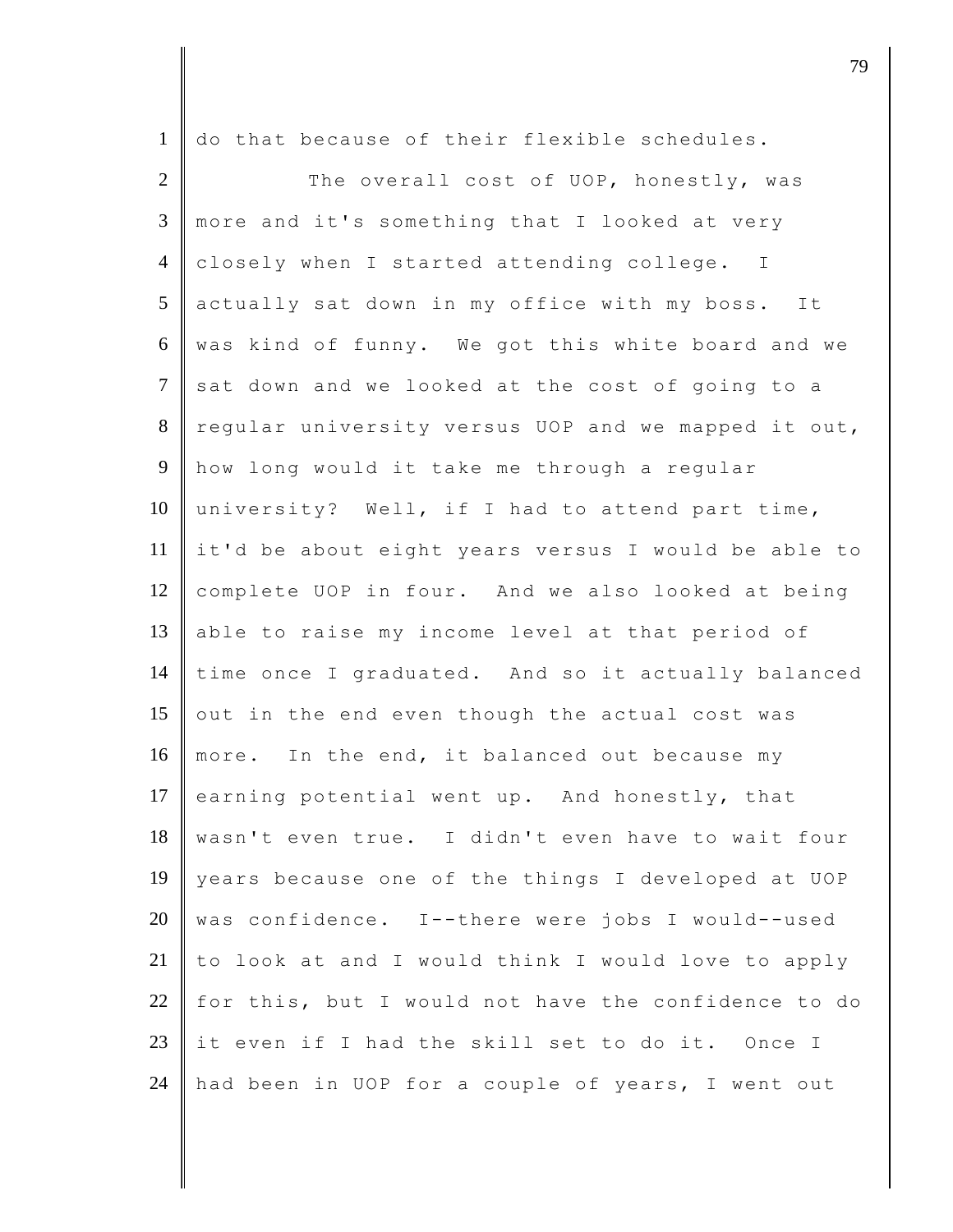do that because of their flexible schedules.

The overall cost of UOP, honestly, was more and it's something that I looked at very closely when I started attending college. I actually sat down in my office with my boss. It was kind of funny. We got this white board and we sat down and we looked at the cost of going to a regular university versus UOP and we mapped it out, how long would it take me through a regular university? Well, if I had to attend part time, it'd be about eight years versus I would be able to complete UOP in four. And we also looked at being able to raise my income level at that period of time once I graduated. And so it actually balanced out in the end even though the actual cost was more. In the end, it balanced out because my earning potential went up. And honestly, that wasn't even true. I didn't even have to wait four years because one of the things I developed at UOP was confidence. I--there were jobs I would--used to look at and I would think I would love to apply for this, but I would not have the confidence to do it even if I had the skill set to do it. Once I had been in UOP for a couple of years, I went out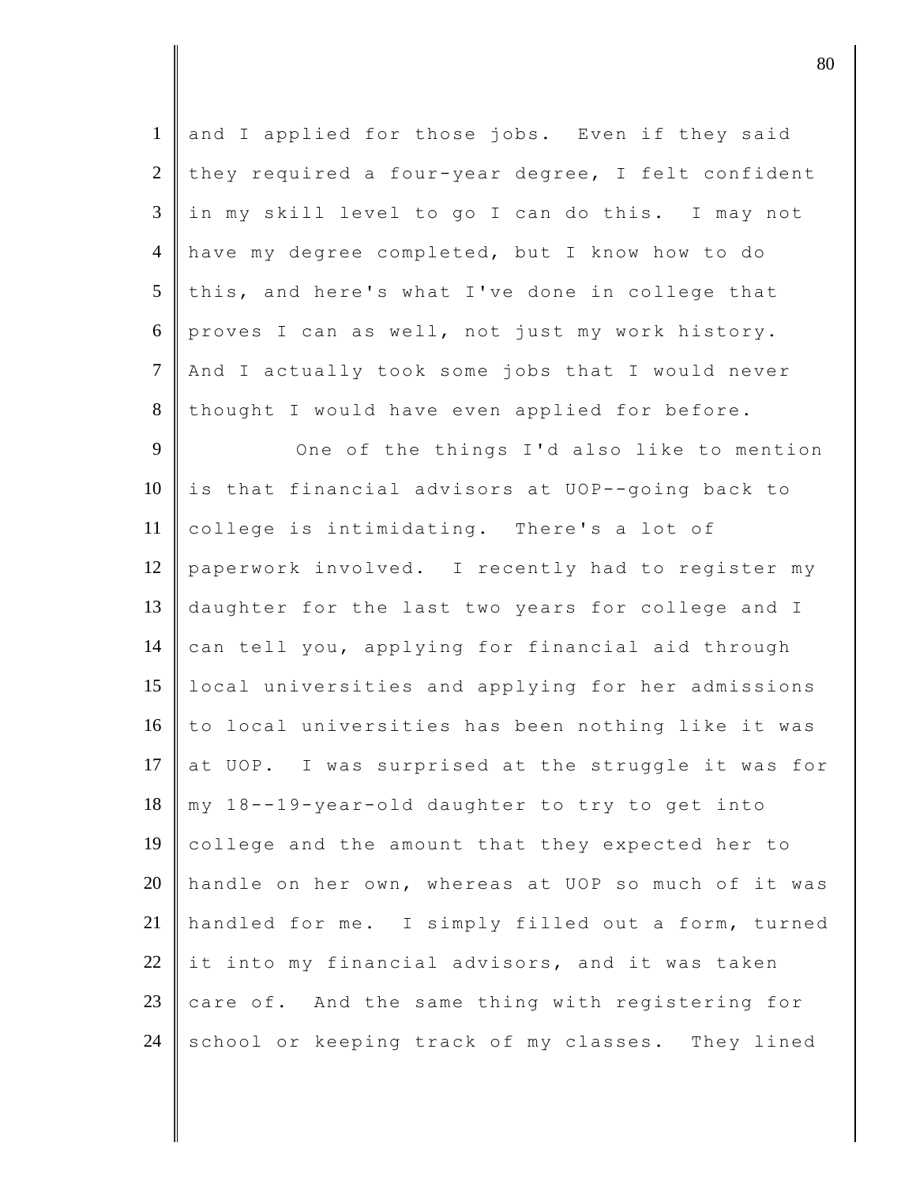and I applied for those jobs. Even if they said they required a four-year degree, I felt confident in my skill level to go I can do this. I may not have my degree completed, but I know how to do this, and here's what I've done in college that proves I can as well, not just my work history. And I actually took some jobs that I would never thought I would have even applied for before.

One of the things I'd also like to mention is that financial advisors at UOP--going back to college is intimidating. There's a lot of paperwork involved. I recently had to register my daughter for the last two years for college and I can tell you, applying for financial aid through local universities and applying for her admissions to local universities has been nothing like it was at UOP. I was surprised at the struggle it was for my 18--19-year-old daughter to try to get into college and the amount that they expected her to handle on her own, whereas at UOP so much of it was handled for me. I simply filled out a form, turned it into my financial advisors, and it was taken care of. And the same thing with registering for school or keeping track of my classes. They lined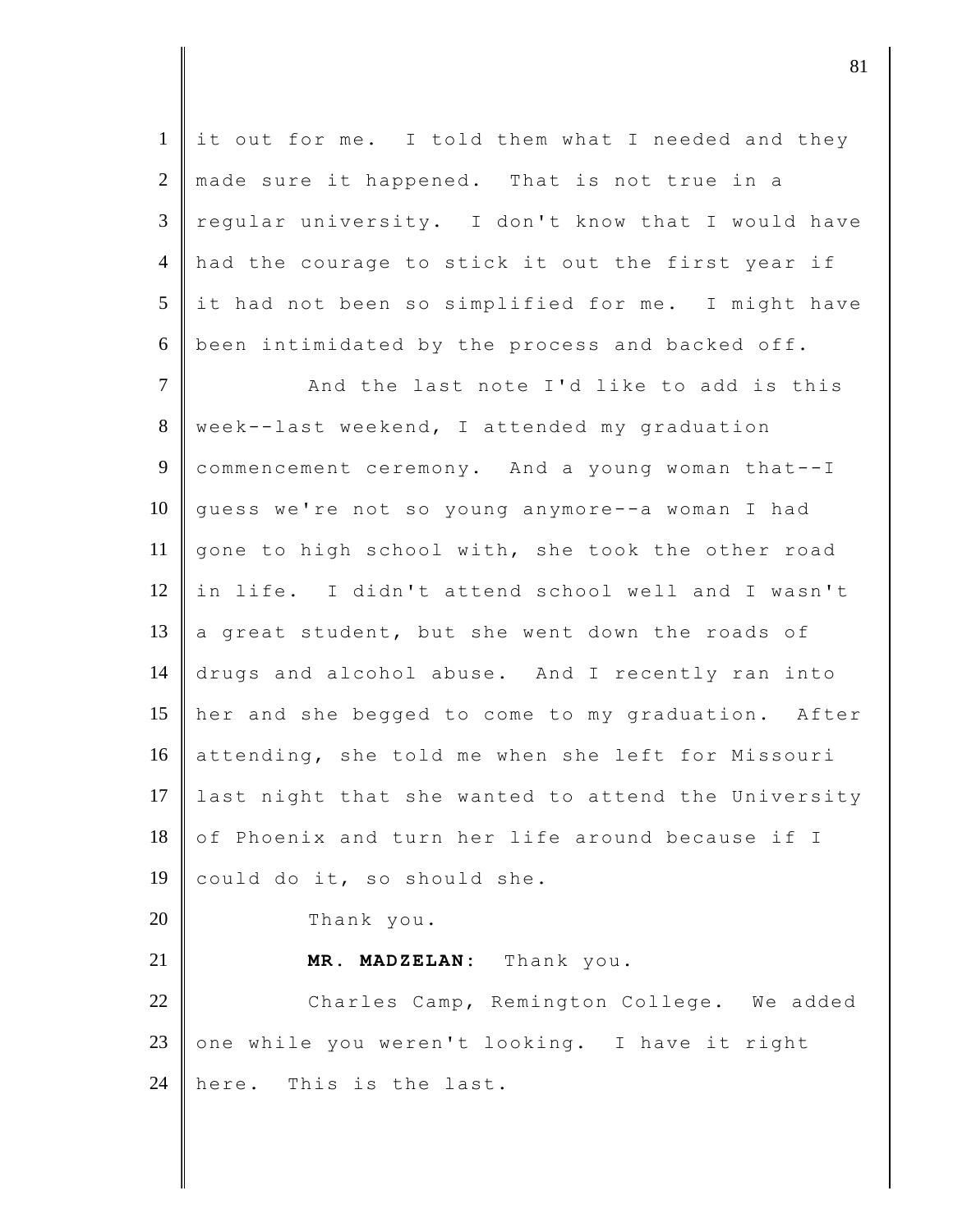it out for me. I told them what I needed and they made sure it happened. That is not true in a regular university. I don't know that I would have had the courage to stick it out the first year if it had not been so simplified for me. I might have been intimidated by the process and backed off.

And the last note I'd like to add is this week--last weekend, I attended my graduation commencement ceremony. And a young woman that--I guess we're not so young anymore--a woman I had gone to high school with, she took the other road in life. I didn't attend school well and I wasn't a great student, but she went down the roads of drugs and alcohol abuse. And I recently ran into her and she begged to come to my graduation. After attending, she told me when she left for Missouri last night that she wanted to attend the University of Phoenix and turn her life around because if I could do it, so should she.

Thank you.

**MR. MADZELAN:** Thank you.

Charles Camp, Remington College. We added one while you weren't looking. I have it right here. This is the last.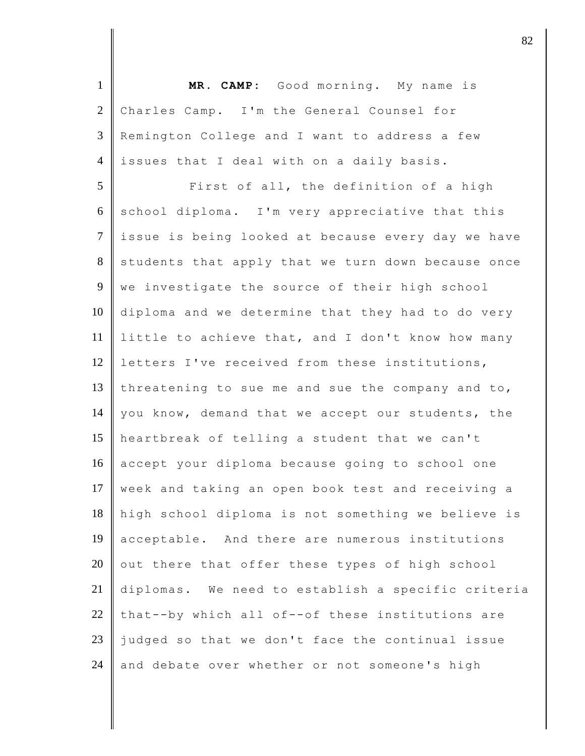**MR. CAMP:** Good morning. My name is Charles Camp. I'm the General Counsel for Remington College and I want to address a few issues that I deal with on a daily basis.

First of all, the definition of a high school diploma. I'm very appreciative that this issue is being looked at because every day we have students that apply that we turn down because once we investigate the source of their high school diploma and we determine that they had to do very little to achieve that, and I don't know how many letters I've received from these institutions, threatening to sue me and sue the company and to, you know, demand that we accept our students, the heartbreak of telling a student that we can't accept your diploma because going to school one week and taking an open book test and receiving a high school diploma is not something we believe is acceptable. And there are numerous institutions out there that offer these types of high school diplomas. We need to establish a specific criteria that--by which all of--of these institutions are judged so that we don't face the continual issue and debate over whether or not someone's high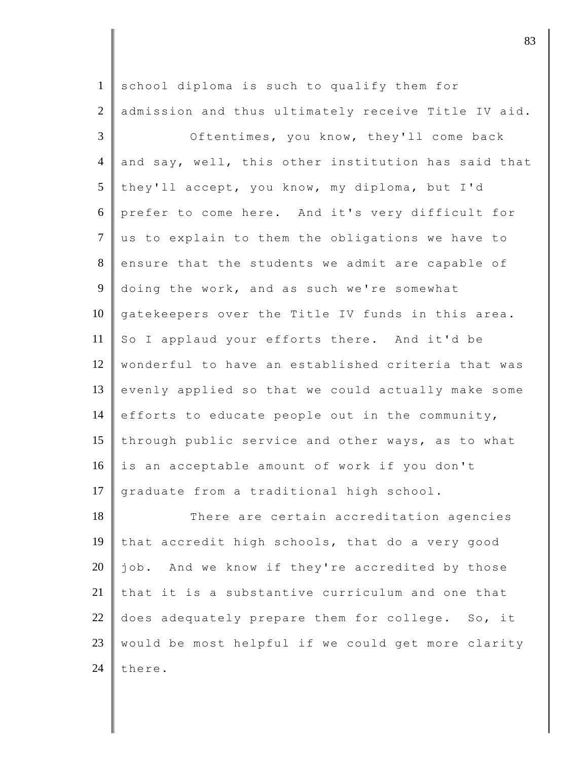school diploma is such to qualify them for admission and thus ultimately receive Title IV aid.

Oftentimes, you know, they'll come back and say, well, this other institution has said that they'll accept, you know, my diploma, but I'd prefer to come here. And it's very difficult for us to explain to them the obligations we have to ensure that the students we admit are capable of doing the work, and as such we're somewhat gatekeepers over the Title IV funds in this area. So I applaud your efforts there. And it'd be wonderful to have an established criteria that was evenly applied so that we could actually make some efforts to educate people out in the community, through public service and other ways, as to what is an acceptable amount of work if you don't graduate from a traditional high school.

There are certain accreditation agencies that accredit high schools, that do a very good job. And we know if they're accredited by those that it is a substantive curriculum and one that does adequately prepare them for college. So, it would be most helpful if we could get more clarity there.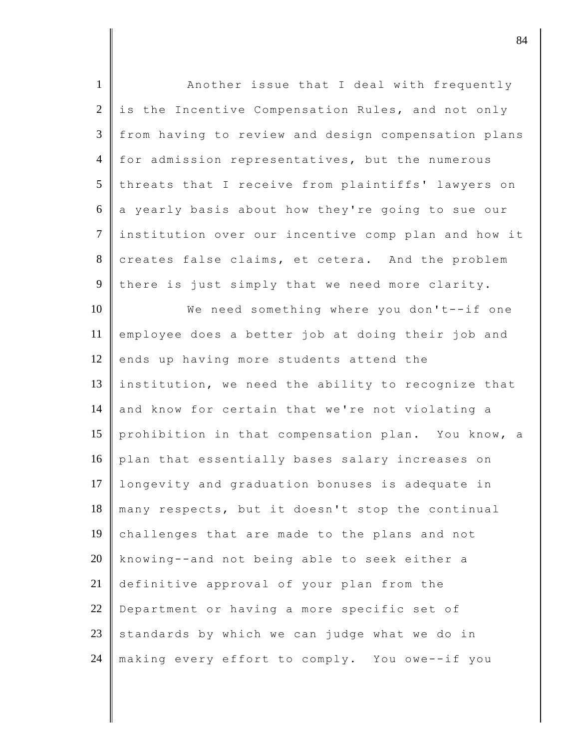Another issue that I deal with frequently is the Incentive Compensation Rules, and not only from having to review and design compensation plans for admission representatives, but the numerous threats that I receive from plaintiffs' lawyers on a yearly basis about how they're going to sue our institution over our incentive comp plan and how it creates false claims, et cetera. And the problem there is just simply that we need more clarity.

We need something where you don't--if one employee does a better job at doing their job and ends up having more students attend the institution, we need the ability to recognize that and know for certain that we're not violating a prohibition in that compensation plan. You know, a plan that essentially bases salary increases on longevity and graduation bonuses is adequate in many respects, but it doesn't stop the continual challenges that are made to the plans and not knowing--and not being able to seek either a definitive approval of your plan from the Department or having a more specific set of standards by which we can judge what we do in making every effort to comply. You owe--if you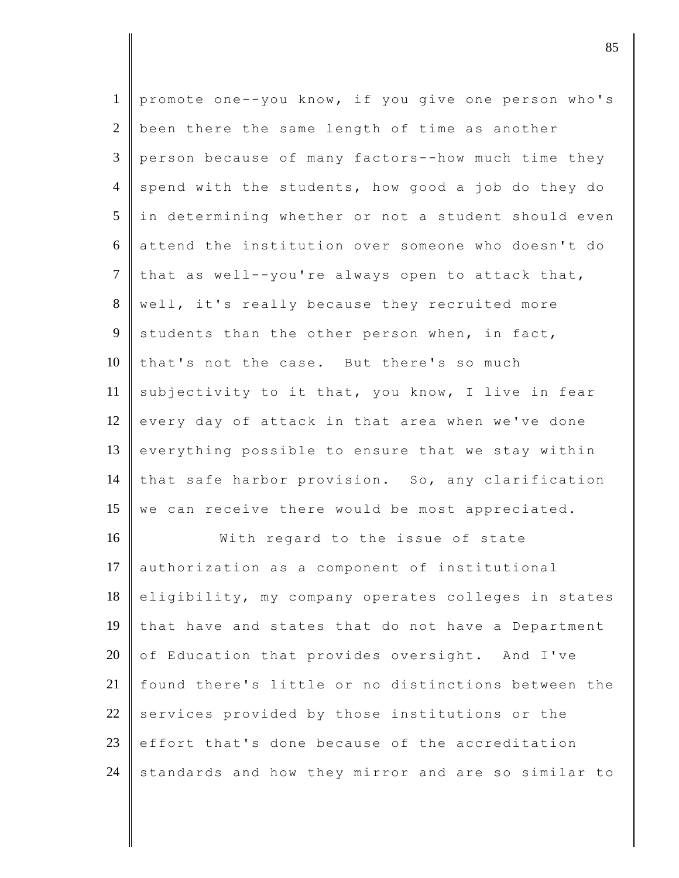promote one--you know, if you give one person who's been there the same length of time as another person because of many factors--how much time they spend with the students, how good a job do they do in determining whether or not a student should even attend the institution over someone who doesn't do that as well--you're always open to attack that, well, it's really because they recruited more students than the other person when, in fact, that's not the case. But there's so much subjectivity to it that, you know, I live in fear every day of attack in that area when we've done everything possible to ensure that we stay within that safe harbor provision. So, any clarification we can receive there would be most appreciated.

With regard to the issue of state authorization as a component of institutional eligibility, my company operates colleges in states that have and states that do not have a Department of Education that provides oversight. And I've found there's little or no distinctions between the services provided by those institutions or the effort that's done because of the accreditation standards and how they mirror and are so similar to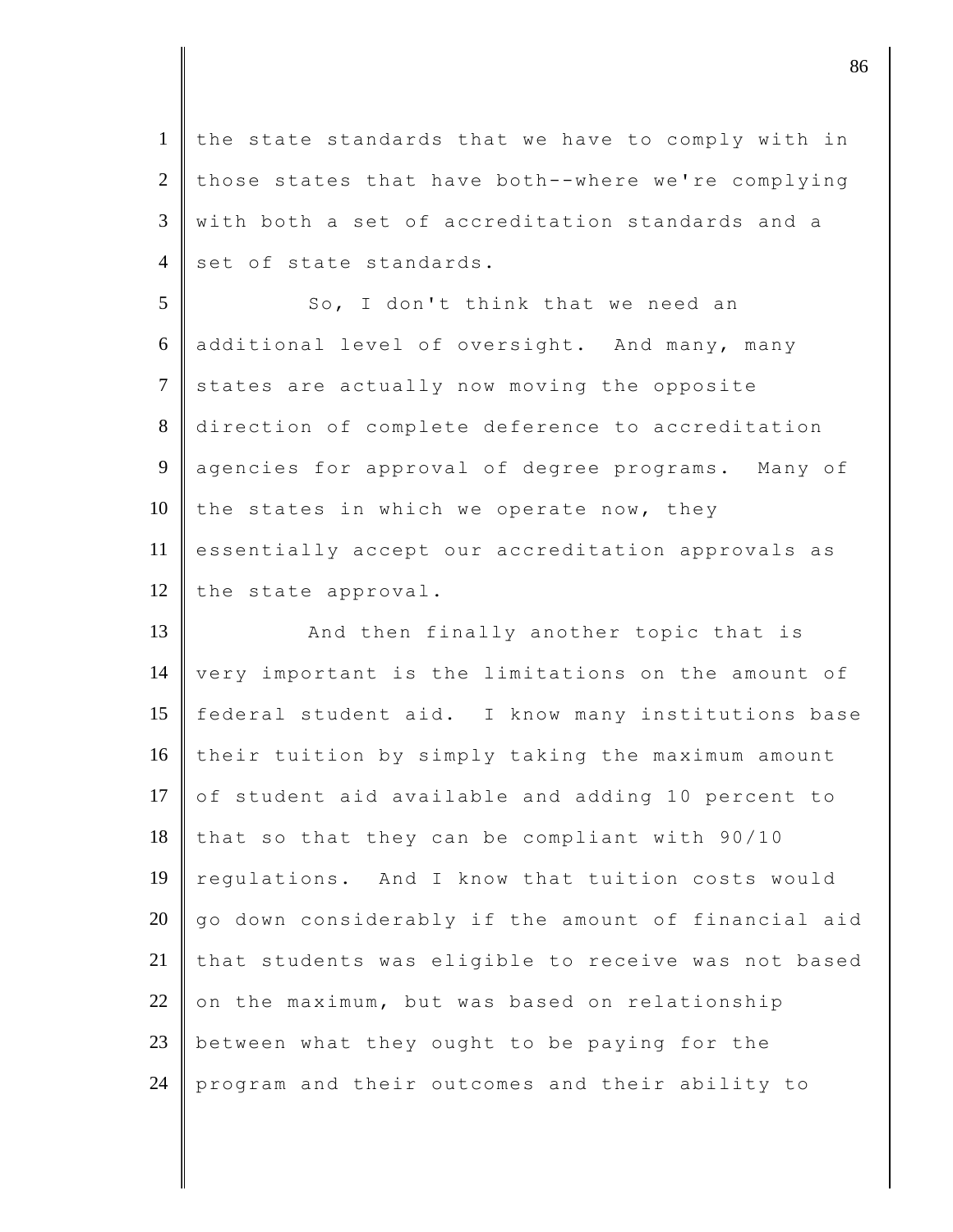the state standards that we have to comply with in those states that have both--where we're complying with both a set of accreditation standards and a set of state standards.

So, I don't think that we need an additional level of oversight. And many, many states are actually now moving the opposite direction of complete deference to accreditation agencies for approval of degree programs. Many of the states in which we operate now, they essentially accept our accreditation approvals as the state approval.

And then finally another topic that is very important is the limitations on the amount of federal student aid. I know many institutions base their tuition by simply taking the maximum amount of student aid available and adding 10 percent to that so that they can be compliant with 90/10 regulations. And I know that tuition costs would go down considerably if the amount of financial aid that students was eligible to receive was not based on the maximum, but was based on relationship between what they ought to be paying for the program and their outcomes and their ability to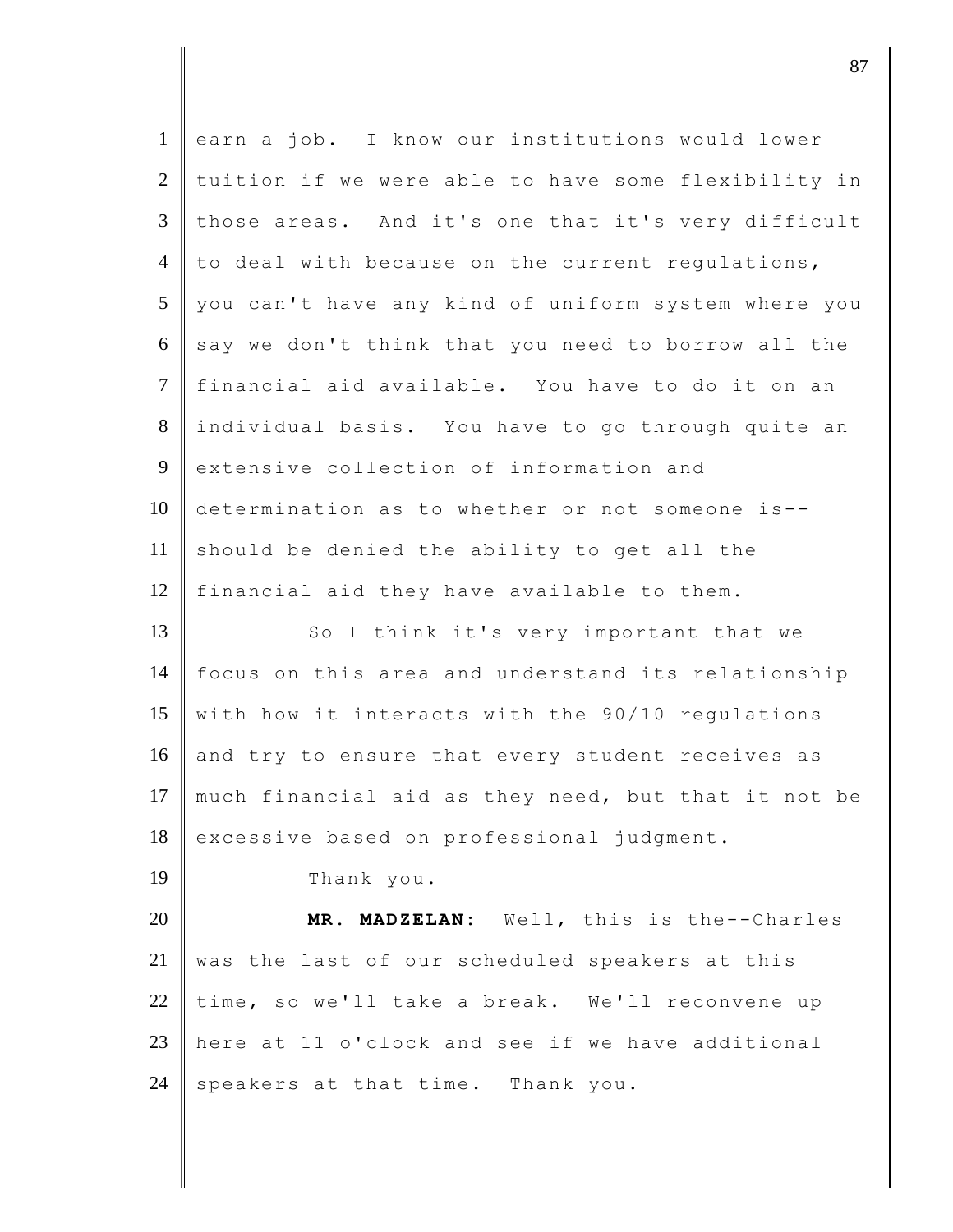earn a job. I know our institutions would lower tuition if we were able to have some flexibility in those areas. And it's one that it's very difficult to deal with because on the current regulations, you can't have any kind of uniform system where you say we don't think that you need to borrow all the financial aid available. You have to do it on an individual basis. You have to go through quite an extensive collection of information and determination as to whether or not someone is--should be denied the ability to get all the financial aid they have available to them.

So I think it's very important that we focus on this area and understand its relationship with how it interacts with the 90/10 regulations and try to ensure that every student receives as much financial aid as they need, but that it not be excessive based on professional judgment.

Thank you.

**MR. MADZELAN:** Well, this is the--Charles was the last of our scheduled speakers at this time, so we'll take a break. We'll reconvene up here at 11 o'clock and see if we have additional speakers at that time. Thank you.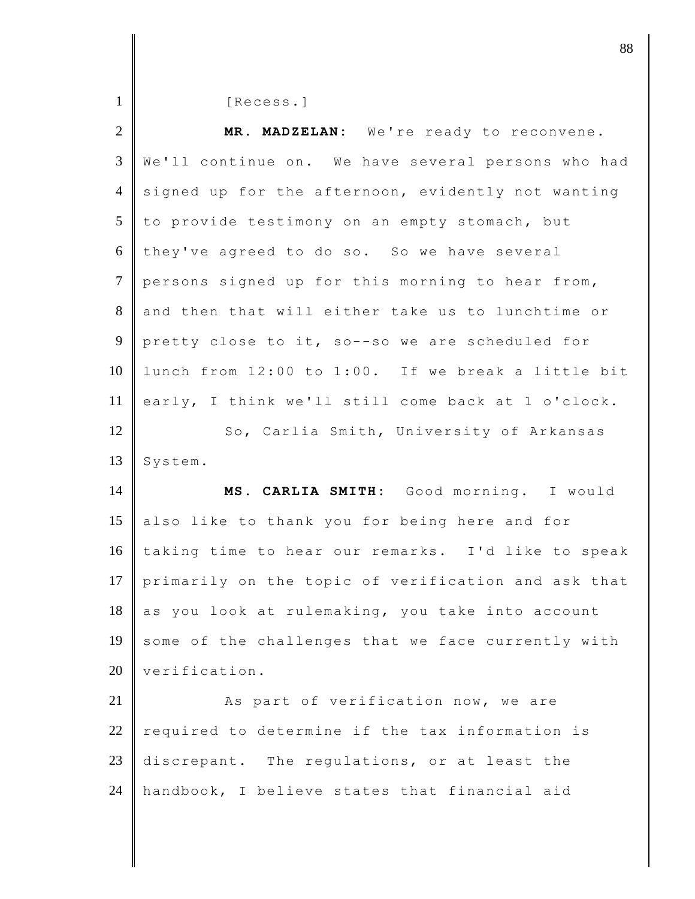[Recess.]

**MR. MADZELAN:** We're ready to reconvene. We'll continue on. We have several persons who had signed up for the afternoon, evidently not wanting to provide testimony on an empty stomach, but they've agreed to do so. So we have several persons signed up for this morning to hear from, and then that will either take us to lunchtime or pretty close to it, so--so we are scheduled for lunch from 12:00 to 1:00. If we break a little bit early, I think we'll still come back at 1 o'clock.

So, Carlia Smith, University of Arkansas System.

**MS. CARLIA SMITH:** Good morning. I would also like to thank you for being here and for taking time to hear our remarks. I'd like to speak primarily on the topic of verification and ask that as you look at rulemaking, you take into account some of the challenges that we face currently with verification.

As part of verification now, we are required to determine if the tax information is discrepant. The regulations, or at least the handbook, I believe states that financial aid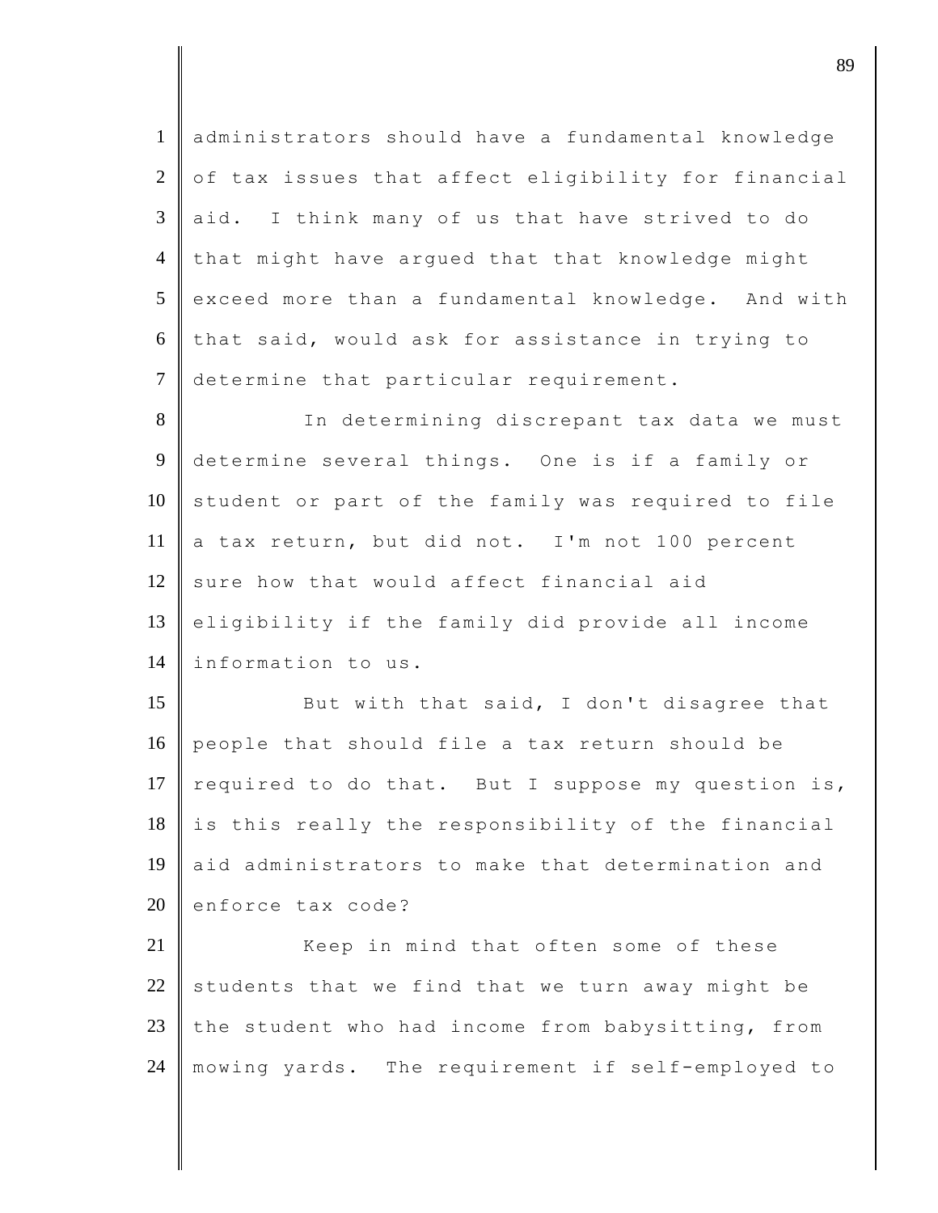administrators should have a fundamental knowledge of tax issues that affect eligibility for financial aid. I think many of us that have strived to do that might have argued that that knowledge might exceed more than a fundamental knowledge. And with that said, would ask for assistance in trying to determine that particular requirement.

In determining discrepant tax data we must determine several things. One is if a family or student or part of the family was required to file a tax return, but did not. I'm not 100 percent sure how that would affect financial aid eligibility if the family did provide all income information to us.

But with that said, I don't disagree that people that should file a tax return should be required to do that. But I suppose my question is, is this really the responsibility of the financial aid administrators to make that determination and enforce tax code?

Keep in mind that often some of these students that we find that we turn away might be the student who had income from babysitting, from mowing yards. The requirement if self-employed to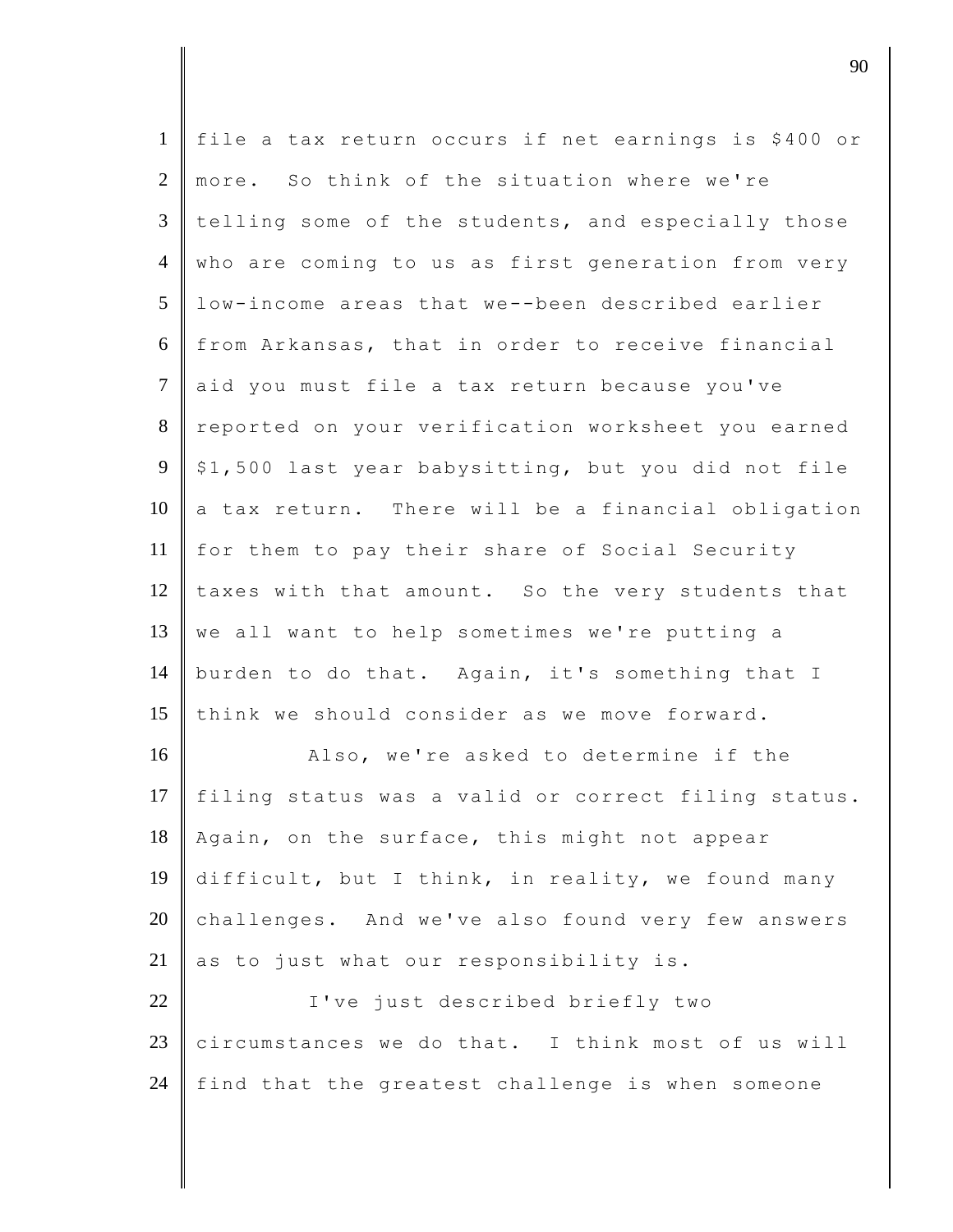file a tax return occurs if net earnings is $400 or more. So think of the situation where we're telling some of the students, and especially those who are coming to us as first generation from very low-income areas that we--been described earlier from Arkansas, that in order to receive financial aid you must file a tax return because you've reported on your verification worksheet you earned $1,500 last year babysitting, but you did not file a tax return. There will be a financial obligation for them to pay their share of Social Security taxes with that amount. So the very students that we all want to help sometimes we're putting a burden to do that. Again, it's something that I think we should consider as we move forward.

Also, we're asked to determine if the filing status was a valid or correct filing status. Again, on the surface, this might not appear difficult, but I think, in reality, we found many challenges. And we've also found very few answers as to just what our responsibility is.

I've just described briefly two circumstances we do that. I think most of us will find that the greatest challenge is when someone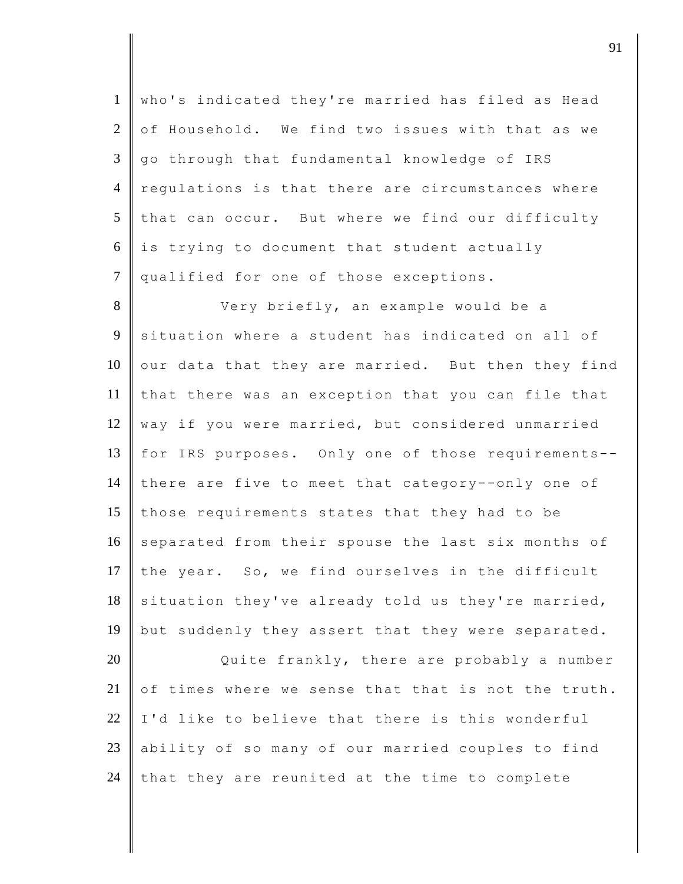who's indicated they're married has filed as Head of Household. We find two issues with that as we go through that fundamental knowledge of IRS regulations is that there are circumstances where that can occur. But where we find our difficulty is trying to document that student actually qualified for one of those exceptions.

Very briefly, an example would be a situation where a student has indicated on all of our data that they are married. But then they find that there was an exception that you can file that way if you were married, but considered unmarried for IRS purposes. Only one of those requirements-- there are five to meet that category--only one of those requirements states that they had to be separated from their spouse the last six months of the year. So, we find ourselves in the difficult situation they've already told us they're married, but suddenly they assert that they were separated.

Quite frankly, there are probably a number of times where we sense that that is not the truth. I'd like to believe that there is this wonderful ability of so many of our married couples to find that they are reunited at the time to complete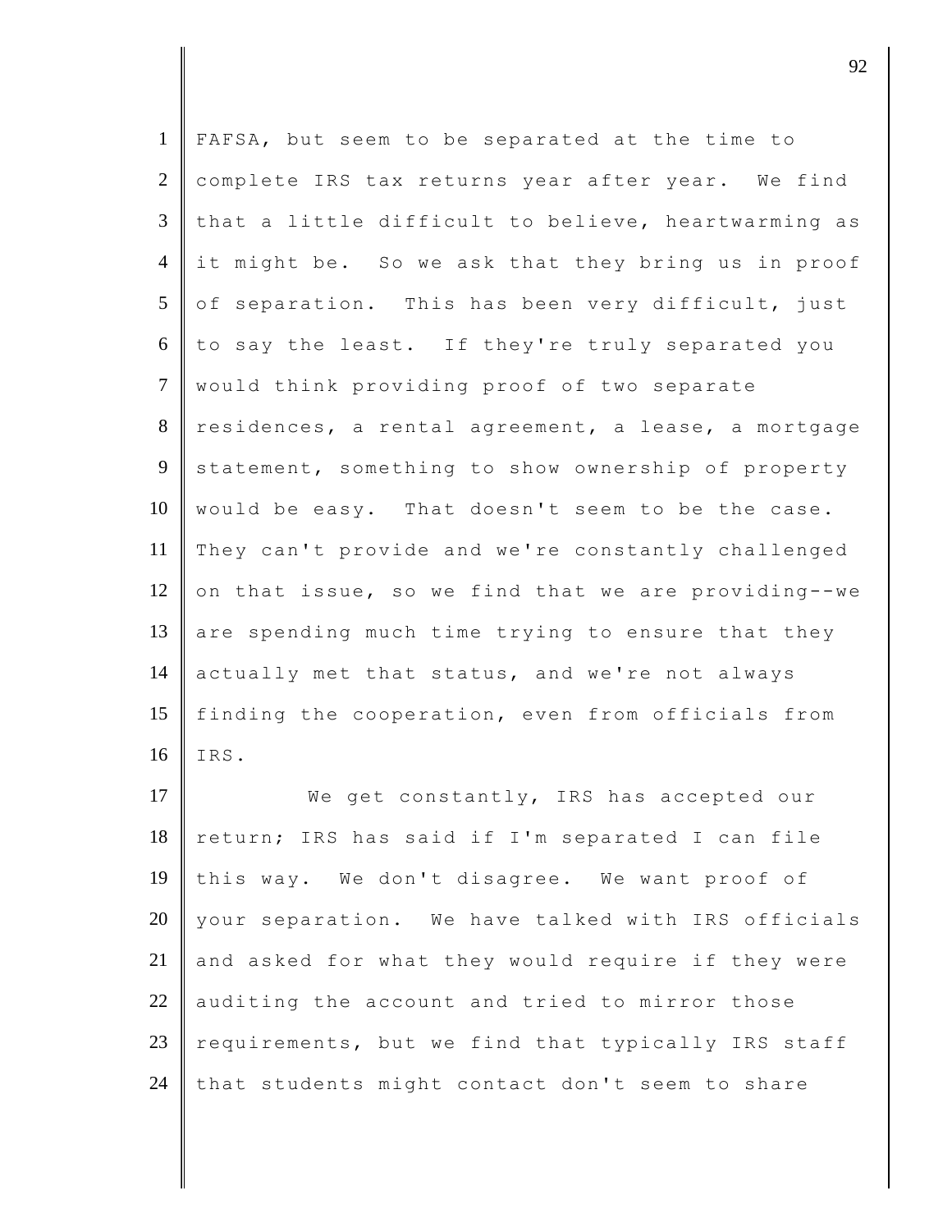FAFSA, but seem to be separated at the time to complete IRS tax returns year after year. We find that a little difficult to believe, heartwarming as it might be. So we ask that they bring us in proof of separation. This has been very difficult, just to say the least. If they're truly separated you would think providing proof of two separate residences, a rental agreement, a lease, a mortgage statement, something to show ownership of property would be easy. That doesn't seem to be the case. They can't provide and we're constantly challenged on that issue, so we find that we are providing--we are spending much time trying to ensure that they actually met that status, and we're not always finding the cooperation, even from officials from IRS.

We get constantly, IRS has accepted our return; IRS has said if I'm separated I can file this way. We don't disagree. We want proof of your separation. We have talked with IRS officials and asked for what they would require if they were auditing the account and tried to mirror those requirements, but we find that typically IRS staff that students might contact don't seem to share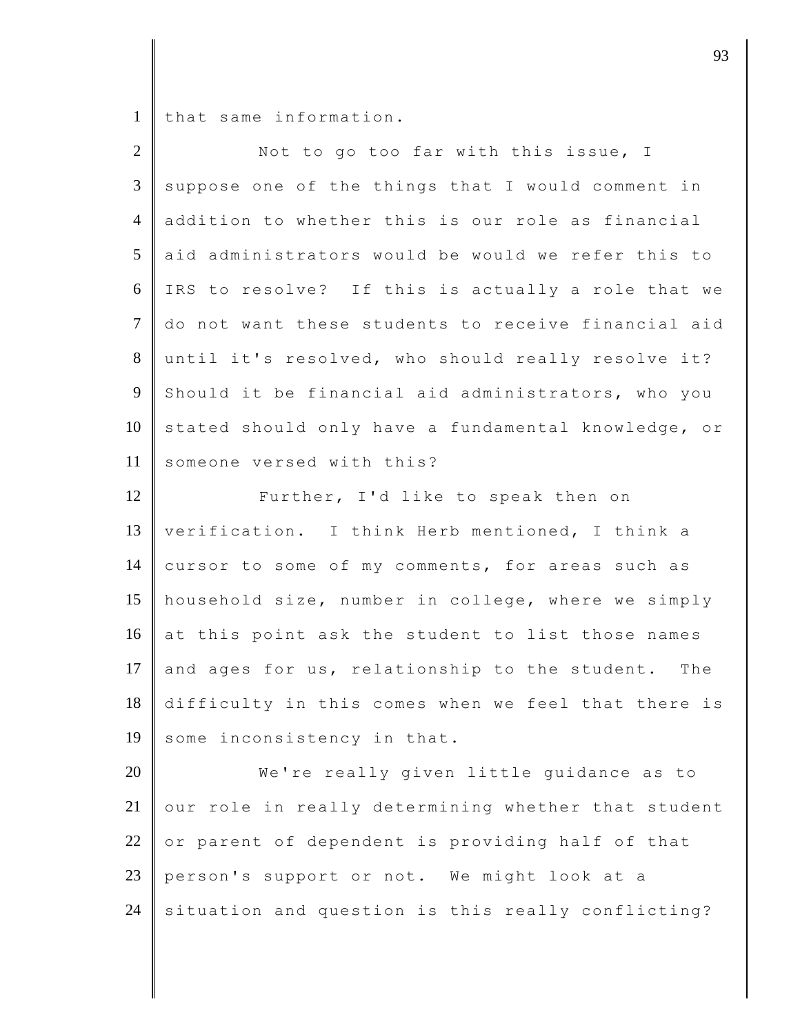that same information.

Not to go too far with this issue, I suppose one of the things that I would comment in addition to whether this is our role as financial aid administrators would be would we refer this to IRS to resolve? If this is actually a role that we do not want these students to receive financial aid until it's resolved, who should really resolve it? Should it be financial aid administrators, who you stated should only have a fundamental knowledge, or someone versed with this?

Further, I'd like to speak then on verification. I think Herb mentioned, I think a cursor to some of my comments, for areas such as household size, number in college, where we simply at this point ask the student to list those names and ages for us, relationship to the student. The difficulty in this comes when we feel that there is some inconsistency in that.

We're really given little guidance as to our role in really determining whether that student or parent of dependent is providing half of that person's support or not. We might look at a situation and question is this really conflicting?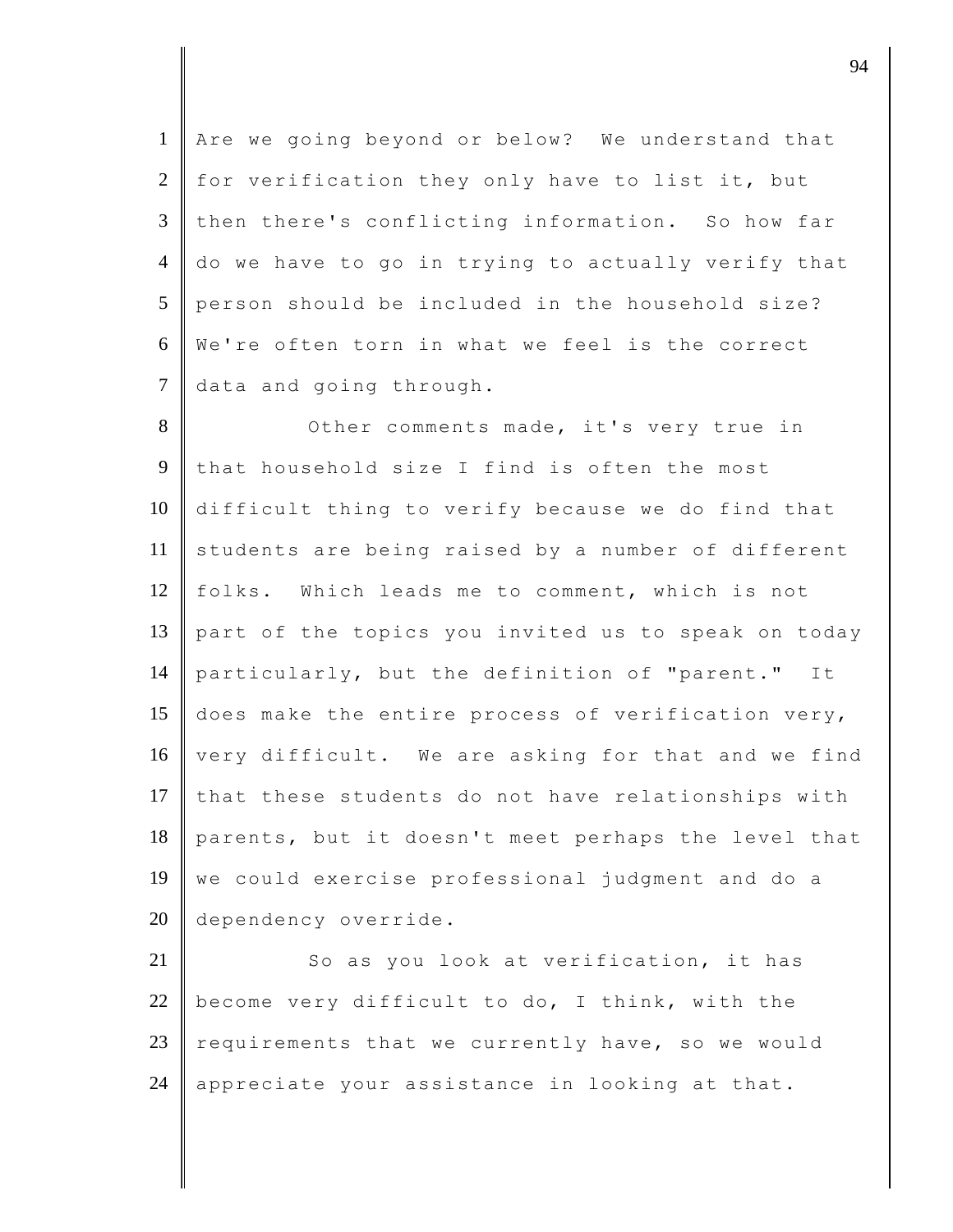Are we going beyond or below? We understand that for verification they only have to list it, but then there's conflicting information. So how far do we have to go in trying to actually verify that person should be included in the household size? We're often torn in what we feel is the correct data and going through.

Other comments made, it's very true in that household size I find is often the most difficult thing to verify because we do find that students are being raised by a number of different folks. Which leads me to comment, which is not part of the topics you invited us to speak on today particularly, but the definition of "parent." It does make the entire process of verification very, very difficult. We are asking for that and we find that these students do not have relationships with parents, but it doesn't meet perhaps the level that we could exercise professional judgment and do a dependency override.

So as you look at verification, it has become very difficult to do, I think, with the requirements that we currently have, so we would appreciate your assistance in looking at that.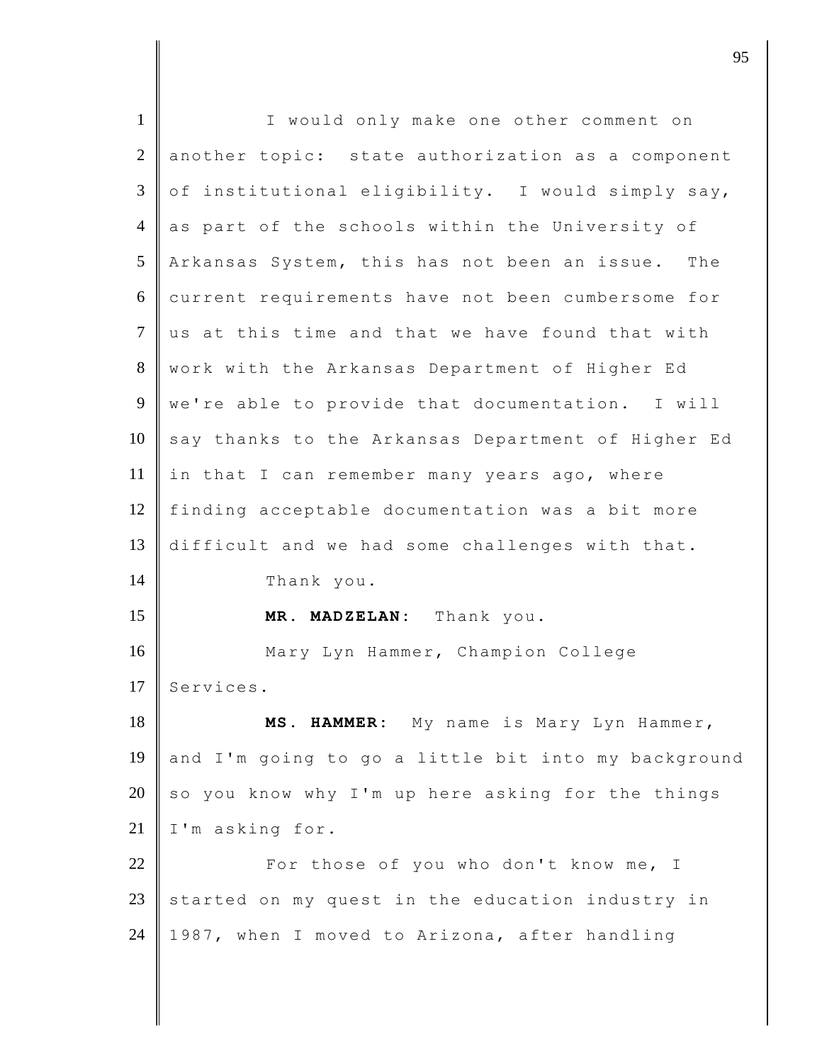I would only make one other comment on another topic: state authorization as a component of institutional eligibility. I would simply say, as part of the schools within the University of Arkansas System, this has not been an issue. The current requirements have not been cumbersome for us at this time and that we have found that with work with the Arkansas Department of Higher Ed we're able to provide that documentation. I will say thanks to the Arkansas Department of Higher Ed in that I can remember many years ago, where finding acceptable documentation was a bit more difficult and we had some challenges with that.

Thank you.

**MR. MADZELAN:** Thank you.

Mary Lyn Hammer, Champion College Services.

**MS. HAMMER:** My name is Mary Lyn Hammer, and I'm going to go a little bit into my background so you know why I'm up here asking for the things I'm asking for.

For those of you who don't know me, I started on my quest in the education industry in 1987, when I moved to Arizona, after handling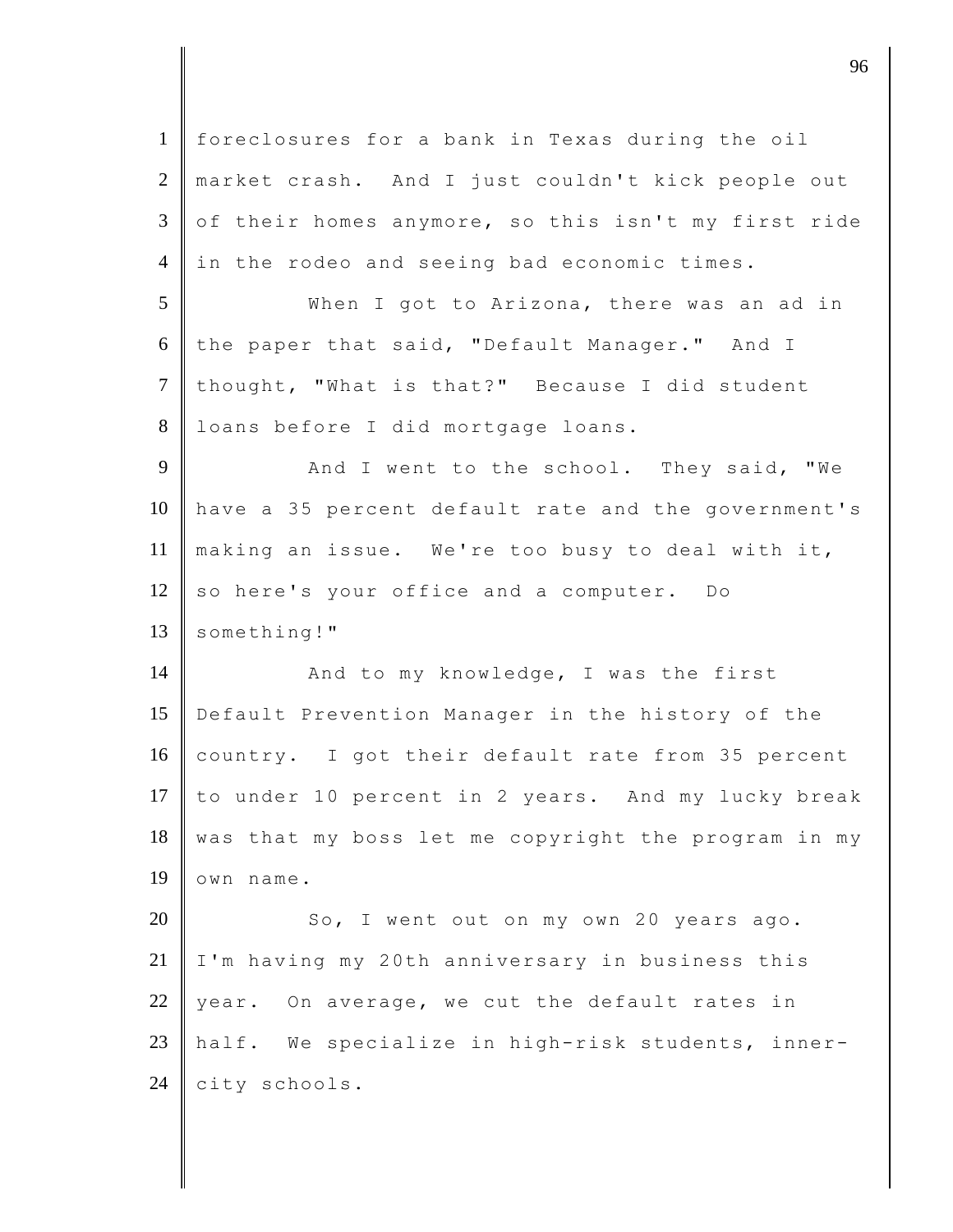foreclosures for a bank in Texas during the oil market crash. And I just couldn't kick people out of their homes anymore, so this isn't my first ride in the rodeo and seeing bad economic times.

When I got to Arizona, there was an ad in the paper that said, "Default Manager." And I thought, "What is that?" Because I did student loans before I did mortgage loans.

And I went to the school. They said, "We have a 35 percent default rate and the government's making an issue. We're too busy to deal with it, so here's your office and a computer. Do something!"

And to my knowledge, I was the first Default Prevention Manager in the history of the country. I got their default rate from 35 percent to under 10 percent in 2 years. And my lucky break was that my boss let me copyright the program in my own name.

So, I went out on my own 20 years ago. I'm having my 20th anniversary in business this year. On average, we cut the default rates in half. We specialize in high-risk students, inner-city schools.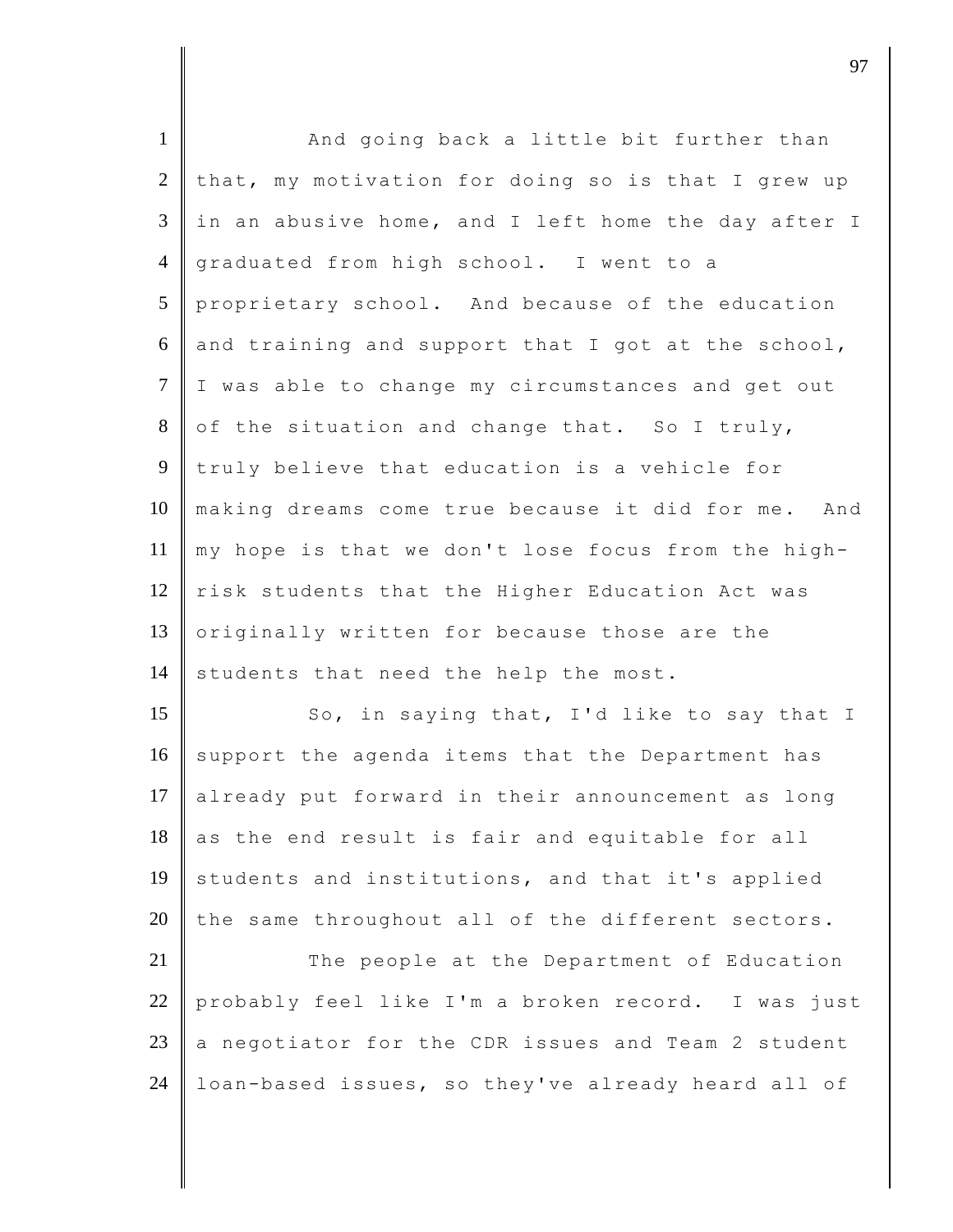And going back a little bit further than that, my motivation for doing so is that I grew up in an abusive home, and I left home the day after I graduated from high school. I went to a proprietary school. And because of the education and training and support that I got at the school, I was able to change my circumstances and get out of the situation and change that. So I truly, truly believe that education is a vehicle for making dreams come true because it did for me. And my hope is that we don't lose focus from the high-risk students that the Higher Education Act was originally written for because those are the students that need the help the most.

So, in saying that, I'd like to say that I support the agenda items that the Department has already put forward in their announcement as long as the end result is fair and equitable for all students and institutions, and that it's applied the same throughout all of the different sectors.

The people at the Department of Education probably feel like I'm a broken record. I was just a negotiator for the CDR issues and Team 2 student loan-based issues, so they've already heard all of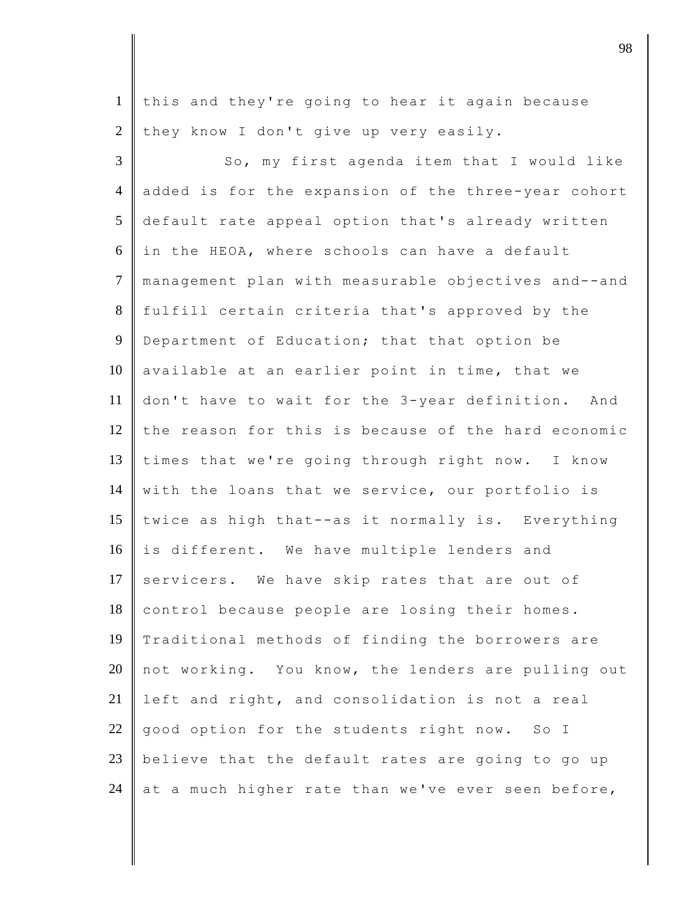this and they're going to hear it again because they know I don't give up very easily.

So, my first agenda item that I would like added is for the expansion of the three-year cohort default rate appeal option that's already written in the HEOA, where schools can have a default management plan with measurable objectives and--and fulfill certain criteria that's approved by the Department of Education; that that option be available at an earlier point in time, that we don't have to wait for the 3-year definition. And the reason for this is because of the hard economic times that we're going through right now. I know with the loans that we service, our portfolio is twice as high that--as it normally is. Everything is different. We have multiple lenders and servicers. We have skip rates that are out of control because people are losing their homes. Traditional methods of finding the borrowers are not working. You know, the lenders are pulling out left and right, and consolidation is not a real good option for the students right now. So I believe that the default rates are going to go up at a much higher rate than we've ever seen before,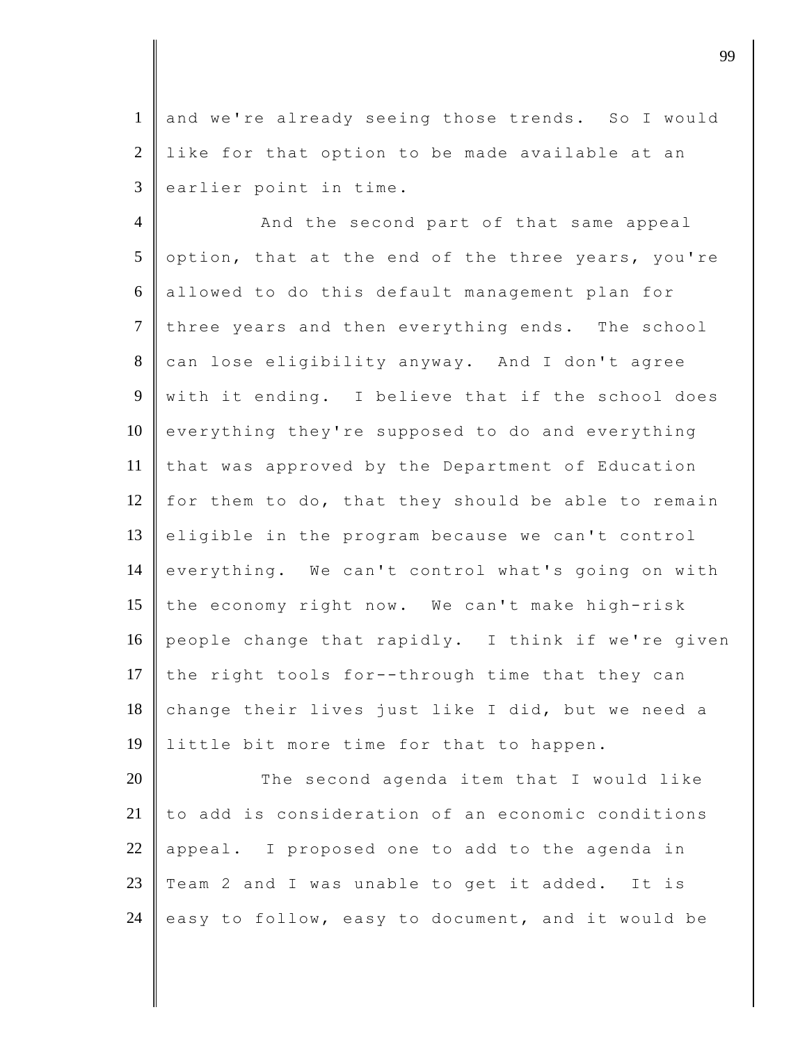and we're already seeing those trends. So I would like for that option to be made available at an earlier point in time.

And the second part of that same appeal option, that at the end of the three years, you're allowed to do this default management plan for three years and then everything ends. The school can lose eligibility anyway. And I don't agree with it ending. I believe that if the school does everything they're supposed to do and everything that was approved by the Department of Education for them to do, that they should be able to remain eligible in the program because we can't control everything. We can't control what's going on with the economy right now. We can't make high-risk people change that rapidly. I think if we're given the right tools for--through time that they can change their lives just like I did, but we need a little bit more time for that to happen.

The second agenda item that I would like to add is consideration of an economic conditions appeal. I proposed one to add to the agenda in Team 2 and I was unable to get it added. It is easy to follow, easy to document, and it would be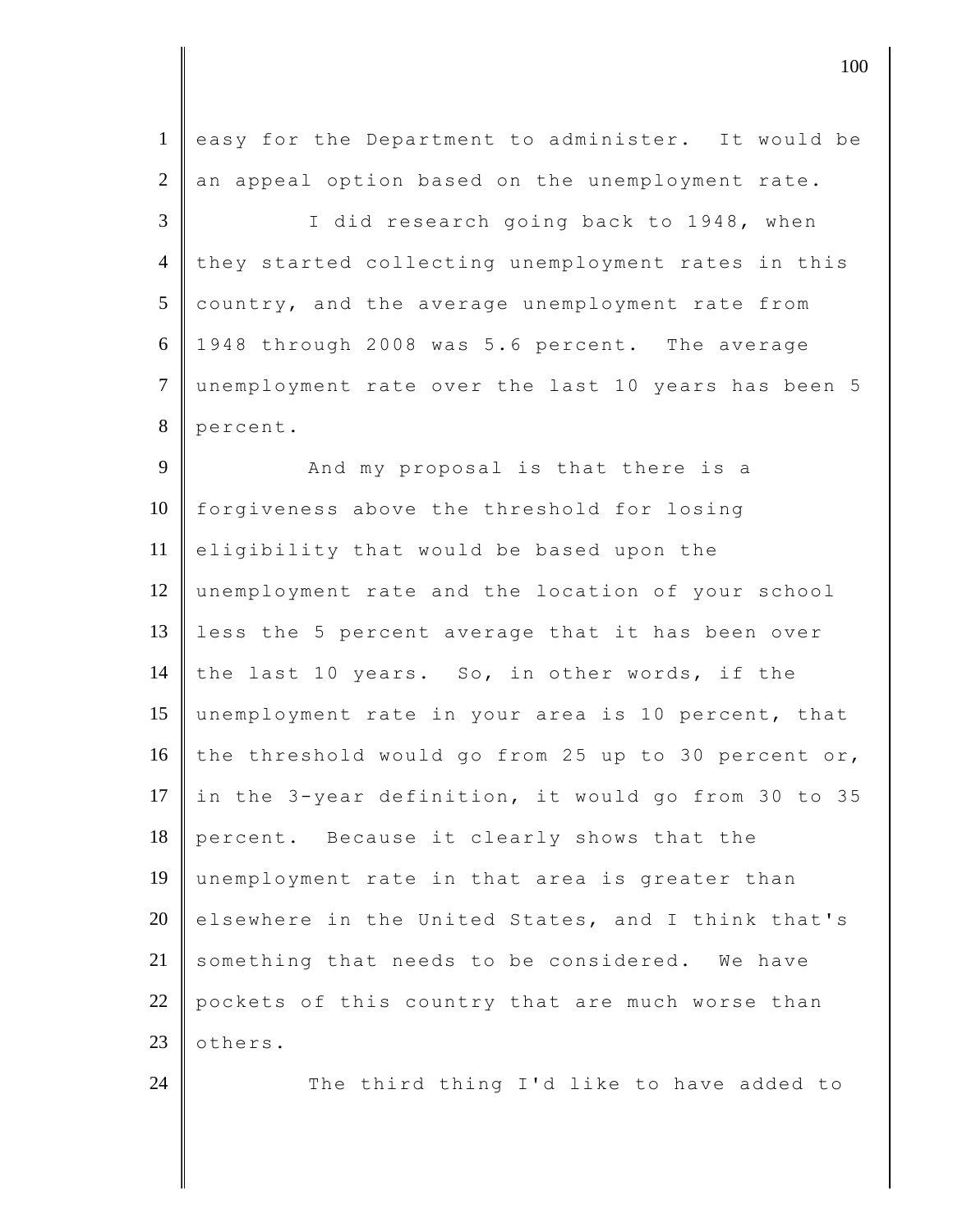easy for the Department to administer. It would be an appeal option based on the unemployment rate.

I did research going back to 1948, when they started collecting unemployment rates in this country, and the average unemployment rate from 1948 through 2008 was 5.6 percent. The average unemployment rate over the last 10 years has been 5 percent.

And my proposal is that there is a forgiveness above the threshold for losing eligibility that would be based upon the unemployment rate and the location of your school less the 5 percent average that it has been over the last 10 years. So, in other words, if the unemployment rate in your area is 10 percent, that the threshold would go from 25 up to 30 percent or, in the 3-year definition, it would go from 30 to 35 percent. Because it clearly shows that the unemployment rate in that area is greater than elsewhere in the United States, and I think that's something that needs to be considered. We have pockets of this country that are much worse than others.

The third thing I'd like to have added to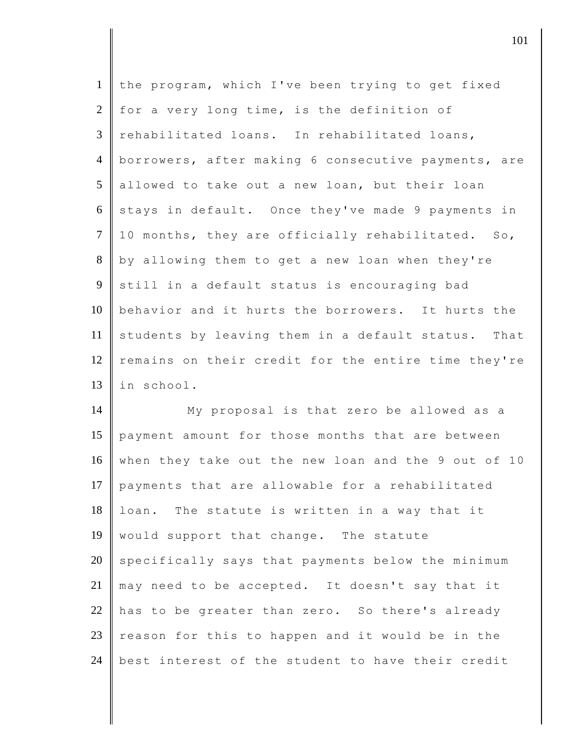the program, which I've been trying to get fixed for a very long time, is the definition of rehabilitated loans. In rehabilitated loans, borrowers, after making 6 consecutive payments, are allowed to take out a new loan, but their loan stays in default. Once they've made 9 payments in 10 months, they are officially rehabilitated. So, by allowing them to get a new loan when they're still in a default status is encouraging bad behavior and it hurts the borrowers. It hurts the students by leaving them in a default status. That remains on their credit for the entire time they're in school.

My proposal is that zero be allowed as a payment amount for those months that are between when they take out the new loan and the 9 out of 10 payments that are allowable for a rehabilitated loan. The statute is written in a way that it would support that change. The statute specifically says that payments below the minimum may need to be accepted. It doesn't say that it has to be greater than zero. So there's already reason for this to happen and it would be in the best interest of the student to have their credit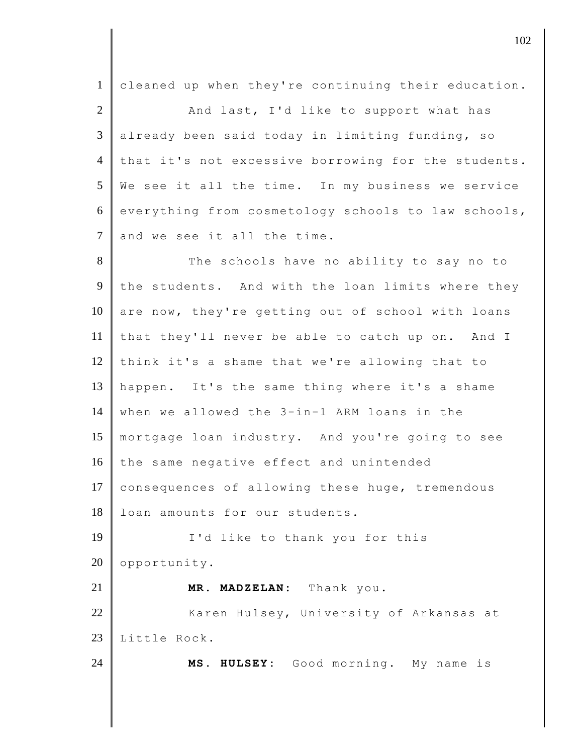cleaned up when they're continuing their education.

And last, I'd like to support what has already been said today in limiting funding, so that it's not excessive borrowing for the students. We see it all the time. In my business we service everything from cosmetology schools to law schools, and we see it all the time.

The schools have no ability to say no to the students. And with the loan limits where they are now, they're getting out of school with loans that they'll never be able to catch up on. And I think it's a shame that we're allowing that to happen. It's the same thing where it's a shame when we allowed the 3-in-1 ARM loans in the mortgage loan industry. And you're going to see the same negative effect and unintended consequences of allowing these huge, tremendous loan amounts for our students.

I'd like to thank you for this opportunity.

**MR. MADZELAN:** Thank you.

Karen Hulsey, University of Arkansas at Little Rock.

**MS. HULSEY:** Good morning. My name is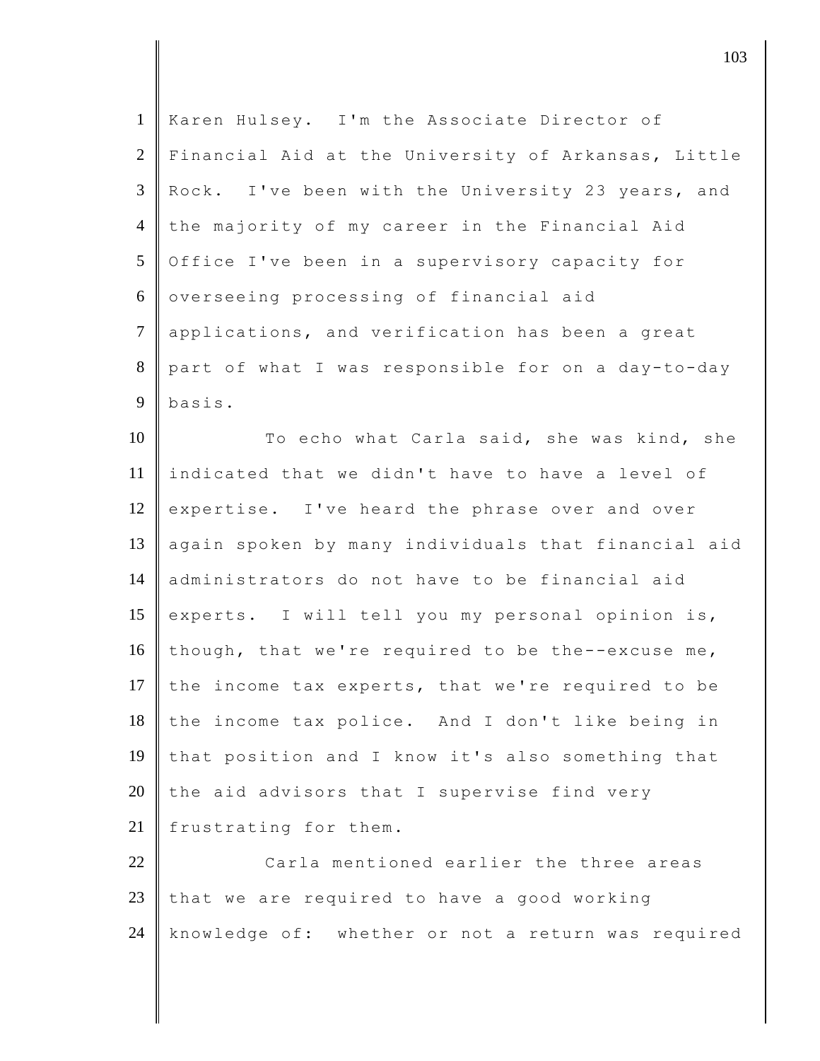Karen Hulsey. I'm the Associate Director of Financial Aid at the University of Arkansas, Little Rock. I've been with the University 23 years, and the majority of my career in the Financial Aid Office I've been in a supervisory capacity for overseeing processing of financial aid applications, and verification has been a great part of what I was responsible for on a day-to-day basis.

To echo what Carla said, she was kind, she indicated that we didn't have to have a level of expertise. I've heard the phrase over and over again spoken by many individuals that financial aid administrators do not have to be financial aid experts. I will tell you my personal opinion is, though, that we're required to be the--excuse me, the income tax experts, that we're required to be the income tax police. And I don't like being in that position and I know it's also something that the aid advisors that I supervise find very frustrating for them.

Carla mentioned earlier the three areas that we are required to have a good working knowledge of: whether or not a return was required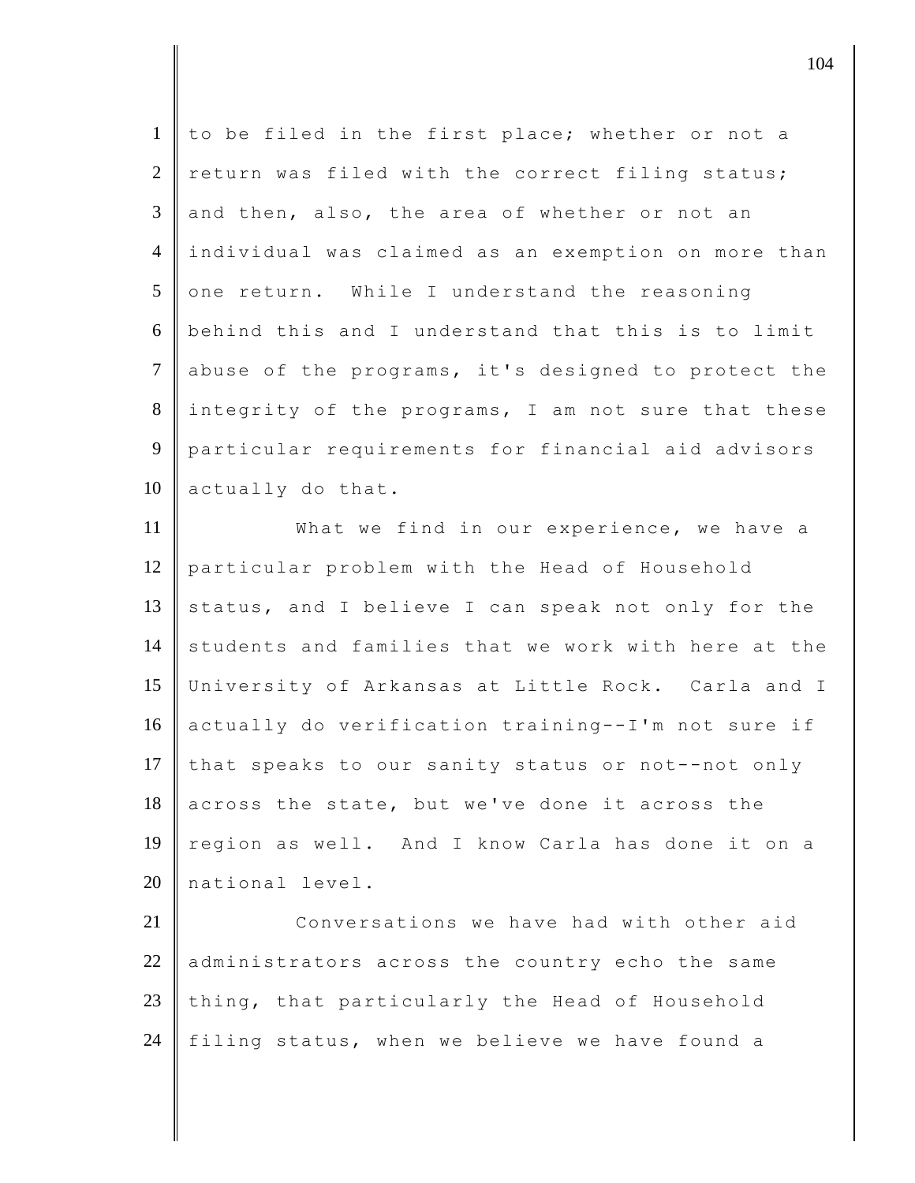to be filed in the first place; whether or not a return was filed with the correct filing status; and then, also, the area of whether or not an individual was claimed as an exemption on more than one return. While I understand the reasoning behind this and I understand that this is to limit abuse of the programs, it's designed to protect the integrity of the programs, I am not sure that these particular requirements for financial aid advisors actually do that.

What we find in our experience, we have a particular problem with the Head of Household status, and I believe I can speak not only for the students and families that we work with here at the University of Arkansas at Little Rock. Carla and I actually do verification training--I'm not sure if that speaks to our sanity status or not--not only across the state, but we've done it across the region as well. And I know Carla has done it on a national level.

Conversations we have had with other aid administrators across the country echo the same thing, that particularly the Head of Household filing status, when we believe we have found a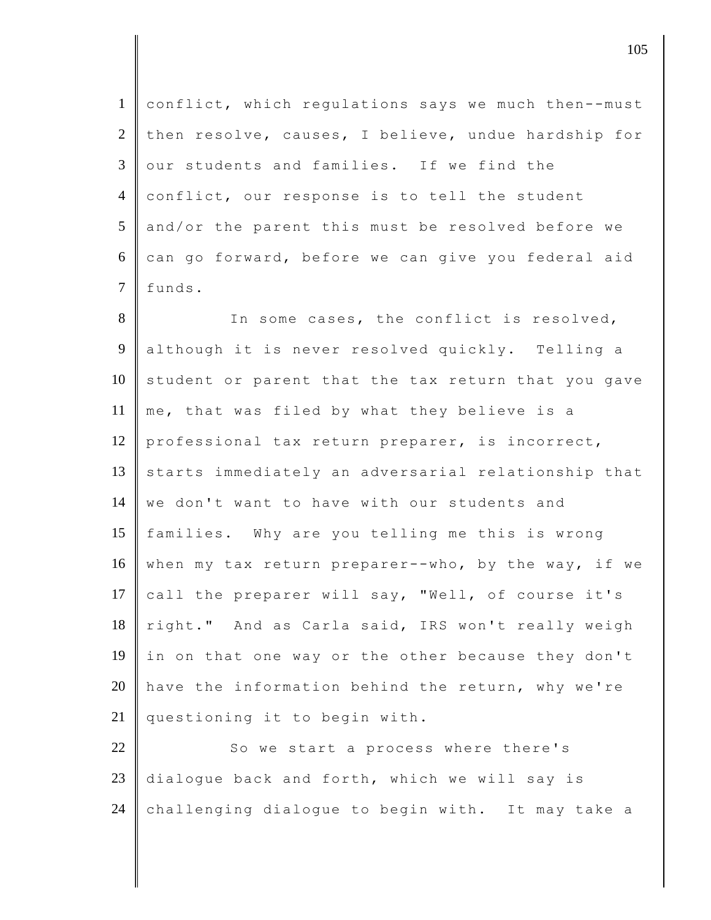conflict, which regulations says we much then--must then resolve, causes, I believe, undue hardship for our students and families. If we find the conflict, our response is to tell the student and/or the parent this must be resolved before we can go forward, before we can give you federal aid funds.

In some cases, the conflict is resolved, although it is never resolved quickly. Telling a student or parent that the tax return that you gave me, that was filed by what they believe is a professional tax return preparer, is incorrect, starts immediately an adversarial relationship that we don't want to have with our students and families. Why are you telling me this is wrong when my tax return preparer--who, by the way, if we call the preparer will say, "Well, of course it's right." And as Carla said, IRS won't really weigh in on that one way or the other because they don't have the information behind the return, why we're questioning it to begin with.

So we start a process where there's dialogue back and forth, which we will say is challenging dialogue to begin with. It may take a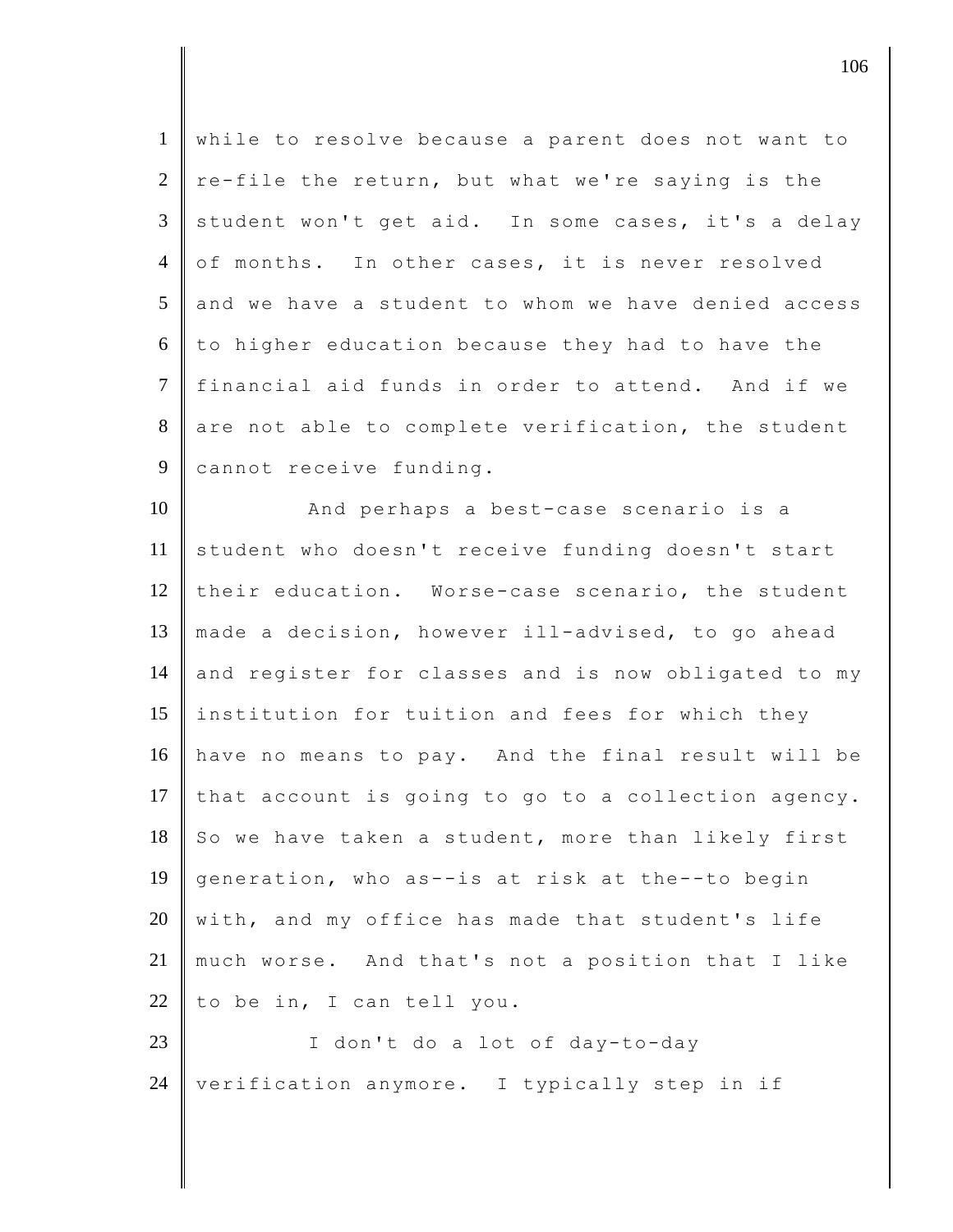while to resolve because a parent does not want to re-file the return, but what we're saying is the student won't get aid. In some cases, it's a delay of months. In other cases, it is never resolved and we have a student to whom we have denied access to higher education because they had to have the financial aid funds in order to attend. And if we are not able to complete verification, the student cannot receive funding.

And perhaps a best-case scenario is a student who doesn't receive funding doesn't start their education. Worse-case scenario, the student made a decision, however ill-advised, to go ahead and register for classes and is now obligated to my institution for tuition and fees for which they have no means to pay. And the final result will be that account is going to go to a collection agency. So we have taken a student, more than likely first generation, who as--is at risk at the--to begin with, and my office has made that student's life much worse. And that's not a position that I like to be in, I can tell you.

I don't do a lot of day-to-day verification anymore. I typically step in if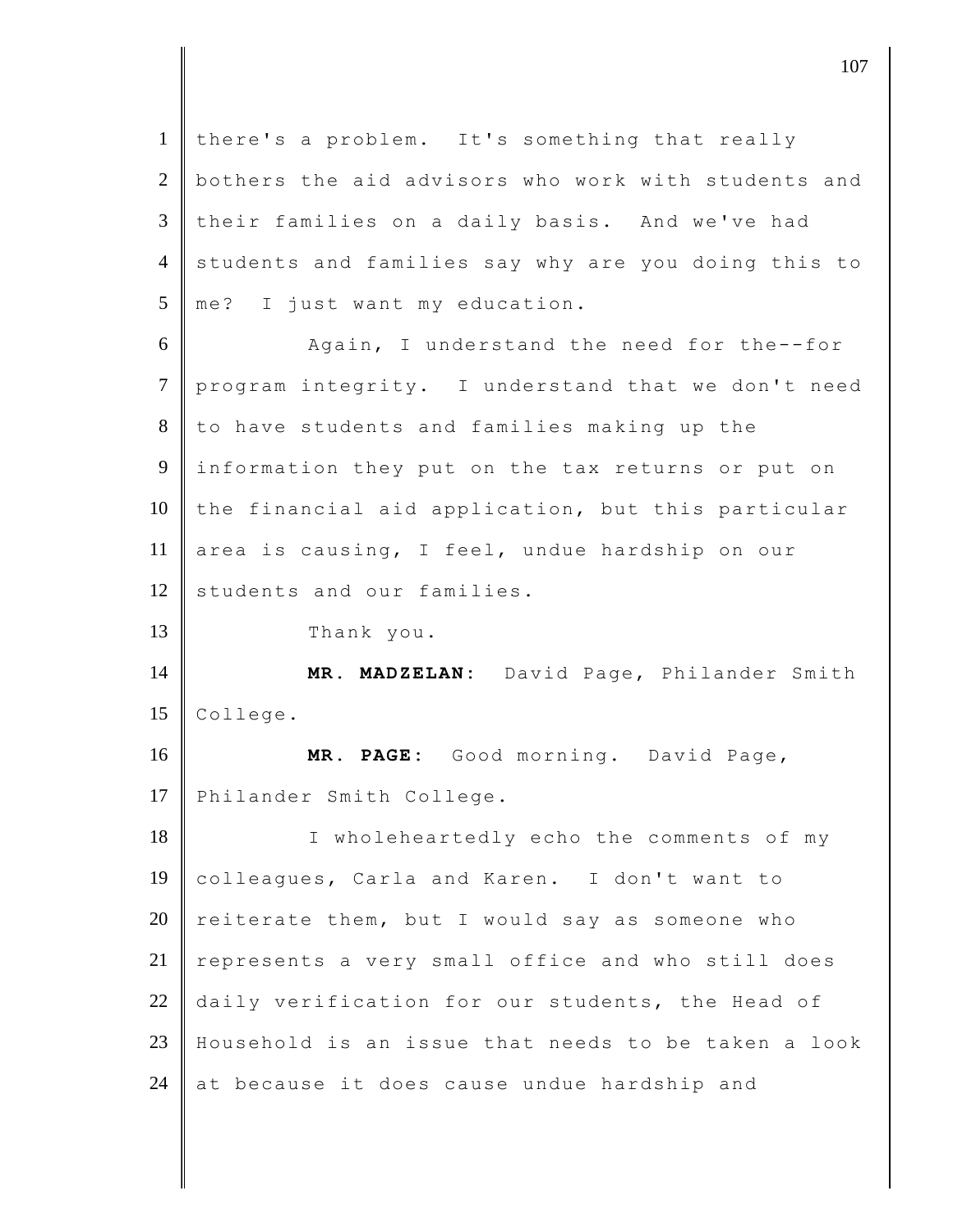there's a problem. It's something that really bothers the aid advisors who work with students and their families on a daily basis. And we've had students and families say why are you doing this to me? I just want my education.

Again, I understand the need for the--for program integrity. I understand that we don't need to have students and families making up the information they put on the tax returns or put on the financial aid application, but this particular area is causing, I feel, undue hardship on our students and our families.

Thank you.

**MR. MADZELAN:** David Page, Philander Smith College.

**MR. PAGE:** Good morning. David Page, Philander Smith College.

I wholeheartedly echo the comments of my colleagues, Carla and Karen. I don't want to reiterate them, but I would say as someone who represents a very small office and who still does daily verification for our students, the Head of Household is an issue that needs to be taken a look at because it does cause undue hardship and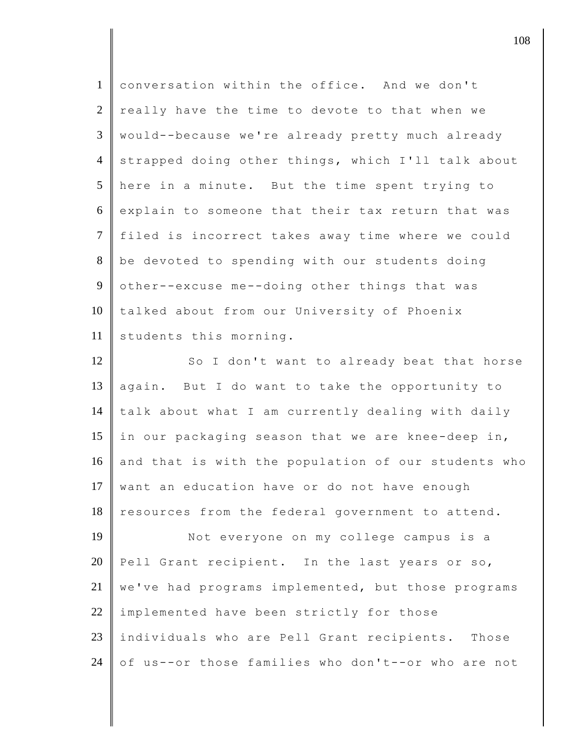conversation within the office. And we don't really have the time to devote to that when we would--because we're already pretty much already strapped doing other things, which I'll talk about here in a minute. But the time spent trying to explain to someone that their tax return that was filed is incorrect takes away time where we could be devoted to spending with our students doing other--excuse me--doing other things that was talked about from our University of Phoenix students this morning.

So I don't want to already beat that horse again. But I do want to take the opportunity to talk about what I am currently dealing with daily in our packaging season that we are knee-deep in, and that is with the population of our students who want an education have or do not have enough resources from the federal government to attend.

Not everyone on my college campus is a Pell Grant recipient. In the last years or so, we've had programs implemented, but those programs implemented have been strictly for those individuals who are Pell Grant recipients. Those of us--or those families who don't--or who are not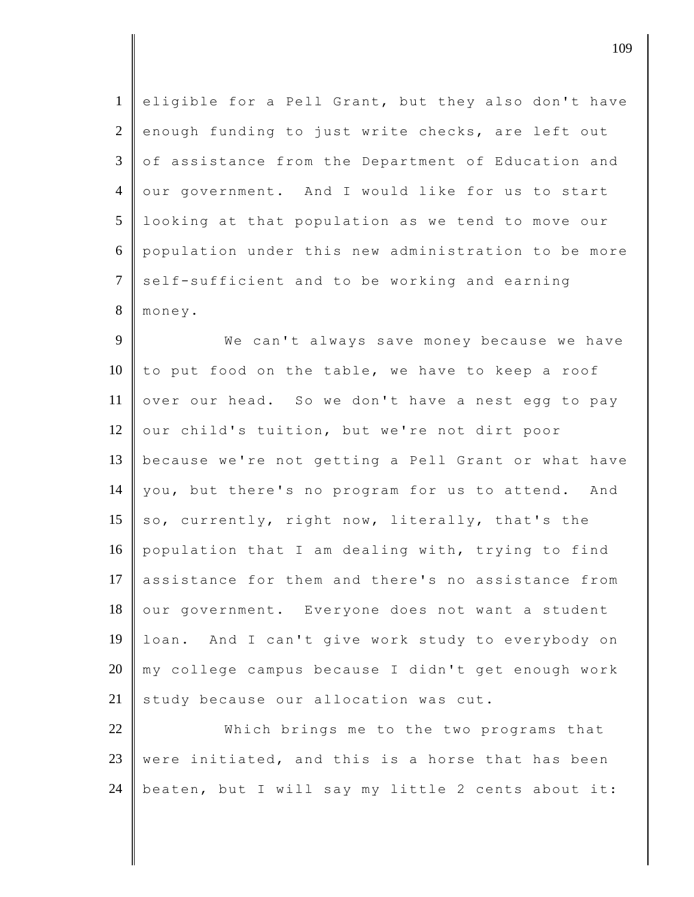eligible for a Pell Grant, but they also don't have enough funding to just write checks, are left out of assistance from the Department of Education and our government. And I would like for us to start looking at that population as we tend to move our population under this new administration to be more self-sufficient and to be working and earning money.

We can't always save money because we have to put food on the table, we have to keep a roof over our head. So we don't have a nest egg to pay our child's tuition, but we're not dirt poor because we're not getting a Pell Grant or what have you, but there's no program for us to attend. And so, currently, right now, literally, that's the population that I am dealing with, trying to find assistance for them and there's no assistance from our government. Everyone does not want a student loan. And I can't give work study to everybody on my college campus because I didn't get enough work study because our allocation was cut.

Which brings me to the two programs that were initiated, and this is a horse that has been beaten, but I will say my little 2 cents about it: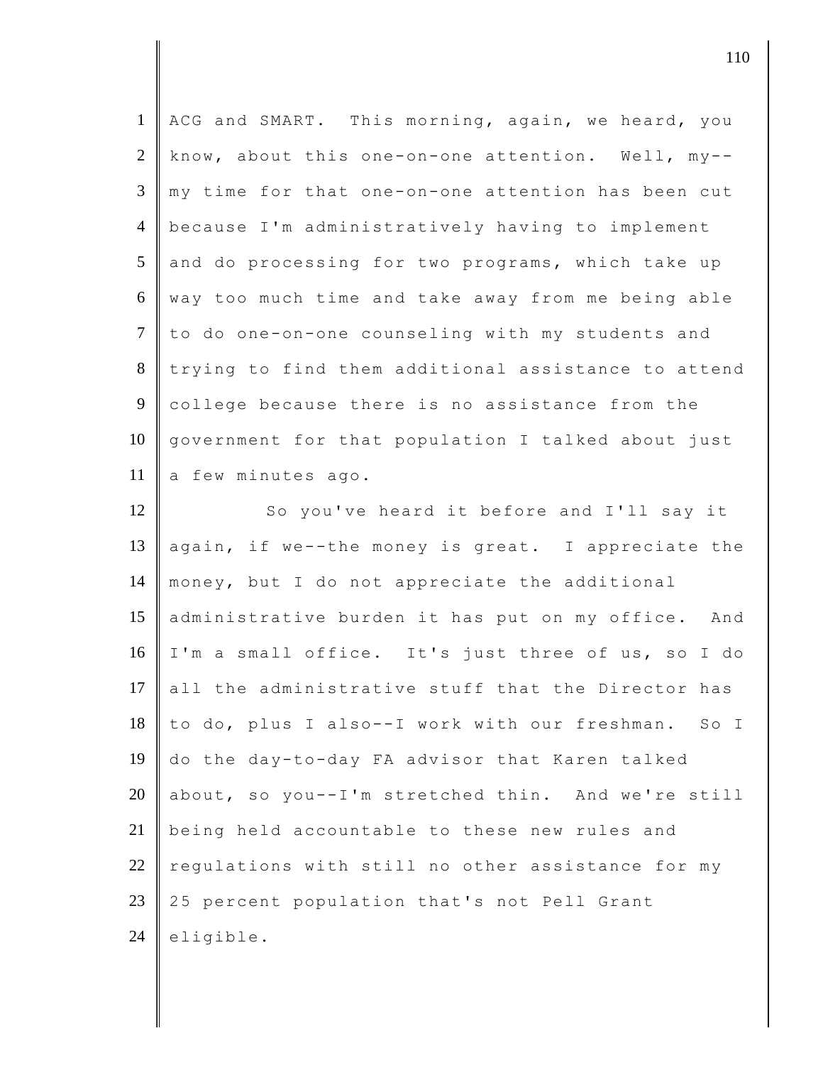ACG and SMART. This morning, again, we heard, you know, about this one-on-one attention. Well, my--my time for that one-on-one attention has been cut because I'm administratively having to implement and do processing for two programs, which take up way too much time and take away from me being able to do one-on-one counseling with my students and trying to find them additional assistance to attend college because there is no assistance from the government for that population I talked about just a few minutes ago.

So you've heard it before and I'll say it again, if we--the money is great. I appreciate the money, but I do not appreciate the additional administrative burden it has put on my office. And I'm a small office. It's just three of us, so I do all the administrative stuff that the Director has to do, plus I also--I work with our freshman. So I do the day-to-day FA advisor that Karen talked about, so you--I'm stretched thin. And we're still being held accountable to these new rules and regulations with still no other assistance for my 25 percent population that's not Pell Grant eligible.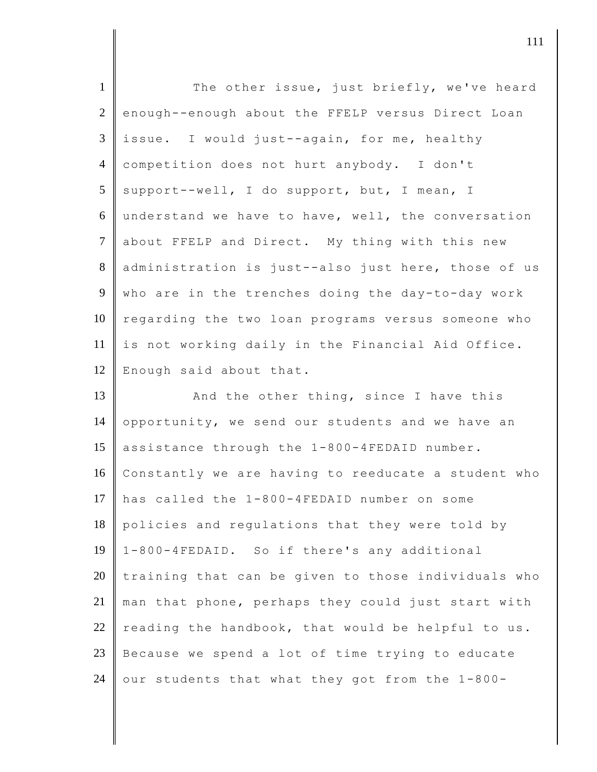The other issue, just briefly, we've heard enough--enough about the FFELP versus Direct Loan issue. I would just--again, for me, healthy competition does not hurt anybody. I don't support--well, I do support, but, I mean, I understand we have to have, well, the conversation about FFELP and Direct. My thing with this new administration is just--also just here, those of us who are in the trenches doing the day-to-day work regarding the two loan programs versus someone who is not working daily in the Financial Aid Office. Enough said about that.

And the other thing, since I have this opportunity, we send our students and we have an assistance through the 1-800-4FEDAID number. Constantly we are having to reeducate a student who has called the 1-800-4FEDAID number on some policies and regulations that they were told by 1-800-4FEDAID. So if there's any additional training that can be given to those individuals who man that phone, perhaps they could just start with reading the handbook, that would be helpful to us. Because we spend a lot of time trying to educate our students that what they got from the 1-800-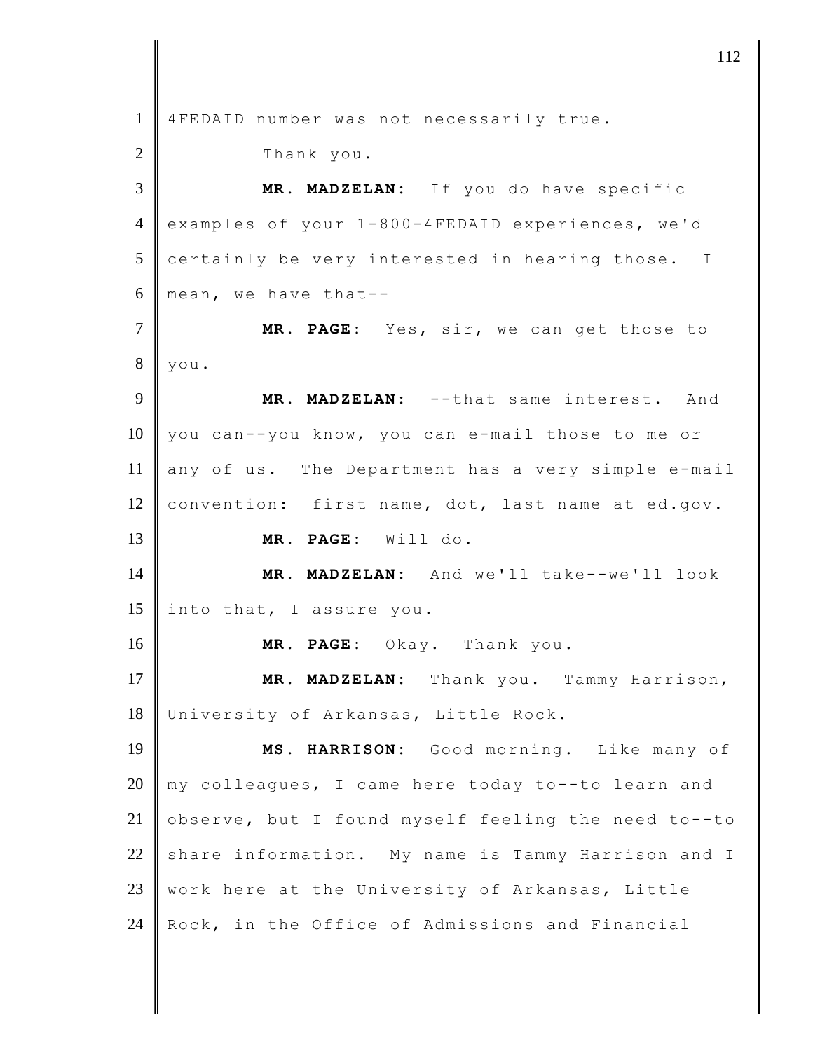4FEDAID number was not necessarily true.

Thank you.

**MR. MADZELAN:** If you do have specific examples of your 1-800-4FEDAID experiences, we'd certainly be very interested in hearing those. I mean, we have that--

**MR. PAGE:** Yes, sir, we can get those to you.

**MR. MADZELAN:** --that same interest. And you can--you know, you can e-mail those to me or any of us. The Department has a very simple e-mail convention: first name, dot, last name at ed.gov.

**MR. PAGE:** Will do.

**MR. MADZELAN:** And we'll take--we'll look into that, I assure you.

**MR. PAGE:** Okay. Thank you.

**MR. MADZELAN:** Thank you. Tammy Harrison, University of Arkansas, Little Rock.

**MS. HARRISON:** Good morning. Like many of my colleagues, I came here today to--to learn and observe, but I found myself feeling the need to--to share information. My name is Tammy Harrison and I work here at the University of Arkansas, Little Rock, in the Office of Admissions and Financial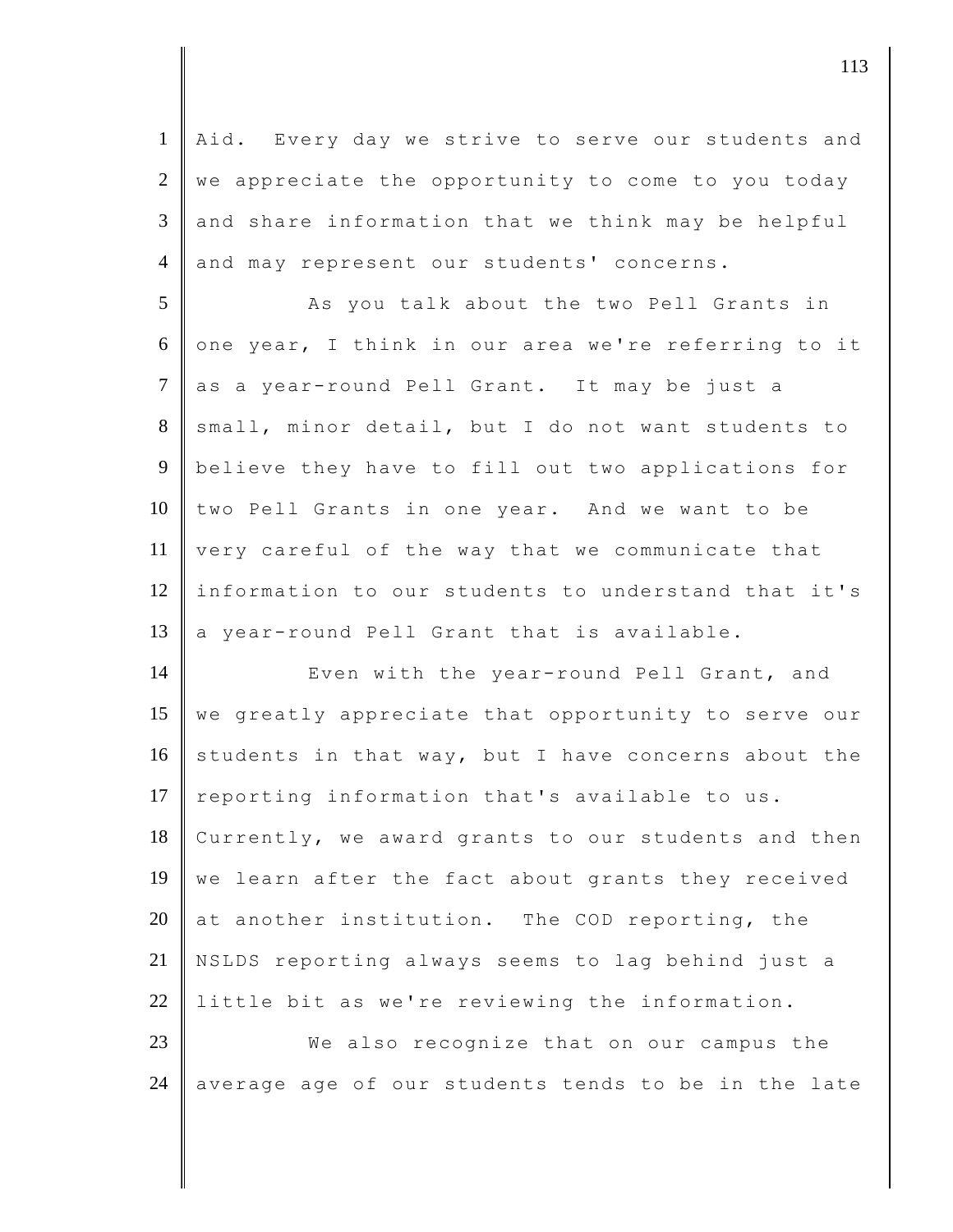Aid. Every day we strive to serve our students and we appreciate the opportunity to come to you today and share information that we think may be helpful and may represent our students' concerns.

As you talk about the two Pell Grants in one year, I think in our area we're referring to it as a year-round Pell Grant. It may be just a small, minor detail, but I do not want students to believe they have to fill out two applications for two Pell Grants in one year. And we want to be very careful of the way that we communicate that information to our students to understand that it's a year-round Pell Grant that is available.

Even with the year-round Pell Grant, and we greatly appreciate that opportunity to serve our students in that way, but I have concerns about the reporting information that's available to us. Currently, we award grants to our students and then we learn after the fact about grants they received at another institution. The COD reporting, the NSLDS reporting always seems to lag behind just a little bit as we're reviewing the information.

We also recognize that on our campus the average age of our students tends to be in the late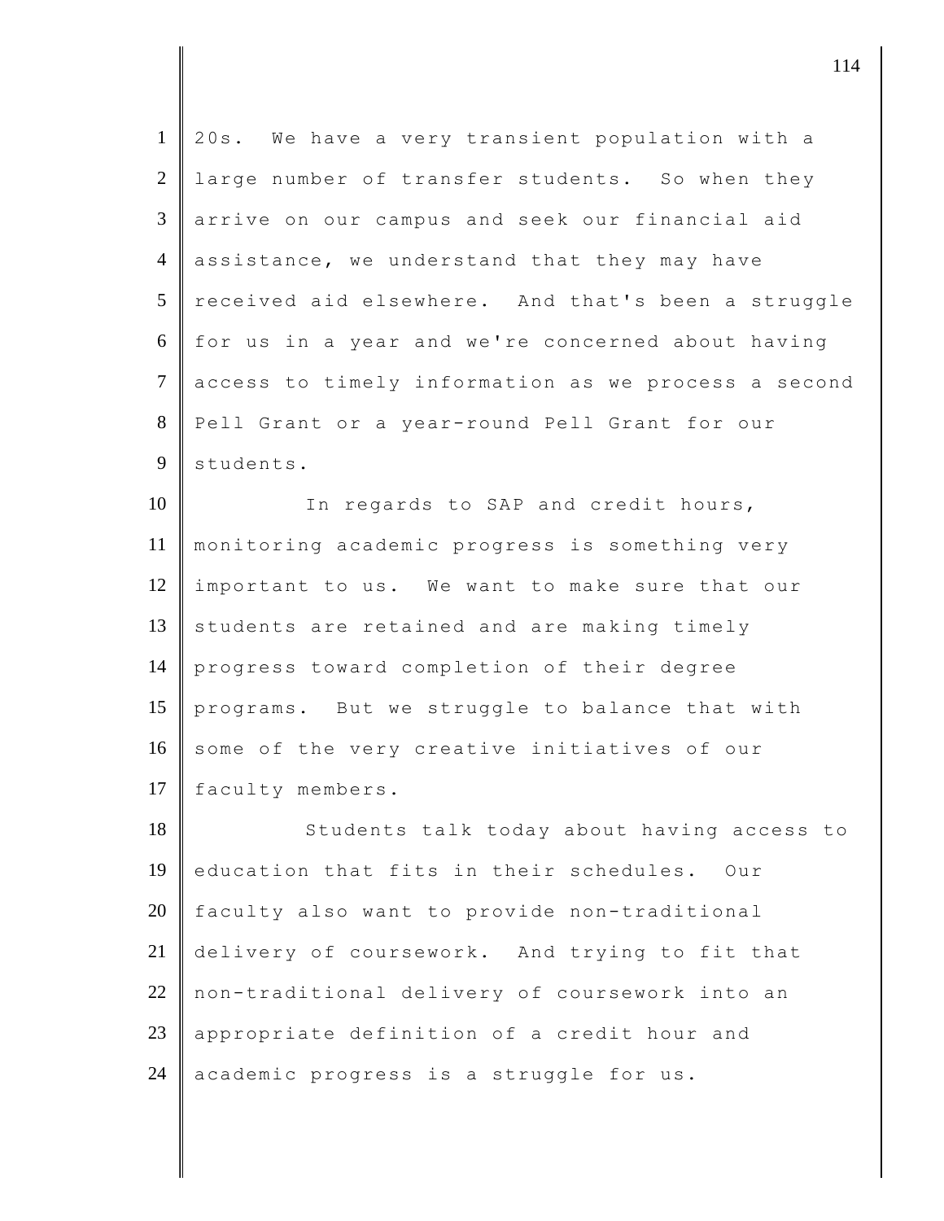20s. We have a very transient population with a large number of transfer students. So when they arrive on our campus and seek our financial aid assistance, we understand that they may have received aid elsewhere. And that's been a struggle for us in a year and we're concerned about having access to timely information as we process a second Pell Grant or a year-round Pell Grant for our students.

In regards to SAP and credit hours, monitoring academic progress is something very important to us. We want to make sure that our students are retained and are making timely progress toward completion of their degree programs. But we struggle to balance that with some of the very creative initiatives of our faculty members.

Students talk today about having access to education that fits in their schedules. Our faculty also want to provide non-traditional delivery of coursework. And trying to fit that non-traditional delivery of coursework into an appropriate definition of a credit hour and academic progress is a struggle for us.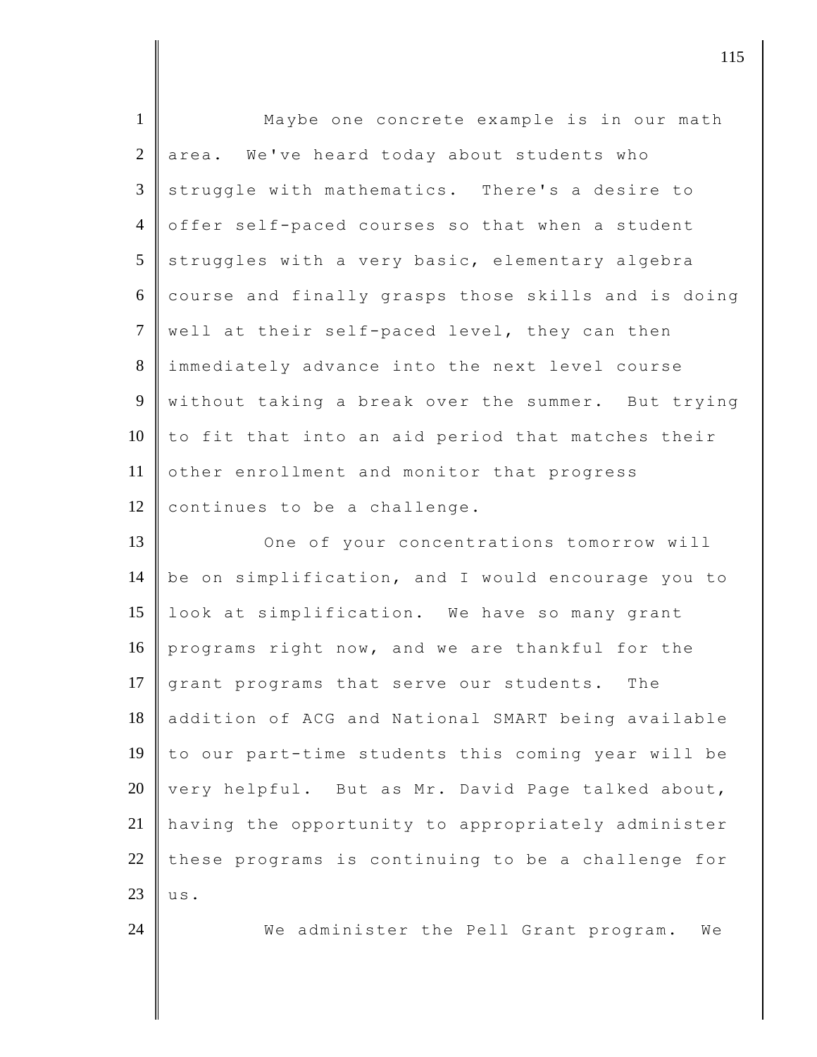Maybe one concrete example is in our math area. We've heard today about students who struggle with mathematics. There's a desire to offer self-paced courses so that when a student struggles with a very basic, elementary algebra course and finally grasps those skills and is doing well at their self-paced level, they can then immediately advance into the next level course without taking a break over the summer. But trying to fit that into an aid period that matches their other enrollment and monitor that progress continues to be a challenge.

One of your concentrations tomorrow will be on simplification, and I would encourage you to look at simplification. We have so many grant programs right now, and we are thankful for the grant programs that serve our students. The addition of ACG and National SMART being available to our part-time students this coming year will be very helpful. But as Mr. David Page talked about, having the opportunity to appropriately administer these programs is continuing to be a challenge for us.

We administer the Pell Grant program. We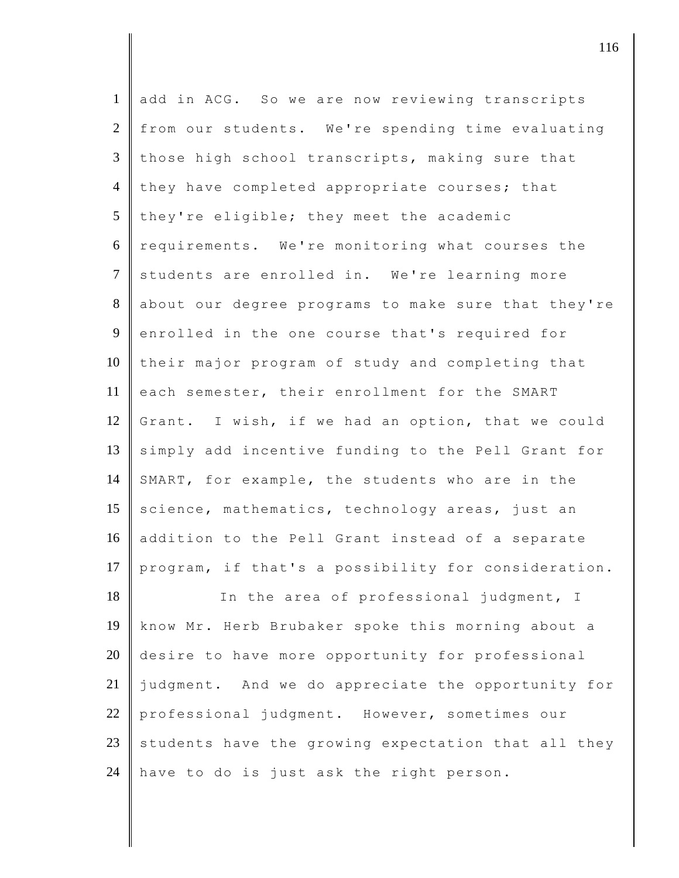add in ACG. So we are now reviewing transcripts from our students. We're spending time evaluating those high school transcripts, making sure that they have completed appropriate courses; that they're eligible; they meet the academic requirements. We're monitoring what courses the students are enrolled in. We're learning more about our degree programs to make sure that they're enrolled in the one course that's required for their major program of study and completing that each semester, their enrollment for the SMART Grant. I wish, if we had an option, that we could simply add incentive funding to the Pell Grant for SMART, for example, the students who are in the science, mathematics, technology areas, just an addition to the Pell Grant instead of a separate program, if that's a possibility for consideration.

In the area of professional judgment, I know Mr. Herb Brubaker spoke this morning about a desire to have more opportunity for professional judgment. And we do appreciate the opportunity for professional judgment. However, sometimes our students have the growing expectation that all they have to do is just ask the right person.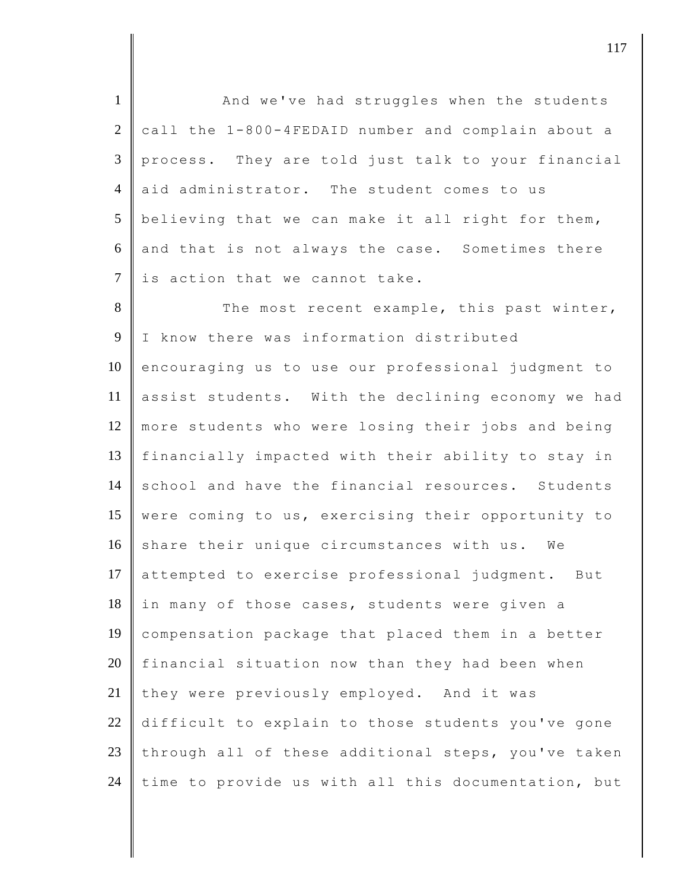And we've had struggles when the students call the 1-800-4FEDAID number and complain about a process. They are told just talk to your financial aid administrator. The student comes to us believing that we can make it all right for them, and that is not always the case. Sometimes there is action that we cannot take.

The most recent example, this past winter, I know there was information distributed encouraging us to use our professional judgment to assist students. With the declining economy we had more students who were losing their jobs and being financially impacted with their ability to stay in school and have the financial resources. Students were coming to us, exercising their opportunity to share their unique circumstances with us. We attempted to exercise professional judgment. But in many of those cases, students were given a compensation package that placed them in a better financial situation now than they had been when they were previously employed. And it was difficult to explain to those students you've gone through all of these additional steps, you've taken time to provide us with all this documentation, but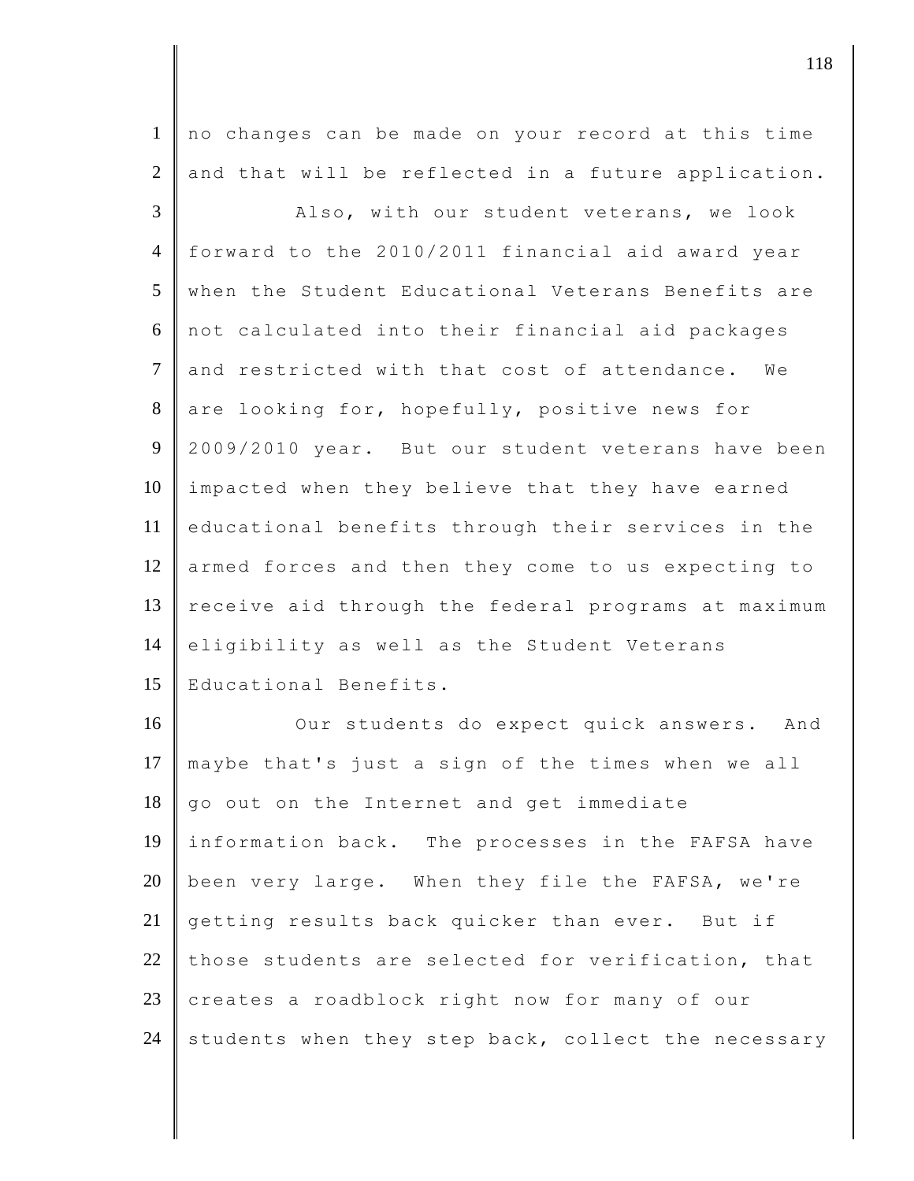no changes can be made on your record at this time and that will be reflected in a future application.

Also, with our student veterans, we look forward to the 2010/2011 financial aid award year when the Student Educational Veterans Benefits are not calculated into their financial aid packages and restricted with that cost of attendance. We are looking for, hopefully, positive news for 2009/2010 year. But our student veterans have been impacted when they believe that they have earned educational benefits through their services in the armed forces and then they come to us expecting to receive aid through the federal programs at maximum eligibility as well as the Student Veterans Educational Benefits.

Our students do expect quick answers. And maybe that's just a sign of the times when we all go out on the Internet and get immediate information back. The processes in the FAFSA have been very large. When they file the FAFSA, we're getting results back quicker than ever. But if those students are selected for verification, that creates a roadblock right now for many of our students when they step back, collect the necessary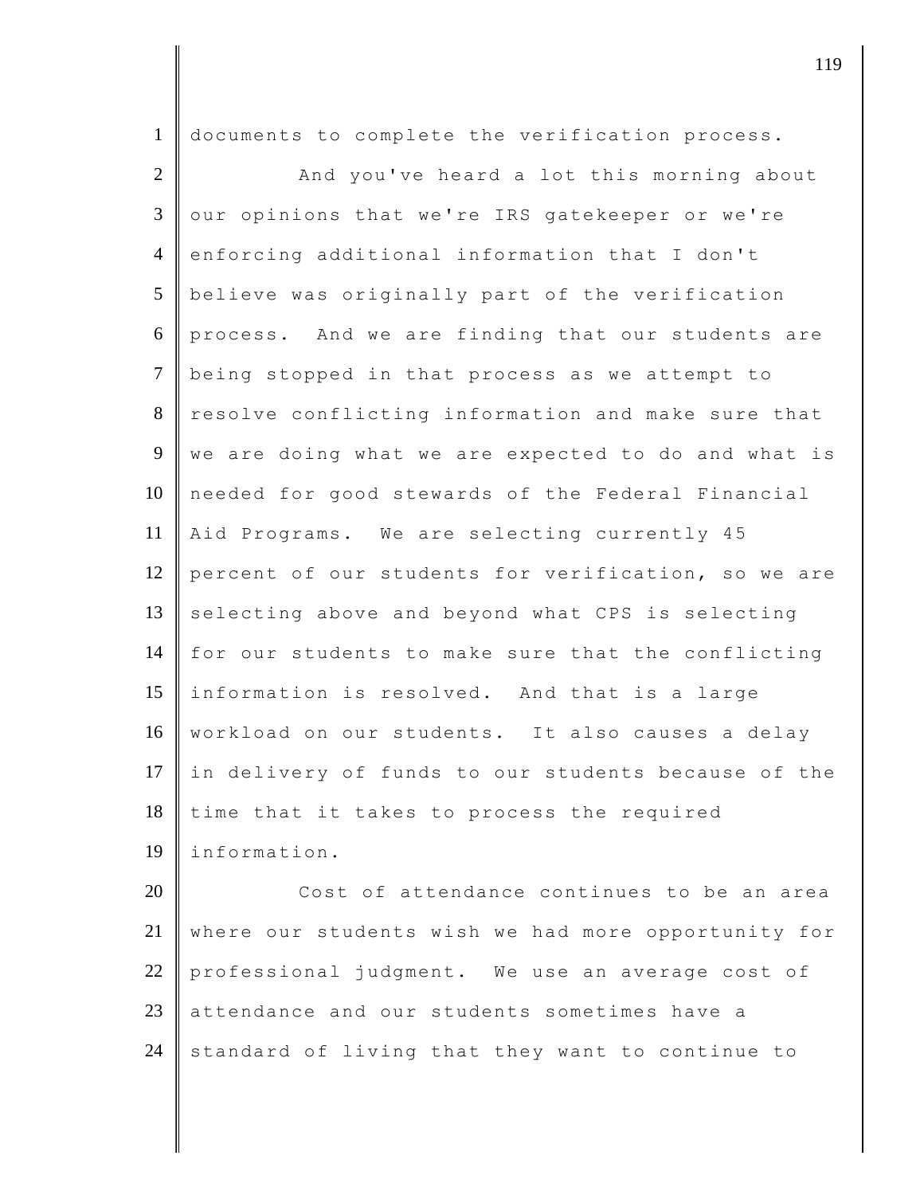documents to complete the verification process.

And you've heard a lot this morning about our opinions that we're IRS gatekeeper or we're enforcing additional information that I don't believe was originally part of the verification process. And we are finding that our students are being stopped in that process as we attempt to resolve conflicting information and make sure that we are doing what we are expected to do and what is needed for good stewards of the Federal Financial Aid Programs. We are selecting currently 45 percent of our students for verification, so we are selecting above and beyond what CPS is selecting for our students to make sure that the conflicting information is resolved. And that is a large workload on our students. It also causes a delay in delivery of funds to our students because of the time that it takes to process the required information.

Cost of attendance continues to be an area where our students wish we had more opportunity for professional judgment. We use an average cost of attendance and our students sometimes have a standard of living that they want to continue to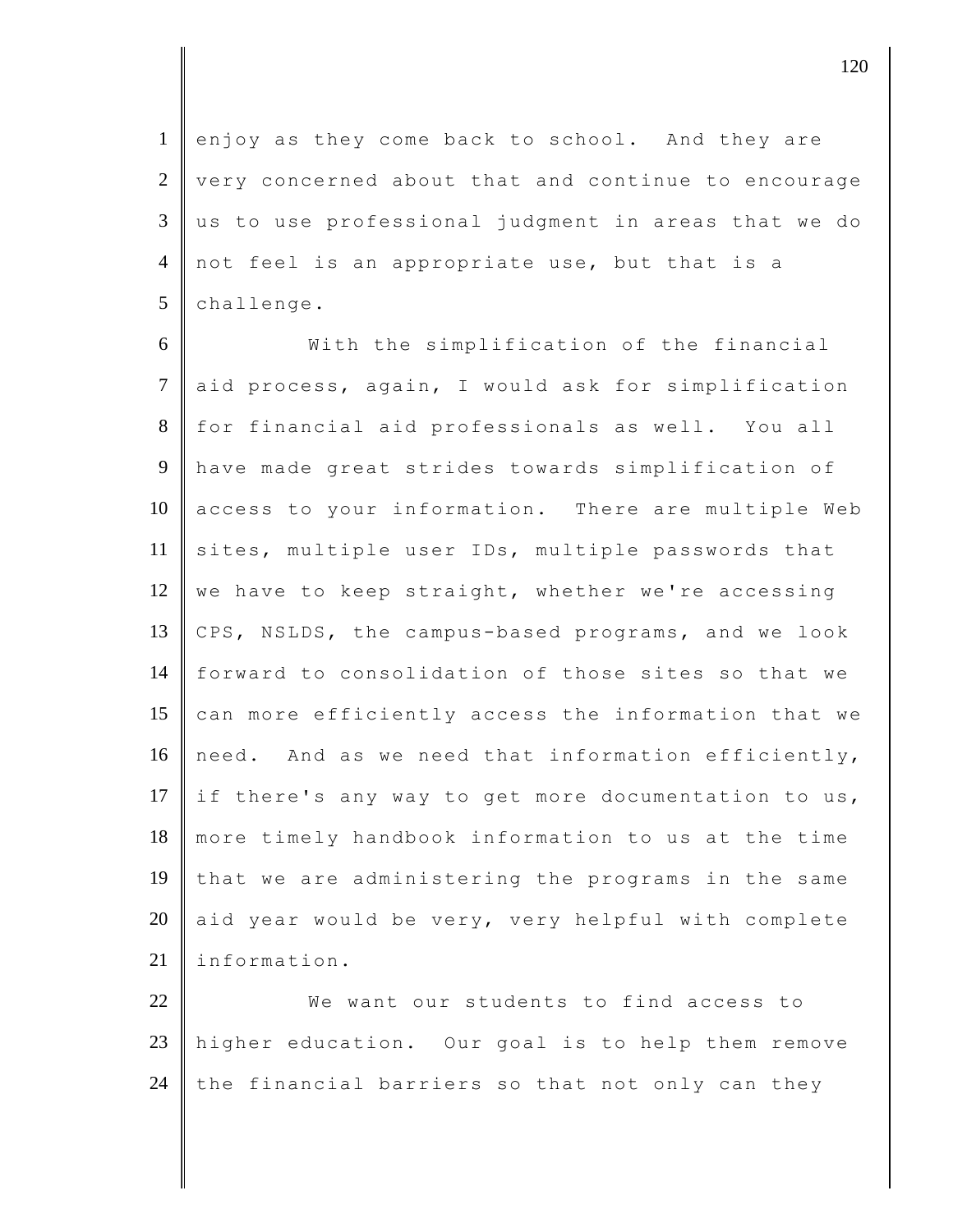enjoy as they come back to school. And they are very concerned about that and continue to encourage us to use professional judgment in areas that we do not feel is an appropriate use, but that is a challenge.

With the simplification of the financial aid process, again, I would ask for simplification for financial aid professionals as well. You all have made great strides towards simplification of access to your information. There are multiple Web sites, multiple user IDs, multiple passwords that we have to keep straight, whether we're accessing CPS, NSLDS, the campus-based programs, and we look forward to consolidation of those sites so that we can more efficiently access the information that we need. And as we need that information efficiently, if there's any way to get more documentation to us, more timely handbook information to us at the time that we are administering the programs in the same aid year would be very, very helpful with complete information.

We want our students to find access to higher education. Our goal is to help them remove the financial barriers so that not only can they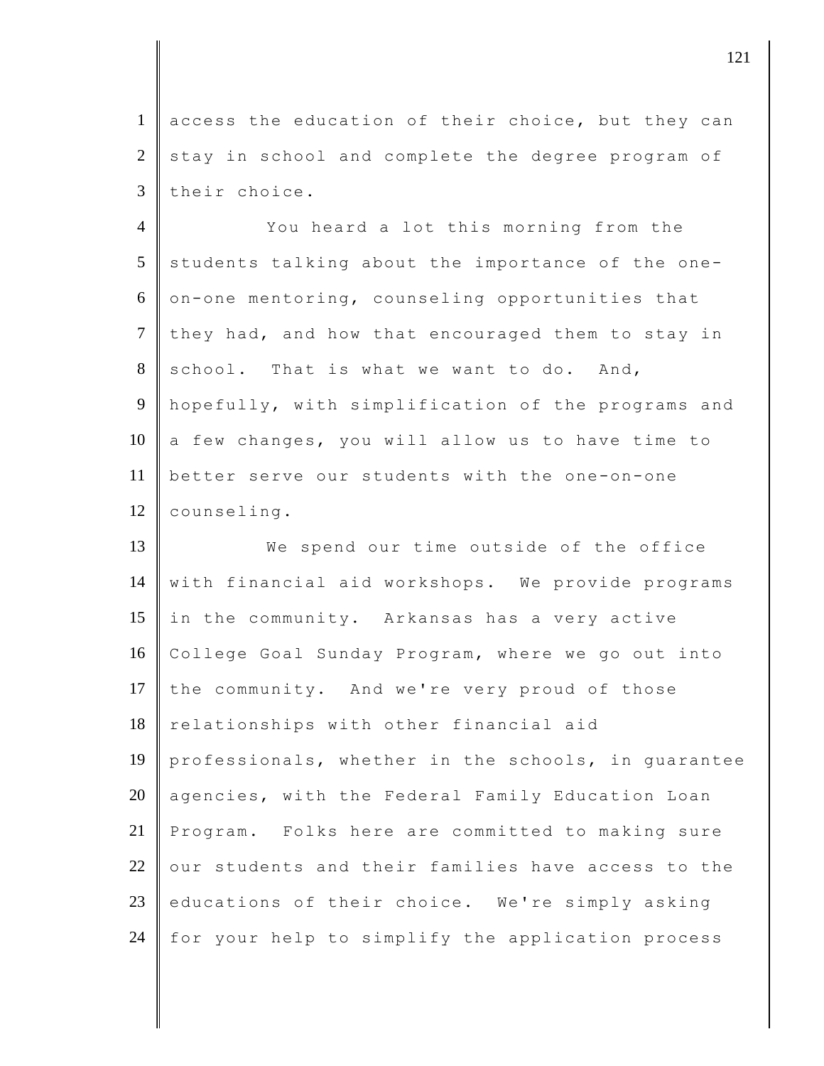access the education of their choice, but they can stay in school and complete the degree program of their choice.

You heard a lot this morning from the students talking about the importance of the one-on-one mentoring, counseling opportunities that they had, and how that encouraged them to stay in school. That is what we want to do. And, hopefully, with simplification of the programs and a few changes, you will allow us to have time to better serve our students with the one-on-one counseling.

We spend our time outside of the office with financial aid workshops. We provide programs in the community. Arkansas has a very active College Goal Sunday Program, where we go out into the community. And we're very proud of those relationships with other financial aid professionals, whether in the schools, in guarantee agencies, with the Federal Family Education Loan Program. Folks here are committed to making sure our students and their families have access to the educations of their choice. We're simply asking for your help to simplify the application process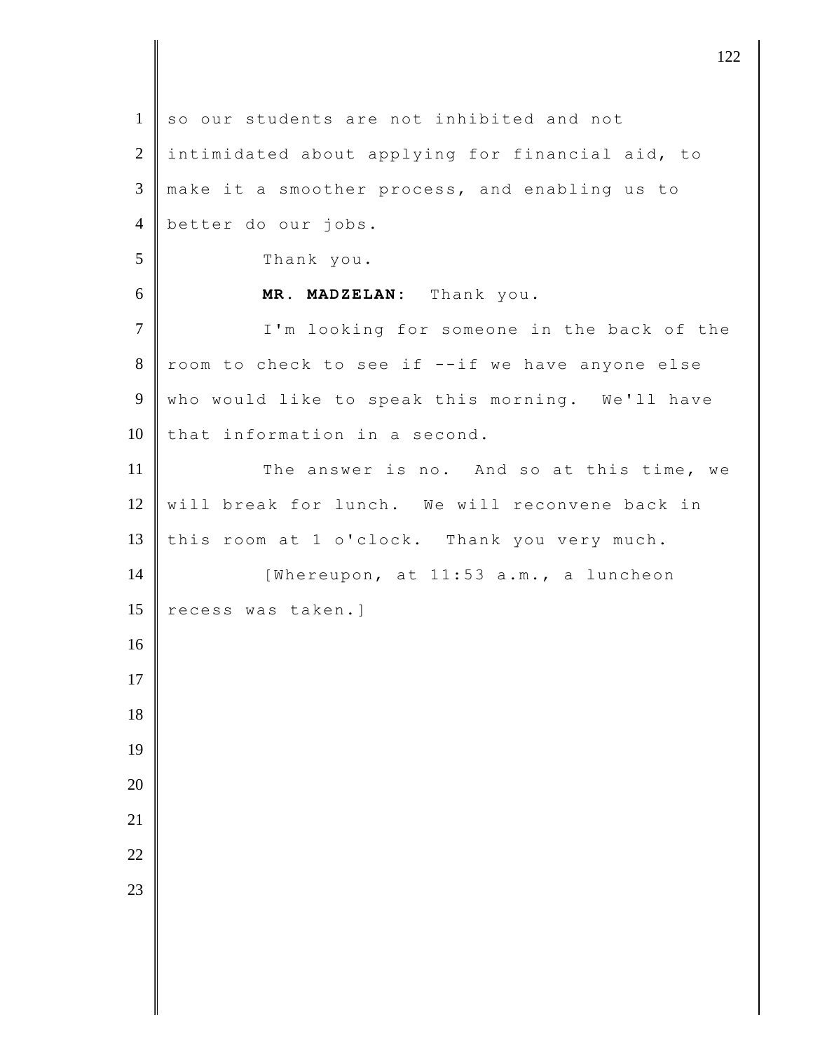so our students are not inhibited and not intimidated about applying for financial aid, to make it a smoother process, and enabling us to better do our jobs.

Thank you.

**MR. MADZELAN:** Thank you.

I'm looking for someone in the back of the room to check to see if --if we have anyone else who would like to speak this morning. We'll have that information in a second.

The answer is no. And so at this time, we will break for lunch. We will reconvene back in this room at 1 o'clock. Thank you very much.

[Whereupon, at 11:53 a.m., a luncheon recess was taken.]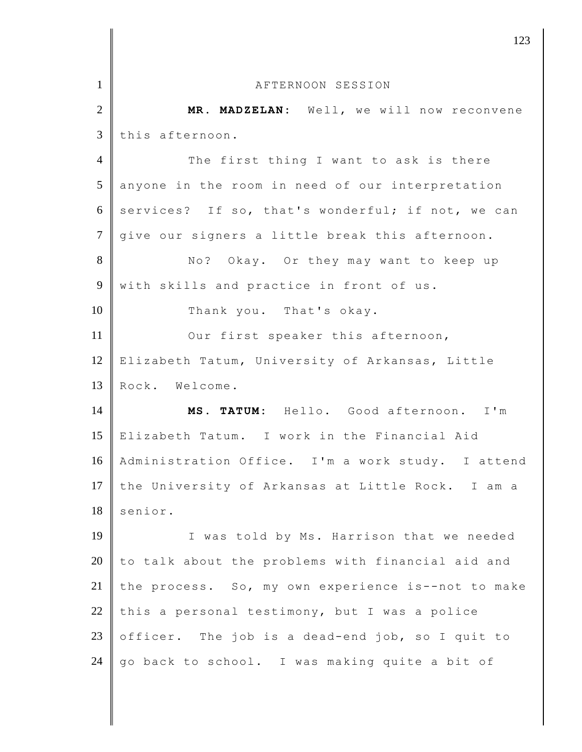AFTERNOON SESSION

**MR. MADZELAN:** Well, we will now reconvene this afternoon.

The first thing I want to ask is there anyone in the room in need of our interpretation services? If so, that's wonderful; if not, we can give our signers a little break this afternoon.

No? Okay. Or they may want to keep up with skills and practice in front of us.

Thank you. That's okay.

Our first speaker this afternoon, Elizabeth Tatum, University of Arkansas, Little Rock. Welcome.

**MS. TATUM:** Hello. Good afternoon. I'm Elizabeth Tatum. I work in the Financial Aid Administration Office. I'm a work study. I attend the University of Arkansas at Little Rock. I am a senior.

I was told by Ms. Harrison that we needed to talk about the problems with financial aid and the process. So, my own experience is--not to make this a personal testimony, but I was a police officer. The job is a dead-end job, so I quit to go back to school. I was making quite a bit of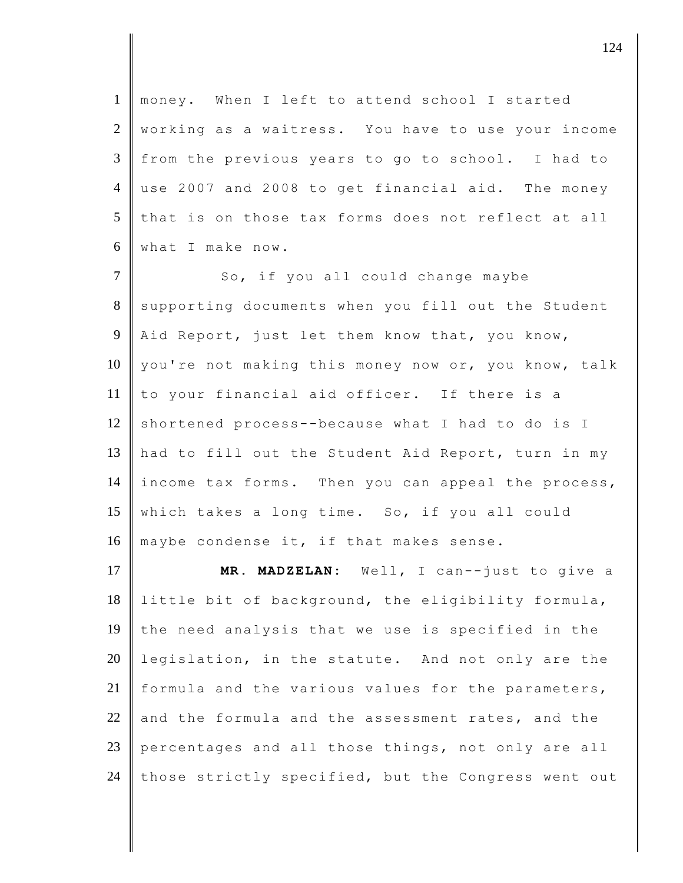money. When I left to attend school I started working as a waitress. You have to use your income from the previous years to go to school. I had to use 2007 and 2008 to get financial aid. The money that is on those tax forms does not reflect at all what I make now.

So, if you all could change maybe supporting documents when you fill out the Student Aid Report, just let them know that, you know, you're not making this money now or, you know, talk to your financial aid officer. If there is a shortened process--because what I had to do is I had to fill out the Student Aid Report, turn in my income tax forms. Then you can appeal the process, which takes a long time. So, if you all could maybe condense it, if that makes sense.

**MR. MADZELAN:** Well, I can--just to give a little bit of background, the eligibility formula, the need analysis that we use is specified in the legislation, in the statute. And not only are the formula and the various values for the parameters, and the formula and the assessment rates, and the percentages and all those things, not only are all those strictly specified, but the Congress went out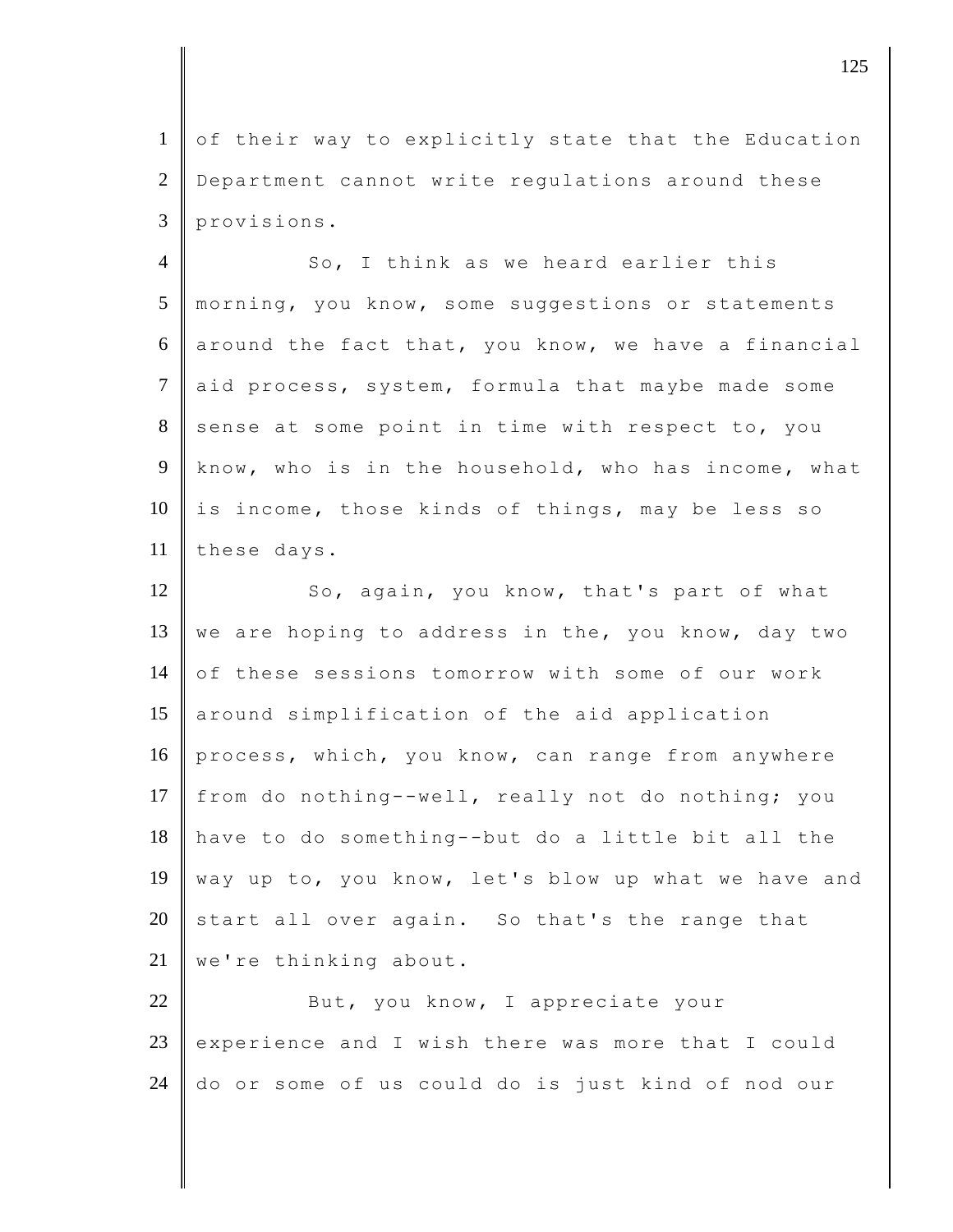of their way to explicitly state that the Education Department cannot write regulations around these provisions.

So, I think as we heard earlier this morning, you know, some suggestions or statements around the fact that, you know, we have a financial aid process, system, formula that maybe made some sense at some point in time with respect to, you know, who is in the household, who has income, what is income, those kinds of things, may be less so these days.

So, again, you know, that's part of what we are hoping to address in the, you know, day two of these sessions tomorrow with some of our work around simplification of the aid application process, which, you know, can range from anywhere from do nothing--well, really not do nothing; you have to do something--but do a little bit all the way up to, you know, let's blow up what we have and start all over again. So that's the range that we're thinking about.

But, you know, I appreciate your experience and I wish there was more that I could do or some of us could do is just kind of nod our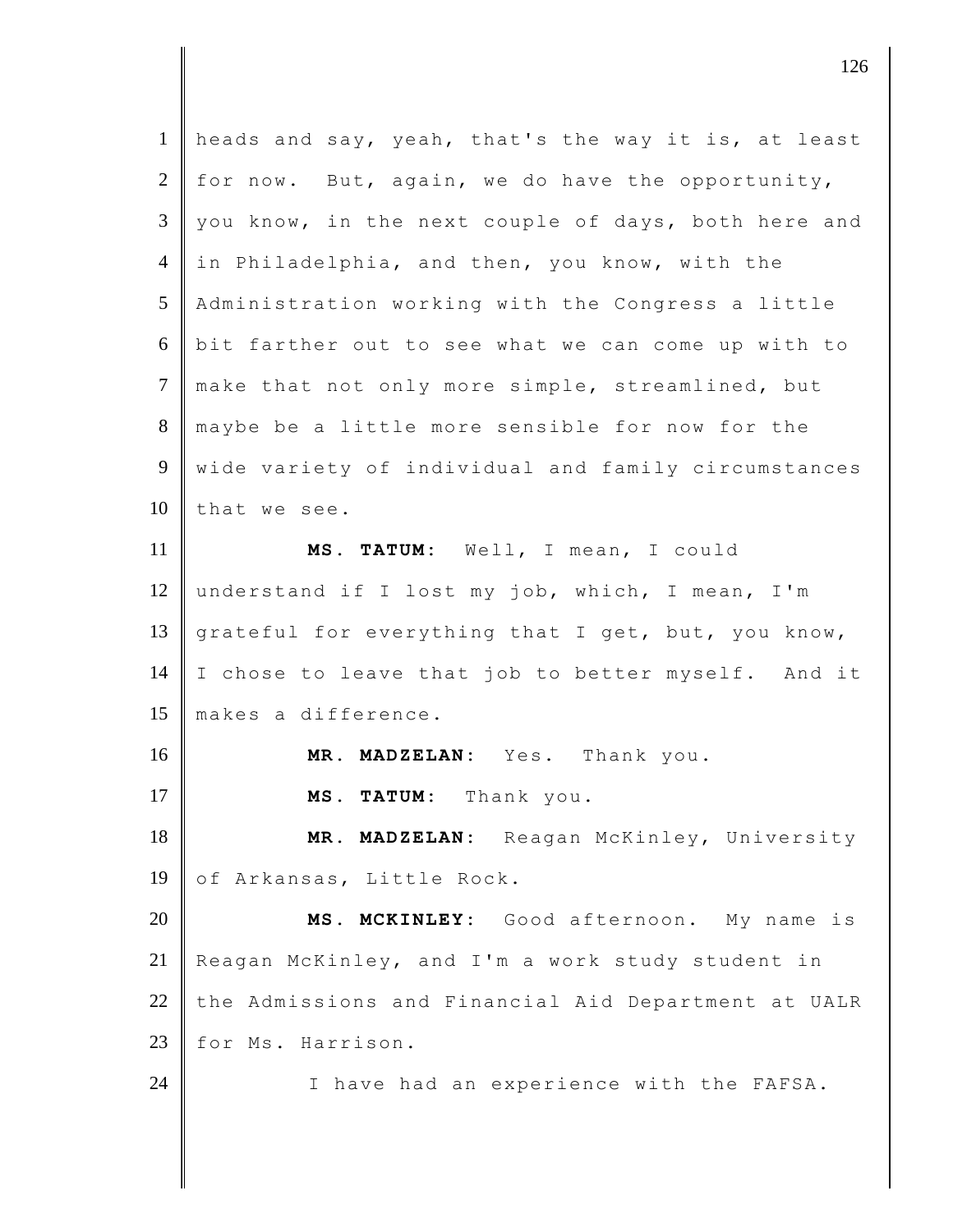heads and say, yeah, that's the way it is, at least for now. But, again, we do have the opportunity, you know, in the next couple of days, both here and in Philadelphia, and then, you know, with the Administration working with the Congress a little bit farther out to see what we can come up with to make that not only more simple, streamlined, but maybe be a little more sensible for now for the wide variety of individual and family circumstances that we see.

**MS. TATUM:** Well, I mean, I could understand if I lost my job, which, I mean, I'm grateful for everything that I get, but, you know, I chose to leave that job to better myself. And it makes a difference.

**MR. MADZELAN:** Yes. Thank you.

**MS. TATUM:** Thank you.

**MR. MADZELAN:** Reagan McKinley, University of Arkansas, Little Rock.

**MS. MCKINLEY:** Good afternoon. My name is Reagan McKinley, and I'm a work study student in the Admissions and Financial Aid Department at UALR for Ms. Harrison.

I have had an experience with the FAFSA.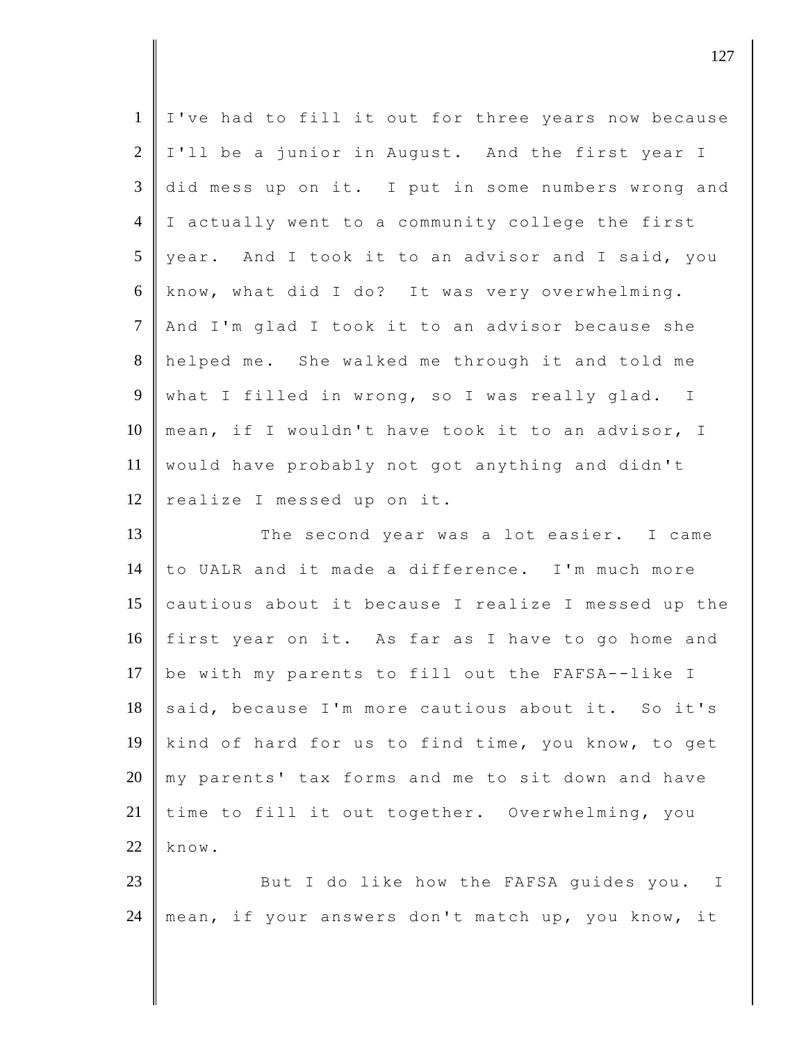I've had to fill it out for three years now because I'll be a junior in August. And the first year I did mess up on it. I put in some numbers wrong and I actually went to a community college the first year. And I took it to an advisor and I said, you know, what did I do? It was very overwhelming. And I'm glad I took it to an advisor because she helped me. She walked me through it and told me what I filled in wrong, so I was really glad. I mean, if I wouldn't have took it to an advisor, I would have probably not got anything and didn't realize I messed up on it.

The second year was a lot easier. I came to UALR and it made a difference. I'm much more cautious about it because I realize I messed up the first year on it. As far as I have to go home and be with my parents to fill out the FAFSA--like I said, because I'm more cautious about it. So it's kind of hard for us to find time, you know, to get my parents' tax forms and me to sit down and have time to fill it out together. Overwhelming, you know.

But I do like how the FAFSA guides you. I mean, if your answers don't match up, you know, it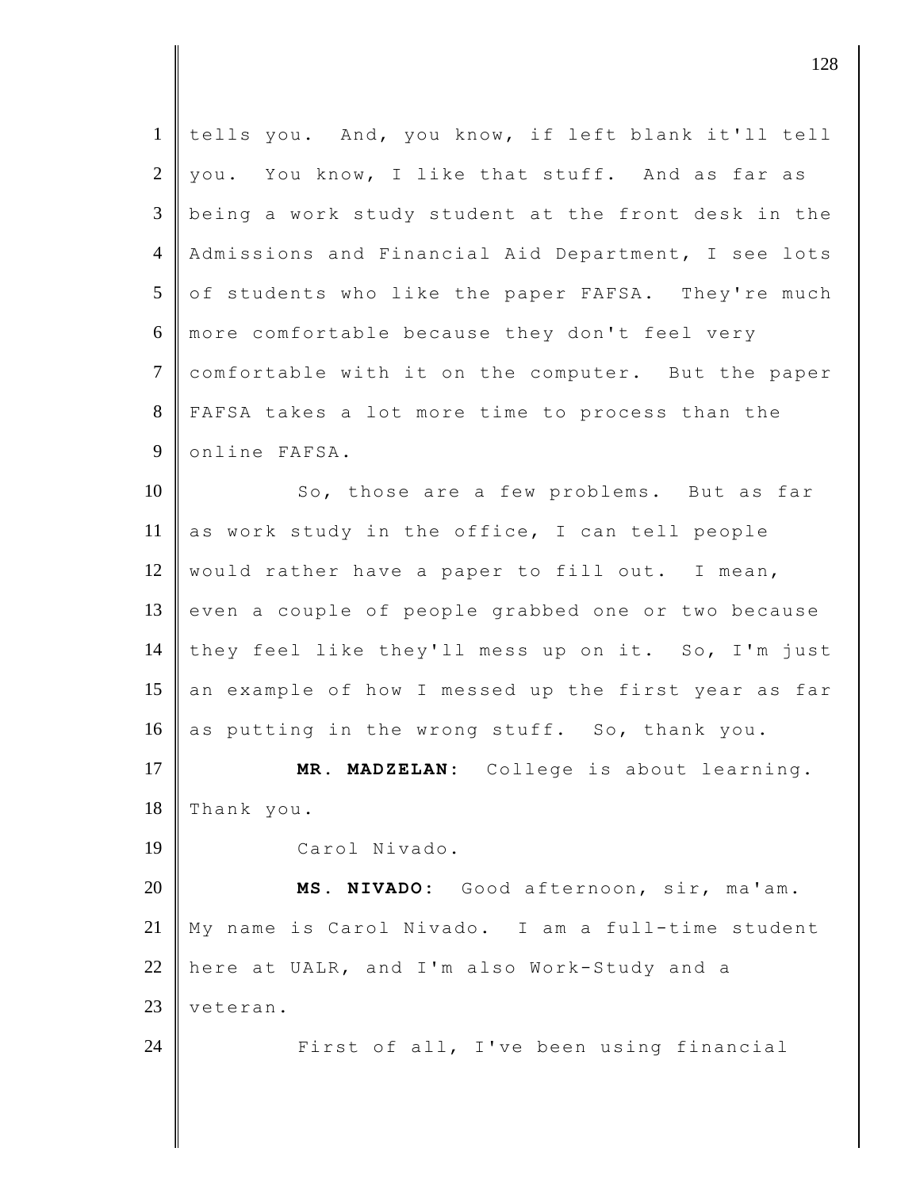tells you. And, you know, if left blank it'll tell you. You know, I like that stuff. And as far as being a work study student at the front desk in the Admissions and Financial Aid Department, I see lots of students who like the paper FAFSA. They're much more comfortable because they don't feel very comfortable with it on the computer. But the paper FAFSA takes a lot more time to process than the online FAFSA.

So, those are a few problems. But as far as work study in the office, I can tell people would rather have a paper to fill out. I mean, even a couple of people grabbed one or two because they feel like they'll mess up on it. So, I'm just an example of how I messed up the first year as far as putting in the wrong stuff. So, thank you.

**MR. MADZELAN:** College is about learning. Thank you.

Carol Nivado.

**MS. NIVADO:** Good afternoon, sir, ma'am. My name is Carol Nivado. I am a full-time student here at UALR, and I'm also Work-Study and a veteran.

First of all, I've been using financial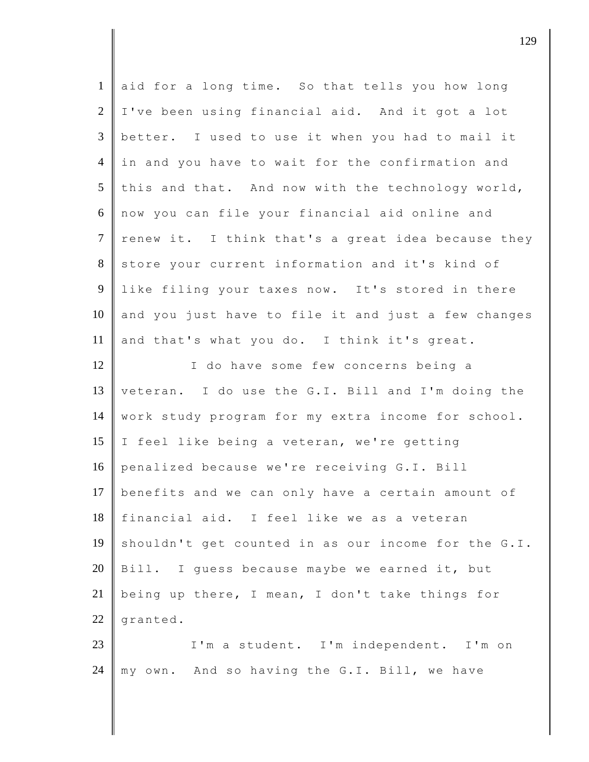aid for a long time. So that tells you how long I've been using financial aid. And it got a lot better. I used to use it when you had to mail it in and you have to wait for the confirmation and this and that. And now with the technology world, now you can file your financial aid online and renew it. I think that's a great idea because they store your current information and it's kind of like filing your taxes now. It's stored in there and you just have to file it and just a few changes and that's what you do. I think it's great.

I do have some few concerns being a veteran. I do use the G.I. Bill and I'm doing the work study program for my extra income for school. I feel like being a veteran, we're getting penalized because we're receiving G.I. Bill benefits and we can only have a certain amount of financial aid. I feel like we as a veteran shouldn't get counted in as our income for the G.I. Bill. I guess because maybe we earned it, but being up there, I mean, I don't take things for granted.

I'm a student. I'm independent. I'm on my own. And so having the G.I. Bill, we have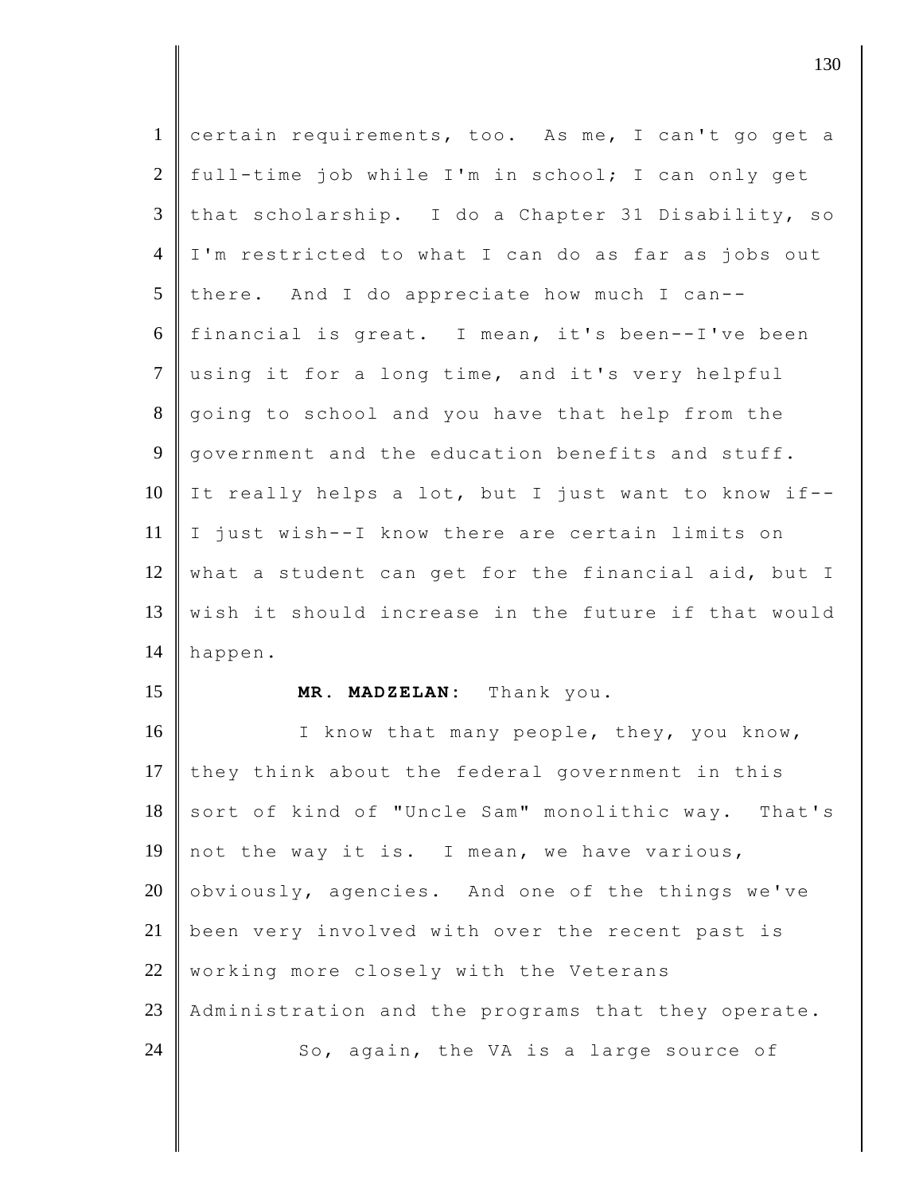certain requirements, too. As me, I can't go get a full-time job while I'm in school; I can only get that scholarship. I do a Chapter 31 Disability, so I'm restricted to what I can do as far as jobs out there. And I do appreciate how much I can--financial is great. I mean, it's been--I've been using it for a long time, and it's very helpful going to school and you have that help from the government and the education benefits and stuff. It really helps a lot, but I just want to know if--I just wish--I know there are certain limits on what a student can get for the financial aid, but I wish it should increase in the future if that would happen.

**MR. MADZELAN:** Thank you.

I know that many people, they, you know, they think about the federal government in this sort of kind of "Uncle Sam" monolithic way. That's not the way it is. I mean, we have various, obviously, agencies. And one of the things we've been very involved with over the recent past is working more closely with the Veterans Administration and the programs that they operate.

So, again, the VA is a large source of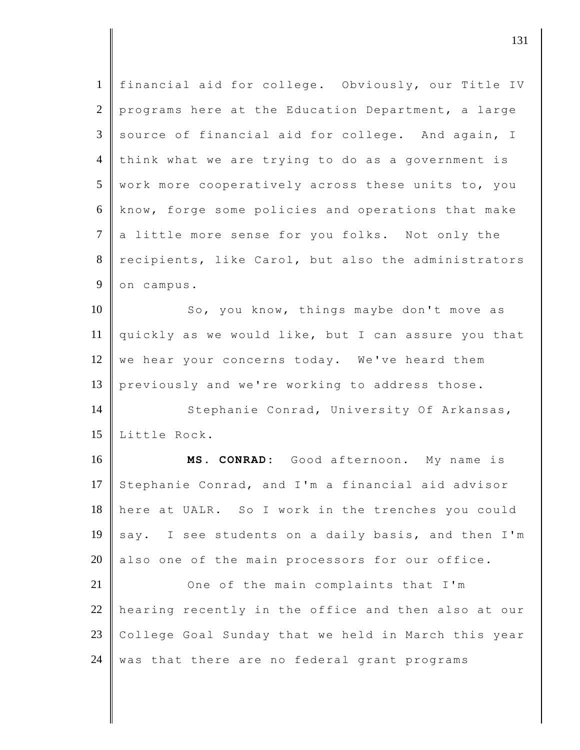financial aid for college. Obviously, our Title IV programs here at the Education Department, a large source of financial aid for college. And again, I think what we are trying to do as a government is work more cooperatively across these units to, you know, forge some policies and operations that make a little more sense for you folks. Not only the recipients, like Carol, but also the administrators on campus.

So, you know, things maybe don't move as quickly as we would like, but I can assure you that we hear your concerns today. We've heard them previously and we're working to address those.

Stephanie Conrad, University Of Arkansas, Little Rock.

**MS. CONRAD:** Good afternoon. My name is Stephanie Conrad, and I'm a financial aid advisor here at UALR. So I work in the trenches you could say. I see students on a daily basis, and then I'm also one of the main processors for our office.

One of the main complaints that I'm hearing recently in the office and then also at our College Goal Sunday that we held in March this year was that there are no federal grant programs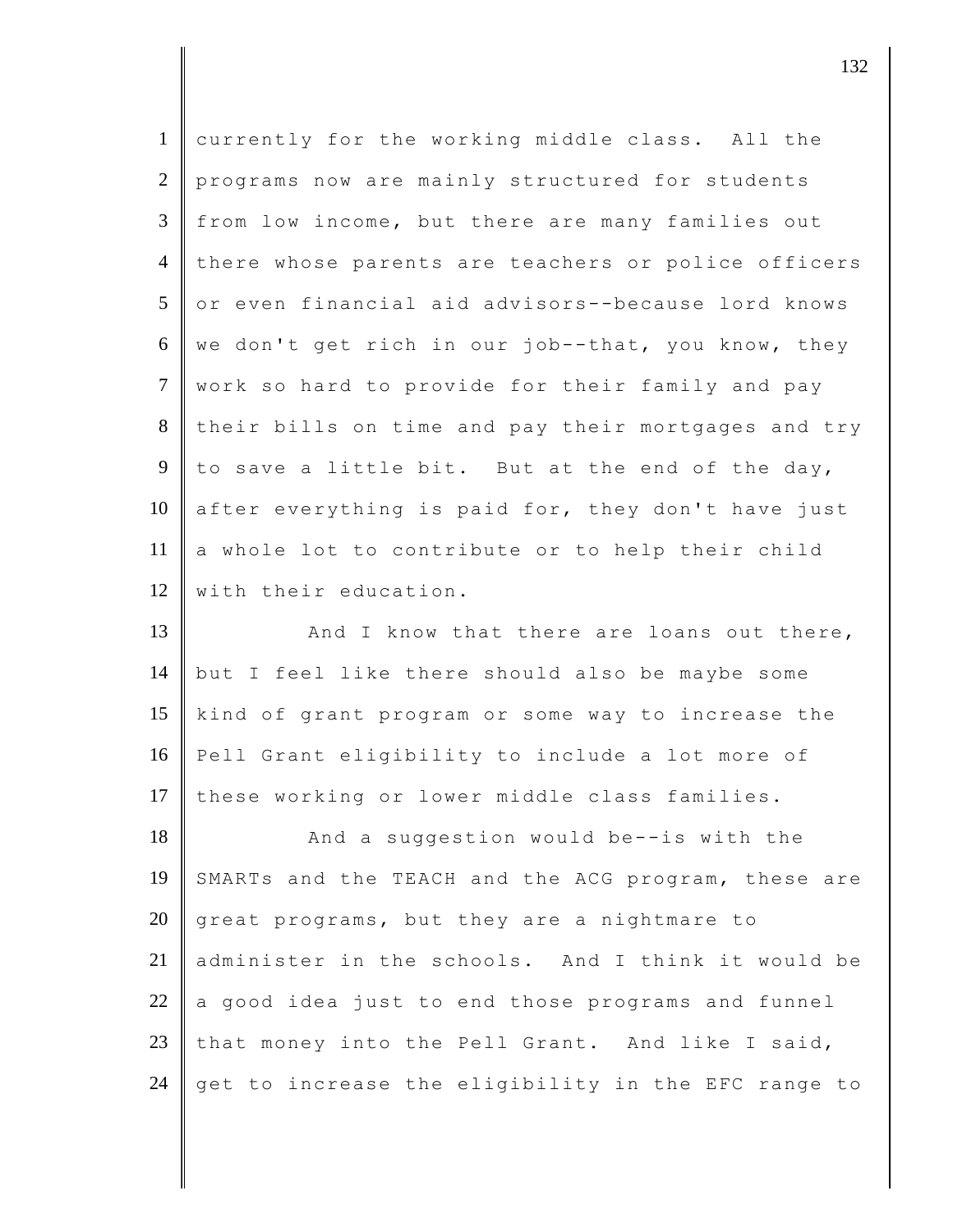currently for the working middle class. All the programs now are mainly structured for students from low income, but there are many families out there whose parents are teachers or police officers or even financial aid advisors--because lord knows we don't get rich in our job--that, you know, they work so hard to provide for their family and pay their bills on time and pay their mortgages and try to save a little bit. But at the end of the day, after everything is paid for, they don't have just a whole lot to contribute or to help their child with their education.

And I know that there are loans out there, but I feel like there should also be maybe some kind of grant program or some way to increase the Pell Grant eligibility to include a lot more of these working or lower middle class families.

And a suggestion would be--is with the SMARTs and the TEACH and the ACG program, these are great programs, but they are a nightmare to administer in the schools. And I think it would be a good idea just to end those programs and funnel that money into the Pell Grant. And like I said, get to increase the eligibility in the EFC range to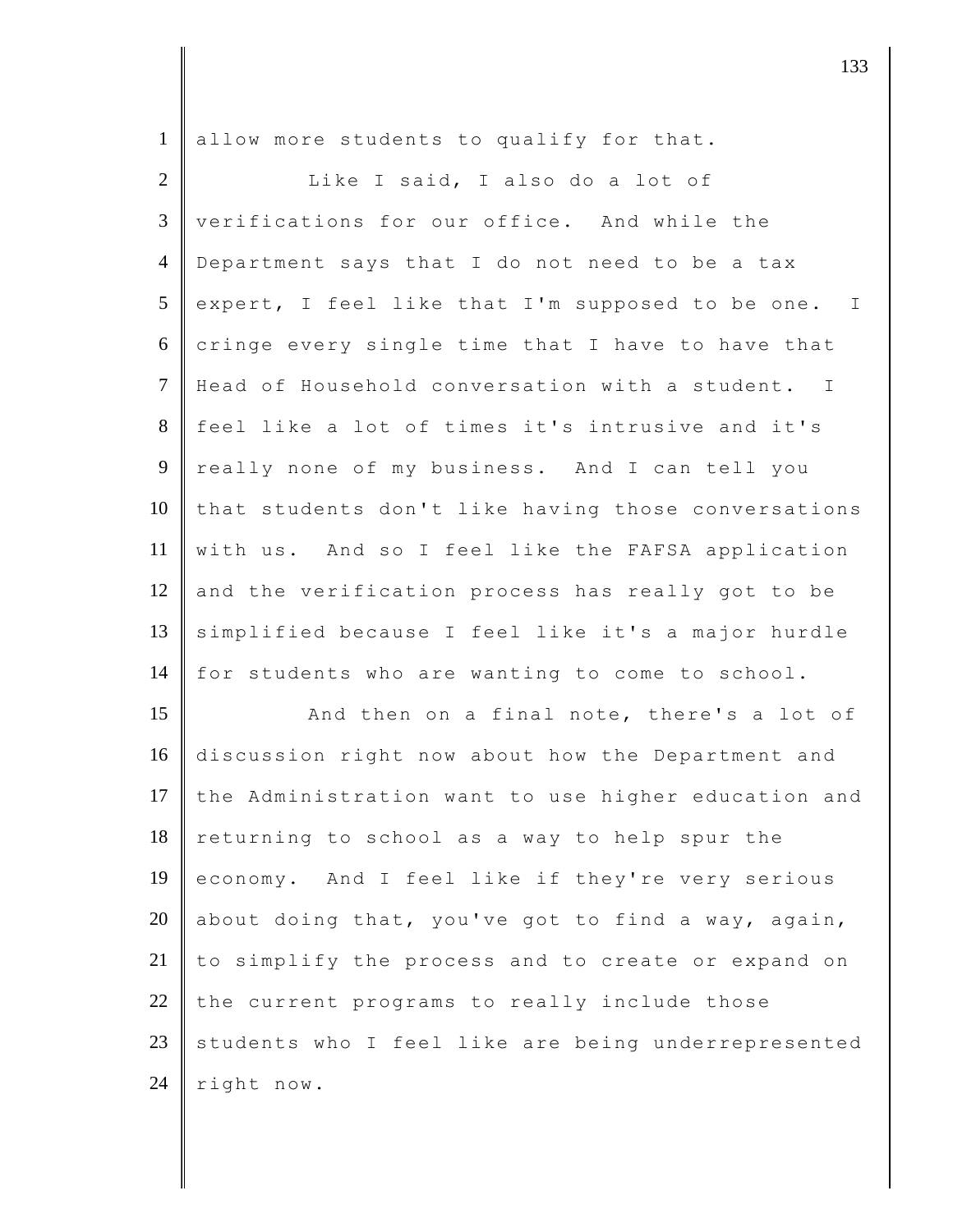allow more students to qualify for that.

Like I said, I also do a lot of verifications for our office. And while the Department says that I do not need to be a tax expert, I feel like that I'm supposed to be one. I cringe every single time that I have to have that Head of Household conversation with a student. I feel like a lot of times it's intrusive and it's really none of my business. And I can tell you that students don't like having those conversations with us. And so I feel like the FAFSA application and the verification process has really got to be simplified because I feel like it's a major hurdle for students who are wanting to come to school.

And then on a final note, there's a lot of discussion right now about how the Department and the Administration want to use higher education and returning to school as a way to help spur the economy. And I feel like if they're very serious about doing that, you've got to find a way, again, to simplify the process and to create or expand on the current programs to really include those students who I feel like are being underrepresented right now.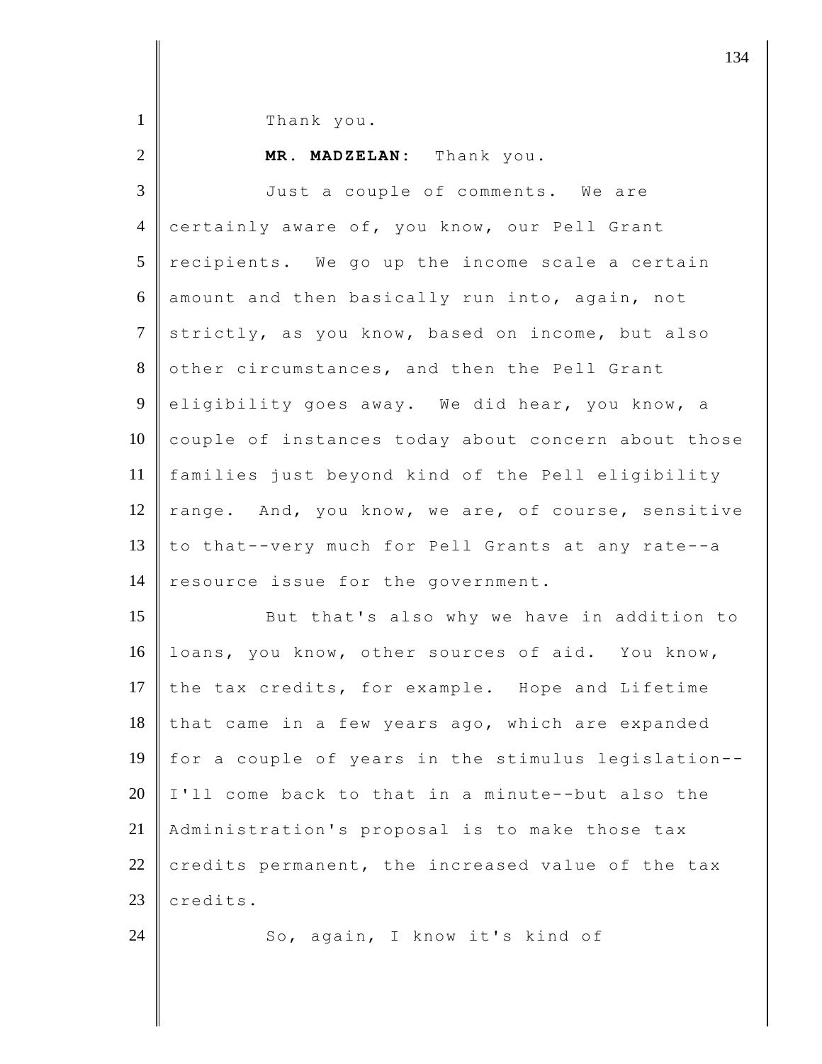Thank you.

**MR. MADZELAN:** Thank you.

Just a couple of comments. We are certainly aware of, you know, our Pell Grant recipients. We go up the income scale a certain amount and then basically run into, again, not strictly, as you know, based on income, but also other circumstances, and then the Pell Grant eligibility goes away. We did hear, you know, a couple of instances today about concern about those families just beyond kind of the Pell eligibility range. And, you know, we are, of course, sensitive to that--very much for Pell Grants at any rate--a resource issue for the government.

But that's also why we have in addition to loans, you know, other sources of aid. You know, the tax credits, for example. Hope and Lifetime that came in a few years ago, which are expanded for a couple of years in the stimulus legislation--I'll come back to that in a minute--but also the Administration's proposal is to make those tax credits permanent, the increased value of the tax credits.

So, again, I know it's kind of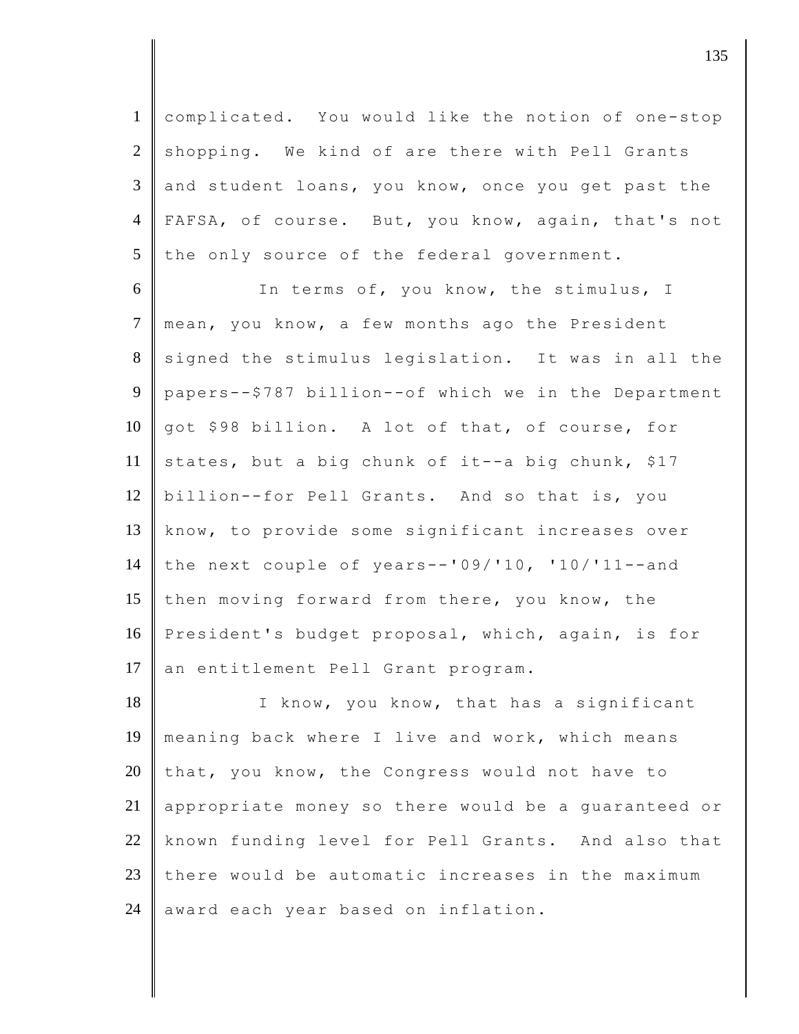complicated. You would like the notion of one-stop shopping. We kind of are there with Pell Grants and student loans, you know, once you get past the FAFSA, of course. But, you know, again, that's not the only source of the federal government.

In terms of, you know, the stimulus, I mean, you know, a few months ago the President signed the stimulus legislation. It was in all the papers--$787 billion--of which we in the Department got $98 billion. A lot of that, of course, for states, but a big chunk of it--a big chunk, $17 billion--for Pell Grants. And so that is, you know, to provide some significant increases over the next couple of years--'09/'10, '10/'11--and then moving forward from there, you know, the President's budget proposal, which, again, is for an entitlement Pell Grant program.

I know, you know, that has a significant meaning back where I live and work, which means that, you know, the Congress would not have to appropriate money so there would be a guaranteed or known funding level for Pell Grants. And also that there would be automatic increases in the maximum award each year based on inflation.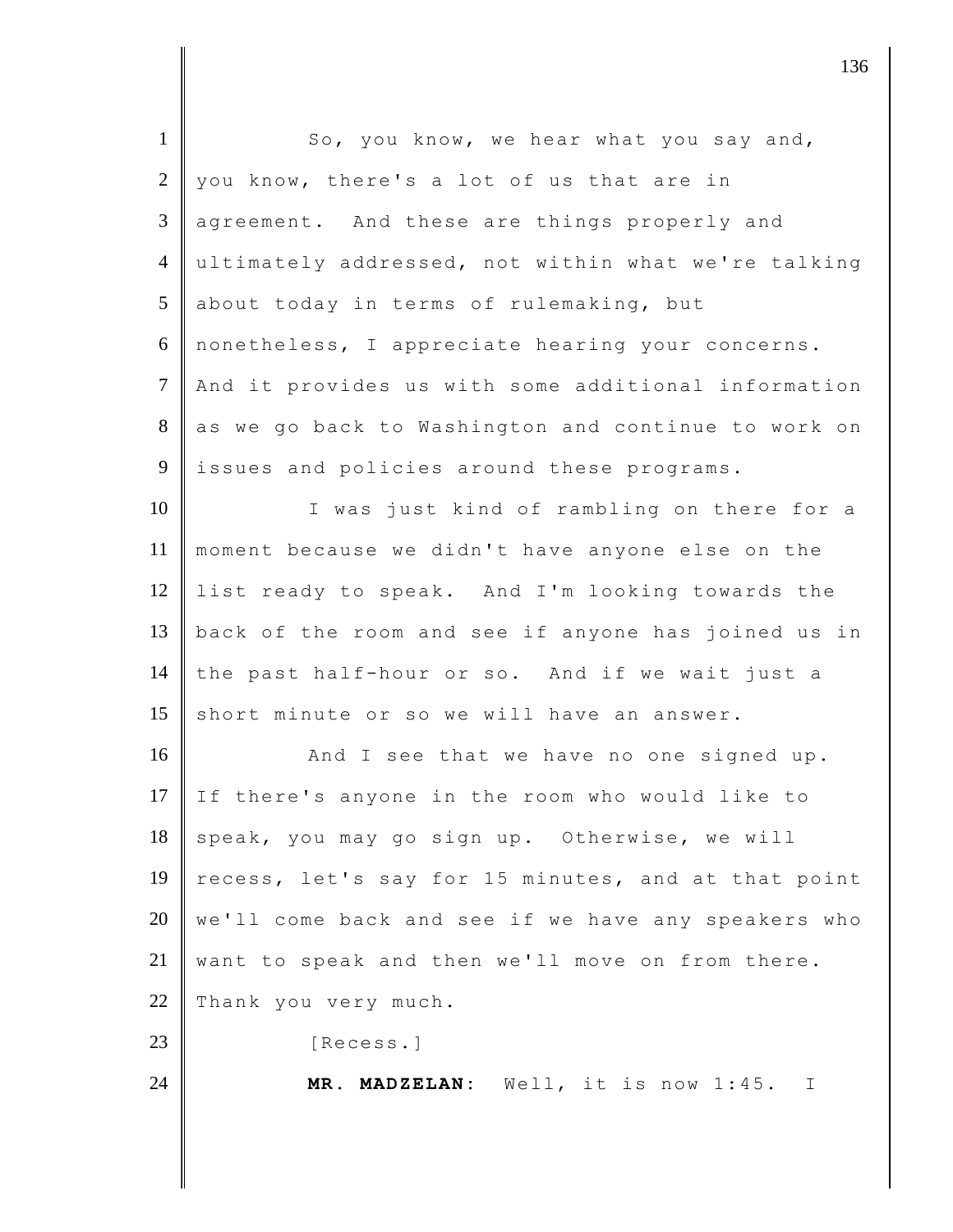So, you know, we hear what you say and, you know, there's a lot of us that are in agreement. And these are things properly and ultimately addressed, not within what we're talking about today in terms of rulemaking, but nonetheless, I appreciate hearing your concerns. And it provides us with some additional information as we go back to Washington and continue to work on issues and policies around these programs.

I was just kind of rambling on there for a moment because we didn't have anyone else on the list ready to speak. And I'm looking towards the back of the room and see if anyone has joined us in the past half-hour or so. And if we wait just a short minute or so we will have an answer.

And I see that we have no one signed up. If there's anyone in the room who would like to speak, you may go sign up. Otherwise, we will recess, let's say for 15 minutes, and at that point we'll come back and see if we have any speakers who want to speak and then we'll move on from there. Thank you very much.

[Recess.]

**MR. MADZELAN:** Well, it is now 1:45. I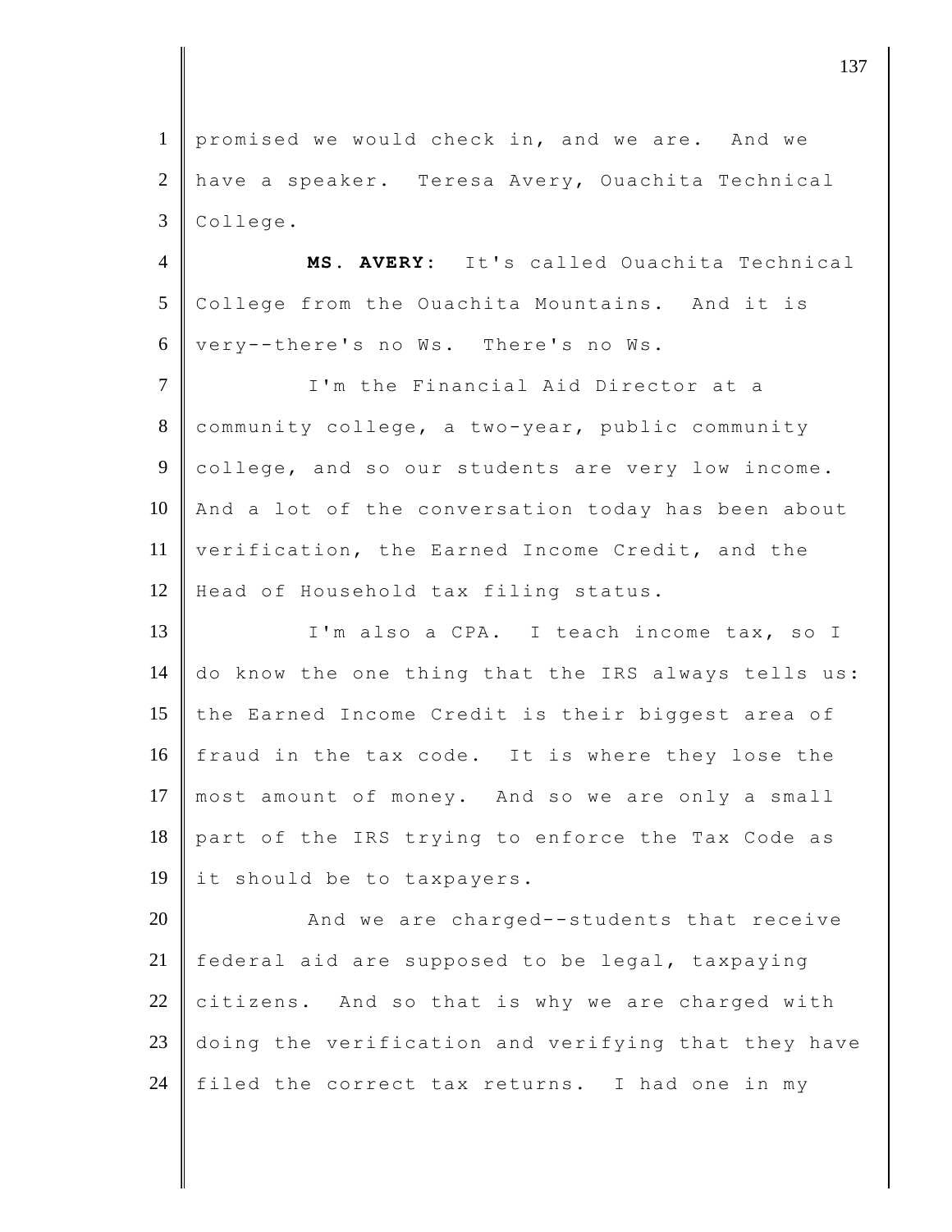promised we would check in, and we are. And we have a speaker. Teresa Avery, Ouachita Technical College.

**MS. AVERY:** It's called Ouachita Technical College from the Ouachita Mountains. And it is very--there's no Ws. There's no Ws.

I'm the Financial Aid Director at a community college, a two-year, public community college, and so our students are very low income. And a lot of the conversation today has been about verification, the Earned Income Credit, and the Head of Household tax filing status.

I'm also a CPA. I teach income tax, so I do know the one thing that the IRS always tells us: the Earned Income Credit is their biggest area of fraud in the tax code. It is where they lose the most amount of money. And so we are only a small part of the IRS trying to enforce the Tax Code as it should be to taxpayers.

And we are charged--students that receive federal aid are supposed to be legal, taxpaying citizens. And so that is why we are charged with doing the verification and verifying that they have filed the correct tax returns. I had one in my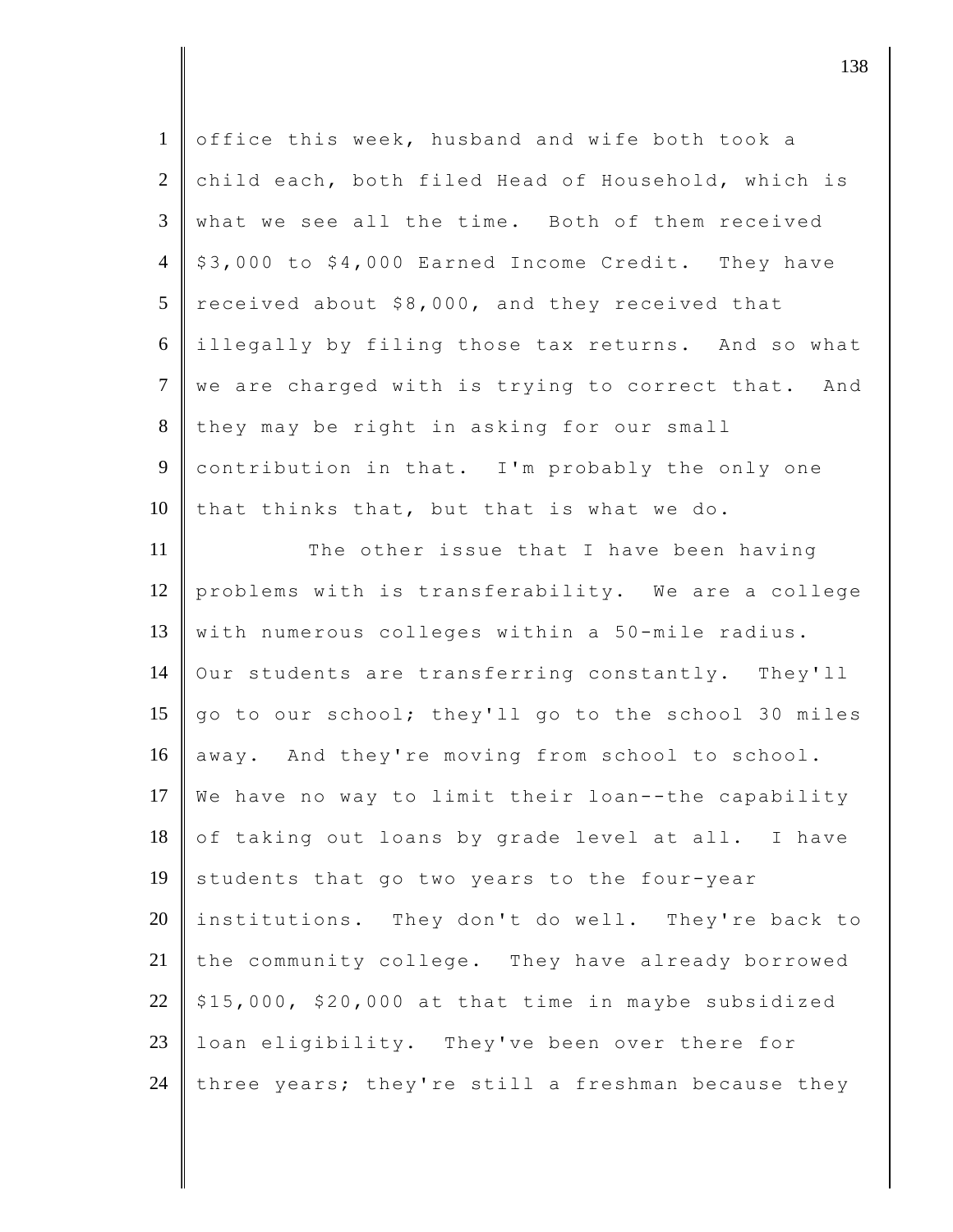office this week, husband and wife both took a child each, both filed Head of Household, which is what we see all the time. Both of them received $3,000 to $4,000 Earned Income Credit. They have received about $8,000, and they received that illegally by filing those tax returns. And so what we are charged with is trying to correct that. And they may be right in asking for our small contribution in that. I'm probably the only one that thinks that, but that is what we do.

The other issue that I have been having problems with is transferability. We are a college with numerous colleges within a 50-mile radius. Our students are transferring constantly. They'll go to our school; they'll go to the school 30 miles away. And they're moving from school to school. We have no way to limit their loan--the capability of taking out loans by grade level at all. I have students that go two years to the four-year institutions. They don't do well. They're back to the community college. They have already borrowed $15,000, $20,000 at that time in maybe subsidized loan eligibility. They've been over there for three years; they're still a freshman because they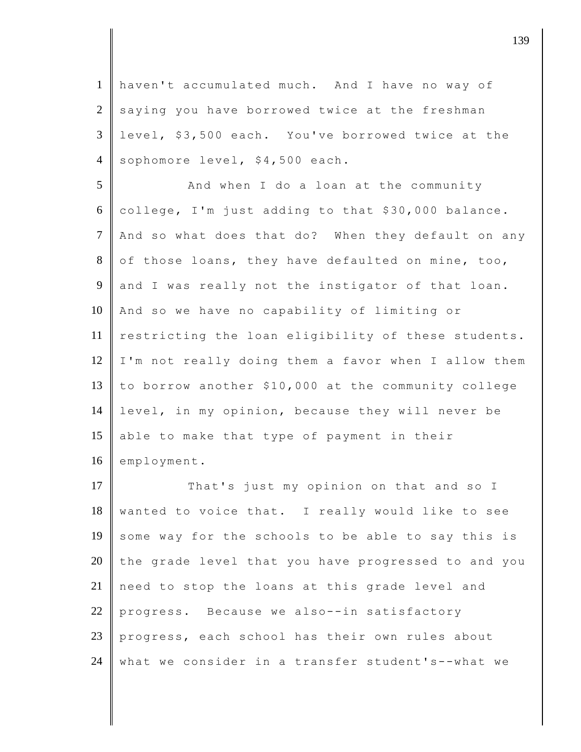haven't accumulated much. And I have no way of saying you have borrowed twice at the freshman level, $3,500 each. You've borrowed twice at the sophomore level, $4,500 each.

And when I do a loan at the community college, I'm just adding to that $30,000 balance. And so what does that do? When they default on any of those loans, they have defaulted on mine, too, and I was really not the instigator of that loan. And so we have no capability of limiting or restricting the loan eligibility of these students. I'm not really doing them a favor when I allow them to borrow another $10,000 at the community college level, in my opinion, because they will never be able to make that type of payment in their employment.

That's just my opinion on that and so I wanted to voice that. I really would like to see some way for the schools to be able to say this is the grade level that you have progressed to and you need to stop the loans at this grade level and progress. Because we also--in satisfactory progress, each school has their own rules about what we consider in a transfer student's--what we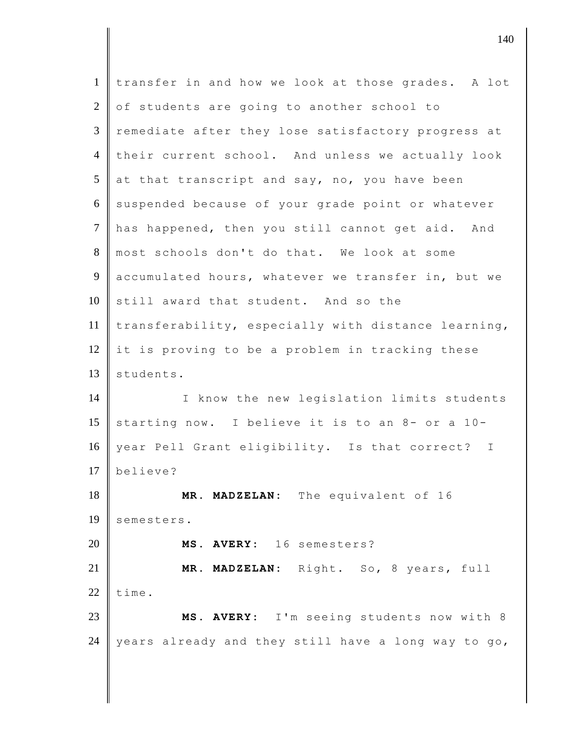transfer in and how we look at those grades. A lot of students are going to another school to remediate after they lose satisfactory progress at their current school. And unless we actually look at that transcript and say, no, you have been suspended because of your grade point or whatever has happened, then you still cannot get aid. And most schools don't do that. We look at some accumulated hours, whatever we transfer in, but we still award that student. And so the transferability, especially with distance learning, it is proving to be a problem in tracking these students.

I know the new legislation limits students starting now. I believe it is to an 8- or a 10-year Pell Grant eligibility. Is that correct? I believe?

**MR. MADZELAN:** The equivalent of 16 semesters.

**MS. AVERY:** 16 semesters?

**MR. MADZELAN:** Right. So, 8 years, full time.

**MS. AVERY:** I'm seeing students now with 8 years already and they still have a long way to go,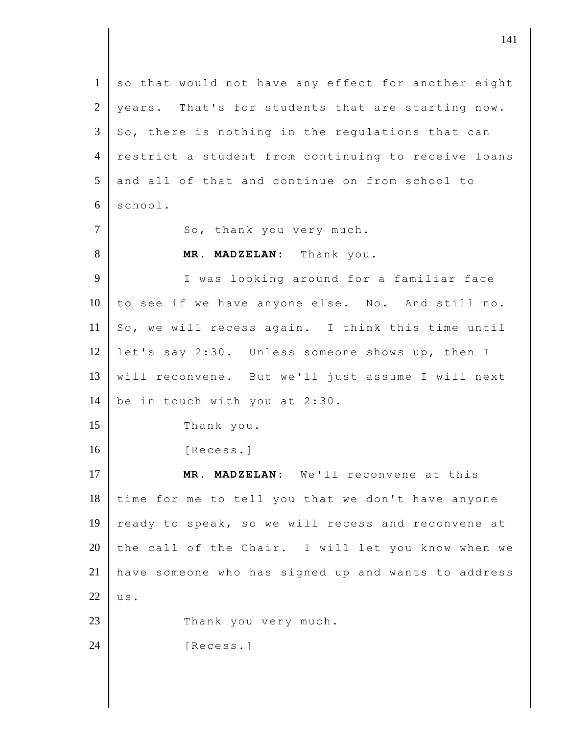so that would not have any effect for another eight years. That's for students that are starting now. So, there is nothing in the regulations that can restrict a student from continuing to receive loans and all of that and continue on from school to school.

So, thank you very much.

**MR. MADZELAN:** Thank you.

I was looking around for a familiar face to see if we have anyone else. No. And still no. So, we will recess again. I think this time until let's say 2:30. Unless someone shows up, then I will reconvene. But we'll just assume I will next be in touch with you at 2:30.

Thank you.

[Recess.]

**MR. MADZELAN:** We'll reconvene at this time for me to tell you that we don't have anyone ready to speak, so we will recess and reconvene at the call of the Chair. I will let you know when we have someone who has signed up and wants to address us.

Thank you very much.

[Recess.]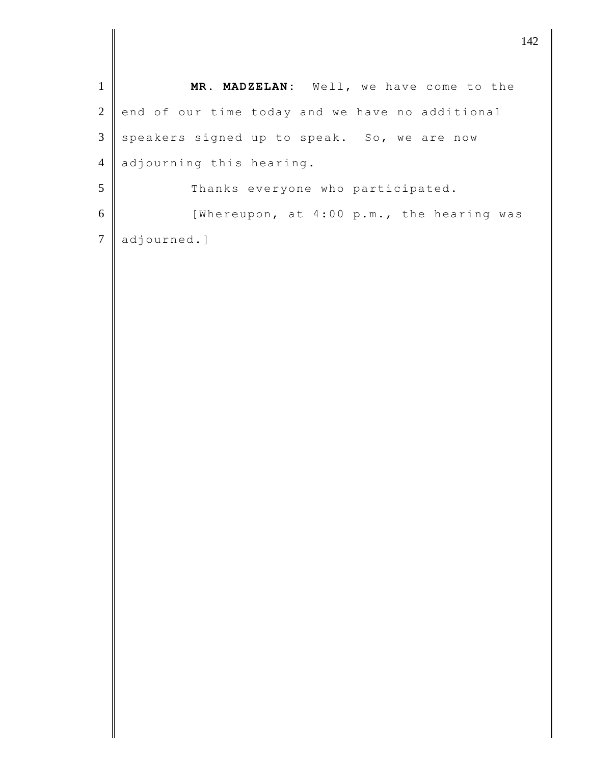**MR. MADZELAN:** Well, we have come to the end of our time today and we have no additional speakers signed up to speak. So, we are now adjourning this hearing.

Thanks everyone who participated.

[Whereupon, at 4:00 p.m., the hearing was adjourned.]